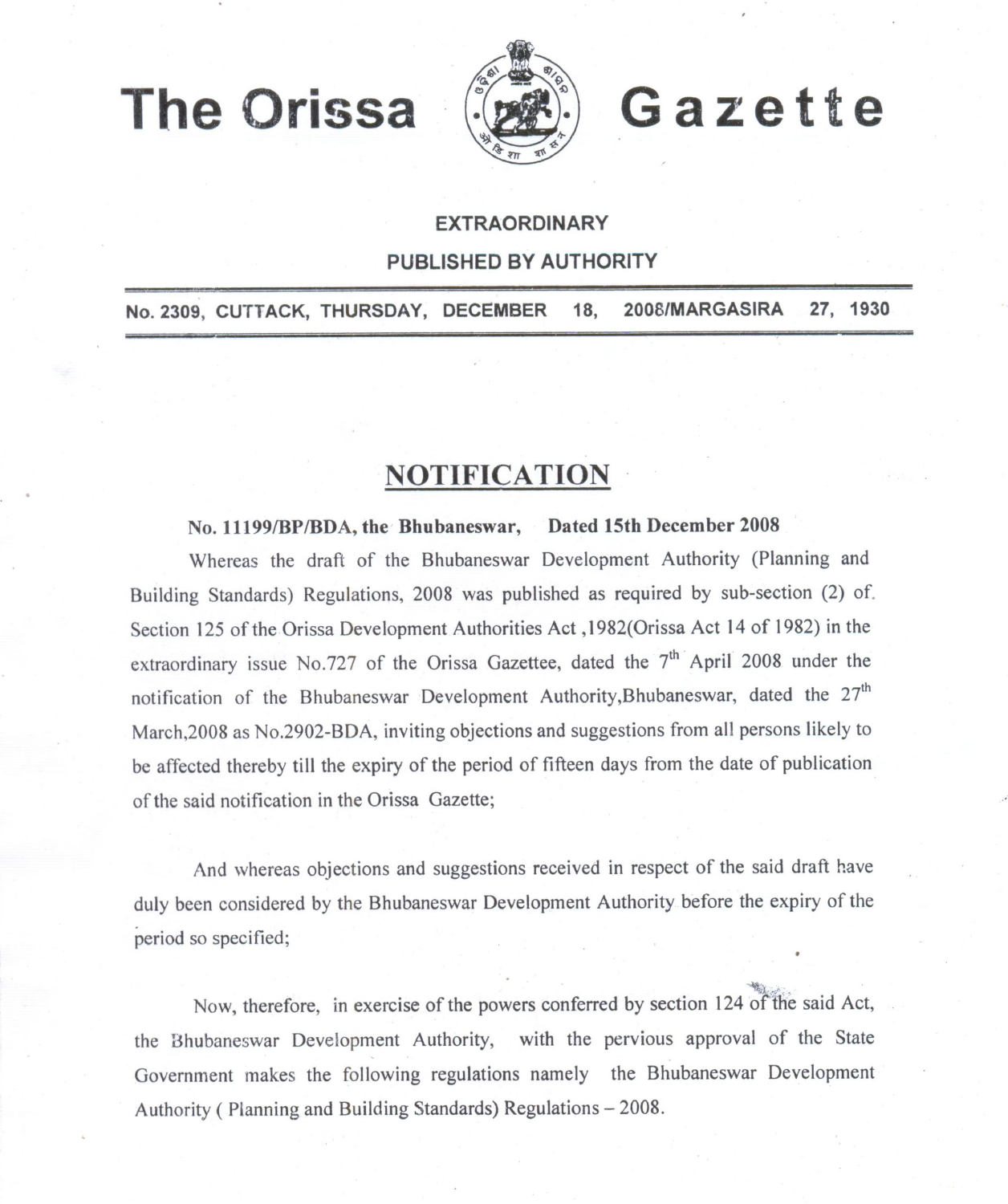# The Orissa Gazette

**EXTRAORDINARY**

**PUBLISHED BY AUTHORITY**

**No. 2309, CUTTACK, THURSDAY, DECEMBER 18, 2008/MARGASIRA 27, 1930**

## NOTIFICATION

**No. 11199/BP/BDA, the Bhubaneswar, Dated 15th December 2008**

Whereas the draft of the Bhubaneswar Development Authority (Planning and Building Standards) Regulations, 2008 was published as required by sub-section (2) of. Section 125 of the Orissa Development Authorities Act ,1982(Orissa Act 14 of 1982) in the extraordinary issue No.727 of the Orissa Gazettee, dated the 7th April 2008 under the notification of the Bhubaneswar Development Authority,Bhubaneswar, dated the 27th March,2008 as No.2902-BDA, inviting objections and suggestions from all persons likely to be affected thereby till the expiry of the period of fifteen days from the date of publication of the said notification in the Orissa Gazette;

And whereas objections and suggestions received in respect of the said draft have duly been considered by the Bhubaneswar Development Authority before the expiry of the period so specified;

Now, therefore, in exercise of the powers conferred by section 124 of the said Act, the Bhubaneswar Development Authority, with the pervious approval of the State Government makes the following regulations namely the Bhubaneswar Development Authority ( Planning and Building Standards) Regulations – 2008.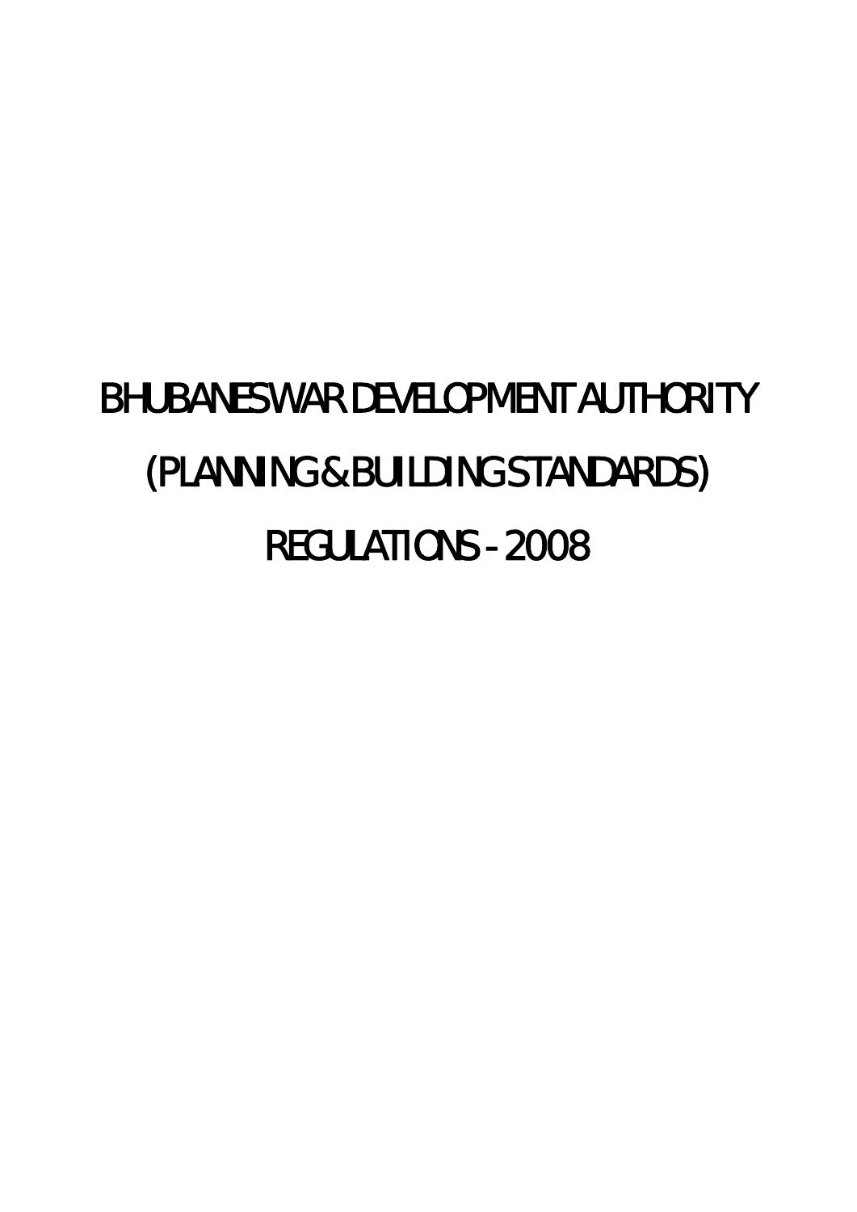# BHUBANESWAR DEVELOPMENT AUTHORITY

# (PLANNING & BUILDING STANDARDS)

# REGULATIONS - 2008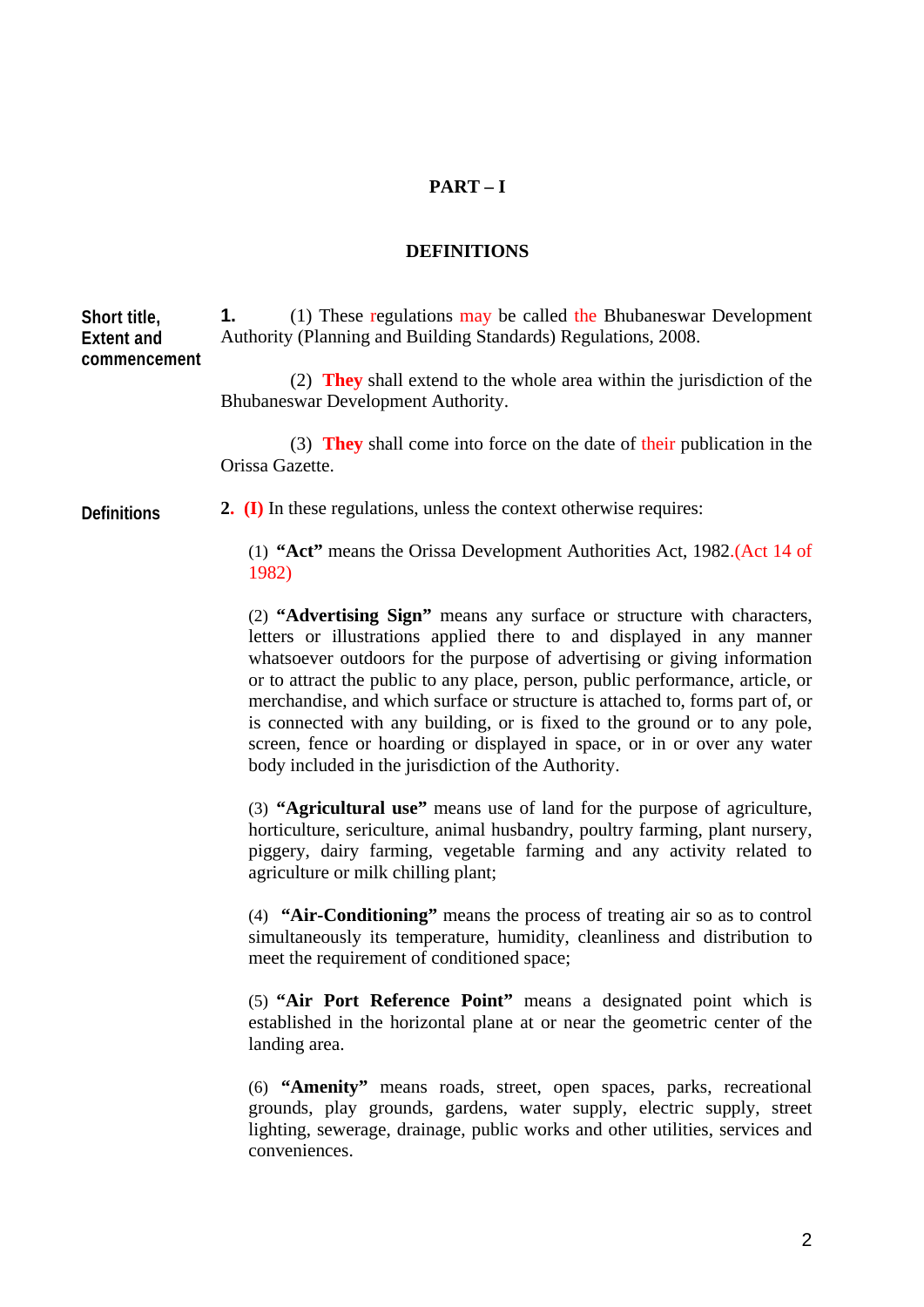# PART – I

## DEFINITIONS

**Short title, Extent and commencement**

**1.** (1) These regulations may be called the Bhubaneswar Development Authority (Planning and Building Standards) Regulations, 2008.

(2) **They** shall extend to the whole area within the jurisdiction of the Bhubaneswar Development Authority.

(3) **They** shall come into force on the date of their publication in the Orissa Gazette.

**Definitions**

**2.** **(I)** In these regulations, unless the context otherwise requires:

(1) **"Act"** means the Orissa Development Authorities Act, 1982.(Act 14 of 1982)

(2) **"Advertising Sign"** means any surface or structure with characters, letters or illustrations applied there to and displayed in any manner whatsoever outdoors for the purpose of advertising or giving information or to attract the public to any place, person, public performance, article, or merchandise, and which surface or structure is attached to, forms part of, or is connected with any building, or is fixed to the ground or to any pole, screen, fence or hoarding or displayed in space, or in or over any water body included in the jurisdiction of the Authority.

(3) **"Agricultural use"** means use of land for the purpose of agriculture, horticulture, sericulture, animal husbandry, poultry farming, plant nursery, piggery, dairy farming, vegetable farming and any activity related to agriculture or milk chilling plant;

(4) **"Air-Conditioning"** means the process of treating air so as to control simultaneously its temperature, humidity, cleanliness and distribution to meet the requirement of conditioned space;

(5) **"Air Port Reference Point"** means a designated point which is established in the horizontal plane at or near the geometric center of the landing area.

(6) **"Amenity"** means roads, street, open spaces, parks, recreational grounds, play grounds, gardens, water supply, electric supply, street lighting, sewerage, drainage, public works and other utilities, services and conveniences.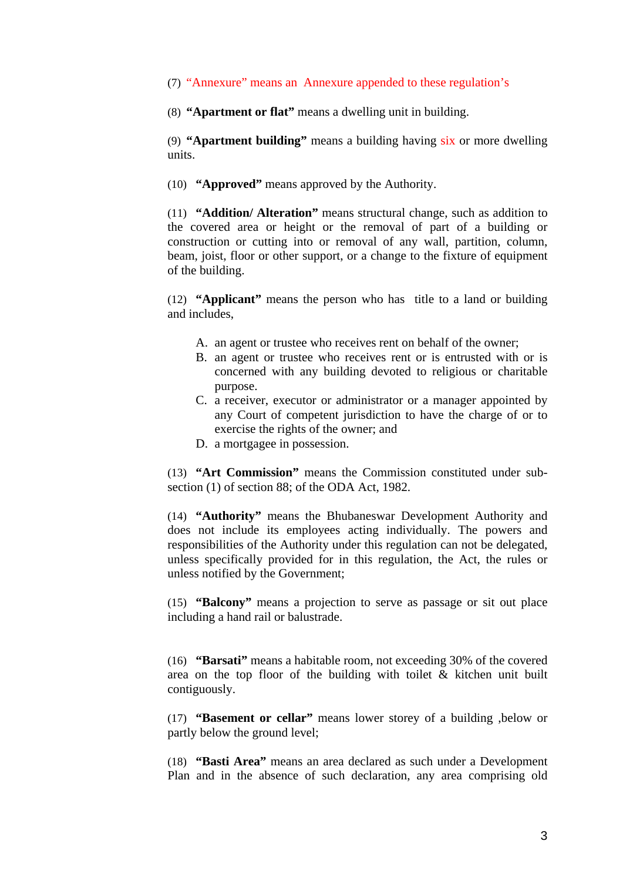(7) “Annexure” means an Annexure appended to these regulation’s

(8) **“Apartment or flat”** means a dwelling unit in building.

(9) **“Apartment building”** means a building having six or more dwelling units.

(10) **“Approved”** means approved by the Authority.

(11) **“Addition/ Alteration”** means structural change, such as addition to the covered area or height or the removal of part of a building or construction or cutting into or removal of any wall, partition, column, beam, joist, floor or other support, or a change to the fixture of equipment of the building.

(12) **“Applicant”** means the person who has title to a land or building and includes,

A. an agent or trustee who receives rent on behalf of the owner;
B. an agent or trustee who receives rent or is entrusted with or is concerned with any building devoted to religious or charitable purpose.
C. a receiver, executor or administrator or a manager appointed by any Court of competent jurisdiction to have the charge of or to exercise the rights of the owner; and
D. a mortgagee in possession.

(13) **“Art Commission”** means the Commission constituted under sub-section (1) of section 88; of the ODA Act, 1982.

(14) **“Authority”** means the Bhubaneswar Development Authority and does not include its employees acting individually. The powers and responsibilities of the Authority under this regulation can not be delegated, unless specifically provided for in this regulation, the Act, the rules or unless notified by the Government;

(15) **“Balcony”** means a projection to serve as passage or sit out place including a hand rail or balustrade.

(16) **“Barsati”** means a habitable room, not exceeding 30% of the covered area on the top floor of the building with toilet & kitchen unit built contiguously.

(17) **“Basement or cellar”** means lower storey of a building ,below or partly below the ground level;

(18) **“Basti Area”** means an area declared as such under a Development Plan and in the absence of such declaration, any area comprising old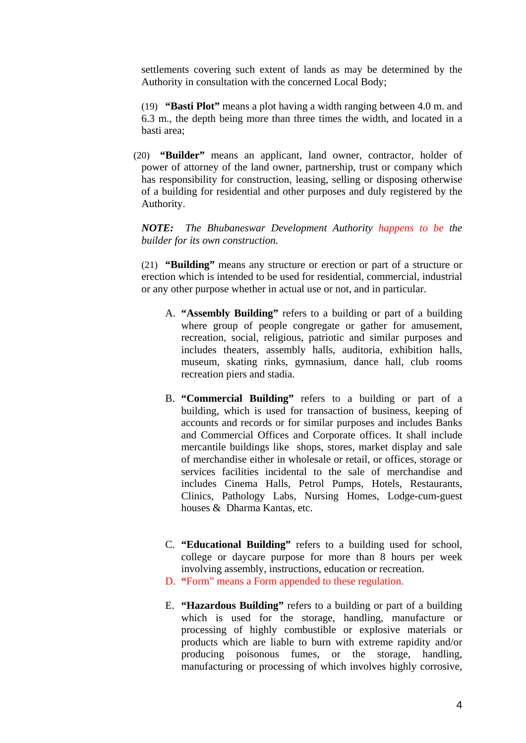settlements covering such extent of lands as may be determined by the Authority in consultation with the concerned Local Body;

(19) **"Basti Plot"** means a plot having a width ranging between 4.0 m. and 6.3 m., the depth being more than three times the width, and located in a basti area;

(20) **"Builder"** means an applicant, land owner, contractor, holder of power of attorney of the land owner, partnership, trust or company which has responsibility for construction, leasing, selling or disposing otherwise of a building for residential and other purposes and duly registered by the Authority.

***NOTE:*** *The Bhubaneswar Development Authority happens to be the builder for its own construction.*

(21) **"Building"** means any structure or erection or part of a structure or erection which is intended to be used for residential, commercial, industrial or any other purpose whether in actual use or not, and in particular.

A. **"Assembly Building"** refers to a building or part of a building where group of people congregate or gather for amusement, recreation, social, religious, patriotic and similar purposes and includes theaters, assembly halls, auditoria, exhibition halls, museum, skating rinks, gymnasium, dance hall, club rooms recreation piers and stadia.

B. **"Commercial Building"** refers to a building or part of a building, which is used for transaction of business, keeping of accounts and records or for similar purposes and includes Banks and Commercial Offices and Corporate offices. It shall include mercantile buildings like shops, stores, market display and sale of merchandise either in wholesale or retail, or offices, storage or services facilities incidental to the sale of merchandise and includes Cinema Halls, Petrol Pumps, Hotels, Restaurants, Clinics, Pathology Labs, Nursing Homes, Lodge-cum-guest houses & Dharma Kantas, etc.

C. **"Educational Building"** refers to a building used for school, college or daycare purpose for more than 8 hours per week involving assembly, instructions, education or recreation.

D. "Form" means a Form appended to these regulation.

E. **"Hazardous Building"** refers to a building or part of a building which is used for the storage, handling, manufacture or processing of highly combustible or explosive materials or products which are liable to burn with extreme rapidity and/or producing poisonous fumes, or the storage, handling, manufacturing or processing of which involves highly corrosive,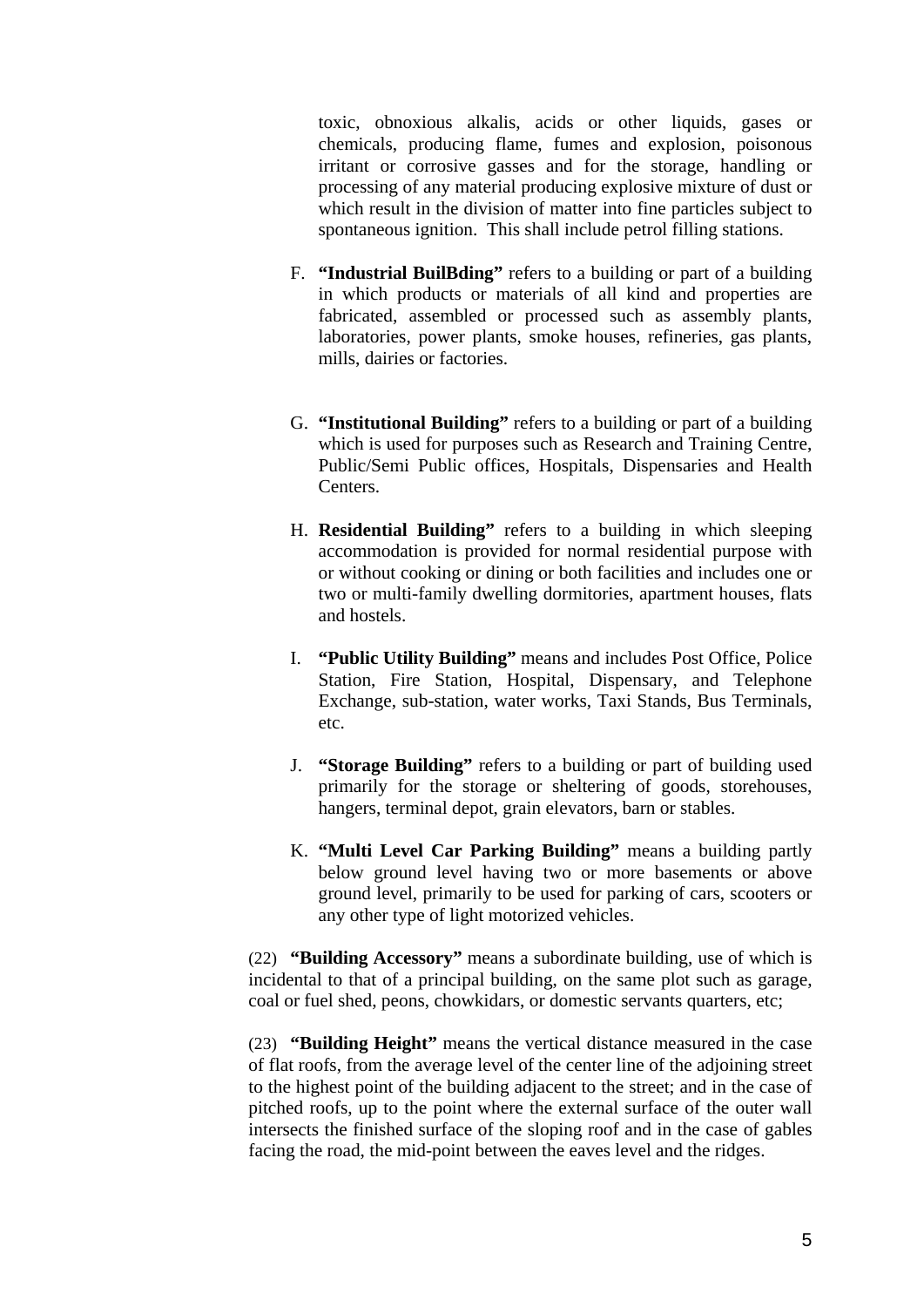toxic, obnoxious alkalis, acids or other liquids, gases or chemicals, producing flame, fumes and explosion, poisonous irritant or corrosive gasses and for the storage, handling or processing of any material producing explosive mixture of dust or which result in the division of matter into fine particles subject to spontaneous ignition. This shall include petrol filling stations.

F. **"Industrial BuilBding"** refers to a building or part of a building in which products or materials of all kind and properties are fabricated, assembled or processed such as assembly plants, laboratories, power plants, smoke houses, refineries, gas plants, mills, dairies or factories.

G. **"Institutional Building"** refers to a building or part of a building which is used for purposes such as Research and Training Centre, Public/Semi Public offices, Hospitals, Dispensaries and Health Centers.

H. **Residential Building"** refers to a building in which sleeping accommodation is provided for normal residential purpose with or without cooking or dining or both facilities and includes one or two or multi-family dwelling dormitories, apartment houses, flats and hostels.

I. **"Public Utility Building"** means and includes Post Office, Police Station, Fire Station, Hospital, Dispensary, and Telephone Exchange, sub-station, water works, Taxi Stands, Bus Terminals, etc.

J. **"Storage Building"** refers to a building or part of building used primarily for the storage or sheltering of goods, storehouses, hangers, terminal depot, grain elevators, barn or stables.

K. **"Multi Level Car Parking Building"** means a building partly below ground level having two or more basements or above ground level, primarily to be used for parking of cars, scooters or any other type of light motorized vehicles.

(22) **"Building Accessory"** means a subordinate building, use of which is incidental to that of a principal building, on the same plot such as garage, coal or fuel shed, peons, chowkidars, or domestic servants quarters, etc;

(23) **"Building Height"** means the vertical distance measured in the case of flat roofs, from the average level of the center line of the adjoining street to the highest point of the building adjacent to the street; and in the case of pitched roofs, up to the point where the external surface of the outer wall intersects the finished surface of the sloping roof and in the case of gables facing the road, the mid-point between the eaves level and the ridges.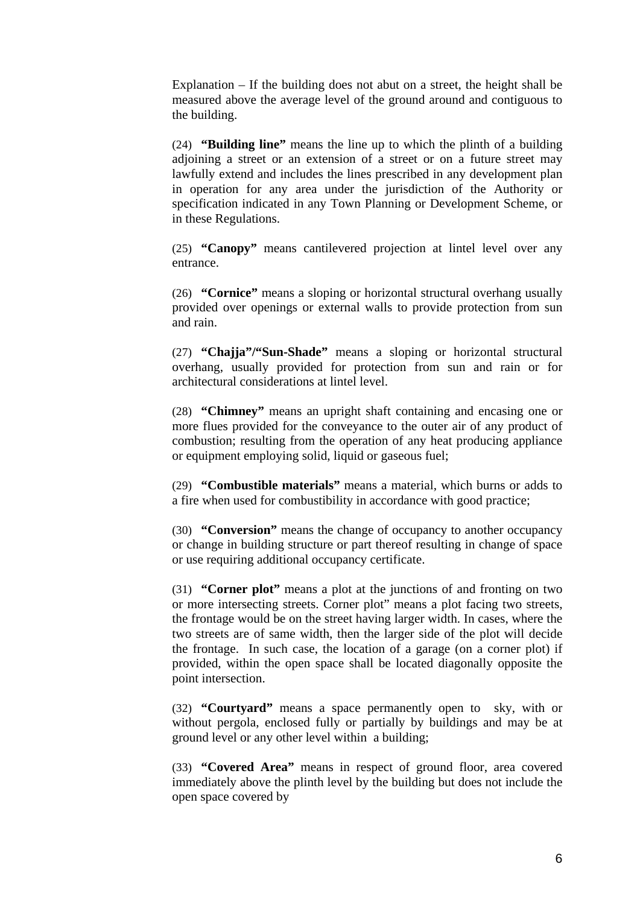Explanation – If the building does not abut on a street, the height shall be measured above the average level of the ground around and contiguous to the building.

(24) **“Building line”** means the line up to which the plinth of a building adjoining a street or an extension of a street or on a future street may lawfully extend and includes the lines prescribed in any development plan in operation for any area under the jurisdiction of the Authority or specification indicated in any Town Planning or Development Scheme, or in these Regulations.

(25) **“Canopy”** means cantilevered projection at lintel level over any entrance.

(26) **“Cornice”** means a sloping or horizontal structural overhang usually provided over openings or external walls to provide protection from sun and rain.

(27) **“Chajja”/“Sun-Shade”** means a sloping or horizontal structural overhang, usually provided for protection from sun and rain or for architectural considerations at lintel level.

(28) **“Chimney”** means an upright shaft containing and encasing one or more flues provided for the conveyance to the outer air of any product of combustion; resulting from the operation of any heat producing appliance or equipment employing solid, liquid or gaseous fuel;

(29) **“Combustible materials”** means a material, which burns or adds to a fire when used for combustibility in accordance with good practice;

(30) **“Conversion”** means the change of occupancy to another occupancy or change in building structure or part thereof resulting in change of space or use requiring additional occupancy certificate.

(31) **“Corner plot”** means a plot at the junctions of and fronting on two or more intersecting streets. Corner plot” means a plot facing two streets, the frontage would be on the street having larger width. In cases, where the two streets are of same width, then the larger side of the plot will decide the frontage. In such case, the location of a garage (on a corner plot) if provided, within the open space shall be located diagonally opposite the point intersection.

(32) **“Courtyard”** means a space permanently open to sky, with or without pergola, enclosed fully or partially by buildings and may be at ground level or any other level within a building;

(33) **“Covered Area”** means in respect of ground floor, area covered immediately above the plinth level by the building but does not include the open space covered by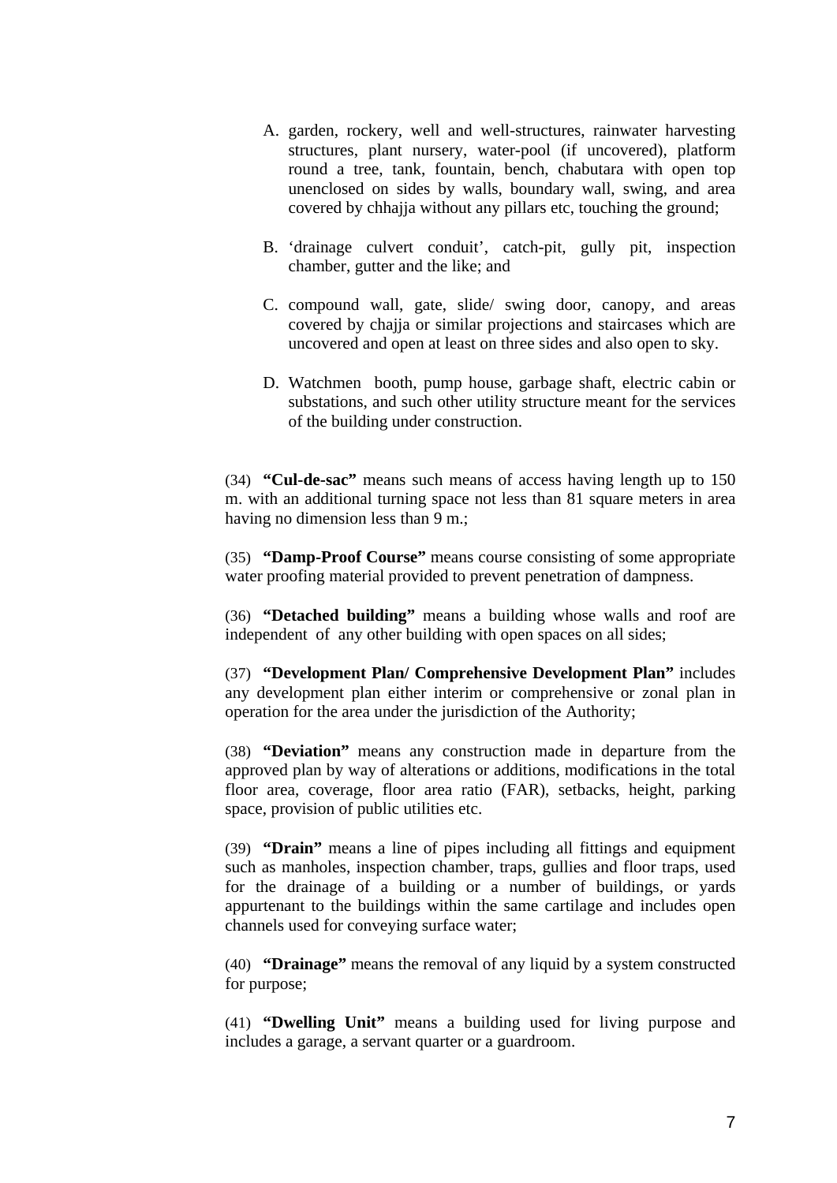A. garden, rockery, well and well-structures, rainwater harvesting structures, plant nursery, water-pool (if uncovered), platform round a tree, tank, fountain, bench, chabutara with open top unenclosed on sides by walls, boundary wall, swing, and area covered by chhajja without any pillars etc, touching the ground;

B. 'drainage culvert conduit', catch-pit, gully pit, inspection chamber, gutter and the like; and

C. compound wall, gate, slide/ swing door, canopy, and areas covered by chajja or similar projections and staircases which are uncovered and open at least on three sides and also open to sky.

D. Watchmen booth, pump house, garbage shaft, electric cabin or substations, and such other utility structure meant for the services of the building under construction.

(34) **"Cul-de-sac"** means such means of access having length up to 150 m. with an additional turning space not less than 81 square meters in area having no dimension less than 9 m.;

(35) **"Damp-Proof Course"** means course consisting of some appropriate water proofing material provided to prevent penetration of dampness.

(36) **"Detached building"** means a building whose walls and roof are independent of any other building with open spaces on all sides;

(37) **"Development Plan/ Comprehensive Development Plan"** includes any development plan either interim or comprehensive or zonal plan in operation for the area under the jurisdiction of the Authority;

(38) **"Deviation"** means any construction made in departure from the approved plan by way of alterations or additions, modifications in the total floor area, coverage, floor area ratio (FAR), setbacks, height, parking space, provision of public utilities etc.

(39) **"Drain"** means a line of pipes including all fittings and equipment such as manholes, inspection chamber, traps, gullies and floor traps, used for the drainage of a building or a number of buildings, or yards appurtenant to the buildings within the same cartilage and includes open channels used for conveying surface water;

(40) **"Drainage"** means the removal of any liquid by a system constructed for purpose;

(41) **"Dwelling Unit"** means a building used for living purpose and includes a garage, a servant quarter or a guardroom.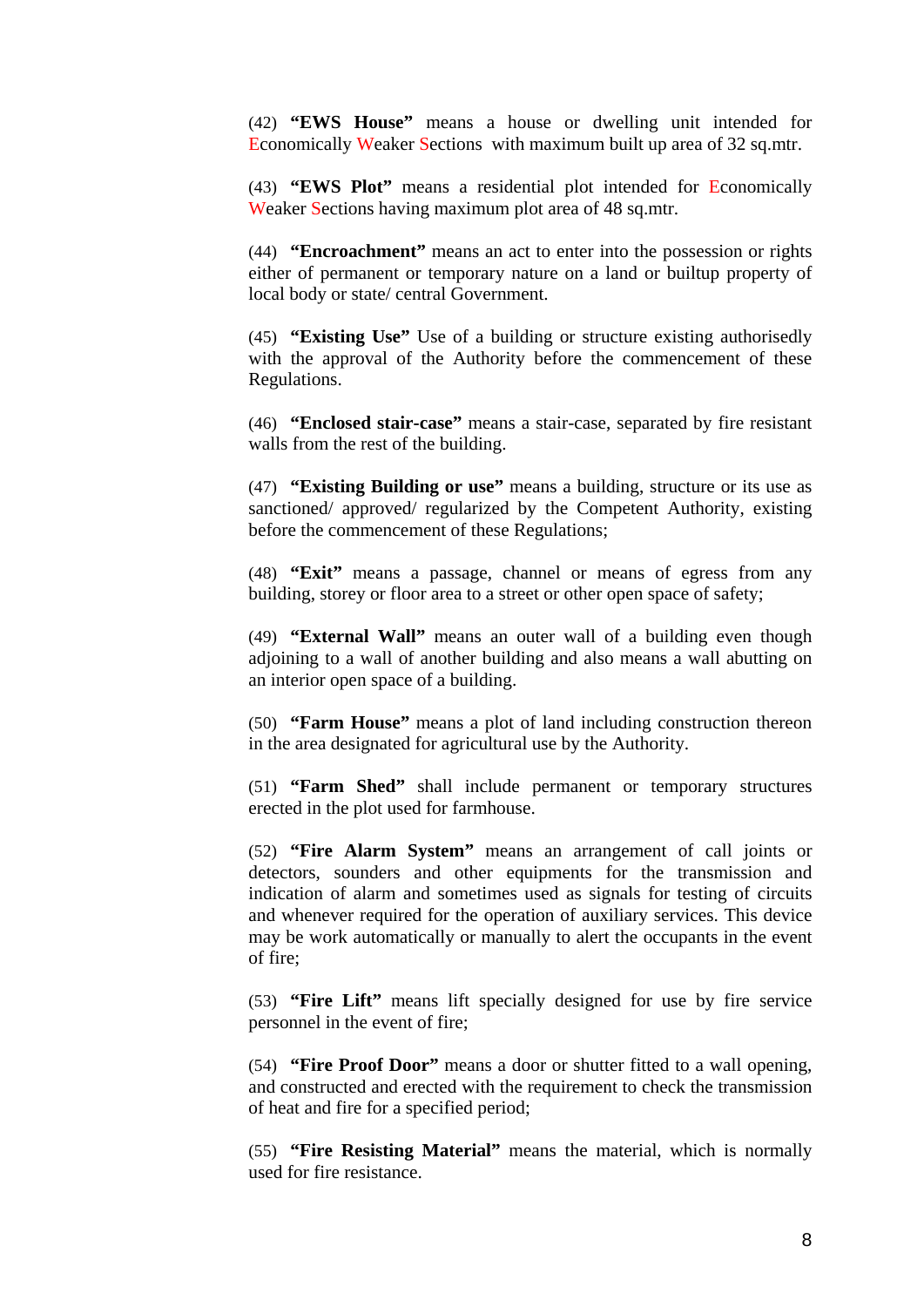(42) **"EWS House"** means a house or dwelling unit intended for Economically Weaker Sections with maximum built up area of 32 sq.mtr.

(43) **"EWS Plot"** means a residential plot intended for Economically Weaker Sections having maximum plot area of 48 sq.mtr.

(44) **"Encroachment"** means an act to enter into the possession or rights either of permanent or temporary nature on a land or builtup property of local body or state/ central Government.

(45) **"Existing Use"** Use of a building or structure existing authorisedly with the approval of the Authority before the commencement of these Regulations.

(46) **"Enclosed stair-case"** means a stair-case, separated by fire resistant walls from the rest of the building.

(47) **"Existing Building or use"** means a building, structure or its use as sanctioned/ approved/ regularized by the Competent Authority, existing before the commencement of these Regulations;

(48) **"Exit"** means a passage, channel or means of egress from any building, storey or floor area to a street or other open space of safety;

(49) **"External Wall"** means an outer wall of a building even though adjoining to a wall of another building and also means a wall abutting on an interior open space of a building.

(50) **"Farm House"** means a plot of land including construction thereon in the area designated for agricultural use by the Authority.

(51) **"Farm Shed"** shall include permanent or temporary structures erected in the plot used for farmhouse.

(52) **"Fire Alarm System"** means an arrangement of call joints or detectors, sounders and other equipments for the transmission and indication of alarm and sometimes used as signals for testing of circuits and whenever required for the operation of auxiliary services. This device may be work automatically or manually to alert the occupants in the event of fire;

(53) **"Fire Lift"** means lift specially designed for use by fire service personnel in the event of fire;

(54) **"Fire Proof Door"** means a door or shutter fitted to a wall opening, and constructed and erected with the requirement to check the transmission of heat and fire for a specified period;

(55) **"Fire Resisting Material"** means the material, which is normally used for fire resistance.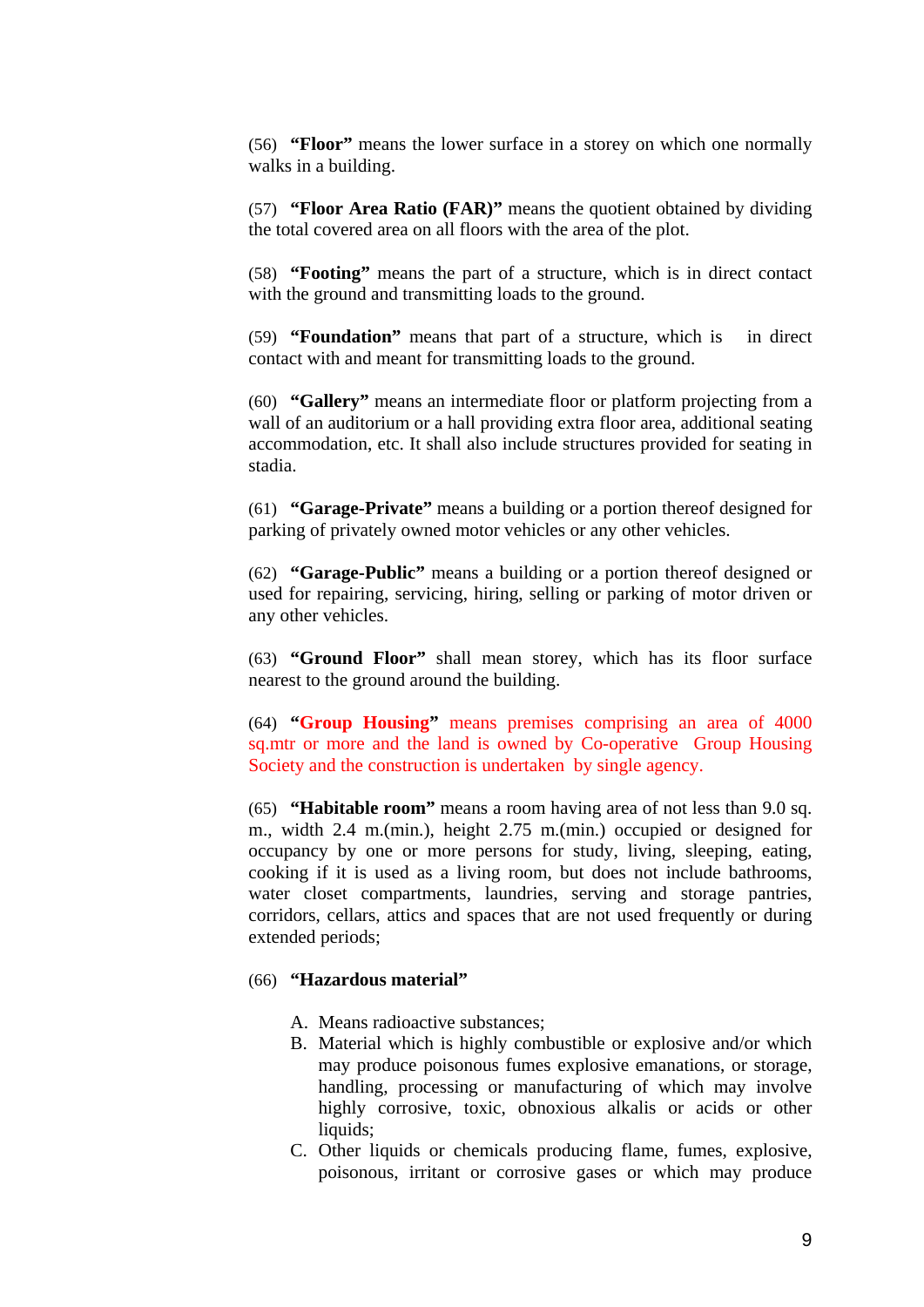(56) **"Floor"** means the lower surface in a storey on which one normally walks in a building.

(57) **"Floor Area Ratio (FAR)"** means the quotient obtained by dividing the total covered area on all floors with the area of the plot.

(58) **"Footing"** means the part of a structure, which is in direct contact with the ground and transmitting loads to the ground.

(59) **"Foundation"** means that part of a structure, which is in direct contact with and meant for transmitting loads to the ground.

(60) **"Gallery"** means an intermediate floor or platform projecting from a wall of an auditorium or a hall providing extra floor area, additional seating accommodation, etc. It shall also include structures provided for seating in stadia.

(61) **"Garage-Private"** means a building or a portion thereof designed for parking of privately owned motor vehicles or any other vehicles.

(62) **"Garage-Public"** means a building or a portion thereof designed or used for repairing, servicing, hiring, selling or parking of motor driven or any other vehicles.

(63) **"Ground Floor"** shall mean storey, which has its floor surface nearest to the ground around the building.

(64) **"Group Housing"** means premises comprising an area of 4000 sq.mtr or more and the land is owned by Co-operative Group Housing Society and the construction is undertaken by single agency.

(65) **"Habitable room"** means a room having area of not less than 9.0 sq. m., width 2.4 m.(min.), height 2.75 m.(min.) occupied or designed for occupancy by one or more persons for study, living, sleeping, eating, cooking if it is used as a living room, but does not include bathrooms, water closet compartments, laundries, serving and storage pantries, corridors, cellars, attics and spaces that are not used frequently or during extended periods;

(66) **"Hazardous material"**

A. Means radioactive substances;
B. Material which is highly combustible or explosive and/or which may produce poisonous fumes explosive emanations, or storage, handling, processing or manufacturing of which may involve highly corrosive, toxic, obnoxious alkalis or acids or other liquids;
C. Other liquids or chemicals producing flame, fumes, explosive, poisonous, irritant or corrosive gases or which may produce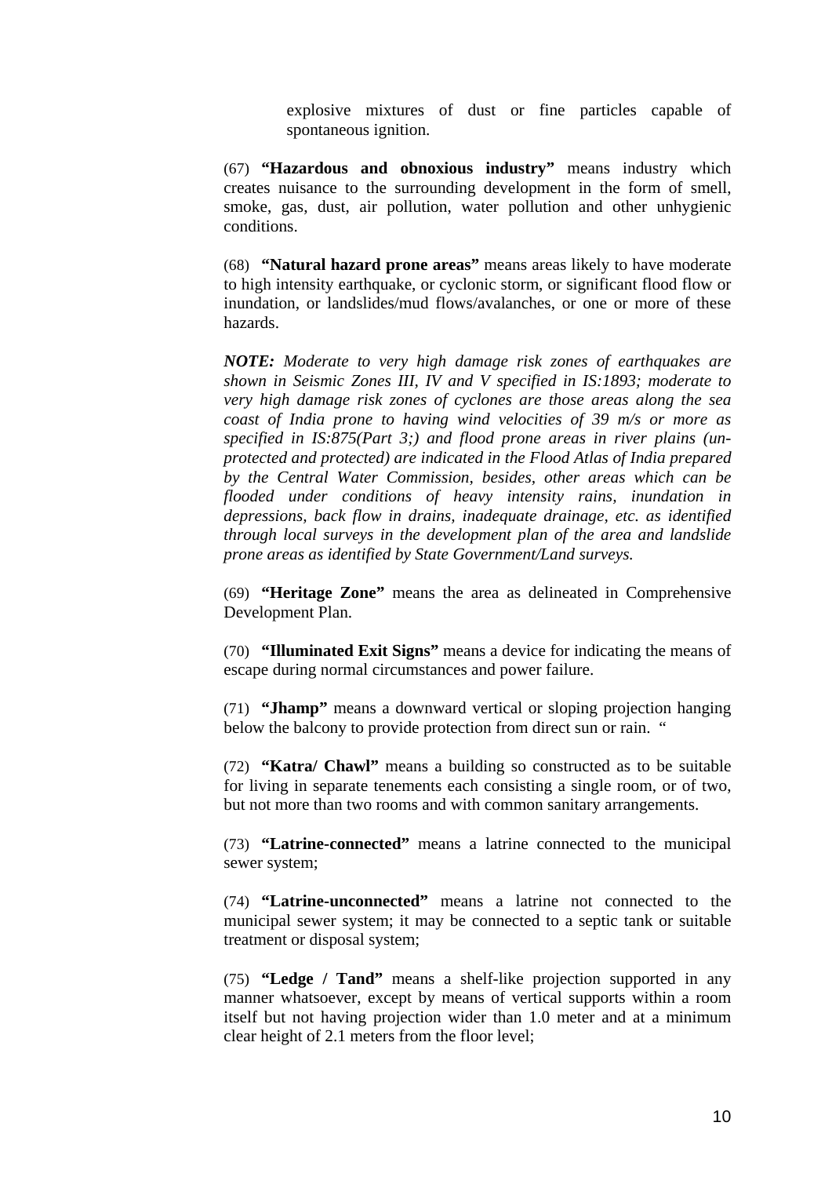explosive mixtures of dust or fine particles capable of spontaneous ignition.

(67) **"Hazardous and obnoxious industry"** means industry which creates nuisance to the surrounding development in the form of smell, smoke, gas, dust, air pollution, water pollution and other unhygienic conditions.

(68) **"Natural hazard prone areas"** means areas likely to have moderate to high intensity earthquake, or cyclonic storm, or significant flood flow or inundation, or landslides/mud flows/avalanches, or one or more of these hazards.

***NOTE:*** *Moderate to very high damage risk zones of earthquakes are shown in Seismic Zones III, IV and V specified in IS:1893; moderate to very high damage risk zones of cyclones are those areas along the sea coast of India prone to having wind velocities of 39 m/s or more as specified in IS:875(Part 3;) and flood prone areas in river plains (un-protected and protected) are indicated in the Flood Atlas of India prepared by the Central Water Commission, besides, other areas which can be flooded under conditions of heavy intensity rains, inundation in depressions, back flow in drains, inadequate drainage, etc. as identified through local surveys in the development plan of the area and landslide prone areas as identified by State Government/Land surveys.*

(69) **"Heritage Zone"** means the area as delineated in Comprehensive Development Plan.

(70) **"Illuminated Exit Signs"** means a device for indicating the means of escape during normal circumstances and power failure.

(71) **"Jhamp"** means a downward vertical or sloping projection hanging below the balcony to provide protection from direct sun or rain. "

(72) **"Katra/ Chawl"** means a building so constructed as to be suitable for living in separate tenements each consisting a single room, or of two, but not more than two rooms and with common sanitary arrangements.

(73) **"Latrine-connected"** means a latrine connected to the municipal sewer system;

(74) **"Latrine-unconnected"** means a latrine not connected to the municipal sewer system; it may be connected to a septic tank or suitable treatment or disposal system;

(75) **"Ledge / Tand"** means a shelf-like projection supported in any manner whatsoever, except by means of vertical supports within a room itself but not having projection wider than 1.0 meter and at a minimum clear height of 2.1 meters from the floor level;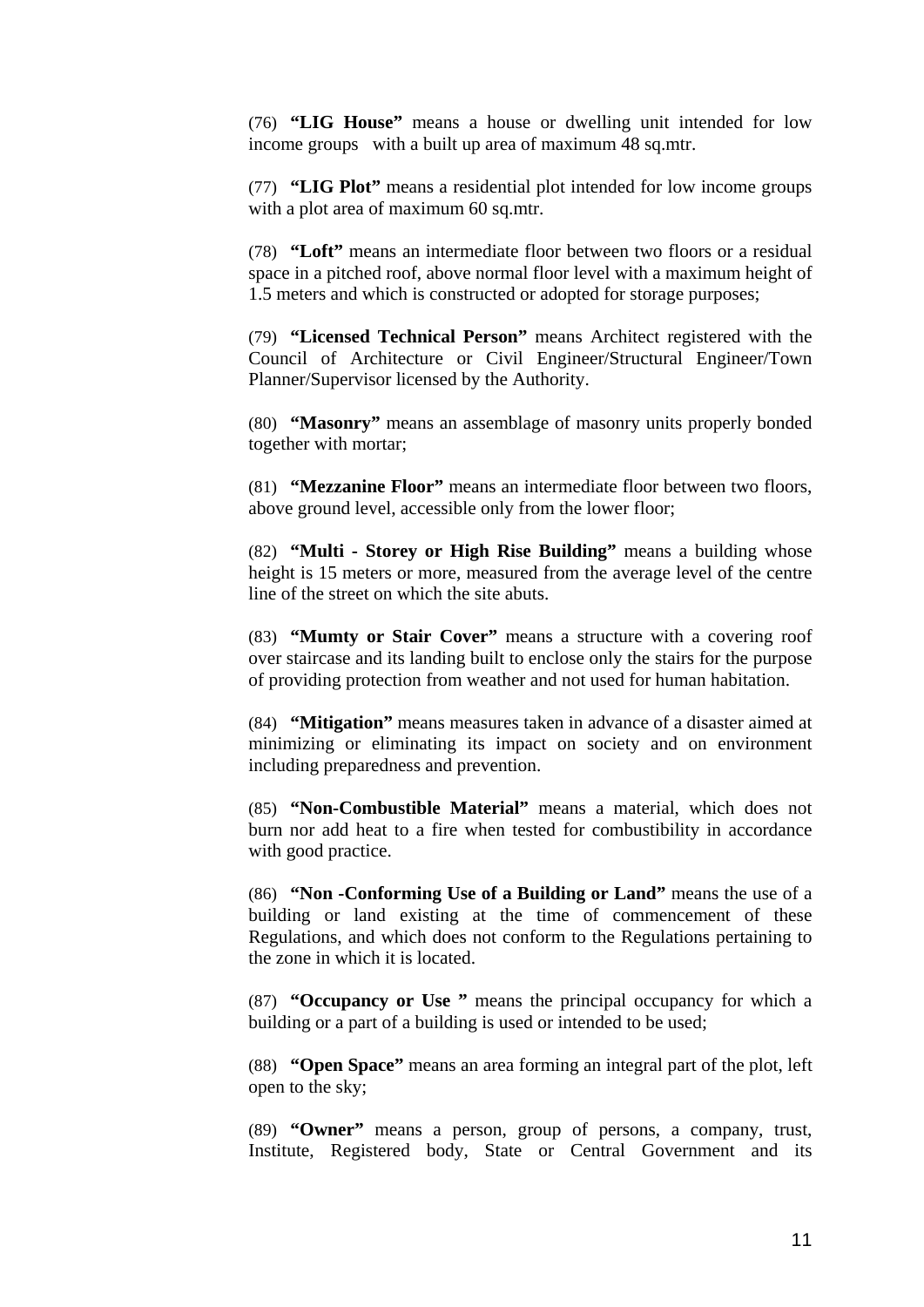(76) **"LIG House"** means a house or dwelling unit intended for low income groups with a built up area of maximum 48 sq.mtr.

(77) **"LIG Plot"** means a residential plot intended for low income groups with a plot area of maximum 60 sq.mtr.

(78) **"Loft"** means an intermediate floor between two floors or a residual space in a pitched roof, above normal floor level with a maximum height of 1.5 meters and which is constructed or adopted for storage purposes;

(79) **"Licensed Technical Person"** means Architect registered with the Council of Architecture or Civil Engineer/Structural Engineer/Town Planner/Supervisor licensed by the Authority.

(80) **"Masonry"** means an assemblage of masonry units properly bonded together with mortar;

(81) **"Mezzanine Floor"** means an intermediate floor between two floors, above ground level, accessible only from the lower floor;

(82) **"Multi - Storey or High Rise Building"** means a building whose height is 15 meters or more, measured from the average level of the centre line of the street on which the site abuts.

(83) **"Mumty or Stair Cover"** means a structure with a covering roof over staircase and its landing built to enclose only the stairs for the purpose of providing protection from weather and not used for human habitation.

(84) **"Mitigation"** means measures taken in advance of a disaster aimed at minimizing or eliminating its impact on society and on environment including preparedness and prevention.

(85) **"Non-Combustible Material"** means a material, which does not burn nor add heat to a fire when tested for combustibility in accordance with good practice.

(86) **"Non -Conforming Use of a Building or Land"** means the use of a building or land existing at the time of commencement of these Regulations, and which does not conform to the Regulations pertaining to the zone in which it is located.

(87) **"Occupancy or Use "** means the principal occupancy for which a building or a part of a building is used or intended to be used;

(88) **"Open Space"** means an area forming an integral part of the plot, left open to the sky;

(89) **"Owner"** means a person, group of persons, a company, trust, Institute, Registered body, State or Central Government and its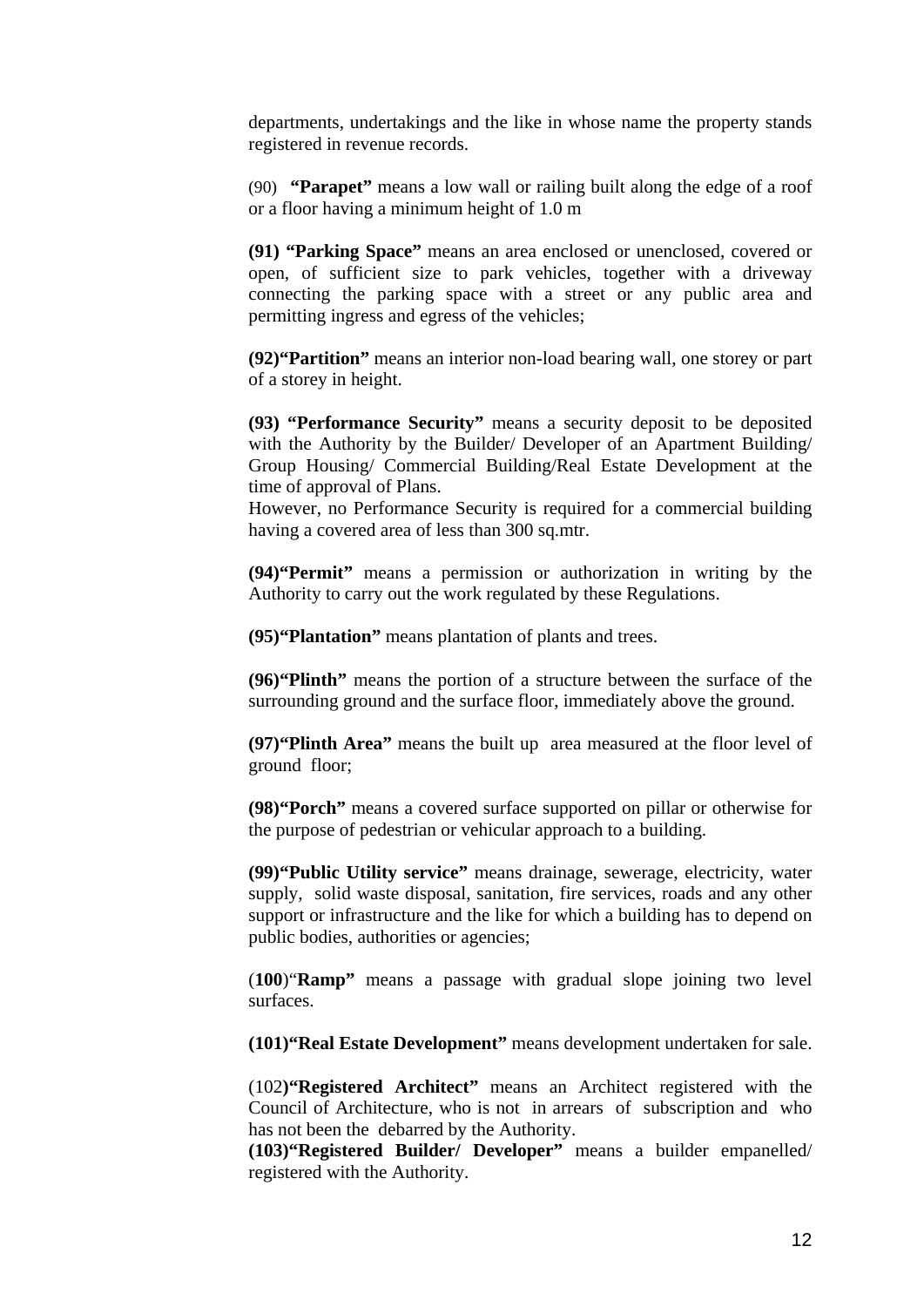departments, undertakings and the like in whose name the property stands registered in revenue records.

(90) **"Parapet"** means a low wall or railing built along the edge of a roof or a floor having a minimum height of 1.0 m

**(91) "Parking Space"** means an area enclosed or unenclosed, covered or open, of sufficient size to park vehicles, together with a driveway connecting the parking space with a street or any public area and permitting ingress and egress of the vehicles;

**(92)"Partition"** means an interior non-load bearing wall, one storey or part of a storey in height.

**(93) "Performance Security"** means a security deposit to be deposited with the Authority by the Builder/ Developer of an Apartment Building/ Group Housing/ Commercial Building/Real Estate Development at the time of approval of Plans.
However, no Performance Security is required for a commercial building having a covered area of less than 300 sq.mtr.

**(94)"Permit"** means a permission or authorization in writing by the Authority to carry out the work regulated by these Regulations.

**(95)"Plantation"** means plantation of plants and trees.

**(96)"Plinth"** means the portion of a structure between the surface of the surrounding ground and the surface floor, immediately above the ground.

**(97)"Plinth Area"** means the built up area measured at the floor level of ground floor;

**(98)"Porch"** means a covered surface supported on pillar or otherwise for the purpose of pedestrian or vehicular approach to a building.

**(99)"Public Utility service"** means drainage, sewerage, electricity, water supply, solid waste disposal, sanitation, fire services, roads and any other support or infrastructure and the like for which a building has to depend on public bodies, authorities or agencies;

(**100**)"**Ramp"** means a passage with gradual slope joining two level surfaces.

**(101)"Real Estate Development"** means development undertaken for sale.

(102**)"Registered Architect"** means an Architect registered with the Council of Architecture, who is not in arrears of subscription and who has not been the debarred by the Authority.
**(103)"Registered Builder/ Developer"** means a builder empanelled/ registered with the Authority.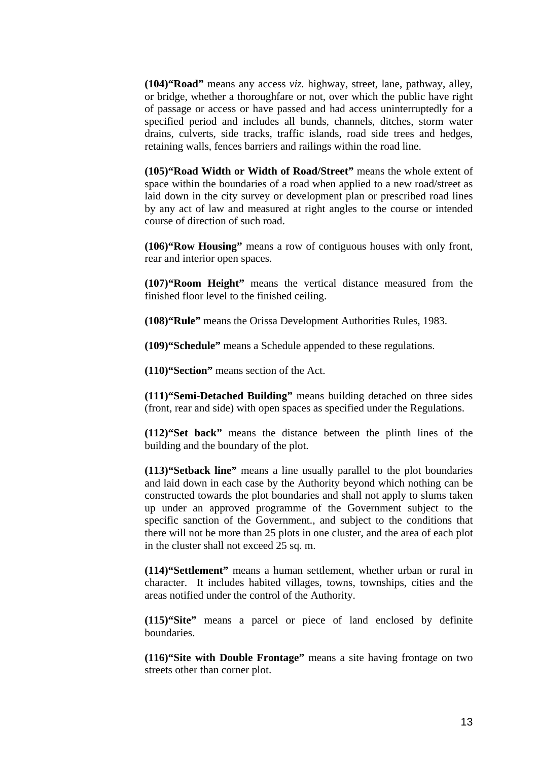**(104)"Road"** means any access *viz.* highway, street, lane, pathway, alley, or bridge, whether a thoroughfare or not, over which the public have right of passage or access or have passed and had access uninterruptedly for a specified period and includes all bunds, channels, ditches, storm water drains, culverts, side tracks, traffic islands, road side trees and hedges, retaining walls, fences barriers and railings within the road line.

**(105)"Road Width or Width of Road/Street"** means the whole extent of space within the boundaries of a road when applied to a new road/street as laid down in the city survey or development plan or prescribed road lines by any act of law and measured at right angles to the course or intended course of direction of such road.

**(106)"Row Housing"** means a row of contiguous houses with only front, rear and interior open spaces.

**(107)"Room Height"** means the vertical distance measured from the finished floor level to the finished ceiling.

**(108)"Rule"** means the Orissa Development Authorities Rules, 1983.

**(109)"Schedule"** means a Schedule appended to these regulations.

**(110)"Section"** means section of the Act.

**(111)"Semi-Detached Building"** means building detached on three sides (front, rear and side) with open spaces as specified under the Regulations.

**(112)"Set back"** means the distance between the plinth lines of the building and the boundary of the plot.

**(113)"Setback line"** means a line usually parallel to the plot boundaries and laid down in each case by the Authority beyond which nothing can be constructed towards the plot boundaries and shall not apply to slums taken up under an approved programme of the Government subject to the specific sanction of the Government., and subject to the conditions that there will not be more than 25 plots in one cluster, and the area of each plot in the cluster shall not exceed 25 sq. m.

**(114)"Settlement"** means a human settlement, whether urban or rural in character. It includes habited villages, towns, townships, cities and the areas notified under the control of the Authority.

**(115)"Site"** means a parcel or piece of land enclosed by definite boundaries.

**(116)"Site with Double Frontage"** means a site having frontage on two streets other than corner plot.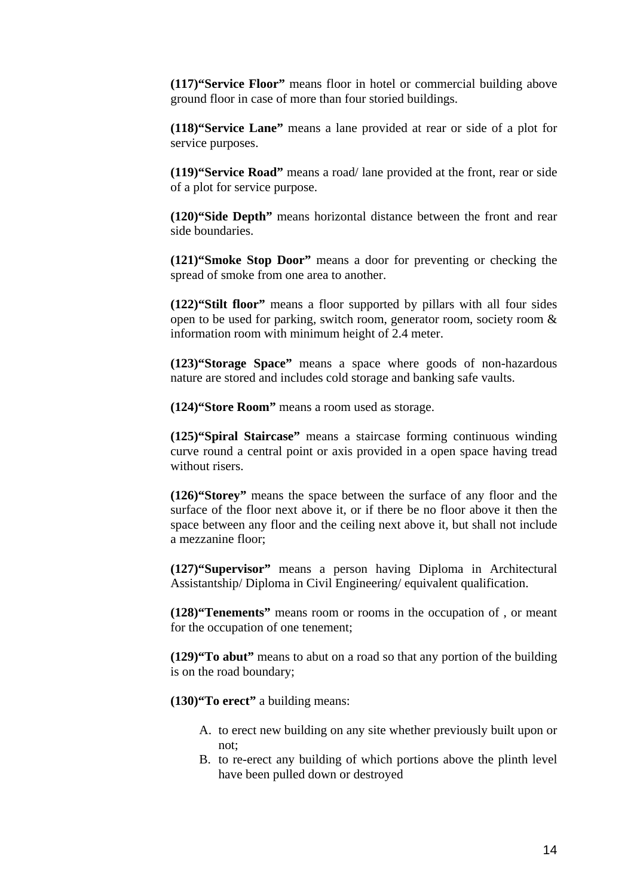**(117)"Service Floor"** means floor in hotel or commercial building above ground floor in case of more than four storied buildings.

**(118)"Service Lane"** means a lane provided at rear or side of a plot for service purposes.

**(119)"Service Road"** means a road/ lane provided at the front, rear or side of a plot for service purpose.

**(120)"Side Depth"** means horizontal distance between the front and rear side boundaries.

**(121)"Smoke Stop Door"** means a door for preventing or checking the spread of smoke from one area to another.

**(122)"Stilt floor"** means a floor supported by pillars with all four sides open to be used for parking, switch room, generator room, society room & information room with minimum height of 2.4 meter.

**(123)"Storage Space"** means a space where goods of non-hazardous nature are stored and includes cold storage and banking safe vaults.

**(124)"Store Room"** means a room used as storage.

**(125)"Spiral Staircase"** means a staircase forming continuous winding curve round a central point or axis provided in a open space having tread without risers.

**(126)"Storey"** means the space between the surface of any floor and the surface of the floor next above it, or if there be no floor above it then the space between any floor and the ceiling next above it, but shall not include a mezzanine floor;

**(127)"Supervisor"** means a person having Diploma in Architectural Assistantship/ Diploma in Civil Engineering/ equivalent qualification.

**(128)"Tenements"** means room or rooms in the occupation of , or meant for the occupation of one tenement;

**(129)"To abut"** means to abut on a road so that any portion of the building is on the road boundary;

**(130)"To erect"** a building means:

A. to erect new building on any site whether previously built upon or not;
B. to re-erect any building of which portions above the plinth level have been pulled down or destroyed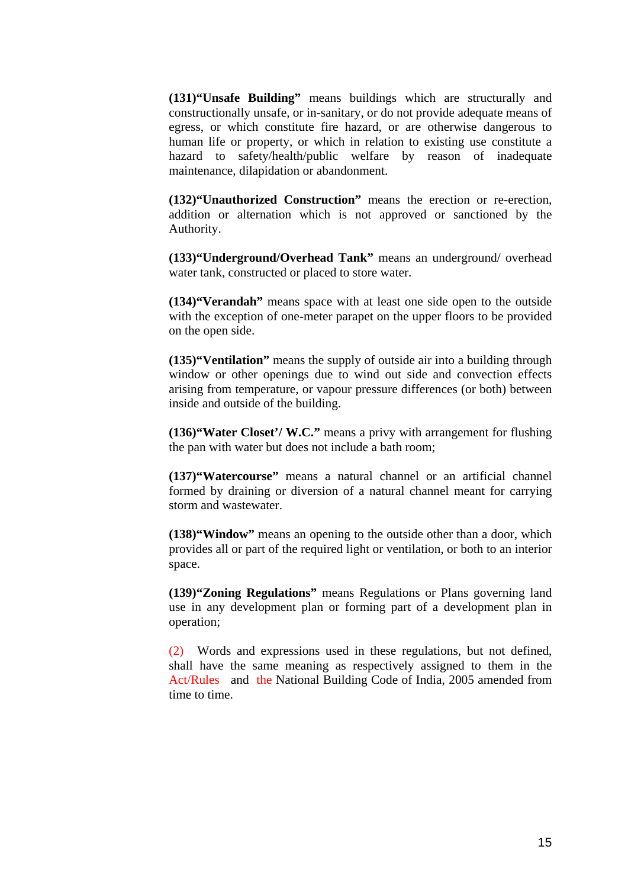**(131)"Unsafe Building"** means buildings which are structurally and constructionally unsafe, or in-sanitary, or do not provide adequate means of egress, or which constitute fire hazard, or are otherwise dangerous to human life or property, or which in relation to existing use constitute a hazard to safety/health/public welfare by reason of inadequate maintenance, dilapidation or abandonment.

**(132)"Unauthorized Construction"** means the erection or re-erection, addition or alternation which is not approved or sanctioned by the Authority.

**(133)"Underground/Overhead Tank"** means an underground/ overhead water tank, constructed or placed to store water.

**(134)"Verandah"** means space with at least one side open to the outside with the exception of one-meter parapet on the upper floors to be provided on the open side.

**(135)"Ventilation"** means the supply of outside air into a building through window or other openings due to wind out side and convection effects arising from temperature, or vapour pressure differences (or both) between inside and outside of the building.

**(136)"Water Closet'/ W.C."** means a privy with arrangement for flushing the pan with water but does not include a bath room;

**(137)"Watercourse"** means a natural channel or an artificial channel formed by draining or diversion of a natural channel meant for carrying storm and wastewater.

**(138)"Window"** means an opening to the outside other than a door, which provides all or part of the required light or ventilation, or both to an interior space.

**(139)"Zoning Regulations"** means Regulations or Plans governing land use in any development plan or forming part of a development plan in operation;

(2) Words and expressions used in these regulations, but not defined, shall have the same meaning as respectively assigned to them in the Act/Rules and the National Building Code of India, 2005 amended from time to time.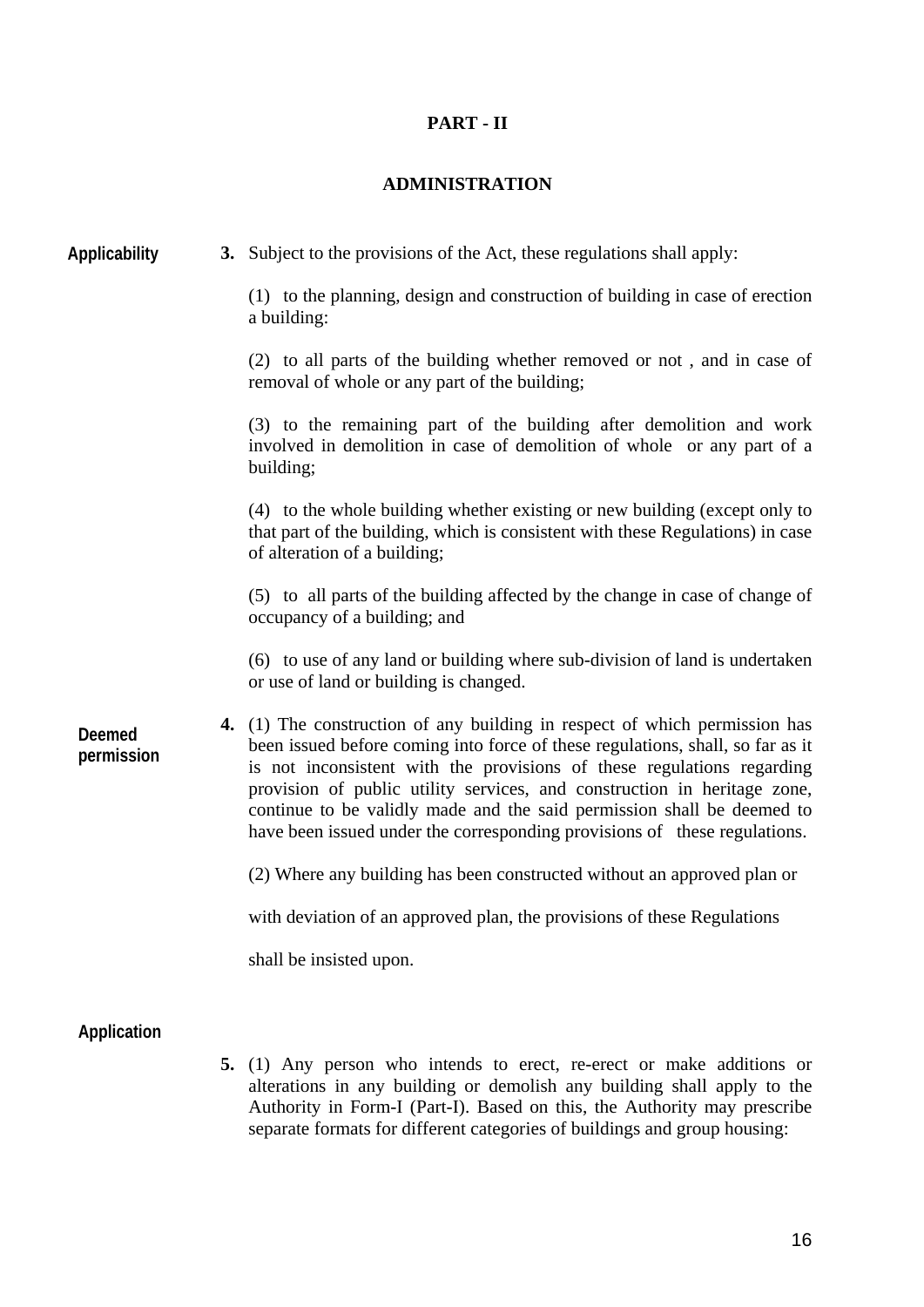## PART - II

## ADMINISTRATION

**Applicability**

**3.** Subject to the provisions of the Act, these regulations shall apply:

(1) to the planning, design and construction of building in case of erection a building:

(2) to all parts of the building whether removed or not , and in case of removal of whole or any part of the building;

(3) to the remaining part of the building after demolition and work involved in demolition in case of demolition of whole or any part of a building;

(4) to the whole building whether existing or new building (except only to that part of the building, which is consistent with these Regulations) in case of alteration of a building;

(5) to all parts of the building affected by the change in case of change of occupancy of a building; and

(6) to use of any land or building where sub-division of land is undertaken or use of land or building is changed.

**Deemed permission**

**4.** (1) The construction of any building in respect of which permission has been issued before coming into force of these regulations, shall, so far as it is not inconsistent with the provisions of these regulations regarding provision of public utility services, and construction in heritage zone, continue to be validly made and the said permission shall be deemed to have been issued under the corresponding provisions of these regulations.

(2) Where any building has been constructed without an approved plan or with deviation of an approved plan, the provisions of these Regulations shall be insisted upon.

**Application**

**5.** (1) Any person who intends to erect, re-erect or make additions or alterations in any building or demolish any building shall apply to the Authority in Form-I (Part-I). Based on this, the Authority may prescribe separate formats for different categories of buildings and group housing: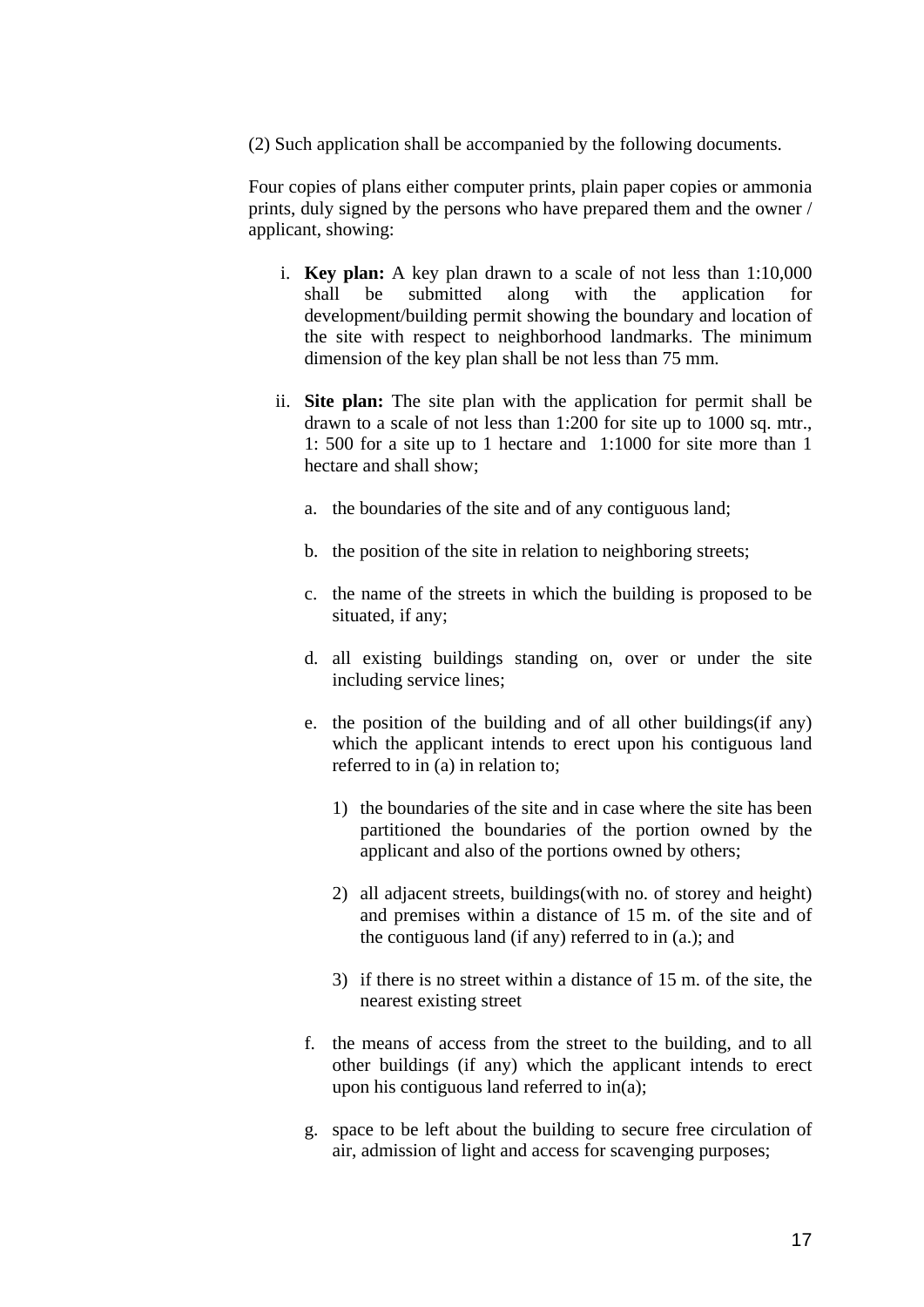(2) Such application shall be accompanied by the following documents.

Four copies of plans either computer prints, plain paper copies or ammonia prints, duly signed by the persons who have prepared them and the owner / applicant, showing:

i. **Key plan:** A key plan drawn to a scale of not less than 1:10,000 shall be submitted along with the application for development/building permit showing the boundary and location of the site with respect to neighborhood landmarks. The minimum dimension of the key plan shall be not less than 75 mm.

ii. **Site plan:** The site plan with the application for permit shall be drawn to a scale of not less than 1:200 for site up to 1000 sq. mtr., 1: 500 for a site up to 1 hectare and 1:1000 for site more than 1 hectare and shall show;

   a. the boundaries of the site and of any contiguous land;

   b. the position of the site in relation to neighboring streets;

   c. the name of the streets in which the building is proposed to be situated, if any;

   d. all existing buildings standing on, over or under the site including service lines;

   e. the position of the building and of all other buildings(if any) which the applicant intends to erect upon his contiguous land referred to in (a) in relation to;

      1) the boundaries of the site and in case where the site has been partitioned the boundaries of the portion owned by the applicant and also of the portions owned by others;

      2) all adjacent streets, buildings(with no. of storey and height) and premises within a distance of 15 m. of the site and of the contiguous land (if any) referred to in (a.); and

      3) if there is no street within a distance of 15 m. of the site, the nearest existing street

   f. the means of access from the street to the building, and to all other buildings (if any) which the applicant intends to erect upon his contiguous land referred to in(a);

   g. space to be left about the building to secure free circulation of air, admission of light and access for scavenging purposes;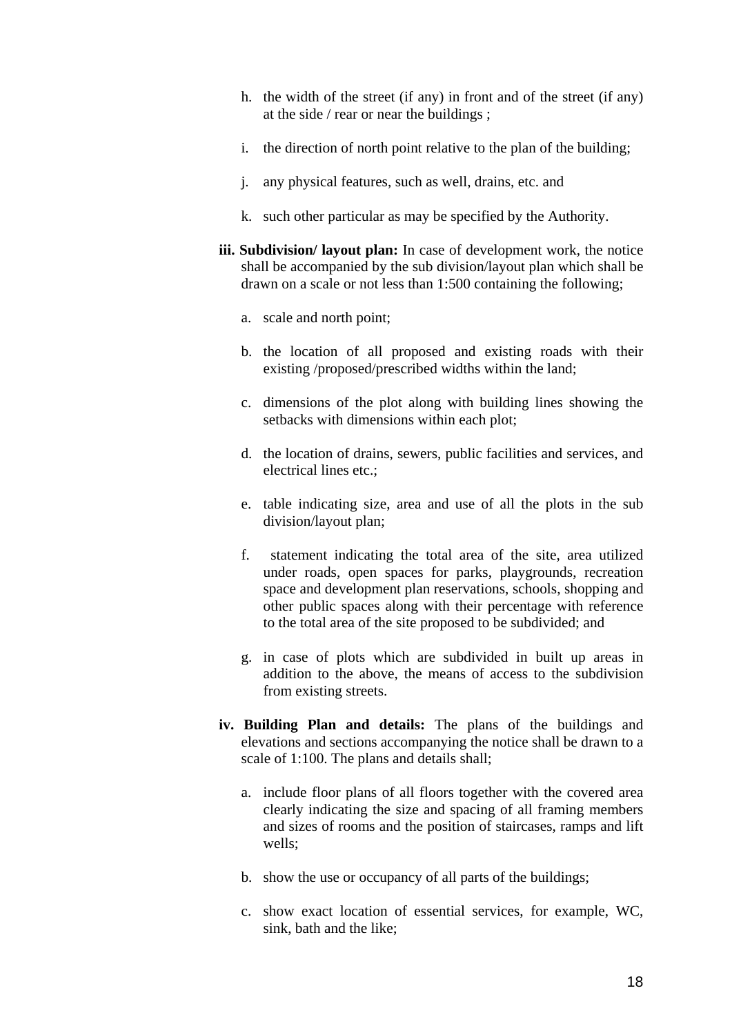h. the width of the street (if any) in front and of the street (if any) at the side / rear or near the buildings ;

i. the direction of north point relative to the plan of the building;

j. any physical features, such as well, drains, etc. and

k. such other particular as may be specified by the Authority.

**iii. Subdivision/ layout plan:** In case of development work, the notice shall be accompanied by the sub division/layout plan which shall be drawn on a scale or not less than 1:500 containing the following;

a. scale and north point;

b. the location of all proposed and existing roads with their existing /proposed/prescribed widths within the land;

c. dimensions of the plot along with building lines showing the setbacks with dimensions within each plot;

d. the location of drains, sewers, public facilities and services, and electrical lines etc.;

e. table indicating size, area and use of all the plots in the sub division/layout plan;

f. statement indicating the total area of the site, area utilized under roads, open spaces for parks, playgrounds, recreation space and development plan reservations, schools, shopping and other public spaces along with their percentage with reference to the total area of the site proposed to be subdivided; and

g. in case of plots which are subdivided in built up areas in addition to the above, the means of access to the subdivision from existing streets.

**iv. Building Plan and details:** The plans of the buildings and elevations and sections accompanying the notice shall be drawn to a scale of 1:100. The plans and details shall;

a. include floor plans of all floors together with the covered area clearly indicating the size and spacing of all framing members and sizes of rooms and the position of staircases, ramps and lift wells;

b. show the use or occupancy of all parts of the buildings;

c. show exact location of essential services, for example, WC, sink, bath and the like;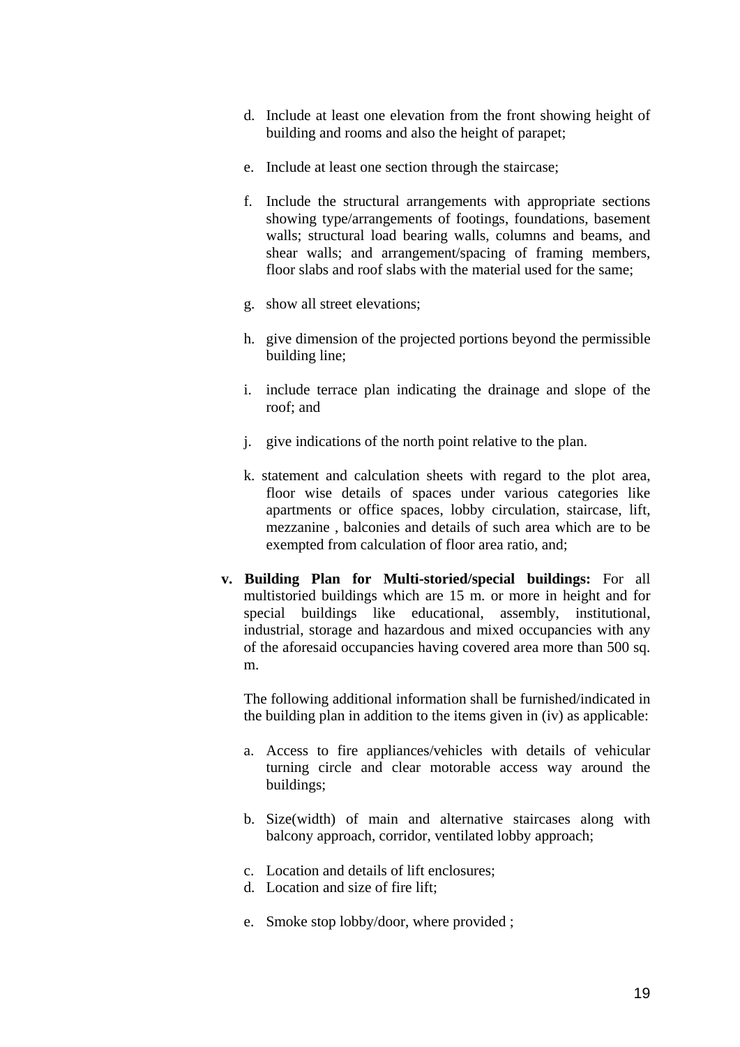d. Include at least one elevation from the front showing height of building and rooms and also the height of parapet;

e. Include at least one section through the staircase;

f. Include the structural arrangements with appropriate sections showing type/arrangements of footings, foundations, basement walls; structural load bearing walls, columns and beams, and shear walls; and arrangement/spacing of framing members, floor slabs and roof slabs with the material used for the same;

g. show all street elevations;

h. give dimension of the projected portions beyond the permissible building line;

i. include terrace plan indicating the drainage and slope of the roof; and

j. give indications of the north point relative to the plan.

k. statement and calculation sheets with regard to the plot area, floor wise details of spaces under various categories like apartments or office spaces, lobby circulation, staircase, lift, mezzanine , balconies and details of such area which are to be exempted from calculation of floor area ratio, and;

**v. Building Plan for Multi-storied/special buildings:** For all multistoried buildings which are 15 m. or more in height and for special buildings like educational, assembly, institutional, industrial, storage and hazardous and mixed occupancies with any of the aforesaid occupancies having covered area more than 500 sq. m.

The following additional information shall be furnished/indicated in the building plan in addition to the items given in (iv) as applicable:

a. Access to fire appliances/vehicles with details of vehicular turning circle and clear motorable access way around the buildings;

b. Size(width) of main and alternative staircases along with balcony approach, corridor, ventilated lobby approach;

c. Location and details of lift enclosures;
d. Location and size of fire lift;

e. Smoke stop lobby/door, where provided ;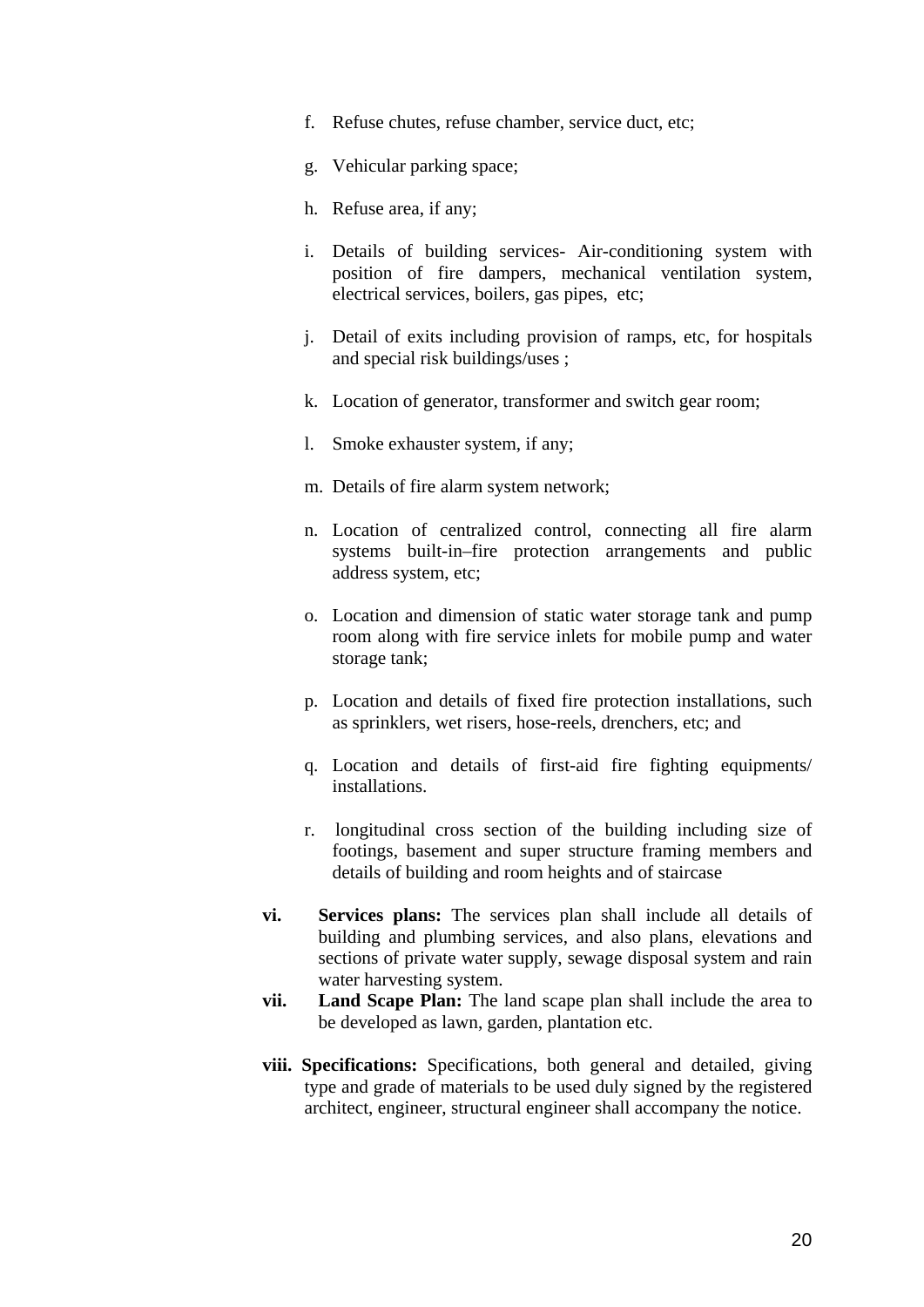f. Refuse chutes, refuse chamber, service duct, etc;

g. Vehicular parking space;

h. Refuse area, if any;

i. Details of building services- Air-conditioning system with position of fire dampers, mechanical ventilation system, electrical services, boilers, gas pipes, etc;

j. Detail of exits including provision of ramps, etc, for hospitals and special risk buildings/uses ;

k. Location of generator, transformer and switch gear room;

l. Smoke exhauster system, if any;

m. Details of fire alarm system network;

n. Location of centralized control, connecting all fire alarm systems built-in–fire protection arrangements and public address system, etc;

o. Location and dimension of static water storage tank and pump room along with fire service inlets for mobile pump and water storage tank;

p. Location and details of fixed fire protection installations, such as sprinklers, wet risers, hose-reels, drenchers, etc; and

q. Location and details of first-aid fire fighting equipments/ installations.

r. longitudinal cross section of the building including size of footings, basement and super structure framing members and details of building and room heights and of staircase

**vi.** **Services plans:** The services plan shall include all details of building and plumbing services, and also plans, elevations and sections of private water supply, sewage disposal system and rain water harvesting system.

**vii.** **Land Scape Plan:** The land scape plan shall include the area to be developed as lawn, garden, plantation etc.

**viii.** **Specifications:** Specifications, both general and detailed, giving type and grade of materials to be used duly signed by the registered architect, engineer, structural engineer shall accompany the notice.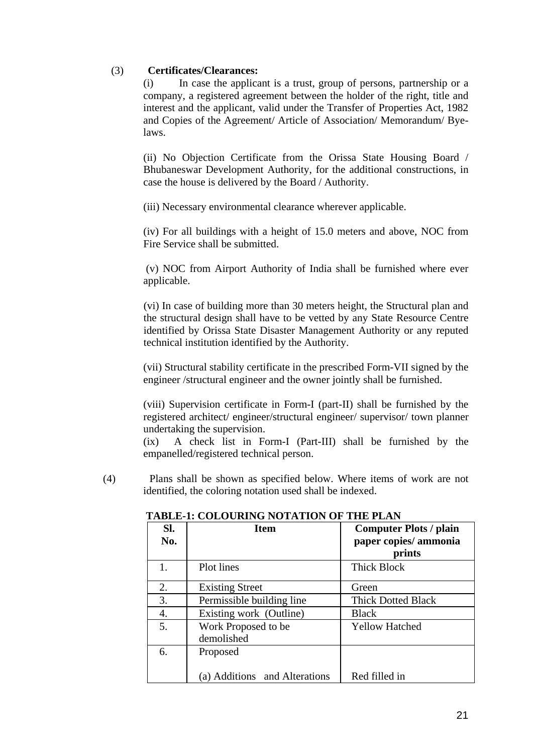(3) **Certificates/Clearances:**

(i) In case the applicant is a trust, group of persons, partnership or a company, a registered agreement between the holder of the right, title and interest and the applicant, valid under the Transfer of Properties Act, 1982 and Copies of the Agreement/ Article of Association/ Memorandum/ Bye-laws.

(ii) No Objection Certificate from the Orissa State Housing Board / Bhubaneswar Development Authority, for the additional constructions, in case the house is delivered by the Board / Authority.

(iii) Necessary environmental clearance wherever applicable.

(iv) For all buildings with a height of 15.0 meters and above, NOC from Fire Service shall be submitted.

(v) NOC from Airport Authority of India shall be furnished where ever applicable.

(vi) In case of building more than 30 meters height, the Structural plan and the structural design shall have to be vetted by any State Resource Centre identified by Orissa State Disaster Management Authority or any reputed technical institution identified by the Authority.

(vii) Structural stability certificate in the prescribed Form-VII signed by the engineer /structural engineer and the owner jointly shall be furnished.

(viii) Supervision certificate in Form-I (part-II) shall be furnished by the registered architect/ engineer/structural engineer/ supervisor/ town planner undertaking the supervision.

(ix) A check list in Form-I (Part-III) shall be furnished by the empanelled/registered technical person.

(4) Plans shall be shown as specified below. Where items of work are not identified, the coloring notation used shall be indexed.

**TABLE-1: COLOURING NOTATION OF THE PLAN**

| Sl. No. | Item | Computer Plots / plain paper copies/ ammonia prints |
|---|---|---|
| 1. | Plot lines | Thick Block |
| 2. | Existing Street | Green |
| 3. | Permissible building line | Thick Dotted Black |
| 4. | Existing work (Outline) | Black |
| 5. | Work Proposed to be demolished | Yellow Hatched |
| 6. | Proposed | |
| | (a) Additions and Alterations | Red filled in |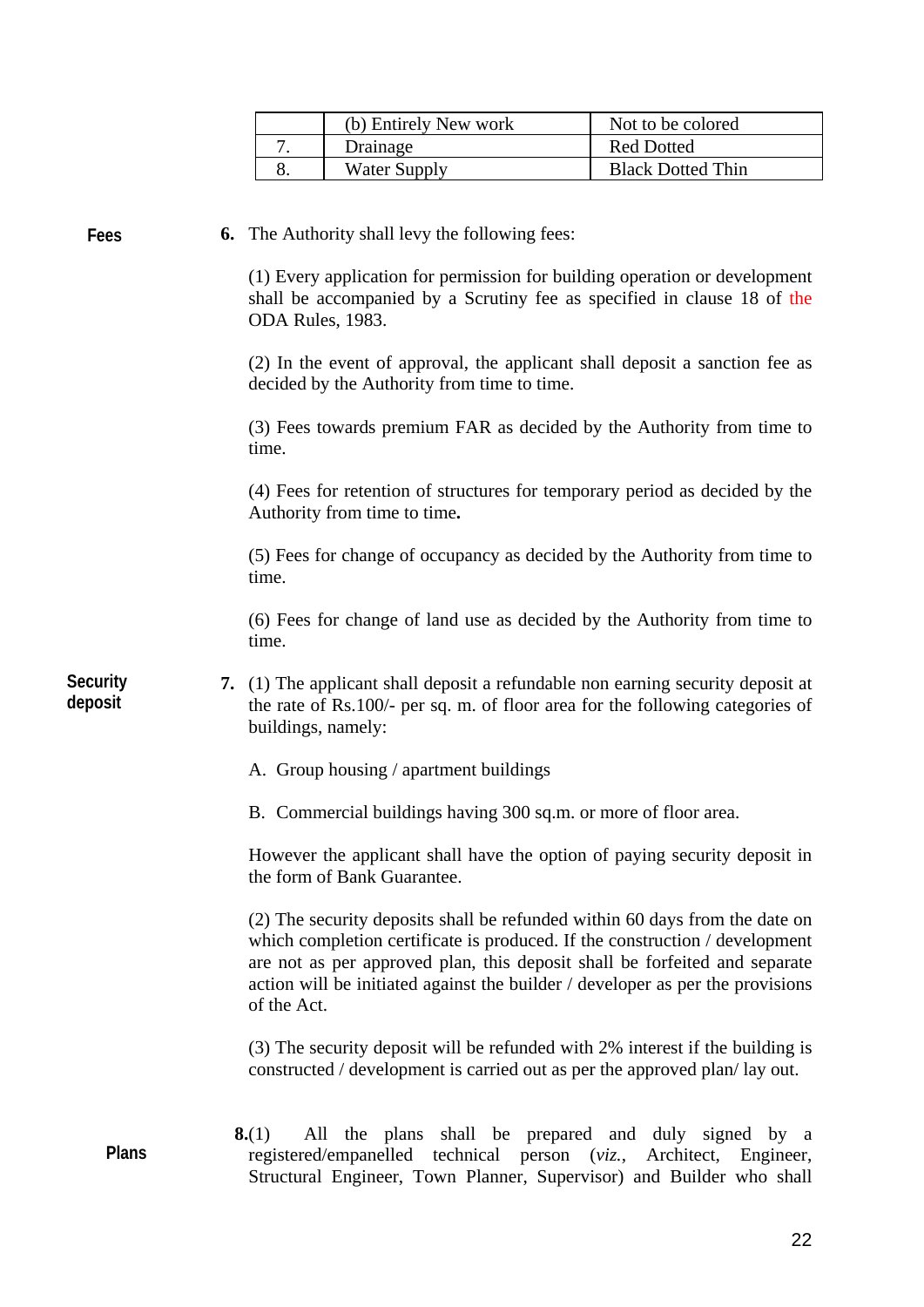|  | (b) Entirely New work | Not to be colored |
|---|---|---|
| 7. | Drainage | Red Dotted |
| 8. | Water Supply | Black Dotted Thin |

**Fees**

**6.** The Authority shall levy the following fees:

(1) Every application for permission for building operation or development shall be accompanied by a Scrutiny fee as specified in clause 18 of the ODA Rules, 1983.

(2) In the event of approval, the applicant shall deposit a sanction fee as decided by the Authority from time to time.

(3) Fees towards premium FAR as decided by the Authority from time to time.

(4) Fees for retention of structures for temporary period as decided by the Authority from time to time**.**

(5) Fees for change of occupancy as decided by the Authority from time to time.

(6) Fees for change of land use as decided by the Authority from time to time.

**Security deposit**

**7.** (1) The applicant shall deposit a refundable non earning security deposit at the rate of Rs.100/- per sq. m. of floor area for the following categories of buildings, namely:

A. Group housing / apartment buildings

B. Commercial buildings having 300 sq.m. or more of floor area.

However the applicant shall have the option of paying security deposit in the form of Bank Guarantee.

(2) The security deposits shall be refunded within 60 days from the date on which completion certificate is produced. If the construction / development are not as per approved plan, this deposit shall be forfeited and separate action will be initiated against the builder / developer as per the provisions of the Act.

(3) The security deposit will be refunded with 2% interest if the building is constructed / development is carried out as per the approved plan/ lay out.

**Plans**

**8.**(1) All the plans shall be prepared and duly signed by a registered/empanelled technical person (*viz.*, Architect, Engineer, Structural Engineer, Town Planner, Supervisor) and Builder who shall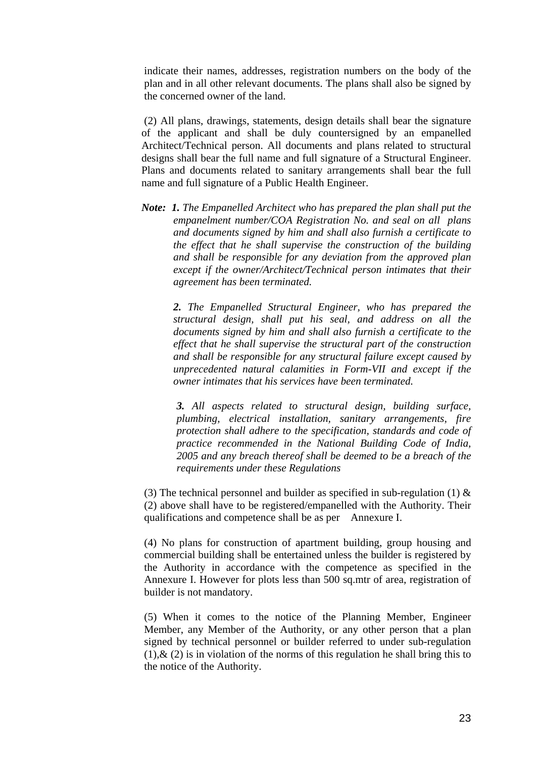indicate their names, addresses, registration numbers on the body of the plan and in all other relevant documents. The plans shall also be signed by the concerned owner of the land.

(2) All plans, drawings, statements, design details shall bear the signature of the applicant and shall be duly countersigned by an empanelled Architect/Technical person. All documents and plans related to structural designs shall bear the full name and full signature of a Structural Engineer. Plans and documents related to sanitary arrangements shall bear the full name and full signature of a Public Health Engineer.

***Note:*** ***1.*** *The Empanelled Architect who has prepared the plan shall put the empanelment number/COA Registration No. and seal on all plans and documents signed by him and shall also furnish a certificate to the effect that he shall supervise the construction of the building and shall be responsible for any deviation from the approved plan except if the owner/Architect/Technical person intimates that their agreement has been terminated.*

***2.*** *The Empanelled Structural Engineer, who has prepared the structural design, shall put his seal, and address on all the documents signed by him and shall also furnish a certificate to the effect that he shall supervise the structural part of the construction and shall be responsible for any structural failure except caused by unprecedented natural calamities in Form-VII and except if the owner intimates that his services have been terminated.*

***3.*** *All aspects related to structural design, building surface, plumbing, electrical installation, sanitary arrangements, fire protection shall adhere to the specification, standards and code of practice recommended in the National Building Code of India, 2005 and any breach thereof shall be deemed to be a breach of the requirements under these Regulations*

(3) The technical personnel and builder as specified in sub-regulation (1) & (2) above shall have to be registered/empanelled with the Authority. Their qualifications and competence shall be as per Annexure I.

(4) No plans for construction of apartment building, group housing and commercial building shall be entertained unless the builder is registered by the Authority in accordance with the competence as specified in the Annexure I. However for plots less than 500 sq.mtr of area, registration of builder is not mandatory.

(5) When it comes to the notice of the Planning Member, Engineer Member, any Member of the Authority, or any other person that a plan signed by technical personnel or builder referred to under sub-regulation (1),& (2) is in violation of the norms of this regulation he shall bring this to the notice of the Authority.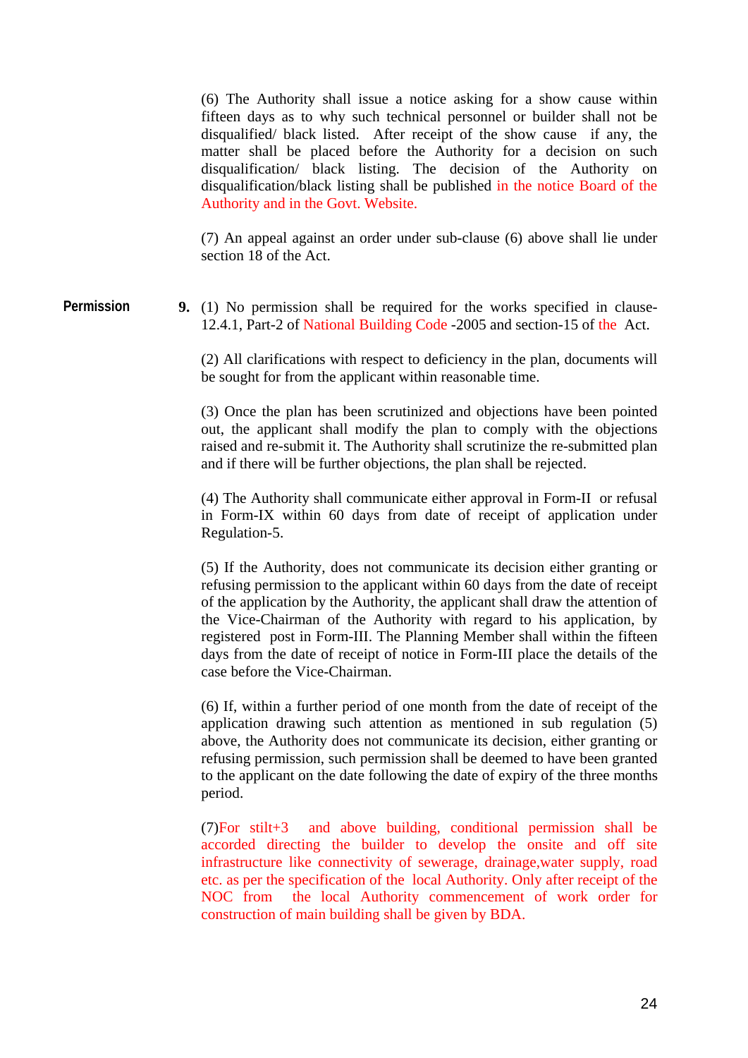(6) The Authority shall issue a notice asking for a show cause within fifteen days as to why such technical personnel or builder shall not be disqualified/ black listed. After receipt of the show cause if any, the matter shall be placed before the Authority for a decision on such disqualification/ black listing. The decision of the Authority on disqualification/black listing shall be published in the notice Board of the Authority and in the Govt. Website.

(7) An appeal against an order under sub-clause (6) above shall lie under section 18 of the Act.

**Permission**

**9.** (1) No permission shall be required for the works specified in clause-12.4.1, Part-2 of National Building Code -2005 and section-15 of the Act.

(2) All clarifications with respect to deficiency in the plan, documents will be sought for from the applicant within reasonable time.

(3) Once the plan has been scrutinized and objections have been pointed out, the applicant shall modify the plan to comply with the objections raised and re-submit it. The Authority shall scrutinize the re-submitted plan and if there will be further objections, the plan shall be rejected.

(4) The Authority shall communicate either approval in Form-II or refusal in Form-IX within 60 days from date of receipt of application under Regulation-5.

(5) If the Authority, does not communicate its decision either granting or refusing permission to the applicant within 60 days from the date of receipt of the application by the Authority, the applicant shall draw the attention of the Vice-Chairman of the Authority with regard to his application, by registered post in Form-III. The Planning Member shall within the fifteen days from the date of receipt of notice in Form-III place the details of the case before the Vice-Chairman.

(6) If, within a further period of one month from the date of receipt of the application drawing such attention as mentioned in sub regulation (5) above, the Authority does not communicate its decision, either granting or refusing permission, such permission shall be deemed to have been granted to the applicant on the date following the date of expiry of the three months period.

(7)For stilt+3 and above building, conditional permission shall be accorded directing the builder to develop the onsite and off site infrastructure like connectivity of sewerage, drainage,water supply, road etc. as per the specification of the local Authority. Only after receipt of the NOC from the local Authority commencement of work order for construction of main building shall be given by BDA.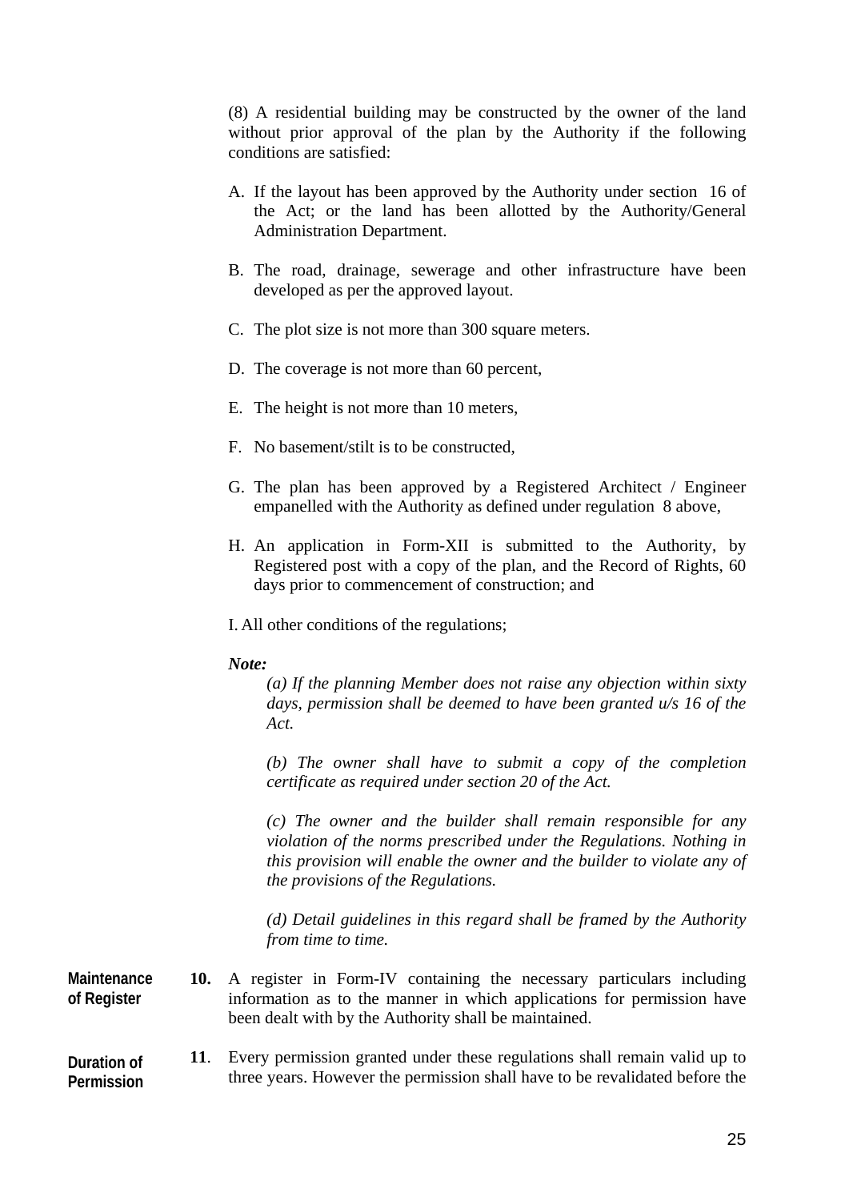(8) A residential building may be constructed by the owner of the land without prior approval of the plan by the Authority if the following conditions are satisfied:

A. If the layout has been approved by the Authority under section 16 of the Act; or the land has been allotted by the Authority/General Administration Department.

B. The road, drainage, sewerage and other infrastructure have been developed as per the approved layout.

C. The plot size is not more than 300 square meters.

D. The coverage is not more than 60 percent,

E. The height is not more than 10 meters,

F. No basement/stilt is to be constructed,

G. The plan has been approved by a Registered Architect / Engineer empanelled with the Authority as defined under regulation 8 above,

H. An application in Form-XII is submitted to the Authority, by Registered post with a copy of the plan, and the Record of Rights, 60 days prior to commencement of construction; and

I. All other conditions of the regulations;

***Note:***

*(a) If the planning Member does not raise any objection within sixty days, permission shall be deemed to have been granted u/s 16 of the Act.*

*(b) The owner shall have to submit a copy of the completion certificate as required under section 20 of the Act.*

*(c) The owner and the builder shall remain responsible for any violation of the norms prescribed under the Regulations. Nothing in this provision will enable the owner and the builder to violate any of the provisions of the Regulations.*

*(d) Detail guidelines in this regard shall be framed by the Authority from time to time.*

**Maintenance of Register**

**10.** A register in Form-IV containing the necessary particulars including information as to the manner in which applications for permission have been dealt with by the Authority shall be maintained.

**Duration of Permission**

**11**. Every permission granted under these regulations shall remain valid up to three years. However the permission shall have to be revalidated before the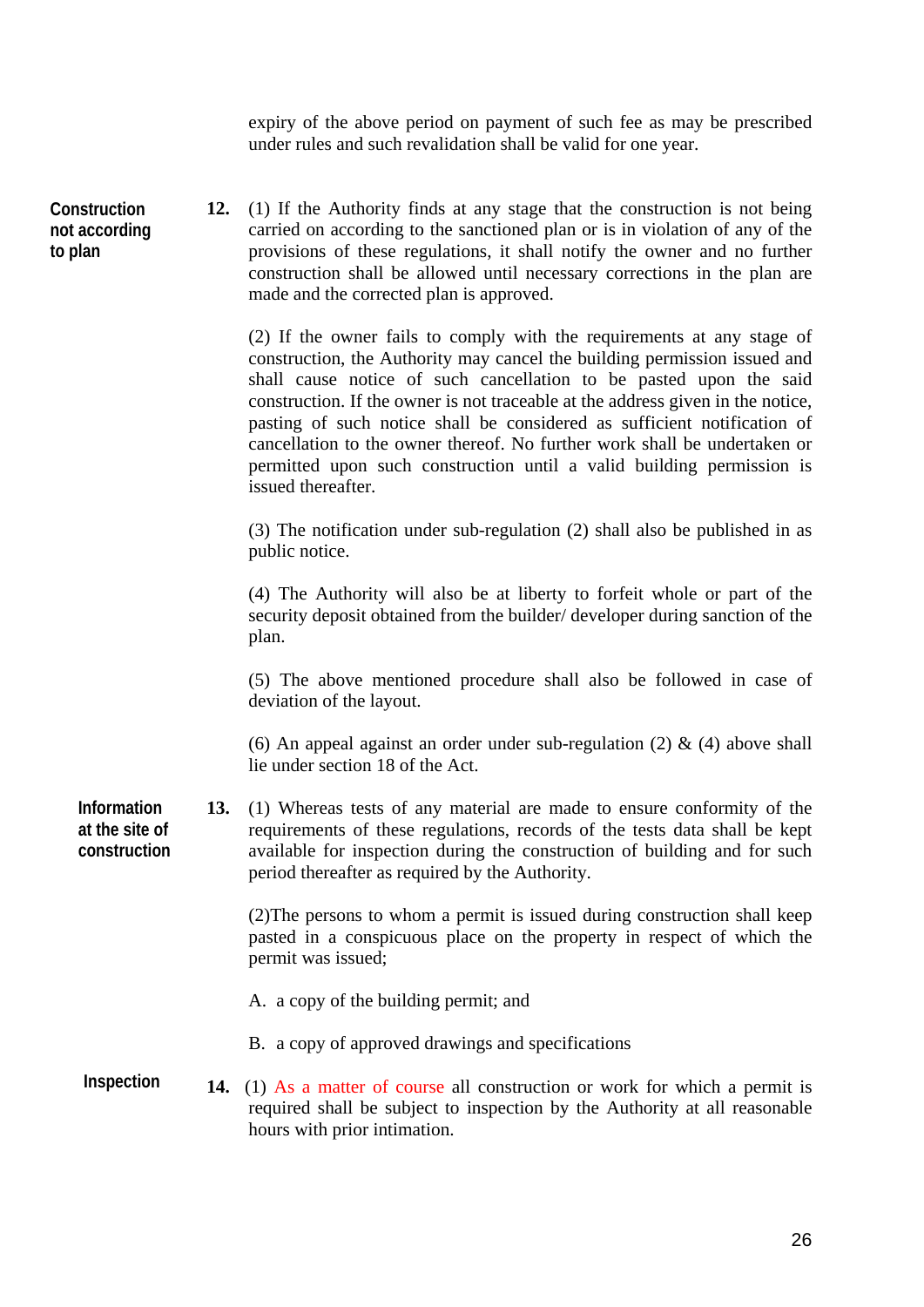expiry of the above period on payment of such fee as may be prescribed under rules and such revalidation shall be valid for one year.

**Construction not according to plan**

**12.** (1) If the Authority finds at any stage that the construction is not being carried on according to the sanctioned plan or is in violation of any of the provisions of these regulations, it shall notify the owner and no further construction shall be allowed until necessary corrections in the plan are made and the corrected plan is approved.

(2) If the owner fails to comply with the requirements at any stage of construction, the Authority may cancel the building permission issued and shall cause notice of such cancellation to be pasted upon the said construction. If the owner is not traceable at the address given in the notice, pasting of such notice shall be considered as sufficient notification of cancellation to the owner thereof. No further work shall be undertaken or permitted upon such construction until a valid building permission is issued thereafter.

(3) The notification under sub-regulation (2) shall also be published in as public notice.

(4) The Authority will also be at liberty to forfeit whole or part of the security deposit obtained from the builder/ developer during sanction of the plan.

(5) The above mentioned procedure shall also be followed in case of deviation of the layout.

(6) An appeal against an order under sub-regulation (2) & (4) above shall lie under section 18 of the Act.

**Information at the site of construction**

**13.** (1) Whereas tests of any material are made to ensure conformity of the requirements of these regulations, records of the tests data shall be kept available for inspection during the construction of building and for such period thereafter as required by the Authority.

(2)The persons to whom a permit is issued during construction shall keep pasted in a conspicuous place on the property in respect of which the permit was issued;

A. a copy of the building permit; and

B. a copy of approved drawings and specifications

**Inspection**

**14.** (1) As a matter of course all construction or work for which a permit is required shall be subject to inspection by the Authority at all reasonable hours with prior intimation.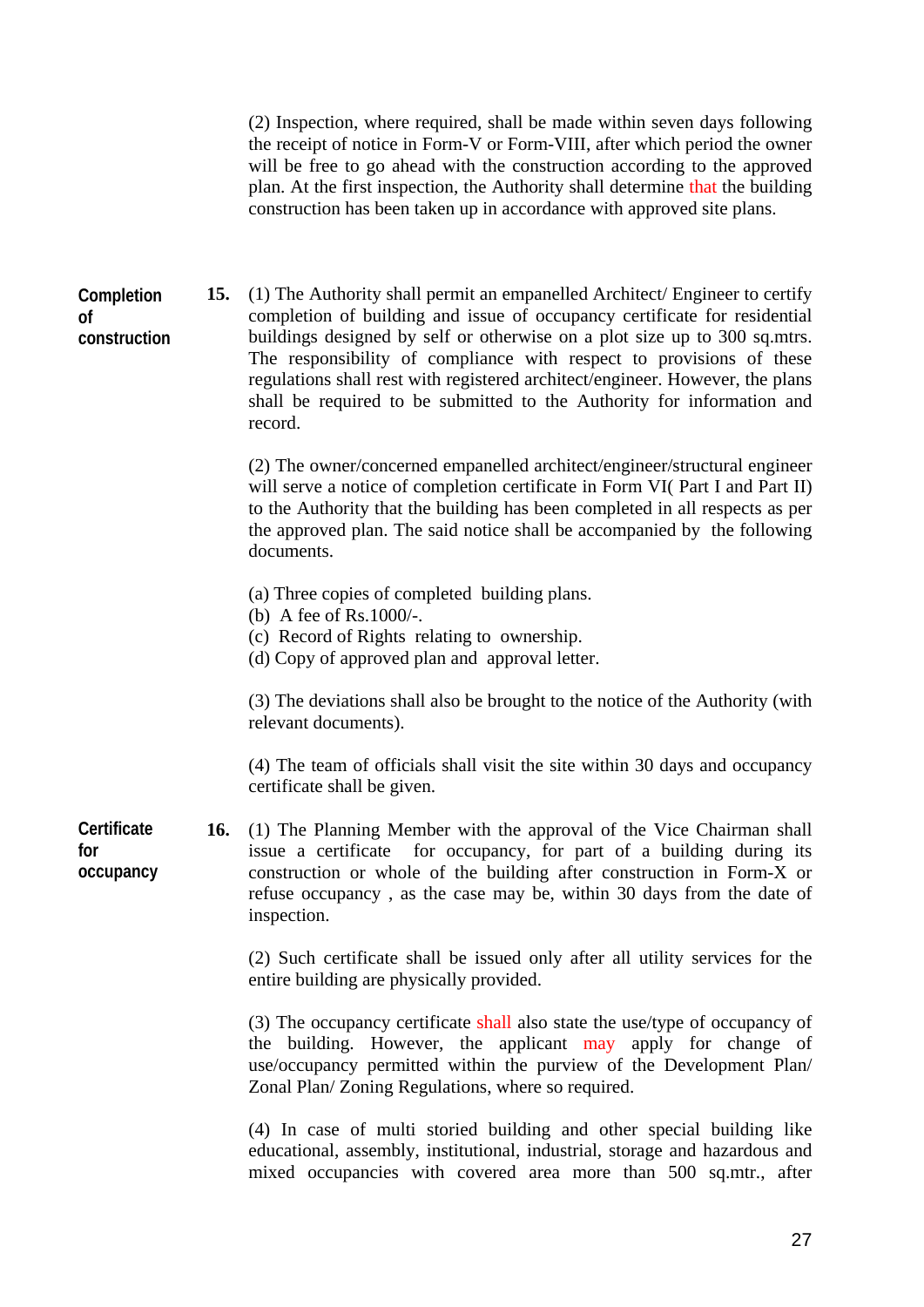(2) Inspection, where required, shall be made within seven days following the receipt of notice in Form-V or Form-VIII, after which period the owner will be free to go ahead with the construction according to the approved plan. At the first inspection, the Authority shall determine that the building construction has been taken up in accordance with approved site plans.

**Completion of construction**

**15.** (1) The Authority shall permit an empanelled Architect/ Engineer to certify completion of building and issue of occupancy certificate for residential buildings designed by self or otherwise on a plot size up to 300 sq.mtrs. The responsibility of compliance with respect to provisions of these regulations shall rest with registered architect/engineer. However, the plans shall be required to be submitted to the Authority for information and record.

(2) The owner/concerned empanelled architect/engineer/structural engineer will serve a notice of completion certificate in Form VI( Part I and Part II) to the Authority that the building has been completed in all respects as per the approved plan. The said notice shall be accompanied by the following documents.

(a) Three copies of completed building plans.
(b) A fee of Rs.1000/-.
(c) Record of Rights relating to ownership.
(d) Copy of approved plan and approval letter.

(3) The deviations shall also be brought to the notice of the Authority (with relevant documents).

(4) The team of officials shall visit the site within 30 days and occupancy certificate shall be given.

**Certificate for occupancy**

**16.** (1) The Planning Member with the approval of the Vice Chairman shall issue a certificate for occupancy, for part of a building during its construction or whole of the building after construction in Form-X or refuse occupancy , as the case may be, within 30 days from the date of inspection.

(2) Such certificate shall be issued only after all utility services for the entire building are physically provided.

(3) The occupancy certificate shall also state the use/type of occupancy of the building. However, the applicant may apply for change of use/occupancy permitted within the purview of the Development Plan/ Zonal Plan/ Zoning Regulations, where so required.

(4) In case of multi storied building and other special building like educational, assembly, institutional, industrial, storage and hazardous and mixed occupancies with covered area more than 500 sq.mtr., after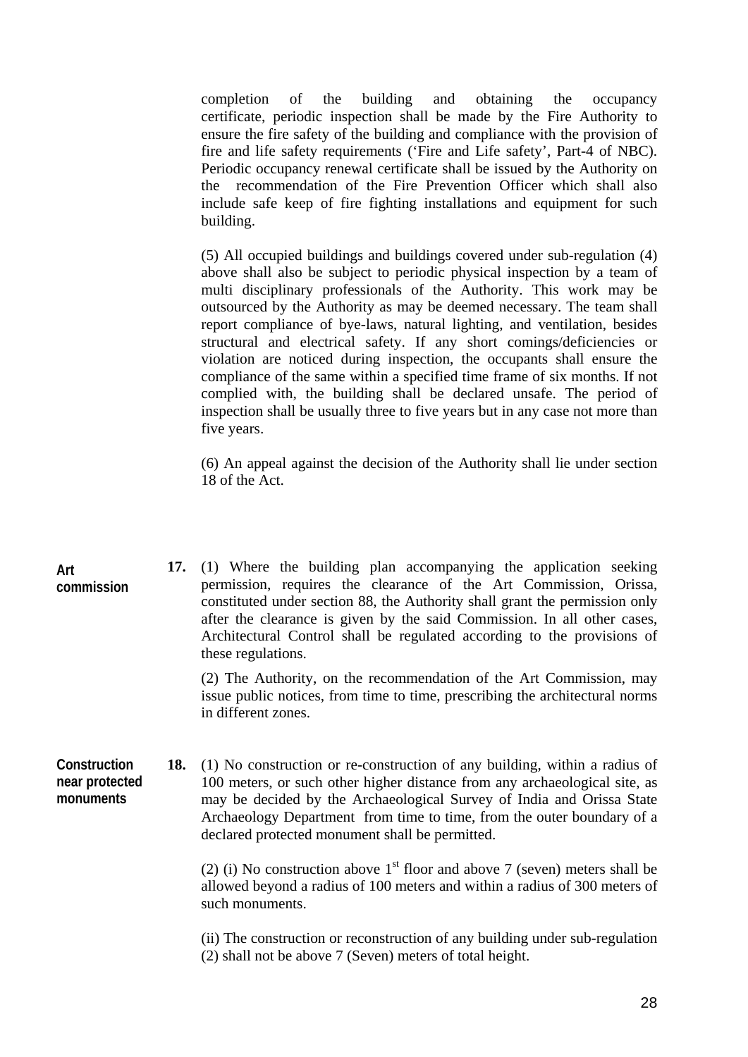completion of the building and obtaining the occupancy certificate, periodic inspection shall be made by the Fire Authority to ensure the fire safety of the building and compliance with the provision of fire and life safety requirements ('Fire and Life safety', Part-4 of NBC). Periodic occupancy renewal certificate shall be issued by the Authority on the recommendation of the Fire Prevention Officer which shall also include safe keep of fire fighting installations and equipment for such building.

(5) All occupied buildings and buildings covered under sub-regulation (4) above shall also be subject to periodic physical inspection by a team of multi disciplinary professionals of the Authority. This work may be outsourced by the Authority as may be deemed necessary. The team shall report compliance of bye-laws, natural lighting, and ventilation, besides structural and electrical safety. If any short comings/deficiencies or violation are noticed during inspection, the occupants shall ensure the compliance of the same within a specified time frame of six months. If not complied with, the building shall be declared unsafe. The period of inspection shall be usually three to five years but in any case not more than five years.

(6) An appeal against the decision of the Authority shall lie under section 18 of the Act.

**Art commission**

**17.** (1) Where the building plan accompanying the application seeking permission, requires the clearance of the Art Commission, Orissa, constituted under section 88, the Authority shall grant the permission only after the clearance is given by the said Commission. In all other cases, Architectural Control shall be regulated according to the provisions of these regulations.

(2) The Authority, on the recommendation of the Art Commission, may issue public notices, from time to time, prescribing the architectural norms in different zones.

**Construction near protected monuments**

**18.** (1) No construction or re-construction of any building, within a radius of 100 meters, or such other higher distance from any archaeological site, as may be decided by the Archaeological Survey of India and Orissa State Archaeology Department from time to time, from the outer boundary of a declared protected monument shall be permitted.

(2) (i) No construction above 1st floor and above 7 (seven) meters shall be allowed beyond a radius of 100 meters and within a radius of 300 meters of such monuments.

(ii) The construction or reconstruction of any building under sub-regulation (2) shall not be above 7 (Seven) meters of total height.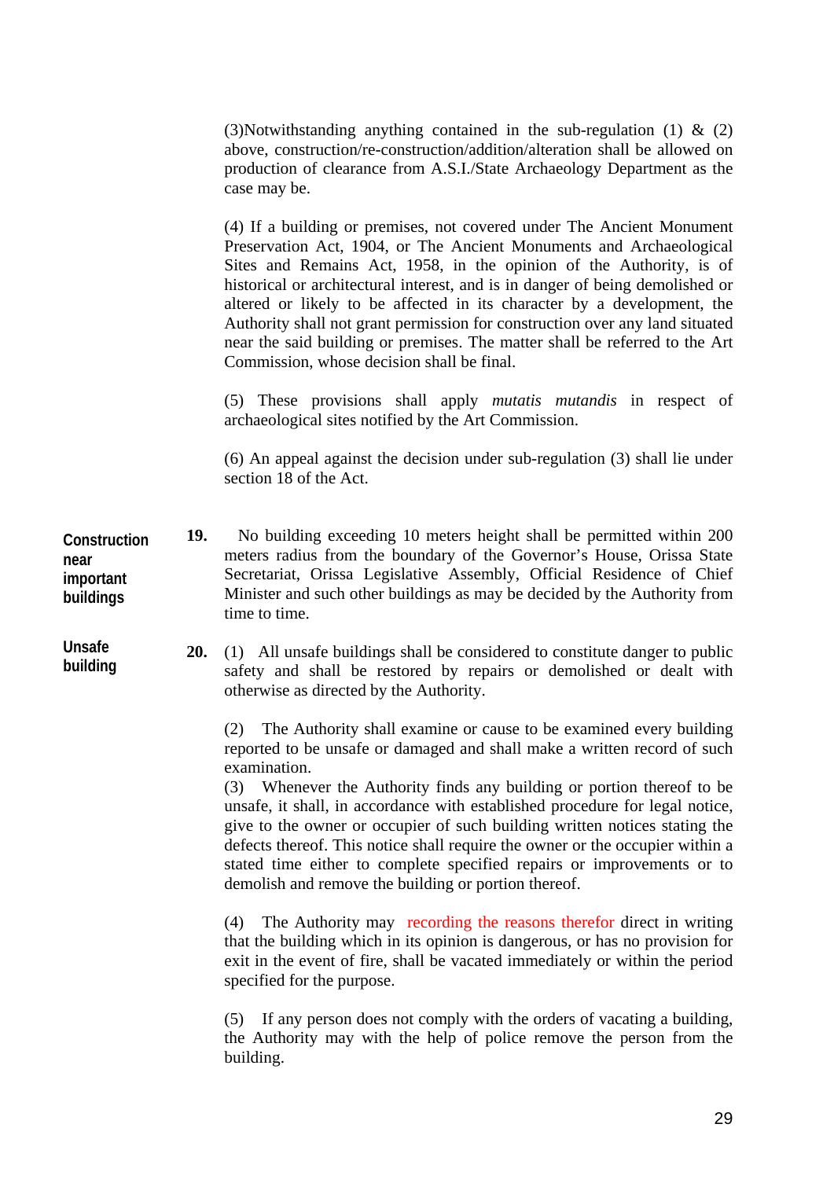(3)Notwithstanding anything contained in the sub-regulation (1) & (2) above, construction/re-construction/addition/alteration shall be allowed on production of clearance from A.S.I./State Archaeology Department as the case may be.

(4) If a building or premises, not covered under The Ancient Monument Preservation Act, 1904, or The Ancient Monuments and Archaeological Sites and Remains Act, 1958, in the opinion of the Authority, is of historical or architectural interest, and is in danger of being demolished or altered or likely to be affected in its character by a development, the Authority shall not grant permission for construction over any land situated near the said building or premises. The matter shall be referred to the Art Commission, whose decision shall be final.

(5) These provisions shall apply *mutatis mutandis* in respect of archaeological sites notified by the Art Commission.

(6) An appeal against the decision under sub-regulation (3) shall lie under section 18 of the Act.

**Construction near important buildings**

**19.** No building exceeding 10 meters height shall be permitted within 200 meters radius from the boundary of the Governor's House, Orissa State Secretariat, Orissa Legislative Assembly, Official Residence of Chief Minister and such other buildings as may be decided by the Authority from time to time.

**Unsafe building**

**20.** (1) All unsafe buildings shall be considered to constitute danger to public safety and shall be restored by repairs or demolished or dealt with otherwise as directed by the Authority.

(2) The Authority shall examine or cause to be examined every building reported to be unsafe or damaged and shall make a written record of such examination.

(3) Whenever the Authority finds any building or portion thereof to be unsafe, it shall, in accordance with established procedure for legal notice, give to the owner or occupier of such building written notices stating the defects thereof. This notice shall require the owner or the occupier within a stated time either to complete specified repairs or improvements or to demolish and remove the building or portion thereof.

(4) The Authority may recording the reasons therefor direct in writing that the building which in its opinion is dangerous, or has no provision for exit in the event of fire, shall be vacated immediately or within the period specified for the purpose.

(5) If any person does not comply with the orders of vacating a building, the Authority may with the help of police remove the person from the building.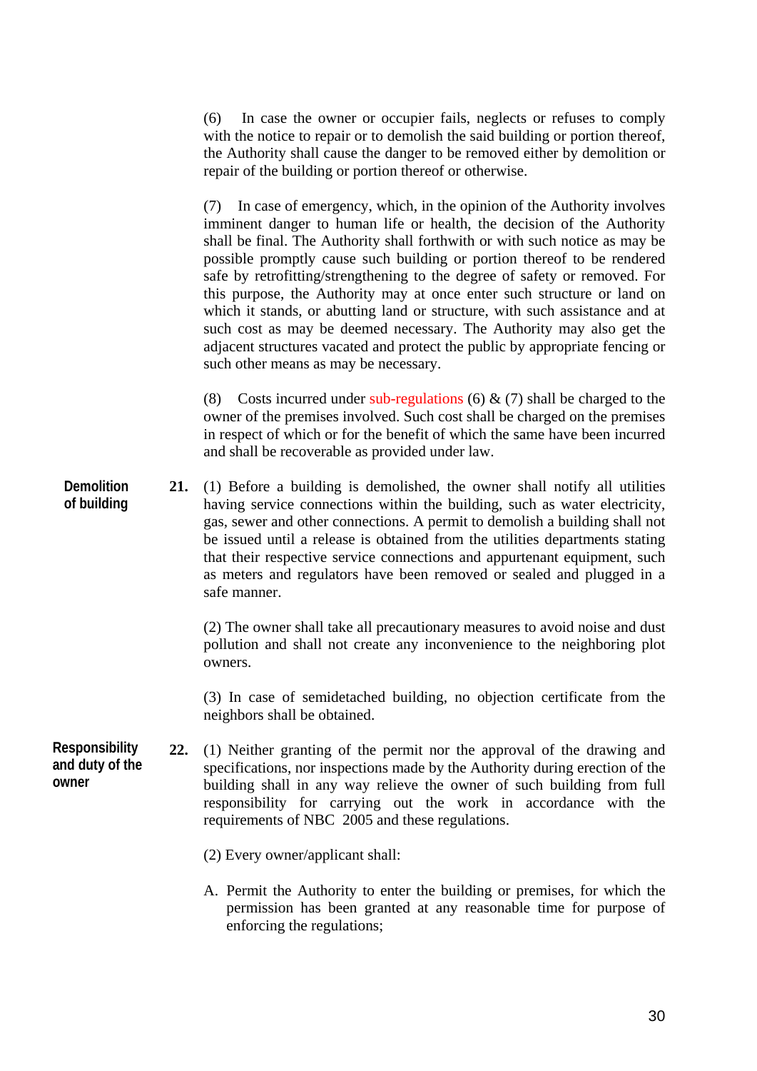(6) In case the owner or occupier fails, neglects or refuses to comply with the notice to repair or to demolish the said building or portion thereof, the Authority shall cause the danger to be removed either by demolition or repair of the building or portion thereof or otherwise.

(7) In case of emergency, which, in the opinion of the Authority involves imminent danger to human life or health, the decision of the Authority shall be final. The Authority shall forthwith or with such notice as may be possible promptly cause such building or portion thereof to be rendered safe by retrofitting/strengthening to the degree of safety or removed. For this purpose, the Authority may at once enter such structure or land on which it stands, or abutting land or structure, with such assistance and at such cost as may be deemed necessary. The Authority may also get the adjacent structures vacated and protect the public by appropriate fencing or such other means as may be necessary.

(8) Costs incurred under sub-regulations (6) & (7) shall be charged to the owner of the premises involved. Such cost shall be charged on the premises in respect of which or for the benefit of which the same have been incurred and shall be recoverable as provided under law.

**Demolition of building**

**21.** (1) Before a building is demolished, the owner shall notify all utilities having service connections within the building, such as water electricity, gas, sewer and other connections. A permit to demolish a building shall not be issued until a release is obtained from the utilities departments stating that their respective service connections and appurtenant equipment, such as meters and regulators have been removed or sealed and plugged in a safe manner.

(2) The owner shall take all precautionary measures to avoid noise and dust pollution and shall not create any inconvenience to the neighboring plot owners.

(3) In case of semidetached building, no objection certificate from the neighbors shall be obtained.

**Responsibility and duty of the owner**

**22.** (1) Neither granting of the permit nor the approval of the drawing and specifications, nor inspections made by the Authority during erection of the building shall in any way relieve the owner of such building from full responsibility for carrying out the work in accordance with the requirements of NBC 2005 and these regulations.

(2) Every owner/applicant shall:

A. Permit the Authority to enter the building or premises, for which the permission has been granted at any reasonable time for purpose of enforcing the regulations;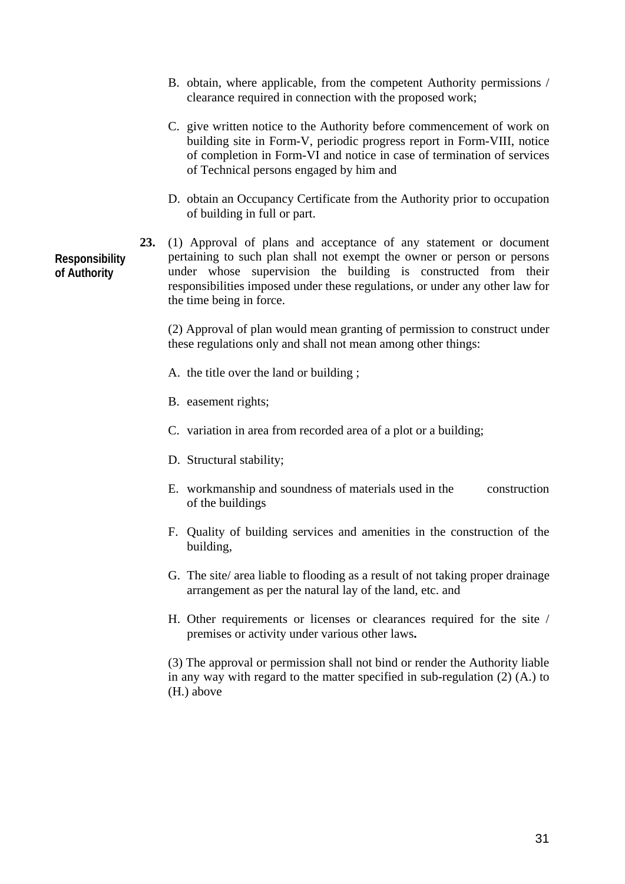B. obtain, where applicable, from the competent Authority permissions / clearance required in connection with the proposed work;

C. give written notice to the Authority before commencement of work on building site in Form-V, periodic progress report in Form-VIII, notice of completion in Form-VI and notice in case of termination of services of Technical persons engaged by him and

D. obtain an Occupancy Certificate from the Authority prior to occupation of building in full or part.

**Responsibility of Authority**

**23.** (1) Approval of plans and acceptance of any statement or document pertaining to such plan shall not exempt the owner or person or persons under whose supervision the building is constructed from their responsibilities imposed under these regulations, or under any other law for the time being in force.

(2) Approval of plan would mean granting of permission to construct under these regulations only and shall not mean among other things:

A. the title over the land or building ;

B. easement rights;

C. variation in area from recorded area of a plot or a building;

D. Structural stability;

E. workmanship and soundness of materials used in the construction of the buildings

F. Quality of building services and amenities in the construction of the building,

G. The site/ area liable to flooding as a result of not taking proper drainage arrangement as per the natural lay of the land, etc. and

H. Other requirements or licenses or clearances required for the site / premises or activity under various other laws**.**

(3) The approval or permission shall not bind or render the Authority liable in any way with regard to the matter specified in sub-regulation (2) (A.) to (H.) above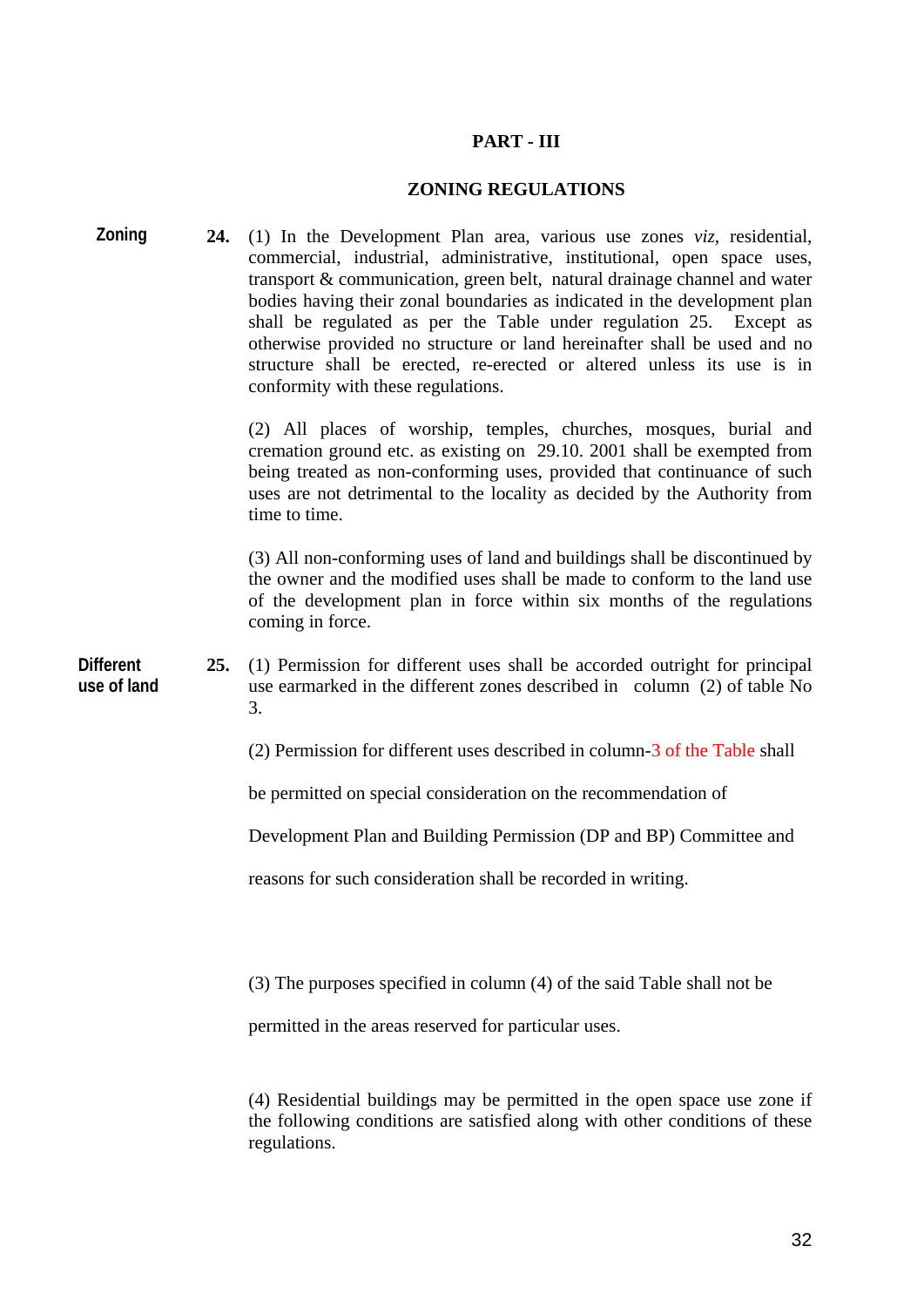## PART - III

## ZONING REGULATIONS

**Zoning**

**24.** (1) In the Development Plan area, various use zones *viz*, residential, commercial, industrial, administrative, institutional, open space uses, transport & communication, green belt, natural drainage channel and water bodies having their zonal boundaries as indicated in the development plan shall be regulated as per the Table under regulation 25. Except as otherwise provided no structure or land hereinafter shall be used and no structure shall be erected, re-erected or altered unless its use is in conformity with these regulations.

(2) All places of worship, temples, churches, mosques, burial and cremation ground etc. as existing on 29.10. 2001 shall be exempted from being treated as non-conforming uses, provided that continuance of such uses are not detrimental to the locality as decided by the Authority from time to time.

(3) All non-conforming uses of land and buildings shall be discontinued by the owner and the modified uses shall be made to conform to the land use of the development plan in force within six months of the regulations coming in force.

**Different use of land**

**25.** (1) Permission for different uses shall be accorded outright for principal use earmarked in the different zones described in column (2) of table No 3.

(2) Permission for different uses described in column-3 of the Table shall be permitted on special consideration on the recommendation of Development Plan and Building Permission (DP and BP) Committee and reasons for such consideration shall be recorded in writing.

(3) The purposes specified in column (4) of the said Table shall not be permitted in the areas reserved for particular uses.

(4) Residential buildings may be permitted in the open space use zone if the following conditions are satisfied along with other conditions of these regulations.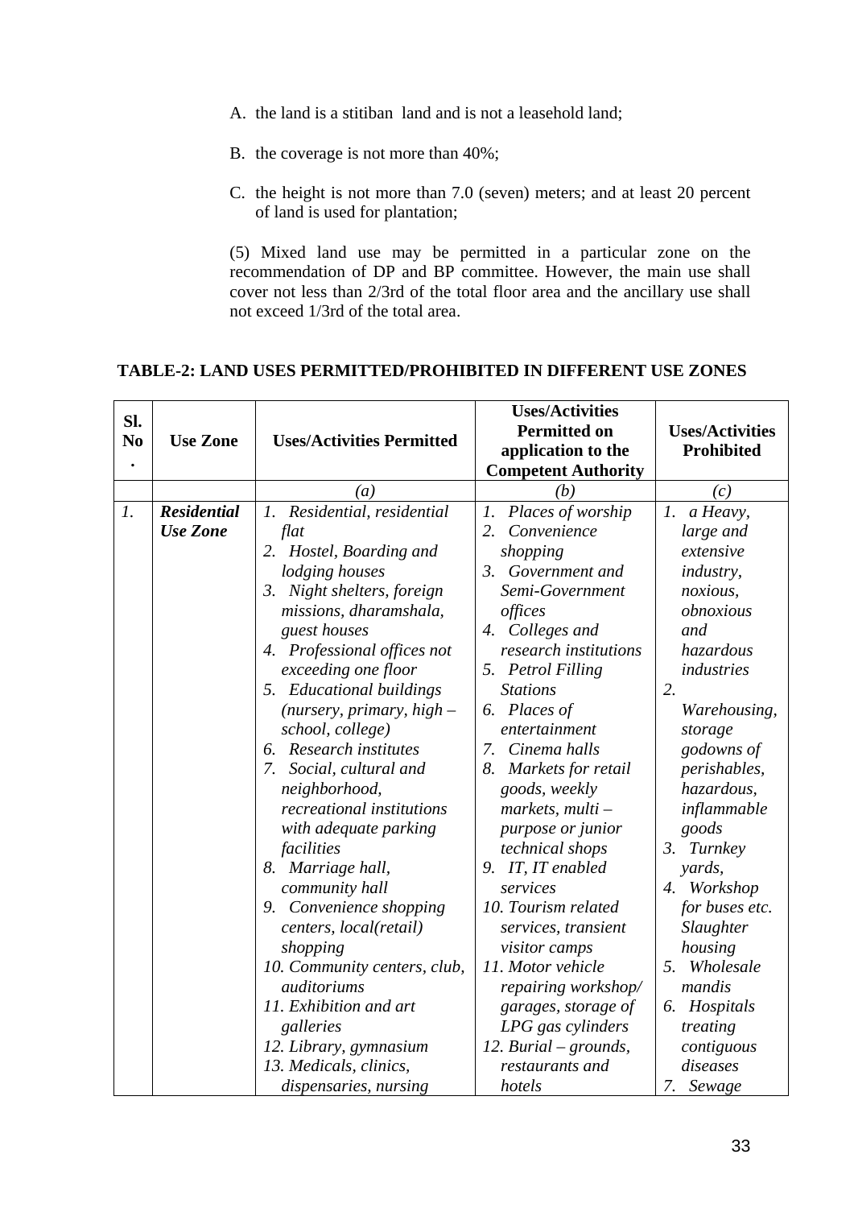A. the land is a stitiban land and is not a leasehold land;

B. the coverage is not more than 40%;

C. the height is not more than 7.0 (seven) meters; and at least 20 percent of land is used for plantation;

(5) Mixed land use may be permitted in a particular zone on the recommendation of DP and BP committee. However, the main use shall cover not less than 2/3rd of the total floor area and the ancillary use shall not exceed 1/3rd of the total area.

**TABLE-2: LAND USES PERMITTED/PROHIBITED IN DIFFERENT USE ZONES**

| Sl. No. | Use Zone | Uses/Activities Permitted | Uses/Activities Permitted on application to the Competent Authority | Uses/Activities Prohibited |
|---|---|---|---|---|
| | | *(a)* | *(b)* | *(c)* |
| *1.* | ***Residential Use Zone*** | *1. Residential, residential flat*<br>*2. Hostel, Boarding and lodging houses*<br>*3. Night shelters, foreign missions, dharamshala, guest houses*<br>*4. Professional offices not exceeding one floor*<br>*5. Educational buildings (nursery, primary, high – school, college)*<br>*6. Research institutes*<br>*7. Social, cultural and neighborhood, recreational institutions with adequate parking facilities*<br>*8. Marriage hall, community hall*<br>*9. Convenience shopping centers, local(retail) shopping*<br>*10. Community centers, club, auditoriums*<br>*11. Exhibition and art galleries*<br>*12. Library, gymnasium*<br>*13. Medicals, clinics, dispensaries, nursing* | *1. Places of worship*<br>*2. Convenience shopping*<br>*3. Government and Semi-Government offices*<br>*4. Colleges and research institutions*<br>*5. Petrol Filling Stations*<br>*6. Places of entertainment*<br>*7. Cinema halls*<br>*8. Markets for retail goods, weekly markets, multi – purpose or junior technical shops*<br>*9. IT, IT enabled services*<br>*10. Tourism related services, transient visitor camps*<br>*11. Motor vehicle repairing workshop/ garages, storage of LPG gas cylinders*<br>*12. Burial – grounds, restaurants and hotels* | *1. a Heavy, large and extensive industry, noxious, obnoxious and hazardous industries*<br>*2. Warehousing, storage godowns of perishables, hazardous, inflammable goods*<br>*3. Turnkey yards,*<br>*4. Workshop for buses etc. Slaughter housing*<br>*5. Wholesale mandis*<br>*6. Hospitals treating contiguous diseases*<br>*7. Sewage* |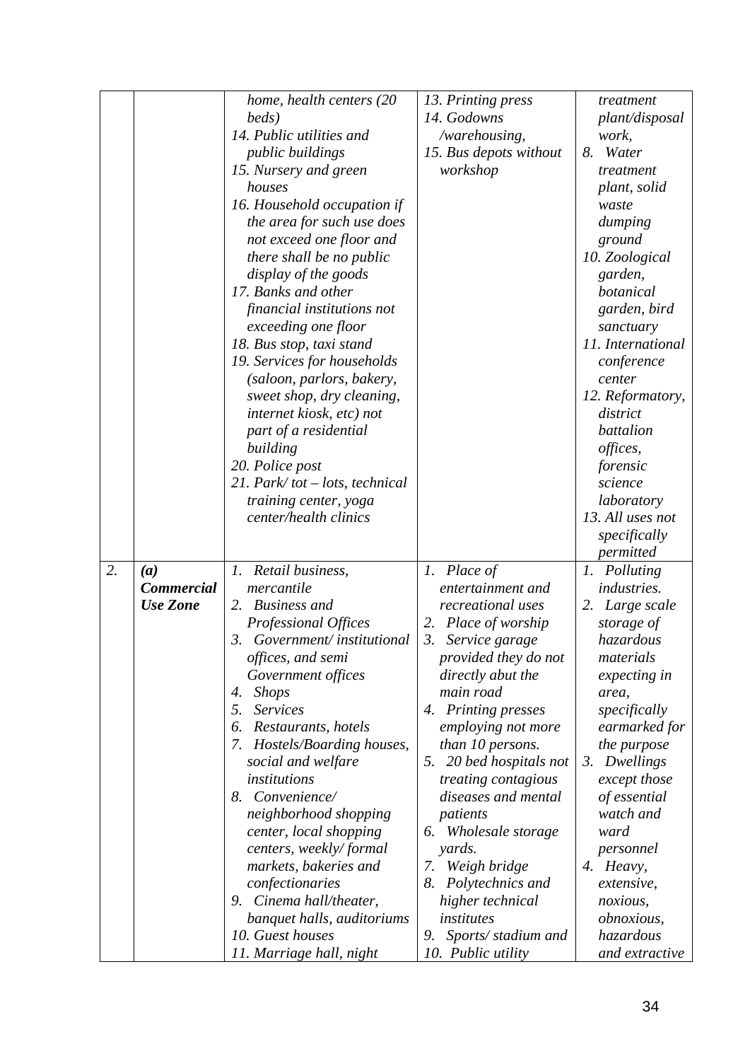| | | | | |
|---|---|---|---|---|
| | | *home, health centers (20 beds)*<br>*14. Public utilities and public buildings*<br>*15. Nursery and green houses*<br>*16. Household occupation if the area for such use does not exceed one floor and there shall be no public display of the goods*<br>*17. Banks and other financial institutions not exceeding one floor*<br>*18. Bus stop, taxi stand*<br>*19. Services for households (saloon, parlors, bakery, sweet shop, dry cleaning, internet kiosk, etc) not part of a residential building*<br>*20. Police post*<br>*21. Park/ tot – lots, technical training center, yoga center/health clinics* | *13. Printing press*<br>*14. Godowns /warehousing,*<br>*15. Bus depots without workshop* | *treatment plant/disposal work,*<br>*8. Water treatment plant, solid waste dumping ground*<br>*10. Zoological garden, botanical garden, bird sanctuary*<br>*11. International conference center*<br>*12. Reformatory, district battalion offices, forensic science laboratory*<br>*13. All uses not specifically permitted* |
| *2.* | ***(a) Commercial Use Zone*** | *1. Retail business, mercantile*<br>*2. Business and Professional Offices*<br>*3. Government/ institutional offices, and semi Government offices*<br>*4. Shops*<br>*5. Services*<br>*6. Restaurants, hotels*<br>*7. Hostels/Boarding houses, social and welfare institutions*<br>*8. Convenience/ neighborhood shopping center, local shopping centers, weekly/ formal markets, bakeries and confectionaries*<br>*9. Cinema hall/theater, banquet halls, auditoriums*<br>*10. Guest houses*<br>*11. Marriage hall, night* | *1. Place of entertainment and recreational uses*<br>*2. Place of worship*<br>*3. Service garage provided they do not directly abut the main road*<br>*4. Printing presses employing not more than 10 persons.*<br>*5. 20 bed hospitals not treating contagious diseases and mental patients*<br>*6. Wholesale storage yards.*<br>*7. Weigh bridge*<br>*8. Polytechnics and higher technical institutes*<br>*9. Sports/ stadium and*<br>*10. Public utility* | *1. Polluting industries.*<br>*2. Large scale storage of hazardous materials expecting in area, specifically earmarked for the purpose*<br>*3. Dwellings except those of essential watch and ward personnel*<br>*4. Heavy, extensive, noxious, obnoxious, hazardous and extractive* |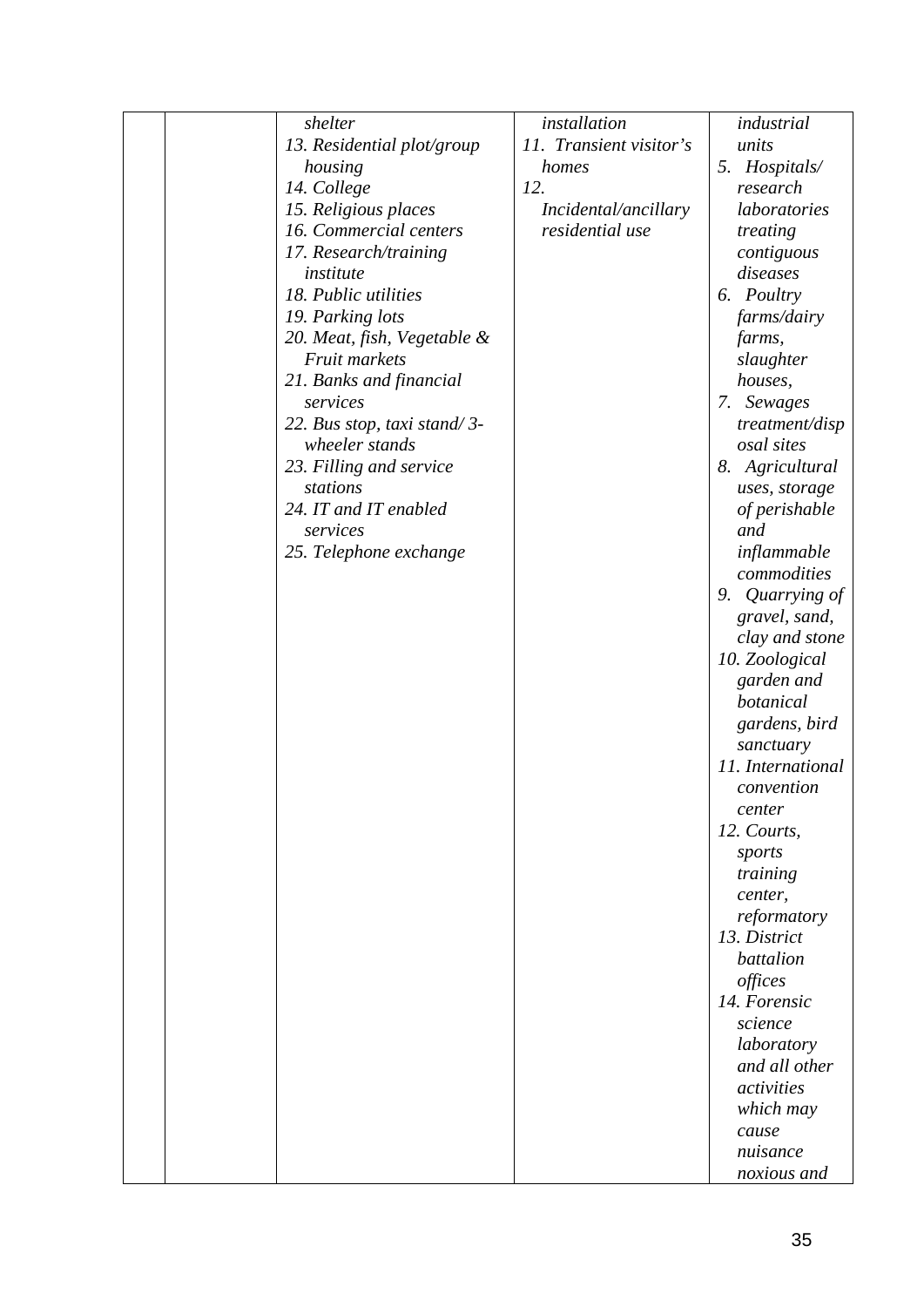| | | *shelter*<br>*13. Residential plot/group housing*<br>*14. College*<br>*15. Religious places*<br>*16. Commercial centers*<br>*17. Research/training institute*<br>*18. Public utilities*<br>*19. Parking lots*<br>*20. Meat, fish, Vegetable & Fruit markets*<br>*21. Banks and financial services*<br>*22. Bus stop, taxi stand/ 3-wheeler stands*<br>*23. Filling and service stations*<br>*24. IT and IT enabled services*<br>*25. Telephone exchange* | *installation*<br>*11. Transient visitor's homes*<br>*12. Incidental/ancillary residential use* | *industrial units*<br>*5. Hospitals/ research laboratories treating contiguous diseases*<br>*6. Poultry farms/dairy farms, slaughter houses,*<br>*7. Sewages treatment/disposal sites*<br>*8. Agricultural uses, storage of perishable and inflammable commodities*<br>*9. Quarrying of gravel, sand, clay and stone*<br>*10. Zoological garden and botanical gardens, bird sanctuary*<br>*11. International convention center*<br>*12. Courts, sports training center, reformatory*<br>*13. District battalion offices*<br>*14. Forensic science laboratory and all other activities which may cause nuisance noxious and* |
|---|---|---|---|---|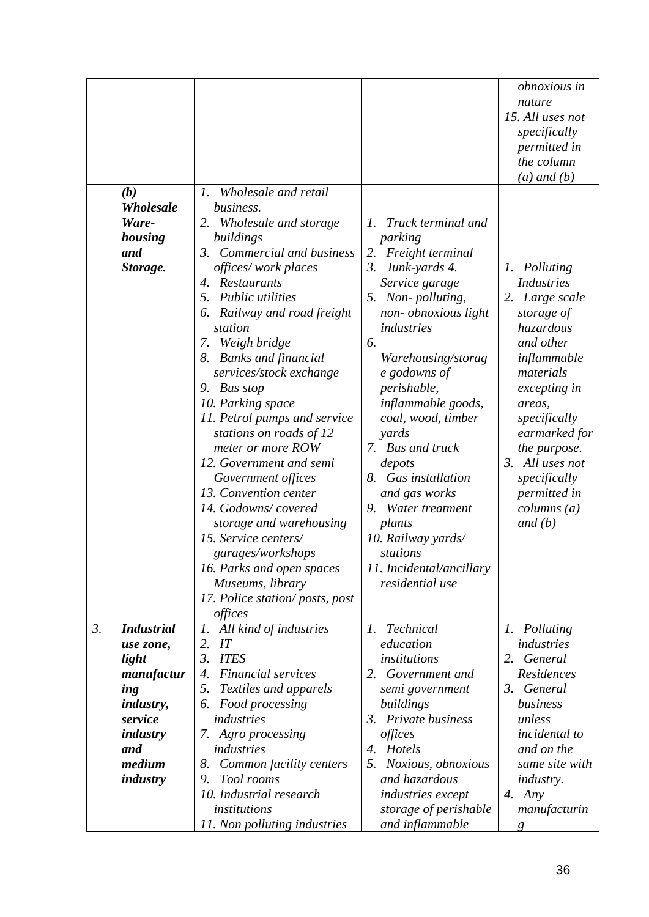| | | | | |
|---|---|---|---|---|
| | | | | *obnoxious in nature*<br>*15. All uses not specifically permitted in the column (a) and (b)* |
| | ***(b) Wholesale Ware-housing and Storage.*** | *1. Wholesale and retail business.*<br>*2. Wholesale and storage buildings*<br>*3. Commercial and business offices/ work places*<br>*4. Restaurants*<br>*5. Public utilities*<br>*6. Railway and road freight station*<br>*7. Weigh bridge*<br>*8. Banks and financial services/stock exchange*<br>*9. Bus stop*<br>*10. Parking space*<br>*11. Petrol pumps and service stations on roads of 12 meter or more ROW*<br>*12. Government and semi Government offices*<br>*13. Convention center*<br>*14. Godowns/ covered storage and warehousing*<br>*15. Service centers/ garages/workshops*<br>*16. Parks and open spaces Museums, library*<br>*17. Police station/ posts, post offices* | *1. Truck terminal and parking*<br>*2. Freight terminal*<br>*3. Junk-yards 4. Service garage*<br>*5. Non- polluting, non- obnoxious light industries*<br>*6. Warehousing/storage godowns of perishable, inflammable goods, coal, wood, timber yards*<br>*7. Bus and truck depots*<br>*8. Gas installation and gas works*<br>*9. Water treatment plants*<br>*10. Railway yards/ stations*<br>*11. Incidental/ancillary residential use* | *1. Polluting Industries*<br>*2. Large scale storage of hazardous and other inflammable materials excepting in areas, specifically earmarked for the purpose.*<br>*3. All uses not specifically permitted in columns (a) and (b)* |
| *3.* | ***Industrial use zone, light manufacturing industry, service industry and medium industry*** | *1. All kind of industries*<br>*2. IT*<br>*3. ITES*<br>*4. Financial services*<br>*5. Textiles and apparels*<br>*6. Food processing industries*<br>*7. Agro processing industries*<br>*8. Common facility centers*<br>*9. Tool rooms*<br>*10. Industrial research institutions*<br>*11. Non polluting industries* | *1. Technical education institutions*<br>*2. Government and semi government buildings*<br>*3. Private business offices*<br>*4. Hotels*<br>*5. Noxious, obnoxious and hazardous industries except storage of perishable and inflammable* | *1. Polluting industries*<br>*2. General Residences*<br>*3. General business unless incidental to and on the same site with industry.*<br>*4. Any manufacturing* |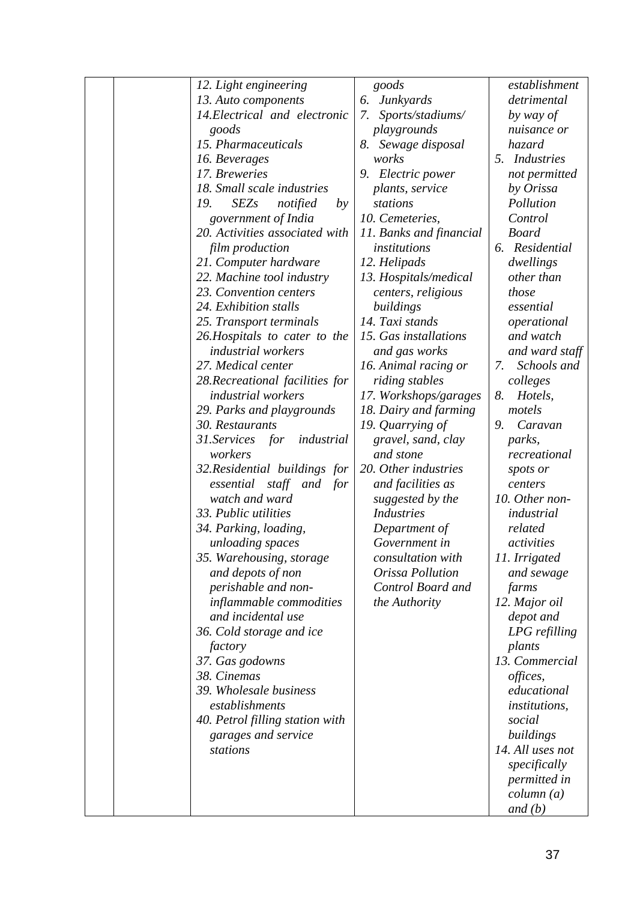| | | 12. Light engineering<br>13. Auto components<br>14.Electrical and electronic goods<br>15. Pharmaceuticals<br>16. Beverages<br>17. Breweries<br>18. Small scale industries<br>19. SEZs notified by government of India<br>20. Activities associated with film production<br>21. Computer hardware<br>22. Machine tool industry<br>23. Convention centers<br>24. Exhibition stalls<br>25. Transport terminals<br>26.Hospitals to cater to the industrial workers<br>27. Medical center<br>28.Recreational facilities for industrial workers<br>29. Parks and playgrounds<br>30. Restaurants<br>31.Services for industrial workers<br>32.Residential buildings for essential staff and for watch and ward<br>33. Public utilities<br>34. Parking, loading, unloading spaces<br>35. Warehousing, storage and depots of non perishable and non-inflammable commodities and incidental use<br>36. Cold storage and ice factory<br>37. Gas godowns<br>38. Cinemas<br>39. Wholesale business establishments<br>40. Petrol filling station with garages and service stations | goods<br>6. Junkyards<br>7. Sports/stadiums/ playgrounds<br>8. Sewage disposal works<br>9. Electric power plants, service stations<br>10. Cemeteries,<br>11. Banks and financial institutions<br>12. Helipads<br>13. Hospitals/medical centers, religious buildings<br>14. Taxi stands<br>15. Gas installations and gas works<br>16. Animal racing or riding stables<br>17. Workshops/garages<br>18. Dairy and farming<br>19. Quarrying of gravel, sand, clay and stone<br>20. Other industries and facilities as suggested by the Industries Department of Government in consultation with Orissa Pollution Control Board and the Authority | establishment detrimental by way of nuisance or hazard<br>5. Industries not permitted by Orissa Pollution Control Board<br>6. Residential dwellings other than those essential operational and watch and ward staff<br>7. Schools and colleges<br>8. Hotels, motels<br>9. Caravan parks, recreational spots or centers<br>10. Other non-industrial related activities<br>11. Irrigated and sewage farms<br>12. Major oil depot and LPG refilling plants<br>13. Commercial offices, educational institutions, social buildings<br>14. All uses not specifically permitted in column (a) and (b) |
|---|---|---|---|---|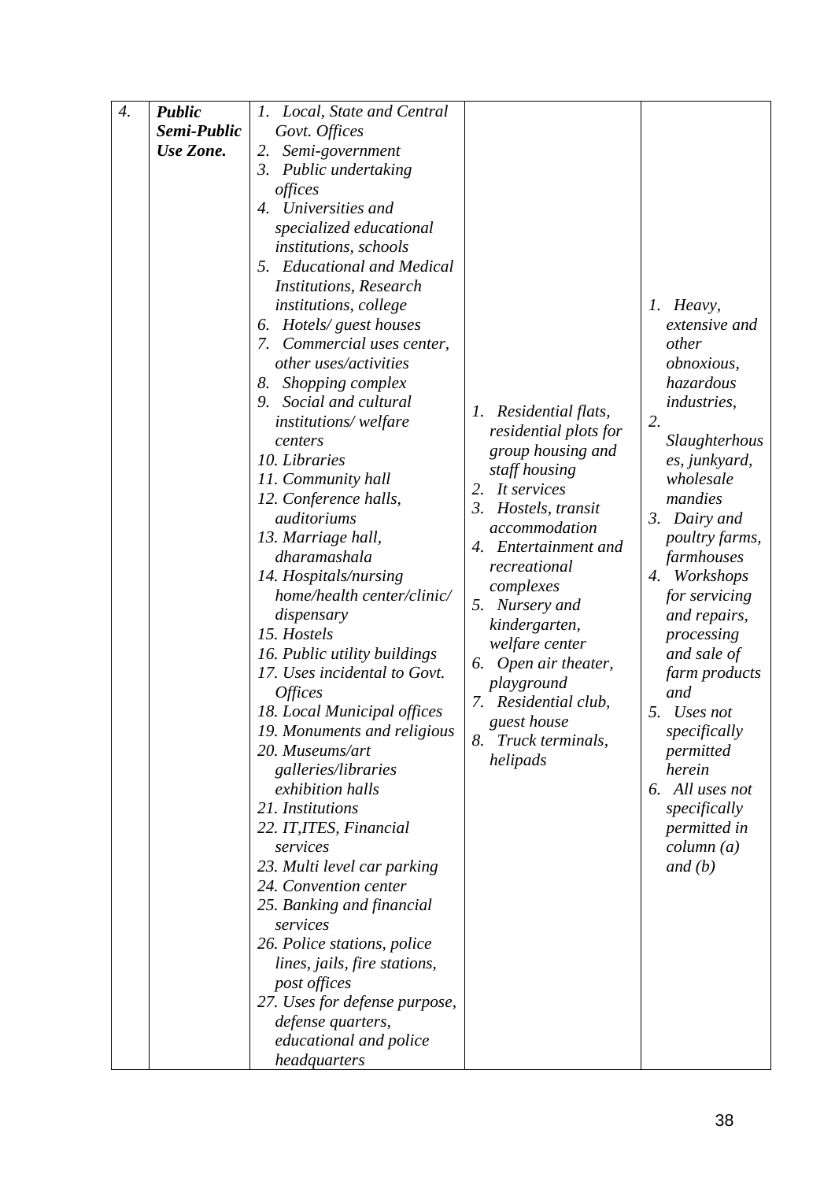| *4.* | ***Public Semi-Public Use Zone.*** | *1. Local, State and Central Govt. Offices*<br>*2. Semi-government*<br>*3. Public undertaking offices*<br>*4. Universities and specialized educational institutions, schools*<br>*5. Educational and Medical Institutions, Research institutions, college*<br>*6. Hotels/ guest houses*<br>*7. Commercial uses center, other uses/activities*<br>*8. Shopping complex*<br>*9. Social and cultural institutions/ welfare centers*<br>*10. Libraries*<br>*11. Community hall*<br>*12. Conference halls, auditoriums*<br>*13. Marriage hall, dharamashala*<br>*14. Hospitals/nursing home/health center/clinic/ dispensary*<br>*15. Hostels*<br>*16. Public utility buildings*<br>*17. Uses incidental to Govt. Offices*<br>*18. Local Municipal offices*<br>*19. Monuments and religious*<br>*20. Museums/art galleries/libraries exhibition halls*<br>*21. Institutions*<br>*22. IT,ITES, Financial services*<br>*23. Multi level car parking*<br>*24. Convention center*<br>*25. Banking and financial services*<br>*26. Police stations, police lines, jails, fire stations, post offices*<br>*27. Uses for defense purpose, defense quarters, educational and police headquarters* | *1. Residential flats, residential plots for group housing and staff housing*<br>*2. It services*<br>*3. Hostels, transit accommodation*<br>*4. Entertainment and recreational complexes*<br>*5. Nursery and kindergarten, welfare center*<br>*6. Open air theater, playground*<br>*7. Residential club, guest house*<br>*8. Truck terminals, helipads* | *1. Heavy, extensive and other obnoxious, hazardous industries,*<br>*2. Slaughterhouses, junkyard, wholesale mandies*<br>*3. Dairy and poultry farms, farmhouses*<br>*4. Workshops for servicing and repairs, processing and sale of farm products and*<br>*5. Uses not specifically permitted herein*<br>*6. All uses not specifically permitted in column (a) and (b)* |
|---|---|---|---|---|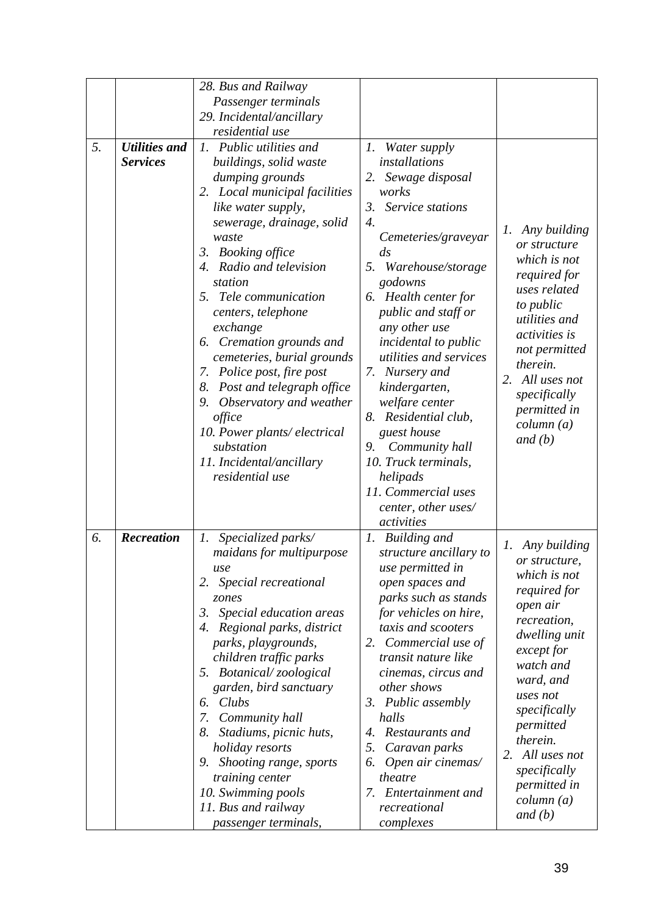| | | | | |
|---|---|---|---|---|
| | | *28. Bus and Railway Passenger terminals*<br>*29. Incidental/ancillary residential use* | | |
| *5.* | ***Utilities and Services*** | *1. Public utilities and buildings, solid waste dumping grounds*<br>*2. Local municipal facilities like water supply, sewerage, drainage, solid waste*<br>*3. Booking office*<br>*4. Radio and television station*<br>*5. Tele communication centers, telephone exchange*<br>*6. Cremation grounds and cemeteries, burial grounds*<br>*7. Police post, fire post*<br>*8. Post and telegraph office*<br>*9. Observatory and weather office*<br>*10. Power plants/ electrical substation*<br>*11. Incidental/ancillary residential use* | *1. Water supply installations*<br>*2. Sewage disposal works*<br>*3. Service stations*<br>*4. Cemeteries/graveyards*<br>*5. Warehouse/storage godowns*<br>*6. Health center for public and staff or any other use incidental to public utilities and services*<br>*7. Nursery and kindergarten, welfare center*<br>*8. Residential club, guest house*<br>*9. Community hall*<br>*10. Truck terminals, helipads*<br>*11. Commercial uses center, other uses/ activities* | *1. Any building or structure which is not required for uses related to public utilities and activities is not permitted therein.*<br>*2. All uses not specifically permitted in column (a) and (b)* |
| *6.* | ***Recreation*** | *1. Specialized parks/ maidans for multipurpose use*<br>*2. Special recreational zones*<br>*3. Special education areas*<br>*4. Regional parks, district parks, playgrounds, children traffic parks*<br>*5. Botanical/ zoological garden, bird sanctuary*<br>*6. Clubs*<br>*7. Community hall*<br>*8. Stadiums, picnic huts, holiday resorts*<br>*9. Shooting range, sports training center*<br>*10. Swimming pools*<br>*11. Bus and railway passenger terminals,* | *1. Building and structure ancillary to use permitted in open spaces and parks such as stands for vehicles on hire, taxis and scooters*<br>*2. Commercial use of transit nature like cinemas, circus and other shows*<br>*3. Public assembly halls*<br>*4. Restaurants and*<br>*5. Caravan parks*<br>*6. Open air cinemas/ theatre*<br>*7. Entertainment and recreational complexes* | *1. Any building or structure, which is not required for open air recreation, dwelling unit except for watch and ward, and uses not specifically permitted therein.*<br>*2. All uses not specifically permitted in column (a) and (b)* |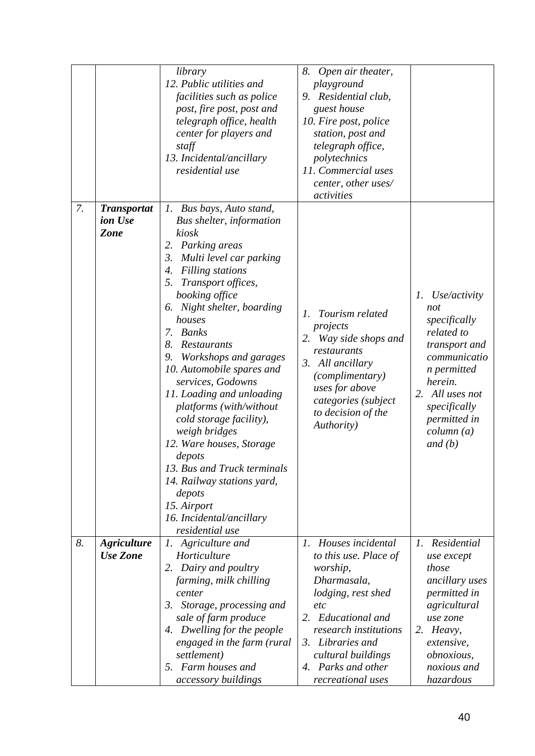| | | | | |
|---|---|---|---|---|
| | | *library*<br>*12. Public utilities and facilities such as police post, fire post, post and telegraph office, health center for players and staff*<br>*13. Incidental/ancillary residential use* | *8. Open air theater, playground*<br>*9. Residential club, guest house*<br>*10. Fire post, police station, post and telegraph office, polytechnics*<br>*11. Commercial uses center, other uses/ activities* | |
| *7.* | ***Transportation Use Zone*** | *1. Bus bays, Auto stand, Bus shelter, information kiosk*<br>*2. Parking areas*<br>*3. Multi level car parking*<br>*4. Filling stations*<br>*5. Transport offices, booking office*<br>*6. Night shelter, boarding houses*<br>*7. Banks*<br>*8. Restaurants*<br>*9. Workshops and garages*<br>*10. Automobile spares and services, Godowns*<br>*11. Loading and unloading platforms (with/without cold storage facility), weigh bridges*<br>*12. Ware houses, Storage depots*<br>*13. Bus and Truck terminals*<br>*14. Railway stations yard, depots*<br>*15. Airport*<br>*16. Incidental/ancillary residential use* | *1. Tourism related projects*<br>*2. Way side shops and restaurants*<br>*3. All ancillary (complimentary) uses for above categories (subject to decision of the Authority)* | *1. Use/activity not specifically related to transport and communication permitted herein.*<br>*2. All uses not specifically permitted in column (a) and (b)* |
| *8.* | ***Agriculture Use Zone*** | *1. Agriculture and Horticulture*<br>*2. Dairy and poultry farming, milk chilling center*<br>*3. Storage, processing and sale of farm produce*<br>*4. Dwelling for the people engaged in the farm (rural settlement)*<br>*5. Farm houses and accessory buildings* | *1. Houses incidental to this use. Place of worship, Dharmasala, lodging, rest shed etc*<br>*2. Educational and research institutions*<br>*3. Libraries and cultural buildings*<br>*4. Parks and other recreational uses* | *1. Residential use except those ancillary uses permitted in agricultural use zone*<br>*2. Heavy, extensive, obnoxious, noxious and hazardous* |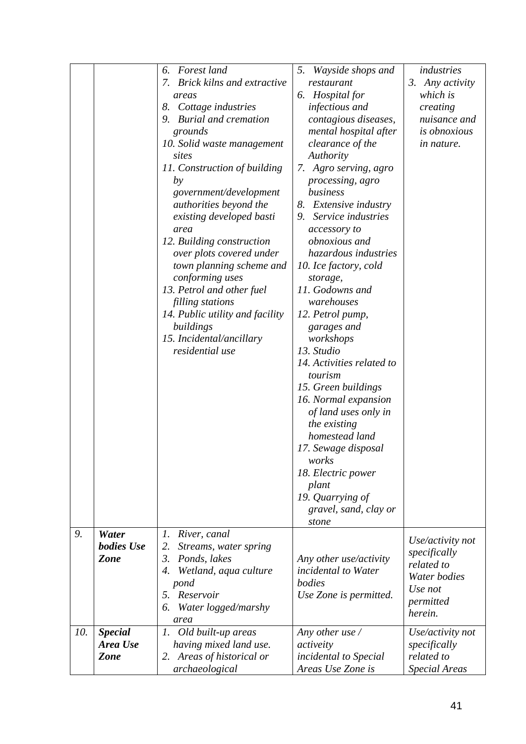| | | | | |
|---|---|---|---|---|
| | | *6. Forest land*<br>*7. Brick kilns and extractive areas*<br>*8. Cottage industries*<br>*9. Burial and cremation grounds*<br>*10. Solid waste management sites*<br>*11. Construction of building by government/development authorities beyond the existing developed basti area*<br>*12. Building construction over plots covered under town planning scheme and conforming uses*<br>*13. Petrol and other fuel filling stations*<br>*14. Public utility and facility buildings*<br>*15. Incidental/ancillary residential use* | *5. Wayside shops and restaurant*<br>*6. Hospital for infectious and contagious diseases, mental hospital after clearance of the Authority*<br>*7. Agro serving, agro processing, agro business*<br>*8. Extensive industry*<br>*9. Service industries accessory to obnoxious and hazardous industries*<br>*10. Ice factory, cold storage,*<br>*11. Godowns and warehouses*<br>*12. Petrol pump, garages and workshops*<br>*13. Studio*<br>*14. Activities related to tourism*<br>*15. Green buildings*<br>*16. Normal expansion of land uses only in the existing homestead land*<br>*17. Sewage disposal works*<br>*18. Electric power plant*<br>*19. Quarrying of gravel, sand, clay or stone* | *industries*<br>*3. Any activity which is creating nuisance and is obnoxious in nature.* |
| *9.* | ***Water bodies Use Zone*** | *1. River, canal*<br>*2. Streams, water spring*<br>*3. Ponds, lakes*<br>*4. Wetland, aqua culture pond*<br>*5. Reservoir*<br>*6. Water logged/marshy area* | *Any other use/activity incidental to Water bodies Use Zone is permitted.* | *Use/activity not specifically related to Water bodies Use not permitted herein.* |
| *10.* | ***Special Area Use Zone*** | *1. Old built-up areas having mixed land use.*<br>*2. Areas of historical or archaeological* | *Any other use / activeity incidental to Special Areas Use Zone is* | *Use/activity not specifically related to Special Areas* |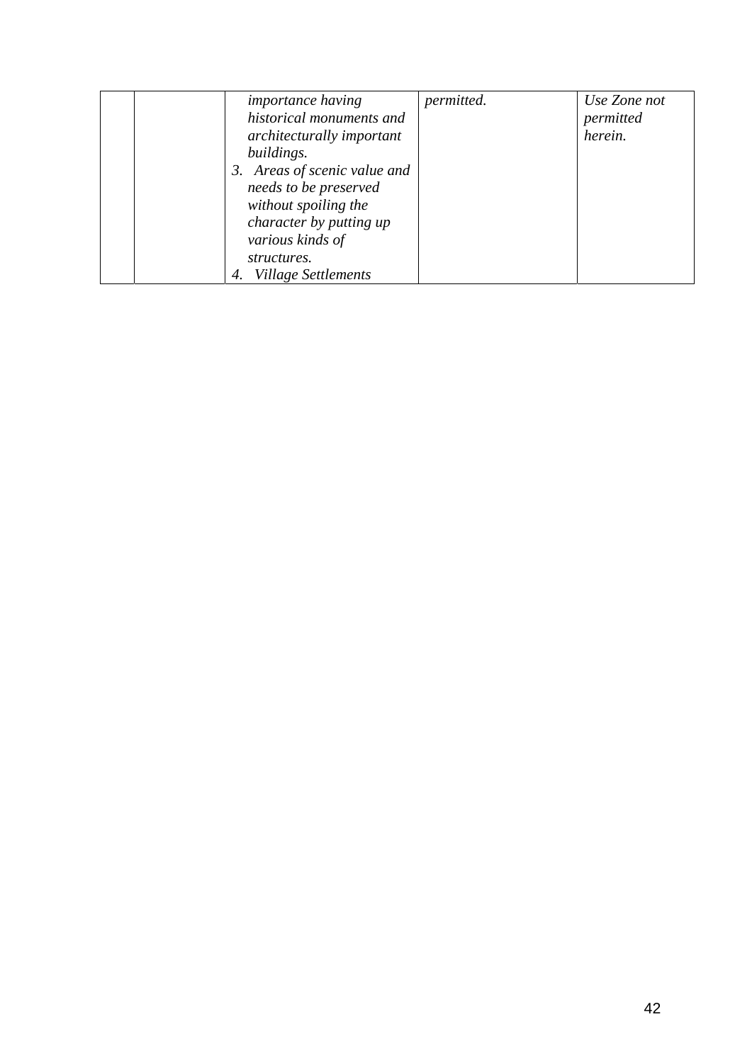| | | | | |
|---|---|---|---|---|
| | | *importance having historical monuments and architecturally important buildings.*<br>*3. Areas of scenic value and needs to be preserved without spoiling the character by putting up various kinds of structures.*<br>*4. Village Settlements* | *permitted.* | *Use Zone not permitted herein.* |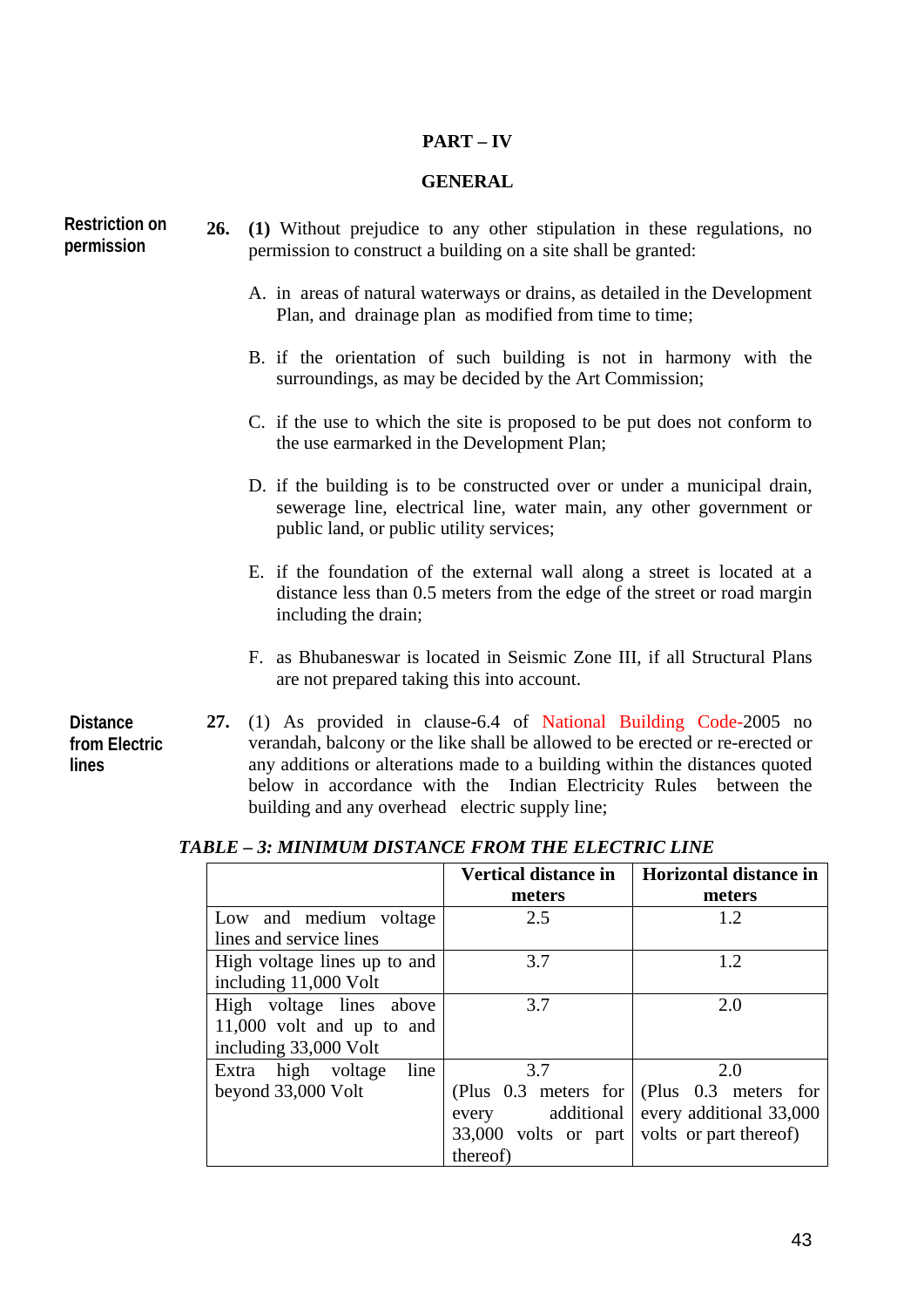## PART – IV

## GENERAL

**Restriction on permission**

**26.** **(1)** Without prejudice to any other stipulation in these regulations, no permission to construct a building on a site shall be granted:

A. in areas of natural waterways or drains, as detailed in the Development Plan, and drainage plan as modified from time to time;

B. if the orientation of such building is not in harmony with the surroundings, as may be decided by the Art Commission;

C. if the use to which the site is proposed to be put does not conform to the use earmarked in the Development Plan;

D. if the building is to be constructed over or under a municipal drain, sewerage line, electrical line, water main, any other government or public land, or public utility services;

E. if the foundation of the external wall along a street is located at a distance less than 0.5 meters from the edge of the street or road margin including the drain;

F. as Bhubaneswar is located in Seismic Zone III, if all Structural Plans are not prepared taking this into account.

**Distance from Electric lines**

**27.** (1) As provided in clause-6.4 of National Building Code-2005 no verandah, balcony or the like shall be allowed to be erected or re-erected or any additions or alterations made to a building within the distances quoted below in accordance with the Indian Electricity Rules between the building and any overhead electric supply line;

***TABLE – 3: MINIMUM DISTANCE FROM THE ELECTRIC LINE***

| | **Vertical distance in meters** | **Horizontal distance in meters** |
|---|---|---|
| Low and medium voltage lines and service lines | 2.5 | 1.2 |
| High voltage lines up to and including 11,000 Volt | 3.7 | 1.2 |
| High voltage lines above 11,000 volt and up to and including 33,000 Volt | 3.7 | 2.0 |
| Extra high voltage line beyond 33,000 Volt | 3.7 (Plus 0.3 meters for every additional 33,000 volts or part thereof) | 2.0 (Plus 0.3 meters for every additional 33,000 volts or part thereof) |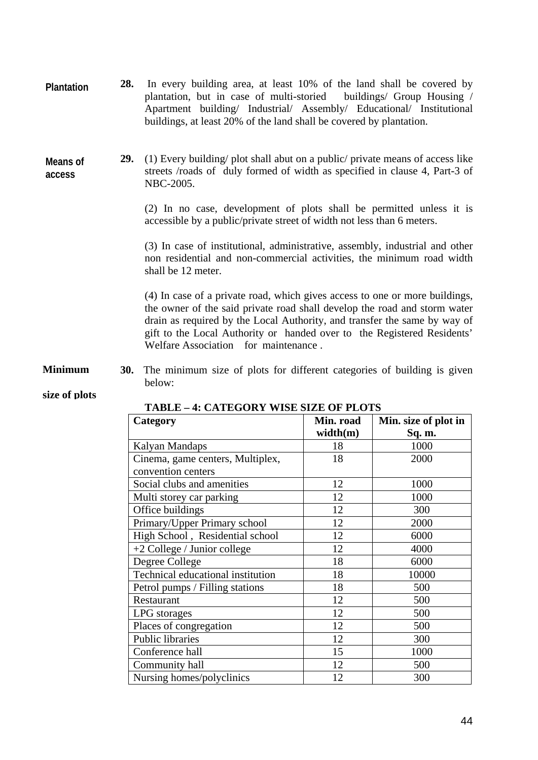**Plantation**

**28.** In every building area, at least 10% of the land shall be covered by plantation, but in case of multi-storied buildings/ Group Housing / Apartment building/ Industrial/ Assembly/ Educational/ Institutional buildings, at least 20% of the land shall be covered by plantation.

**Means of access**

**29.** (1) Every building/ plot shall abut on a public/ private means of access like streets /roads of duly formed of width as specified in clause 4, Part-3 of NBC-2005.

(2) In no case, development of plots shall be permitted unless it is accessible by a public/private street of width not less than 6 meters.

(3) In case of institutional, administrative, assembly, industrial and other non residential and non-commercial activities, the minimum road width shall be 12 meter.

(4) In case of a private road, which gives access to one or more buildings, the owner of the said private road shall develop the road and storm water drain as required by the Local Authority, and transfer the same by way of gift to the Local Authority or handed over to the Registered Residents' Welfare Association for maintenance .

**Minimum size of plots**

**30.** The minimum size of plots for different categories of building is given below:

**TABLE – 4: CATEGORY WISE SIZE OF PLOTS**

| Category | Min. road width(m) | Min. size of plot in Sq. m. |
|---|---|---|
| Kalyan Mandaps | 18 | 1000 |
| Cinema, game centers, Multiplex, convention centers | 18 | 2000 |
| Social clubs and amenities | 12 | 1000 |
| Multi storey car parking | 12 | 1000 |
| Office buildings | 12 | 300 |
| Primary/Upper Primary school | 12 | 2000 |
| High School , Residential school | 12 | 6000 |
| +2 College / Junior college | 12 | 4000 |
| Degree College | 18 | 6000 |
| Technical educational institution | 18 | 10000 |
| Petrol pumps / Filling stations | 18 | 500 |
| Restaurant | 12 | 500 |
| LPG storages | 12 | 500 |
| Places of congregation | 12 | 500 |
| Public libraries | 12 | 300 |
| Conference hall | 15 | 1000 |
| Community hall | 12 | 500 |
| Nursing homes/polyclinics | 12 | 300 |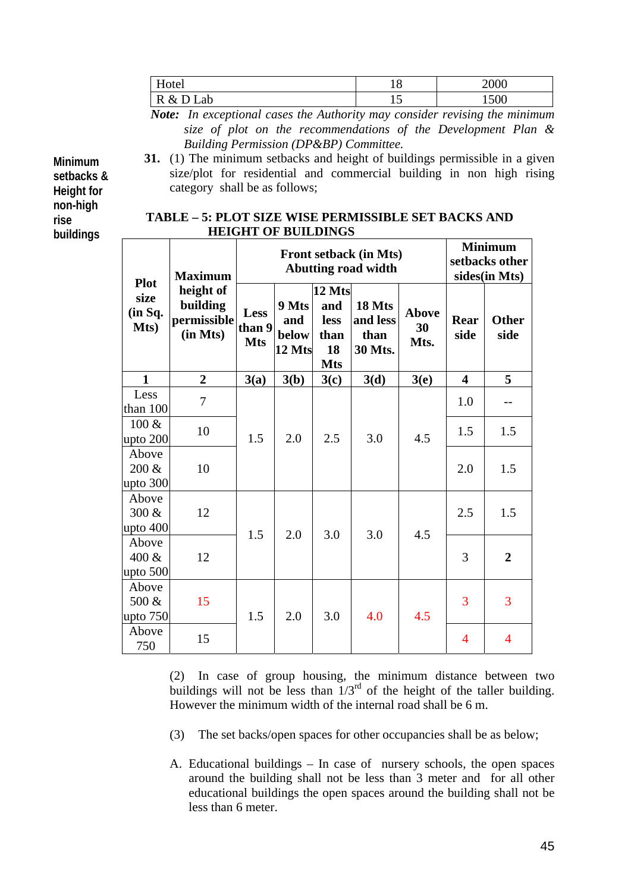| Hotel | 18 | 2000 |
|---|---|---|
| R & D Lab | 15 | 1500 |

***Note:*** *In exceptional cases the Authority may consider revising the minimum size of plot on the recommendations of the Development Plan & Building Permission (DP&BP) Committee.*

**Minimum setbacks & Height for non-high rise buildings**

**31.** (1) The minimum setbacks and height of buildings permissible in a given size/plot for residential and commercial building in non high rising category shall be as follows;

**TABLE – 5: PLOT SIZE WISE PERMISSIBLE SET BACKS AND HEIGHT OF BUILDINGS**

| Plot size (in Sq. Mts) | Maximum height of building permissible (in Mts) | Front setback (in Mts) Abutting road width | | | | | Minimum setbacks other sides(in Mts) | |
|---|---|---|---|---|---|---|---|---|
| | | Less than 9 Mts | 9 Mts and below 12 Mts | 12 Mts and less than 18 Mts | 18 Mts and less than 30 Mts. | Above 30 Mts. | Rear side | Other side |
| 1 | 2 | 3(a) | 3(b) | 3(c) | 3(d) | 3(e) | 4 | 5 |
| Less than 100 | 7 | 1.5 | 2.0 | 2.5 | 3.0 | 4.5 | 1.0 | -- |
| 100 & upto 200 | 10 | 1.5 | 2.0 | 2.5 | 3.0 | 4.5 | 1.5 | 1.5 |
| Above 200 & upto 300 | 10 | 1.5 | 2.0 | 2.5 | 3.0 | 4.5 | 2.0 | 1.5 |
| Above 300 & upto 400 | 12 | 1.5 | 2.0 | 3.0 | 3.0 | 4.5 | 2.5 | 1.5 |
| Above 400 & upto 500 | 12 | 1.5 | 2.0 | 3.0 | 3.0 | 4.5 | 3 | **2** |
| Above 500 & upto 750 | 15 | 1.5 | 2.0 | 3.0 | 4.0 | 4.5 | 3 | 3 |
| Above 750 | 15 | 1.5 | 2.0 | 3.0 | 4.0 | 4.5 | 4 | 4 |

(2) In case of group housing, the minimum distance between two buildings will not be less than 1/3rd of the height of the taller building. However the minimum width of the internal road shall be 6 m.

(3) The set backs/open spaces for other occupancies shall be as below;

A. Educational buildings – In case of nursery schools, the open spaces around the building shall not be less than 3 meter and for all other educational buildings the open spaces around the building shall not be less than 6 meter.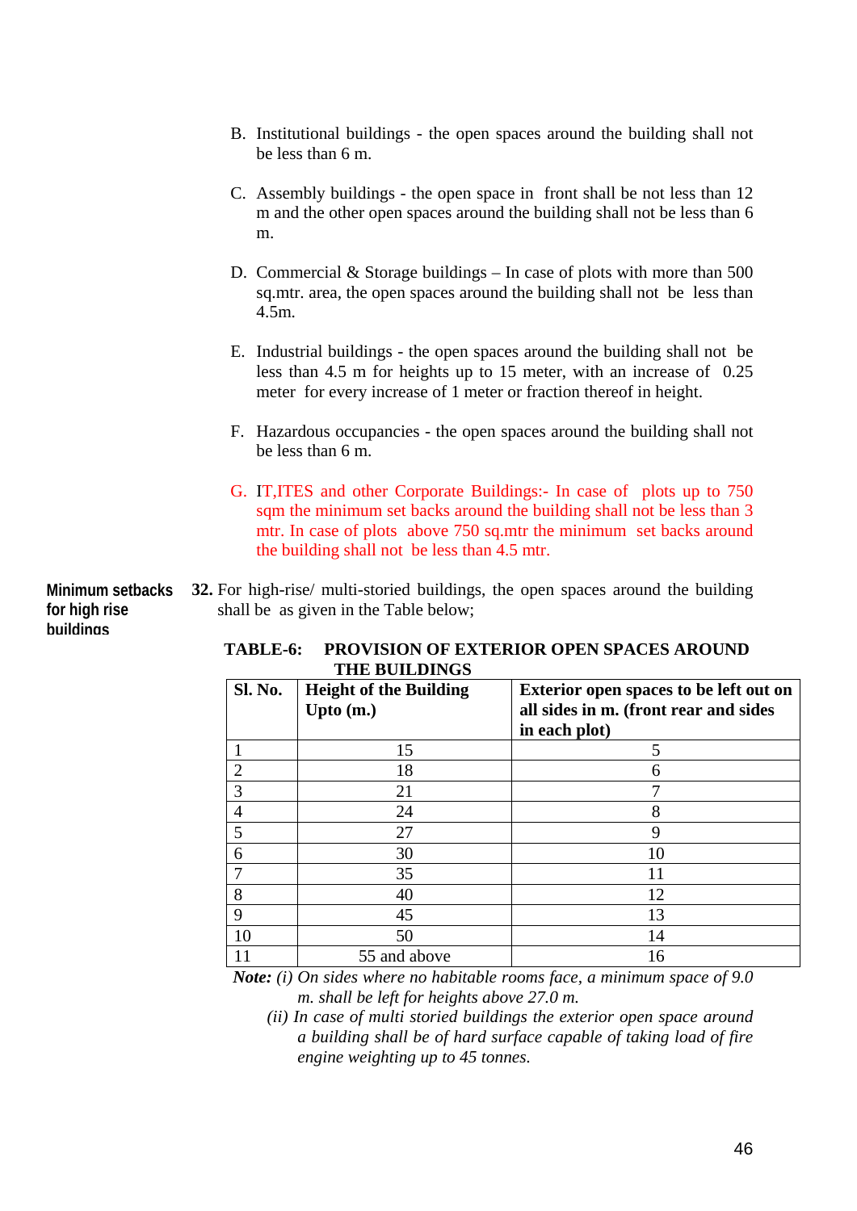B. Institutional buildings - the open spaces around the building shall not be less than 6 m.

C. Assembly buildings - the open space in front shall be not less than 12 m and the other open spaces around the building shall not be less than 6 m.

D. Commercial & Storage buildings – In case of plots with more than 500 sq.mtr. area, the open spaces around the building shall not be less than 4.5m.

E. Industrial buildings - the open spaces around the building shall not be less than 4.5 m for heights up to 15 meter, with an increase of 0.25 meter for every increase of 1 meter or fraction thereof in height.

F. Hazardous occupancies - the open spaces around the building shall not be less than 6 m.

G. IT,ITES and other Corporate Buildings:- In case of plots up to 750 sqm the minimum set backs around the building shall not be less than 3 mtr. In case of plots above 750 sq.mtr the minimum set backs around the building shall not be less than 4.5 mtr.

**Minimum setbacks for high rise buildings**

**32.** For high-rise/ multi-storied buildings, the open spaces around the building shall be as given in the Table below;

**TABLE-6: PROVISION OF EXTERIOR OPEN SPACES AROUND THE BUILDINGS**

| Sl. No. | Height of the Building Upto (m.) | Exterior open spaces to be left out on all sides in m. (front rear and sides in each plot) |
|---|---|---|
| 1 | 15 | 5 |
| 2 | 18 | 6 |
| 3 | 21 | 7 |
| 4 | 24 | 8 |
| 5 | 27 | 9 |
| 6 | 30 | 10 |
| 7 | 35 | 11 |
| 8 | 40 | 12 |
| 9 | 45 | 13 |
| 10 | 50 | 14 |
| 11 | 55 and above | 16 |

***Note:*** *(i) On sides where no habitable rooms face, a minimum space of 9.0 m. shall be left for heights above 27.0 m.*

*(ii) In case of multi storied buildings the exterior open space around a building shall be of hard surface capable of taking load of fire engine weighting up to 45 tonnes.*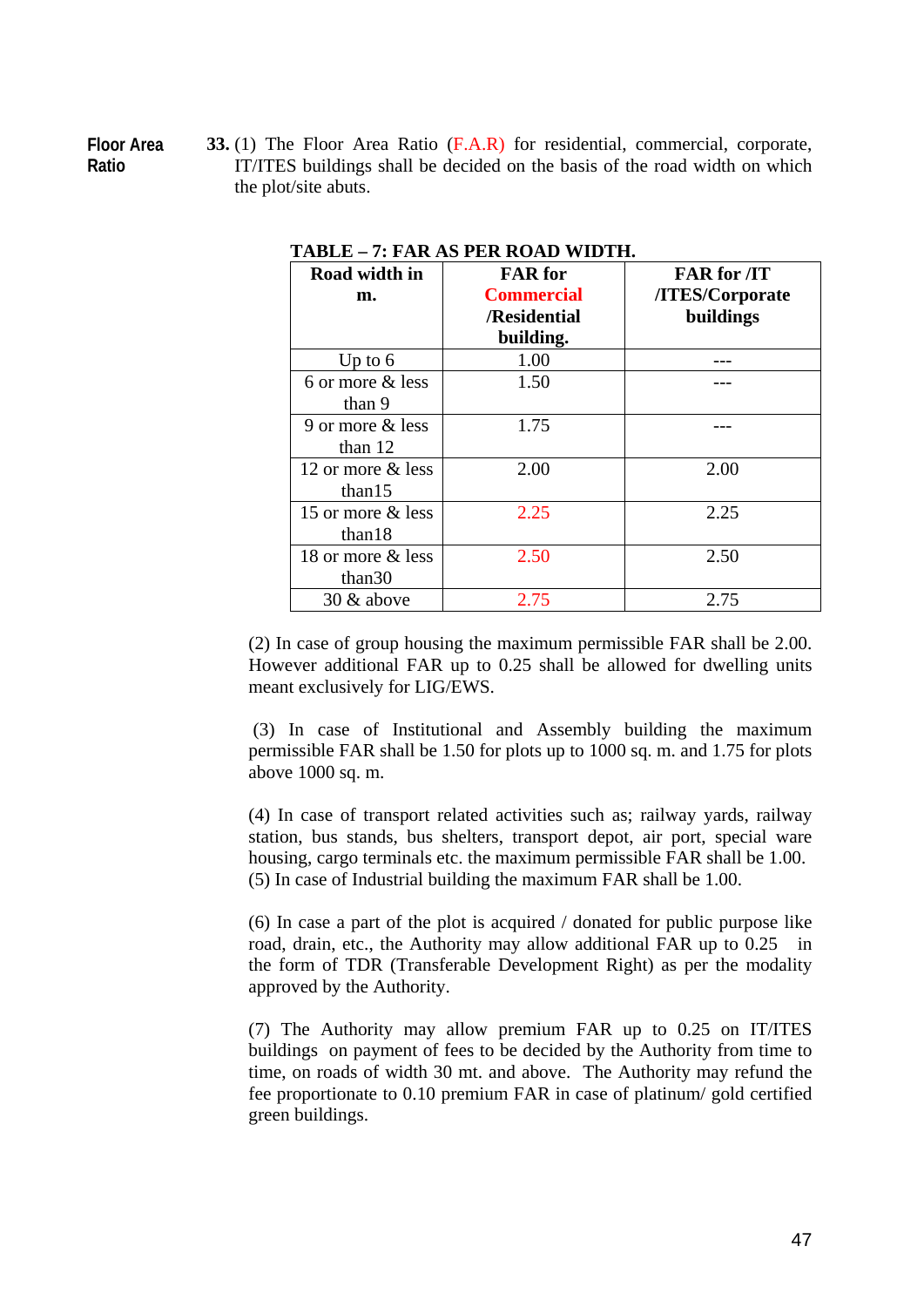**Floor Area Ratio**

**33.** (1) The Floor Area Ratio (F.A.R) for residential, commercial, corporate, IT/ITES buildings shall be decided on the basis of the road width on which the plot/site abuts.

**TABLE – 7: FAR AS PER ROAD WIDTH.**

| Road width in m. | FAR for Commercial /Residential building. | FAR for /IT /ITES/Corporate buildings |
|---|---|---|
| Up to 6 | 1.00 | --- |
| 6 or more & less than 9 | 1.50 | --- |
| 9 or more & less than 12 | 1.75 | --- |
| 12 or more & less than15 | 2.00 | 2.00 |
| 15 or more & less than18 | 2.25 | 2.25 |
| 18 or more & less than30 | 2.50 | 2.50 |
| 30 & above | 2.75 | 2.75 |

(2) In case of group housing the maximum permissible FAR shall be 2.00. However additional FAR up to 0.25 shall be allowed for dwelling units meant exclusively for LIG/EWS.

(3) In case of Institutional and Assembly building the maximum permissible FAR shall be 1.50 for plots up to 1000 sq. m. and 1.75 for plots above 1000 sq. m.

(4) In case of transport related activities such as; railway yards, railway station, bus stands, bus shelters, transport depot, air port, special ware housing, cargo terminals etc. the maximum permissible FAR shall be 1.00.
(5) In case of Industrial building the maximum FAR shall be 1.00.

(6) In case a part of the plot is acquired / donated for public purpose like road, drain, etc., the Authority may allow additional FAR up to 0.25 in the form of TDR (Transferable Development Right) as per the modality approved by the Authority.

(7) The Authority may allow premium FAR up to 0.25 on IT/ITES buildings on payment of fees to be decided by the Authority from time to time, on roads of width 30 mt. and above. The Authority may refund the fee proportionate to 0.10 premium FAR in case of platinum/ gold certified green buildings.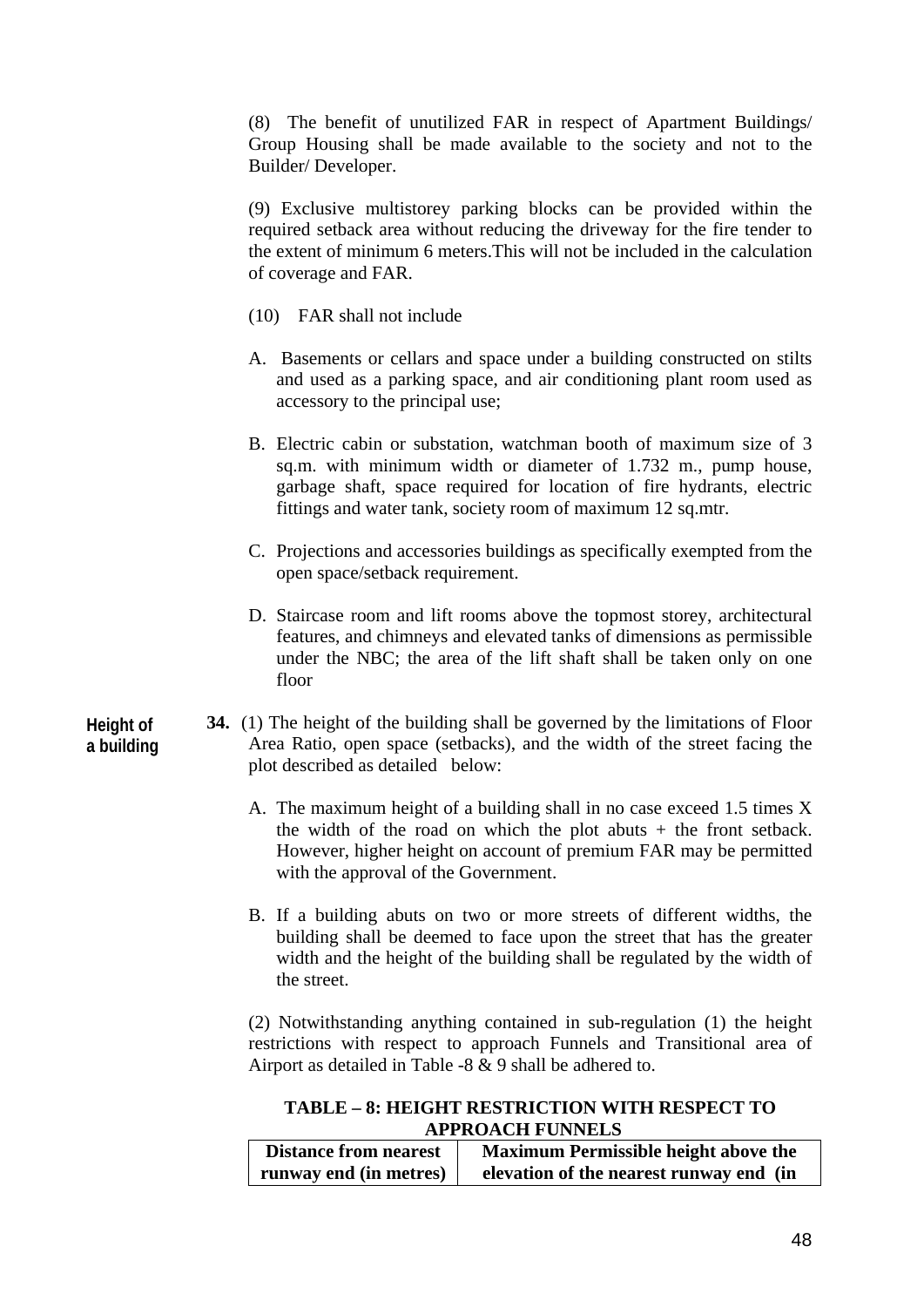(8) The benefit of unutilized FAR in respect of Apartment Buildings/ Group Housing shall be made available to the society and not to the Builder/ Developer.

(9) Exclusive multistorey parking blocks can be provided within the required setback area without reducing the driveway for the fire tender to the extent of minimum 6 meters.This will not be included in the calculation of coverage and FAR.

(10) FAR shall not include

A. Basements or cellars and space under a building constructed on stilts and used as a parking space, and air conditioning plant room used as accessory to the principal use;

B. Electric cabin or substation, watchman booth of maximum size of 3 sq.m. with minimum width or diameter of 1.732 m., pump house, garbage shaft, space required for location of fire hydrants, electric fittings and water tank, society room of maximum 12 sq.mtr.

C. Projections and accessories buildings as specifically exempted from the open space/setback requirement.

D. Staircase room and lift rooms above the topmost storey, architectural features, and chimneys and elevated tanks of dimensions as permissible under the NBC; the area of the lift shaft shall be taken only on one floor

**Height of a building**

**34.** (1) The height of the building shall be governed by the limitations of Floor Area Ratio, open space (setbacks), and the width of the street facing the plot described as detailed below:

A. The maximum height of a building shall in no case exceed 1.5 times X the width of the road on which the plot abuts + the front setback. However, higher height on account of premium FAR may be permitted with the approval of the Government.

B. If a building abuts on two or more streets of different widths, the building shall be deemed to face upon the street that has the greater width and the height of the building shall be regulated by the width of the street.

(2) Notwithstanding anything contained in sub-regulation (1) the height restrictions with respect to approach Funnels and Transitional area of Airport as detailed in Table -8 & 9 shall be adhered to.

**TABLE – 8: HEIGHT RESTRICTION WITH RESPECT TO APPROACH FUNNELS**

| Distance from nearest runway end (in metres) | Maximum Permissible height above the elevation of the nearest runway end (in |
|---|---|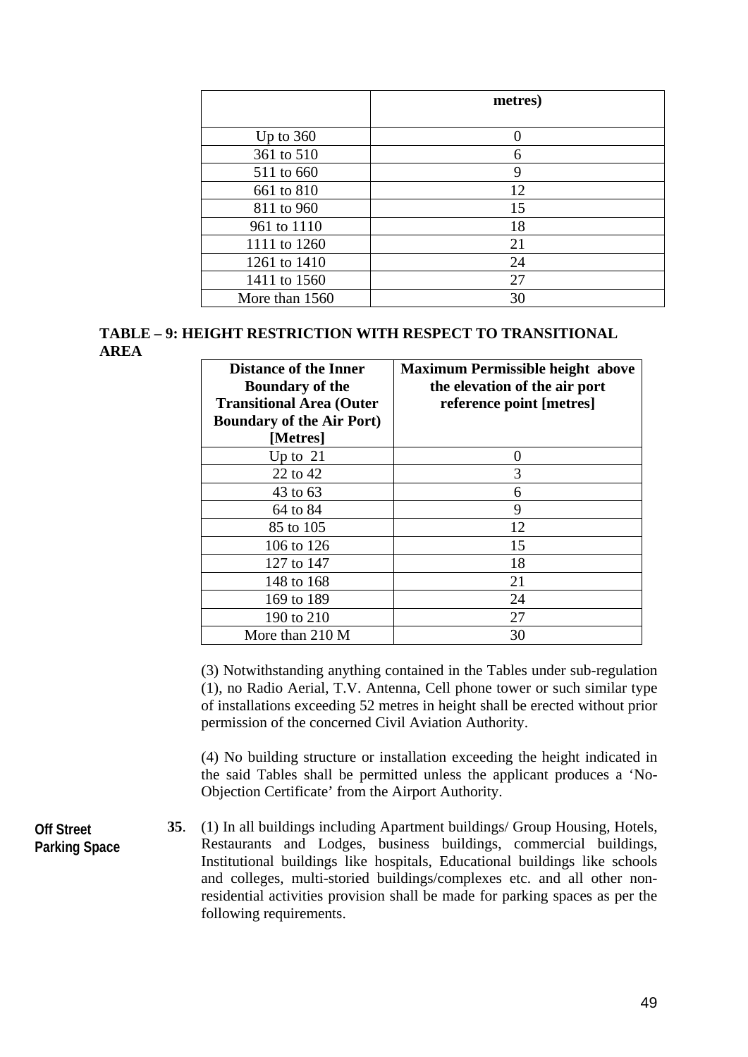| | metres) |
|---|---|
| Up to 360 | 0 |
| 361 to 510 | 6 |
| 511 to 660 | 9 |
| 661 to 810 | 12 |
| 811 to 960 | 15 |
| 961 to 1110 | 18 |
| 1111 to 1260 | 21 |
| 1261 to 1410 | 24 |
| 1411 to 1560 | 27 |
| More than 1560 | 30 |

**TABLE – 9: HEIGHT RESTRICTION WITH RESPECT TO TRANSITIONAL AREA**

| Distance of the Inner Boundary of the Transitional Area (Outer Boundary of the Air Port) [Metres] | Maximum Permissible height above the elevation of the air port reference point [metres] |
|---|---|
| Up to 21 | 0 |
| 22 to 42 | 3 |
| 43 to 63 | 6 |
| 64 to 84 | 9 |
| 85 to 105 | 12 |
| 106 to 126 | 15 |
| 127 to 147 | 18 |
| 148 to 168 | 21 |
| 169 to 189 | 24 |
| 190 to 210 | 27 |
| More than 210 M | 30 |

(3) Notwithstanding anything contained in the Tables under sub-regulation (1), no Radio Aerial, T.V. Antenna, Cell phone tower or such similar type of installations exceeding 52 metres in height shall be erected without prior permission of the concerned Civil Aviation Authority.

(4) No building structure or installation exceeding the height indicated in the said Tables shall be permitted unless the applicant produces a 'No-Objection Certificate' from the Airport Authority.

**Off Street Parking Space**

**35**. (1) In all buildings including Apartment buildings/ Group Housing, Hotels, Restaurants and Lodges, business buildings, commercial buildings, Institutional buildings like hospitals, Educational buildings like schools and colleges, multi-storied buildings/complexes etc. and all other non-residential activities provision shall be made for parking spaces as per the following requirements.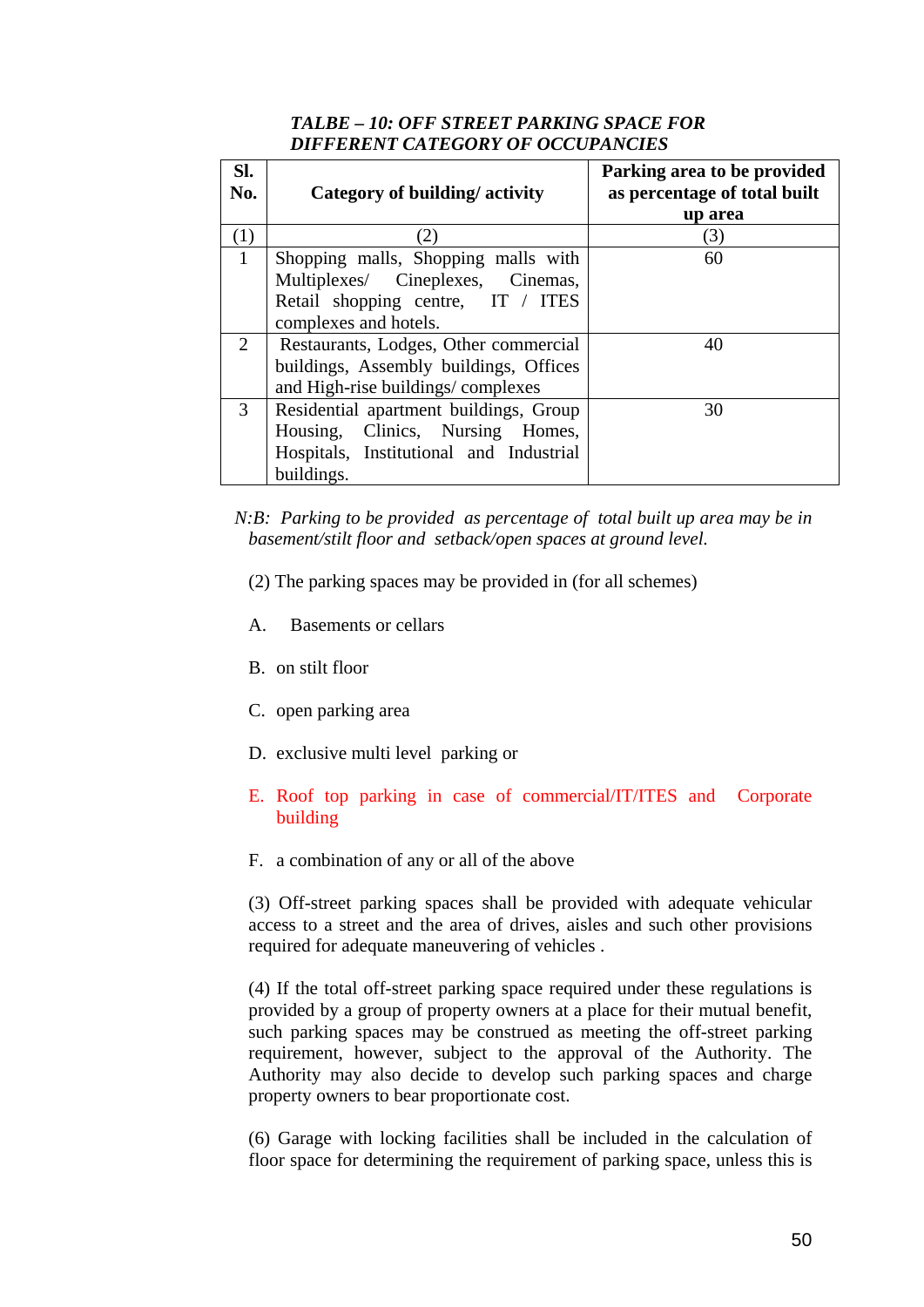***TALBE – 10: OFF STREET PARKING SPACE FOR DIFFERENT CATEGORY OF OCCUPANCIES***

| Sl. No. | Category of building/ activity | Parking area to be provided as percentage of total built up area |
|---|---|---|
| (1) | (2) | (3) |
| 1 | Shopping malls, Shopping malls with Multiplexes/ Cineplexes, Cinemas, Retail shopping centre, IT / ITES complexes and hotels. | 60 |
| 2 | Restaurants, Lodges, Other commercial buildings, Assembly buildings, Offices and High-rise buildings/ complexes | 40 |
| 3 | Residential apartment buildings, Group Housing, Clinics, Nursing Homes, Hospitals, Institutional and Industrial buildings. | 30 |

*N:B: Parking to be provided as percentage of total built up area may be in basement/stilt floor and setback/open spaces at ground level.*

(2) The parking spaces may be provided in (for all schemes)

A. Basements or cellars

B. on stilt floor

C. open parking area

D. exclusive multi level parking or

E. Roof top parking in case of commercial/IT/ITES and Corporate building

F. a combination of any or all of the above

(3) Off-street parking spaces shall be provided with adequate vehicular access to a street and the area of drives, aisles and such other provisions required for adequate maneuvering of vehicles .

(4) If the total off-street parking space required under these regulations is provided by a group of property owners at a place for their mutual benefit, such parking spaces may be construed as meeting the off-street parking requirement, however, subject to the approval of the Authority. The Authority may also decide to develop such parking spaces and charge property owners to bear proportionate cost.

(6) Garage with locking facilities shall be included in the calculation of floor space for determining the requirement of parking space, unless this is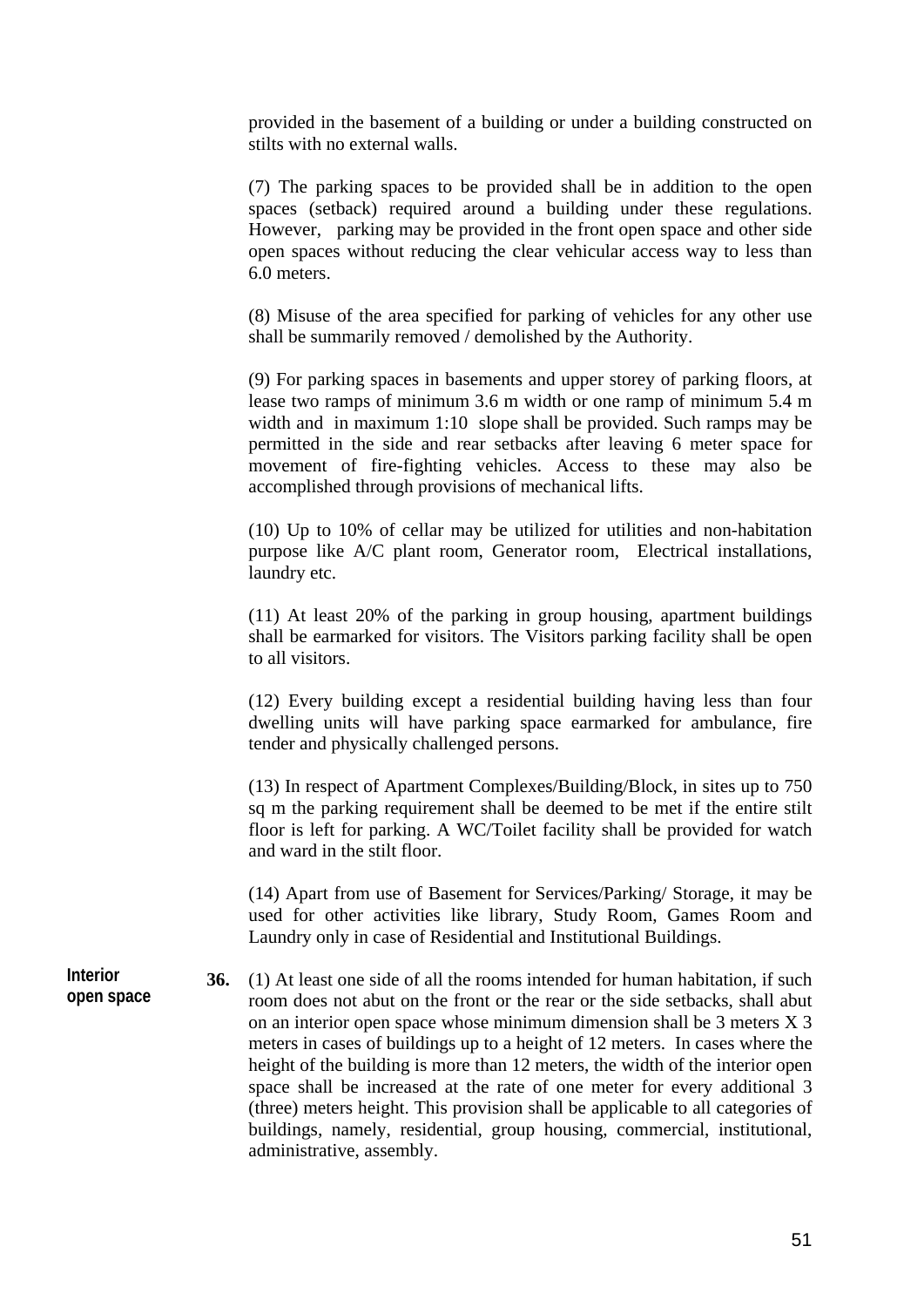provided in the basement of a building or under a building constructed on stilts with no external walls.

(7) The parking spaces to be provided shall be in addition to the open spaces (setback) required around a building under these regulations. However, parking may be provided in the front open space and other side open spaces without reducing the clear vehicular access way to less than 6.0 meters.

(8) Misuse of the area specified for parking of vehicles for any other use shall be summarily removed / demolished by the Authority.

(9) For parking spaces in basements and upper storey of parking floors, at lease two ramps of minimum 3.6 m width or one ramp of minimum 5.4 m width and in maximum 1:10 slope shall be provided. Such ramps may be permitted in the side and rear setbacks after leaving 6 meter space for movement of fire-fighting vehicles. Access to these may also be accomplished through provisions of mechanical lifts.

(10) Up to 10% of cellar may be utilized for utilities and non-habitation purpose like A/C plant room, Generator room, Electrical installations, laundry etc.

(11) At least 20% of the parking in group housing, apartment buildings shall be earmarked for visitors. The Visitors parking facility shall be open to all visitors.

(12) Every building except a residential building having less than four dwelling units will have parking space earmarked for ambulance, fire tender and physically challenged persons.

(13) In respect of Apartment Complexes/Building/Block, in sites up to 750 sq m the parking requirement shall be deemed to be met if the entire stilt floor is left for parking. A WC/Toilet facility shall be provided for watch and ward in the stilt floor.

(14) Apart from use of Basement for Services/Parking/ Storage, it may be used for other activities like library, Study Room, Games Room and Laundry only in case of Residential and Institutional Buildings.

**Interior open space**

**36.** (1) At least one side of all the rooms intended for human habitation, if such room does not abut on the front or the rear or the side setbacks, shall abut on an interior open space whose minimum dimension shall be 3 meters X 3 meters in cases of buildings up to a height of 12 meters. In cases where the height of the building is more than 12 meters, the width of the interior open space shall be increased at the rate of one meter for every additional 3 (three) meters height. This provision shall be applicable to all categories of buildings, namely, residential, group housing, commercial, institutional, administrative, assembly.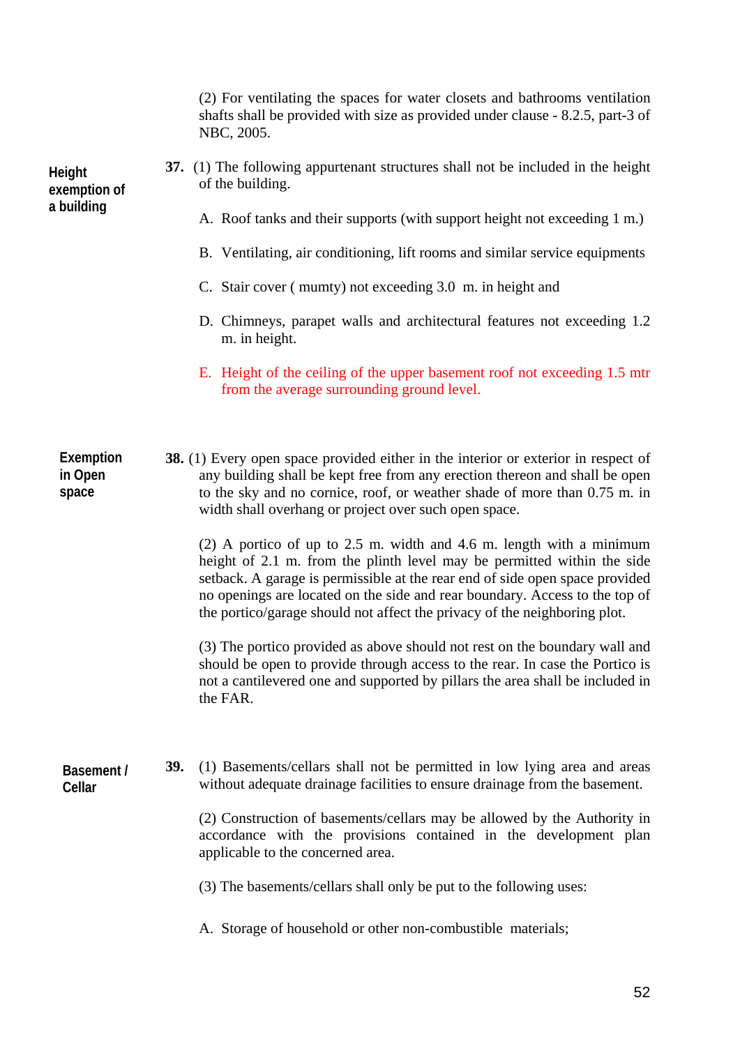(2) For ventilating the spaces for water closets and bathrooms ventilation shafts shall be provided with size as provided under clause - 8.2.5, part-3 of NBC, 2005.

**Height exemption of a building**

**37.** (1) The following appurtenant structures shall not be included in the height of the building.

A. Roof tanks and their supports (with support height not exceeding 1 m.)

B. Ventilating, air conditioning, lift rooms and similar service equipments

C. Stair cover ( mumty) not exceeding 3.0 m. in height and

D. Chimneys, parapet walls and architectural features not exceeding 1.2 m. in height.

E. Height of the ceiling of the upper basement roof not exceeding 1.5 mtr from the average surrounding ground level.

**Exemption in Open space**

**38.** (1) Every open space provided either in the interior or exterior in respect of any building shall be kept free from any erection thereon and shall be open to the sky and no cornice, roof, or weather shade of more than 0.75 m. in width shall overhang or project over such open space.

(2) A portico of up to 2.5 m. width and 4.6 m. length with a minimum height of 2.1 m. from the plinth level may be permitted within the side setback. A garage is permissible at the rear end of side open space provided no openings are located on the side and rear boundary. Access to the top of the portico/garage should not affect the privacy of the neighboring plot.

(3) The portico provided as above should not rest on the boundary wall and should be open to provide through access to the rear. In case the Portico is not a cantilevered one and supported by pillars the area shall be included in the FAR.

**Basement / Cellar**

**39.** (1) Basements/cellars shall not be permitted in low lying area and areas without adequate drainage facilities to ensure drainage from the basement.

(2) Construction of basements/cellars may be allowed by the Authority in accordance with the provisions contained in the development plan applicable to the concerned area.

(3) The basements/cellars shall only be put to the following uses:

A. Storage of household or other non-combustible materials;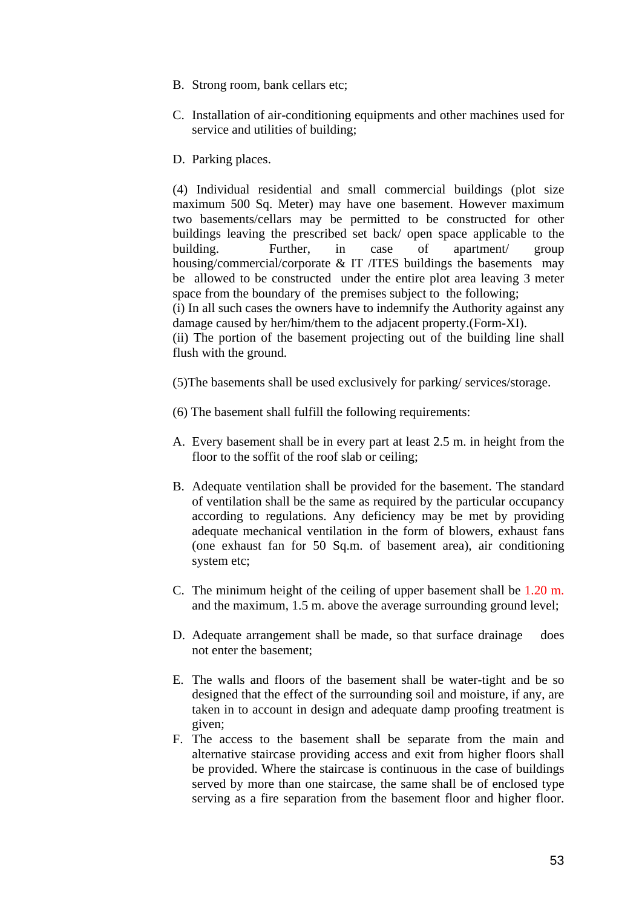B. Strong room, bank cellars etc;

C. Installation of air-conditioning equipments and other machines used for service and utilities of building;

D. Parking places.

(4) Individual residential and small commercial buildings (plot size maximum 500 Sq. Meter) may have one basement. However maximum two basements/cellars may be permitted to be constructed for other buildings leaving the prescribed set back/ open space applicable to the building. Further, in case of apartment/ group housing/commercial/corporate & IT /ITES buildings the basements may be allowed to be constructed under the entire plot area leaving 3 meter space from the boundary of the premises subject to the following;
(i) In all such cases the owners have to indemnify the Authority against any damage caused by her/him/them to the adjacent property.(Form-XI).
(ii) The portion of the basement projecting out of the building line shall flush with the ground.

(5)The basements shall be used exclusively for parking/ services/storage.

(6) The basement shall fulfill the following requirements:

A. Every basement shall be in every part at least 2.5 m. in height from the floor to the soffit of the roof slab or ceiling;

B. Adequate ventilation shall be provided for the basement. The standard of ventilation shall be the same as required by the particular occupancy according to regulations. Any deficiency may be met by providing adequate mechanical ventilation in the form of blowers, exhaust fans (one exhaust fan for 50 Sq.m. of basement area), air conditioning system etc;

C. The minimum height of the ceiling of upper basement shall be 1.20 m. and the maximum, 1.5 m. above the average surrounding ground level;

D. Adequate arrangement shall be made, so that surface drainage does not enter the basement;

E. The walls and floors of the basement shall be water-tight and be so designed that the effect of the surrounding soil and moisture, if any, are taken in to account in design and adequate damp proofing treatment is given;

F. The access to the basement shall be separate from the main and alternative staircase providing access and exit from higher floors shall be provided. Where the staircase is continuous in the case of buildings served by more than one staircase, the same shall be of enclosed type serving as a fire separation from the basement floor and higher floor.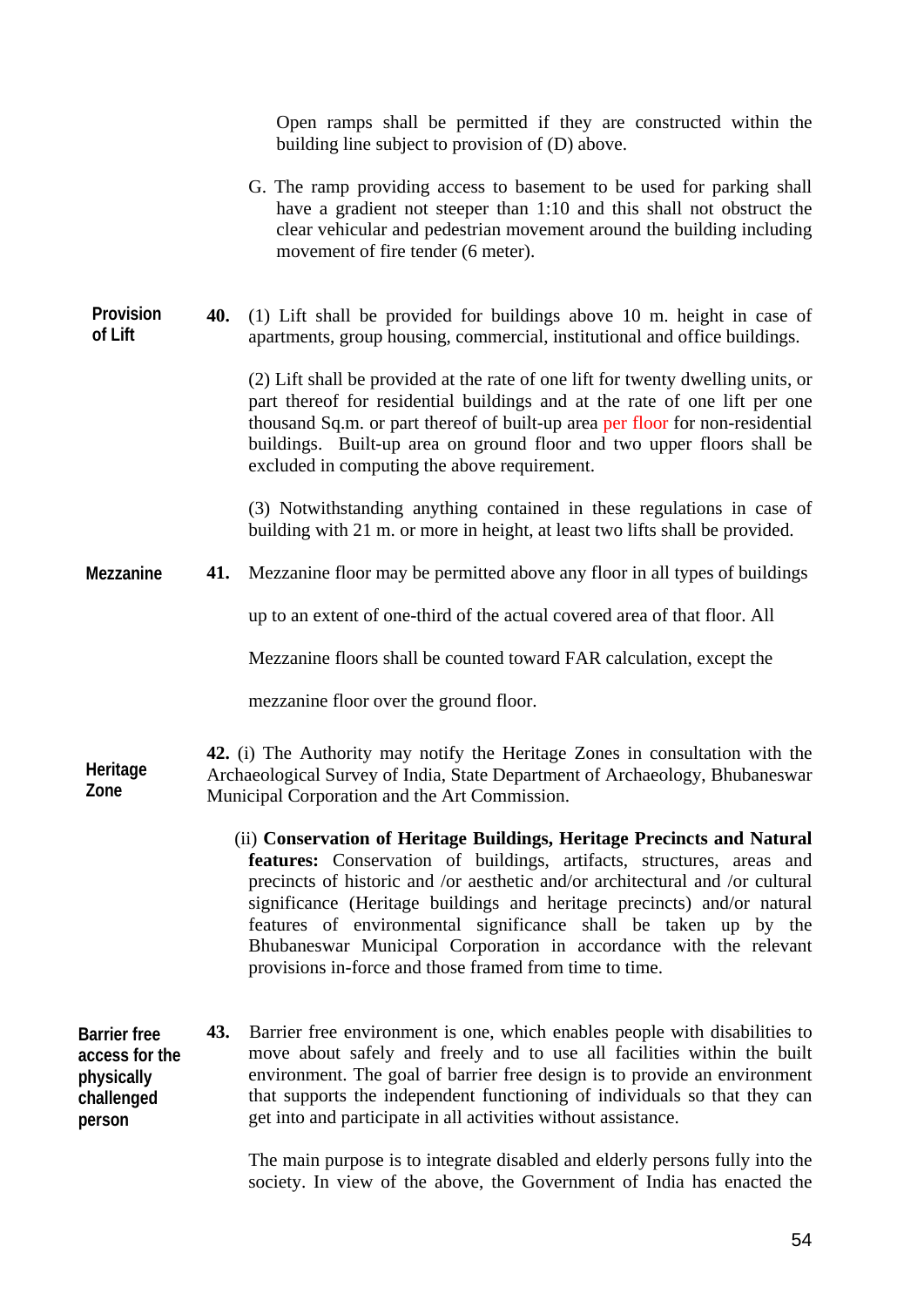Open ramps shall be permitted if they are constructed within the building line subject to provision of (D) above.

G. The ramp providing access to basement to be used for parking shall have a gradient not steeper than 1:10 and this shall not obstruct the clear vehicular and pedestrian movement around the building including movement of fire tender (6 meter).

**Provision of Lift**

**40.** (1) Lift shall be provided for buildings above 10 m. height in case of apartments, group housing, commercial, institutional and office buildings.

(2) Lift shall be provided at the rate of one lift for twenty dwelling units, or part thereof for residential buildings and at the rate of one lift per one thousand Sq.m. or part thereof of built-up area per floor for non-residential buildings. Built-up area on ground floor and two upper floors shall be excluded in computing the above requirement.

(3) Notwithstanding anything contained in these regulations in case of building with 21 m. or more in height, at least two lifts shall be provided.

**Mezzanine**

**41.** Mezzanine floor may be permitted above any floor in all types of buildings up to an extent of one-third of the actual covered area of that floor. All Mezzanine floors shall be counted toward FAR calculation, except the mezzanine floor over the ground floor.

**Heritage Zone**

**42.** (i) The Authority may notify the Heritage Zones in consultation with the Archaeological Survey of India, State Department of Archaeology, Bhubaneswar Municipal Corporation and the Art Commission.

(ii) **Conservation of Heritage Buildings, Heritage Precincts and Natural features:** Conservation of buildings, artifacts, structures, areas and precincts of historic and /or aesthetic and/or architectural and /or cultural significance (Heritage buildings and heritage precincts) and/or natural features of environmental significance shall be taken up by the Bhubaneswar Municipal Corporation in accordance with the relevant provisions in-force and those framed from time to time.

**Barrier free access for the physically challenged person**

**43.** Barrier free environment is one, which enables people with disabilities to move about safely and freely and to use all facilities within the built environment. The goal of barrier free design is to provide an environment that supports the independent functioning of individuals so that they can get into and participate in all activities without assistance.

The main purpose is to integrate disabled and elderly persons fully into the society. In view of the above, the Government of India has enacted the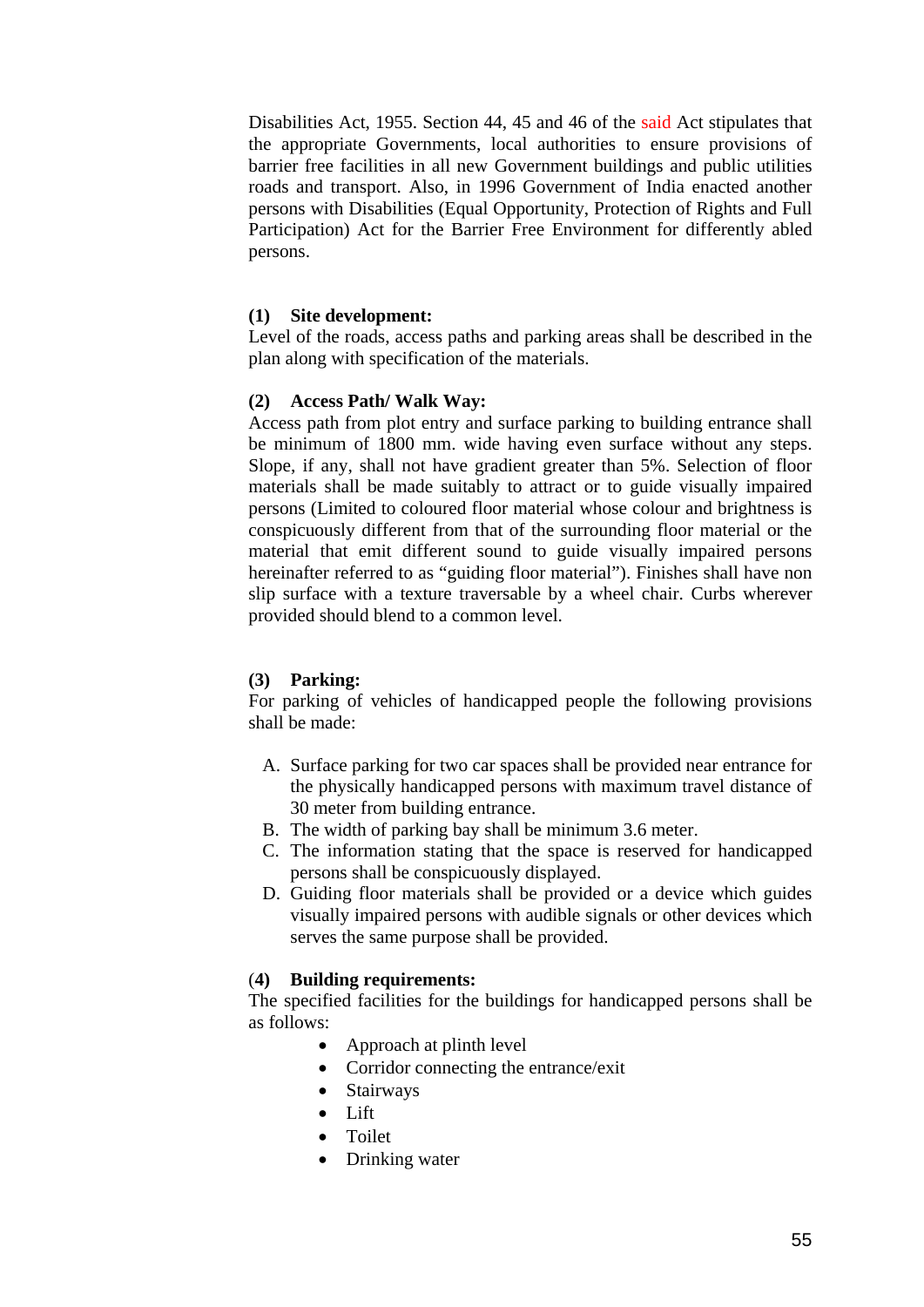Disabilities Act, 1955. Section 44, 45 and 46 of the said Act stipulates that the appropriate Governments, local authorities to ensure provisions of barrier free facilities in all new Government buildings and public utilities roads and transport. Also, in 1996 Government of India enacted another persons with Disabilities (Equal Opportunity, Protection of Rights and Full Participation) Act for the Barrier Free Environment for differently abled persons.

**(1) Site development:**

Level of the roads, access paths and parking areas shall be described in the plan along with specification of the materials.

**(2) Access Path/ Walk Way:**

Access path from plot entry and surface parking to building entrance shall be minimum of 1800 mm. wide having even surface without any steps. Slope, if any, shall not have gradient greater than 5%. Selection of floor materials shall be made suitably to attract or to guide visually impaired persons (Limited to coloured floor material whose colour and brightness is conspicuously different from that of the surrounding floor material or the material that emit different sound to guide visually impaired persons hereinafter referred to as "guiding floor material"). Finishes shall have non slip surface with a texture traversable by a wheel chair. Curbs wherever provided should blend to a common level.

**(3) Parking:**

For parking of vehicles of handicapped people the following provisions shall be made:

A. Surface parking for two car spaces shall be provided near entrance for the physically handicapped persons with maximum travel distance of 30 meter from building entrance.
B. The width of parking bay shall be minimum 3.6 meter.
C. The information stating that the space is reserved for handicapped persons shall be conspicuously displayed.
D. Guiding floor materials shall be provided or a device which guides visually impaired persons with audible signals or other devices which serves the same purpose shall be provided.

**(4) Building requirements:**

The specified facilities for the buildings for handicapped persons shall be as follows:

- Approach at plinth level
- Corridor connecting the entrance/exit
- Stairways
- Lift
- Toilet
- Drinking water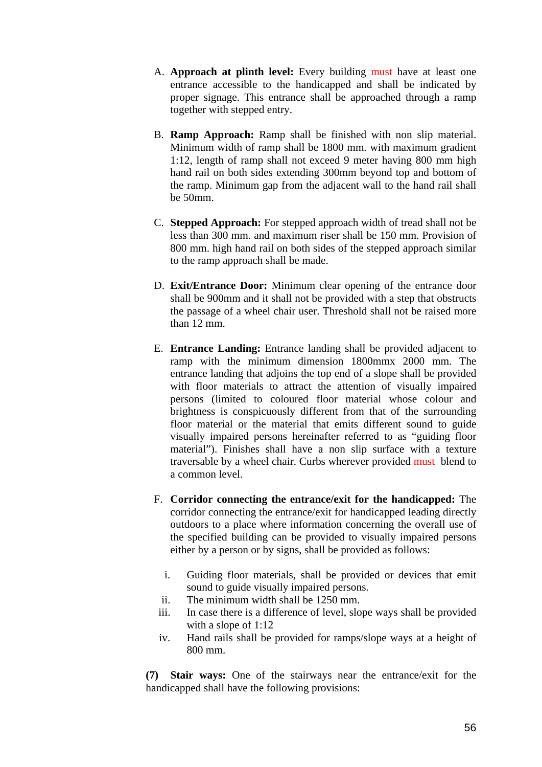A. **Approach at plinth level:** Every building must have at least one entrance accessible to the handicapped and shall be indicated by proper signage. This entrance shall be approached through a ramp together with stepped entry.

B. **Ramp Approach:** Ramp shall be finished with non slip material. Minimum width of ramp shall be 1800 mm. with maximum gradient 1:12, length of ramp shall not exceed 9 meter having 800 mm high hand rail on both sides extending 300mm beyond top and bottom of the ramp. Minimum gap from the adjacent wall to the hand rail shall be 50mm.

C. **Stepped Approach:** For stepped approach width of tread shall not be less than 300 mm. and maximum riser shall be 150 mm. Provision of 800 mm. high hand rail on both sides of the stepped approach similar to the ramp approach shall be made.

D. **Exit/Entrance Door:** Minimum clear opening of the entrance door shall be 900mm and it shall not be provided with a step that obstructs the passage of a wheel chair user. Threshold shall not be raised more than 12 mm.

E. **Entrance Landing:** Entrance landing shall be provided adjacent to ramp with the minimum dimension 1800mmx 2000 mm. The entrance landing that adjoins the top end of a slope shall be provided with floor materials to attract the attention of visually impaired persons (limited to coloured floor material whose colour and brightness is conspicuously different from that of the surrounding floor material or the material that emits different sound to guide visually impaired persons hereinafter referred to as "guiding floor material"). Finishes shall have a non slip surface with a texture traversable by a wheel chair. Curbs wherever provided must blend to a common level.

F. **Corridor connecting the entrance/exit for the handicapped:** The corridor connecting the entrance/exit for handicapped leading directly outdoors to a place where information concerning the overall use of the specified building can be provided to visually impaired persons either by a person or by signs, shall be provided as follows:

   i. Guiding floor materials, shall be provided or devices that emit sound to guide visually impaired persons.
   ii. The minimum width shall be 1250 mm.
   iii. In case there is a difference of level, slope ways shall be provided with a slope of 1:12
   iv. Hand rails shall be provided for ramps/slope ways at a height of 800 mm.

**(7) Stair ways:** One of the stairways near the entrance/exit for the handicapped shall have the following provisions: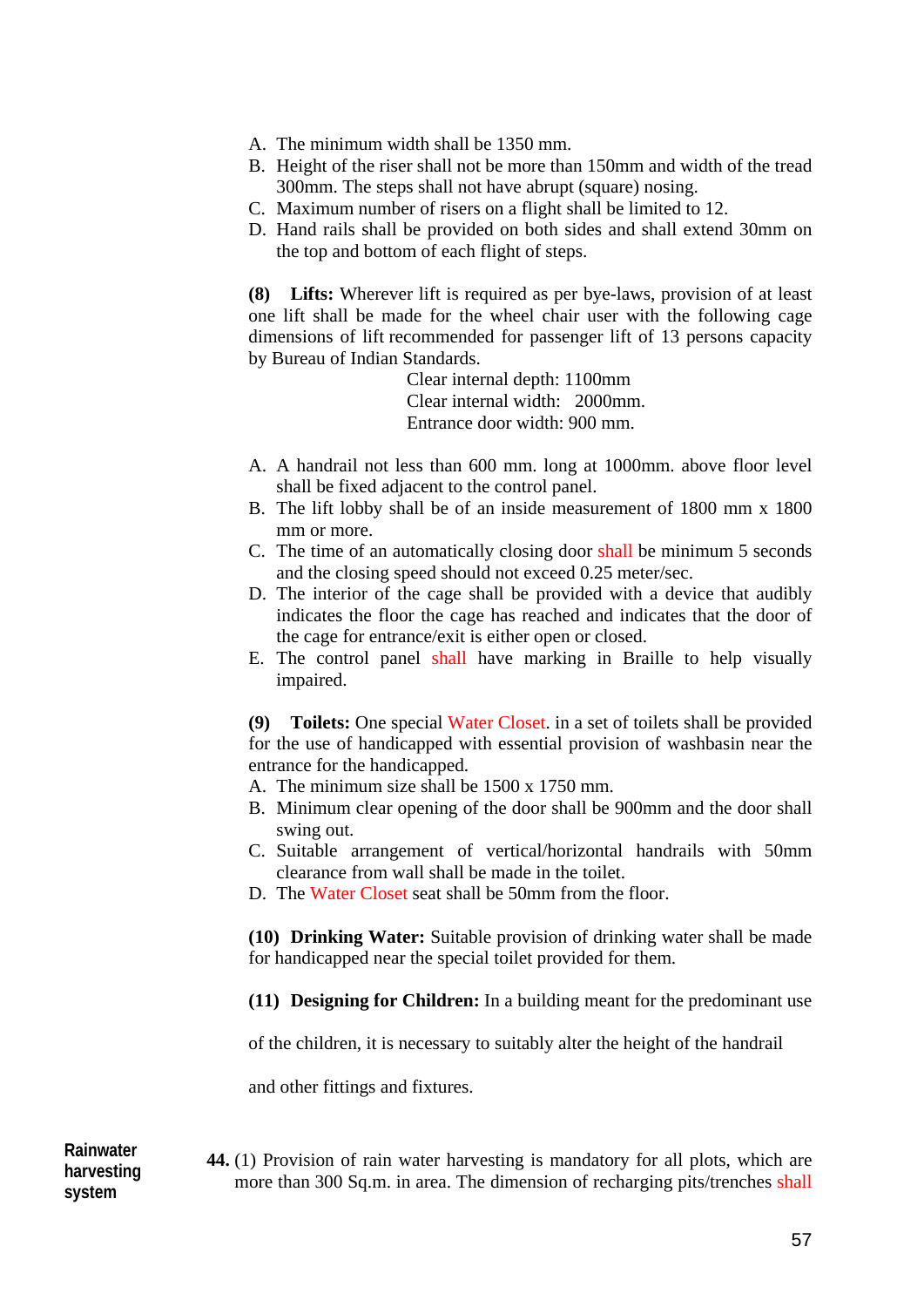A. The minimum width shall be 1350 mm.
B. Height of the riser shall not be more than 150mm and width of the tread 300mm. The steps shall not have abrupt (square) nosing.
C. Maximum number of risers on a flight shall be limited to 12.
D. Hand rails shall be provided on both sides and shall extend 30mm on the top and bottom of each flight of steps.

**(8) Lifts:** Wherever lift is required as per bye-laws, provision of at least one lift shall be made for the wheel chair user with the following cage dimensions of lift recommended for passenger lift of 13 persons capacity by Bureau of Indian Standards.

Clear internal depth: 1100mm
Clear internal width: 2000mm.
Entrance door width: 900 mm.

A. A handrail not less than 600 mm. long at 1000mm. above floor level shall be fixed adjacent to the control panel.
B. The lift lobby shall be of an inside measurement of 1800 mm x 1800 mm or more.
C. The time of an automatically closing door shall be minimum 5 seconds and the closing speed should not exceed 0.25 meter/sec.
D. The interior of the cage shall be provided with a device that audibly indicates the floor the cage has reached and indicates that the door of the cage for entrance/exit is either open or closed.
E. The control panel shall have marking in Braille to help visually impaired.

**(9) Toilets:** One special Water Closet. in a set of toilets shall be provided for the use of handicapped with essential provision of washbasin near the entrance for the handicapped.

A. The minimum size shall be 1500 x 1750 mm.
B. Minimum clear opening of the door shall be 900mm and the door shall swing out.
C. Suitable arrangement of vertical/horizontal handrails with 50mm clearance from wall shall be made in the toilet.
D. The Water Closet seat shall be 50mm from the floor.

**(10) Drinking Water:** Suitable provision of drinking water shall be made for handicapped near the special toilet provided for them.

**(11) Designing for Children:** In a building meant for the predominant use of the children, it is necessary to suitably alter the height of the handrail and other fittings and fixtures.

**Rainwater harvesting system**

**44.** (1) Provision of rain water harvesting is mandatory for all plots, which are more than 300 Sq.m. in area. The dimension of recharging pits/trenches shall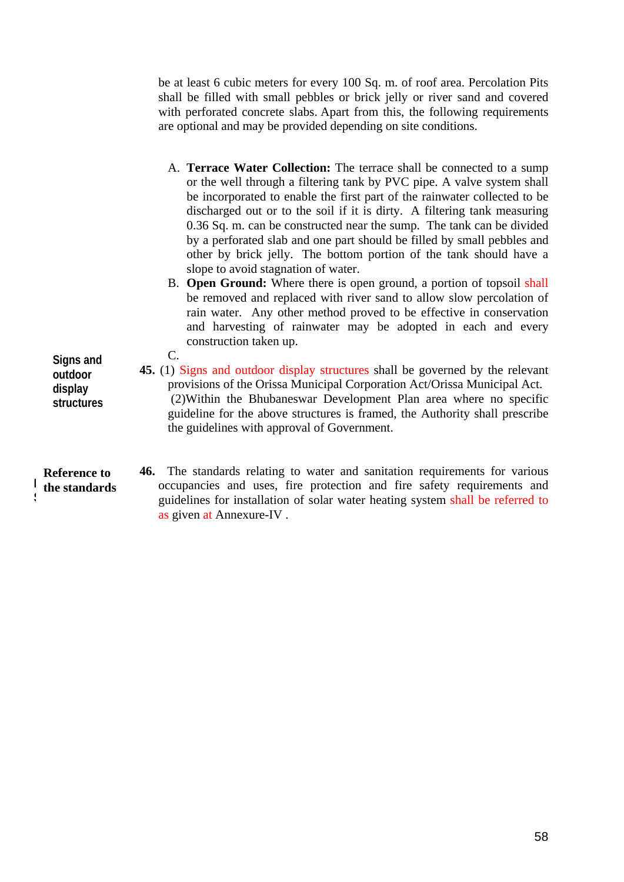be at least 6 cubic meters for every 100 Sq. m. of roof area. Percolation Pits shall be filled with small pebbles or brick jelly or river sand and covered with perforated concrete slabs. Apart from this, the following requirements are optional and may be provided depending on site conditions.

A. **Terrace Water Collection:** The terrace shall be connected to a sump or the well through a filtering tank by PVC pipe. A valve system shall be incorporated to enable the first part of the rainwater collected to be discharged out or to the soil if it is dirty. A filtering tank measuring 0.36 Sq. m. can be constructed near the sump. The tank can be divided by a perforated slab and one part should be filled by small pebbles and other by brick jelly. The bottom portion of the tank should have a slope to avoid stagnation of water.

B. **Open Ground:** Where there is open ground, a portion of topsoil shall be removed and replaced with river sand to allow slow percolation of rain water. Any other method proved to be effective in conservation and harvesting of rainwater may be adopted in each and every construction taken up.

C.

**Signs and outdoor display structures**

**45.** (1) Signs and outdoor display structures shall be governed by the relevant provisions of the Orissa Municipal Corporation Act/Orissa Municipal Act.

(2)Within the Bhubaneswar Development Plan area where no specific guideline for the above structures is framed, the Authority shall prescribe the guidelines with approval of Government.

**Reference to the standards**

**46.** The standards relating to water and sanitation requirements for various occupancies and uses, fire protection and fire safety requirements and guidelines for installation of solar water heating system shall be referred to as given at Annexure-IV .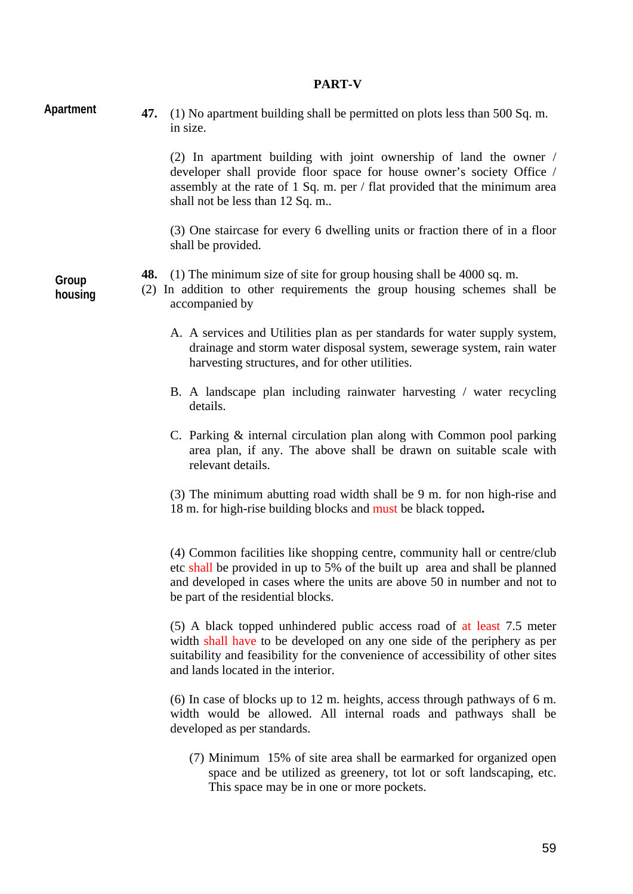# PART-V

**Apartment**

**47.** (1) No apartment building shall be permitted on plots less than 500 Sq. m. in size.

(2) In apartment building with joint ownership of land the owner / developer shall provide floor space for house owner's society Office / assembly at the rate of 1 Sq. m. per / flat provided that the minimum area shall not be less than 12 Sq. m..

(3) One staircase for every 6 dwelling units or fraction there of in a floor shall be provided.

**Group housing**

**48.** (1) The minimum size of site for group housing shall be 4000 sq. m.

(2) In addition to other requirements the group housing schemes shall be accompanied by

A. A services and Utilities plan as per standards for water supply system, drainage and storm water disposal system, sewerage system, rain water harvesting structures, and for other utilities.

B. A landscape plan including rainwater harvesting / water recycling details.

C. Parking & internal circulation plan along with Common pool parking area plan, if any. The above shall be drawn on suitable scale with relevant details.

(3) The minimum abutting road width shall be 9 m. for non high-rise and 18 m. for high-rise building blocks and must be black topped**.**

(4) Common facilities like shopping centre, community hall or centre/club etc shall be provided in up to 5% of the built up area and shall be planned and developed in cases where the units are above 50 in number and not to be part of the residential blocks.

(5) A black topped unhindered public access road of at least 7.5 meter width shall have to be developed on any one side of the periphery as per suitability and feasibility for the convenience of accessibility of other sites and lands located in the interior.

(6) In case of blocks up to 12 m. heights, access through pathways of 6 m. width would be allowed. All internal roads and pathways shall be developed as per standards.

(7) Minimum 15% of site area shall be earmarked for organized open space and be utilized as greenery, tot lot or soft landscaping, etc. This space may be in one or more pockets.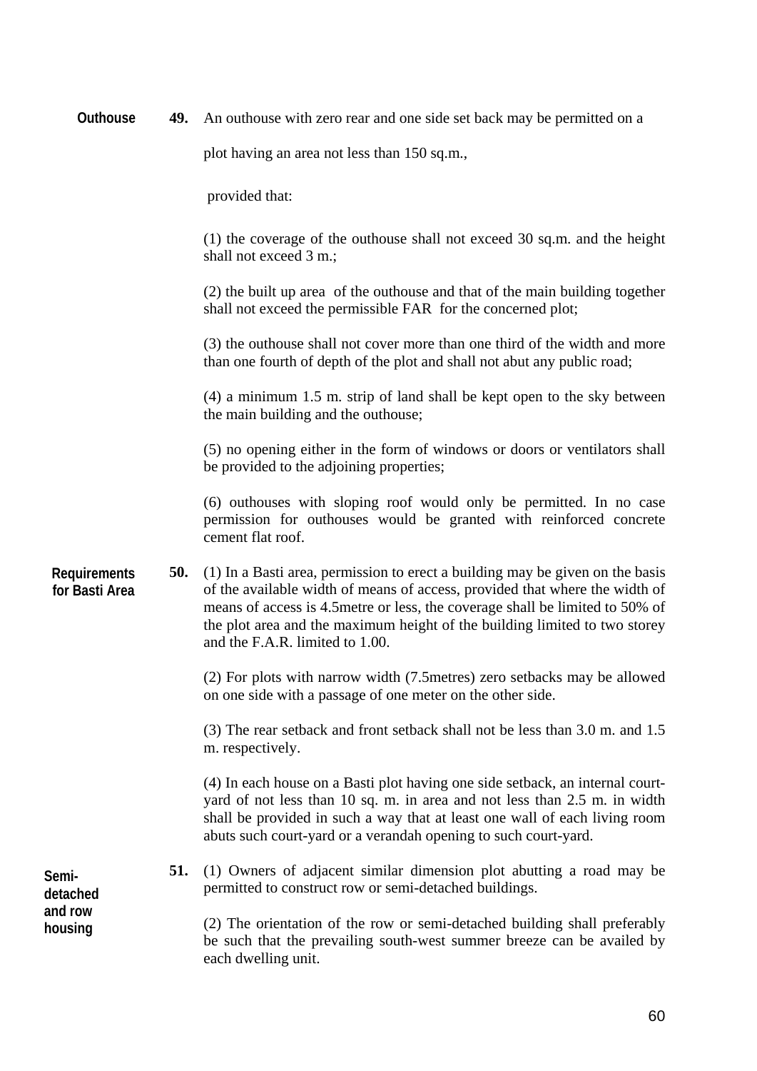**Outhouse**

**49.** An outhouse with zero rear and one side set back may be permitted on a plot having an area not less than 150 sq.m.,

provided that:

(1) the coverage of the outhouse shall not exceed 30 sq.m. and the height shall not exceed 3 m.;

(2) the built up area of the outhouse and that of the main building together shall not exceed the permissible FAR for the concerned plot;

(3) the outhouse shall not cover more than one third of the width and more than one fourth of depth of the plot and shall not abut any public road;

(4) a minimum 1.5 m. strip of land shall be kept open to the sky between the main building and the outhouse;

(5) no opening either in the form of windows or doors or ventilators shall be provided to the adjoining properties;

(6) outhouses with sloping roof would only be permitted. In no case permission for outhouses would be granted with reinforced concrete cement flat roof.

**Requirements for Basti Area**

**50.** (1) In a Basti area, permission to erect a building may be given on the basis of the available width of means of access, provided that where the width of means of access is 4.5metre or less, the coverage shall be limited to 50% of the plot area and the maximum height of the building limited to two storey and the F.A.R. limited to 1.00.

(2) For plots with narrow width (7.5metres) zero setbacks may be allowed on one side with a passage of one meter on the other side.

(3) The rear setback and front setback shall not be less than 3.0 m. and 1.5 m. respectively.

(4) In each house on a Basti plot having one side setback, an internal court-yard of not less than 10 sq. m. in area and not less than 2.5 m. in width shall be provided in such a way that at least one wall of each living room abuts such court-yard or a verandah opening to such court-yard.

**Semi-detached and row housing**

**51.** (1) Owners of adjacent similar dimension plot abutting a road may be permitted to construct row or semi-detached buildings.

(2) The orientation of the row or semi-detached building shall preferably be such that the prevailing south-west summer breeze can be availed by each dwelling unit.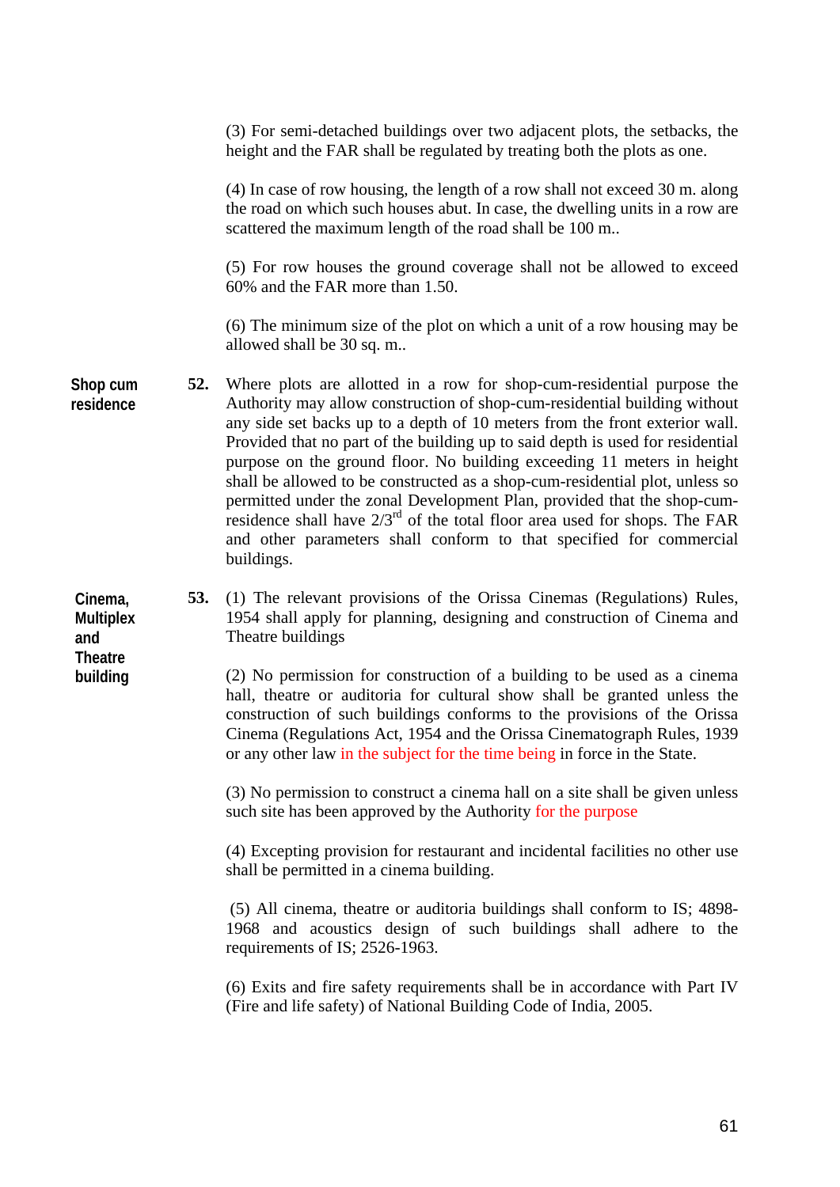(3) For semi-detached buildings over two adjacent plots, the setbacks, the height and the FAR shall be regulated by treating both the plots as one.

(4) In case of row housing, the length of a row shall not exceed 30 m. along the road on which such houses abut. In case, the dwelling units in a row are scattered the maximum length of the road shall be 100 m..

(5) For row houses the ground coverage shall not be allowed to exceed 60% and the FAR more than 1.50.

(6) The minimum size of the plot on which a unit of a row housing may be allowed shall be 30 sq. m..

**Shop cum residence**

**52.** Where plots are allotted in a row for shop-cum-residential purpose the Authority may allow construction of shop-cum-residential building without any side set backs up to a depth of 10 meters from the front exterior wall. Provided that no part of the building up to said depth is used for residential purpose on the ground floor. No building exceeding 11 meters in height shall be allowed to be constructed as a shop-cum-residential plot, unless so permitted under the zonal Development Plan, provided that the shop-cum-residence shall have 2/3rd of the total floor area used for shops. The FAR and other parameters shall conform to that specified for commercial buildings.

**Cinema, Multiplex and Theatre building**

**53.** (1) The relevant provisions of the Orissa Cinemas (Regulations) Rules, 1954 shall apply for planning, designing and construction of Cinema and Theatre buildings

(2) No permission for construction of a building to be used as a cinema hall, theatre or auditoria for cultural show shall be granted unless the construction of such buildings conforms to the provisions of the Orissa Cinema (Regulations Act, 1954 and the Orissa Cinematograph Rules, 1939 or any other law in the subject for the time being in force in the State.

(3) No permission to construct a cinema hall on a site shall be given unless such site has been approved by the Authority for the purpose

(4) Excepting provision for restaurant and incidental facilities no other use shall be permitted in a cinema building.

(5) All cinema, theatre or auditoria buildings shall conform to IS; 4898-1968 and acoustics design of such buildings shall adhere to the requirements of IS; 2526-1963.

(6) Exits and fire safety requirements shall be in accordance with Part IV (Fire and life safety) of National Building Code of India, 2005.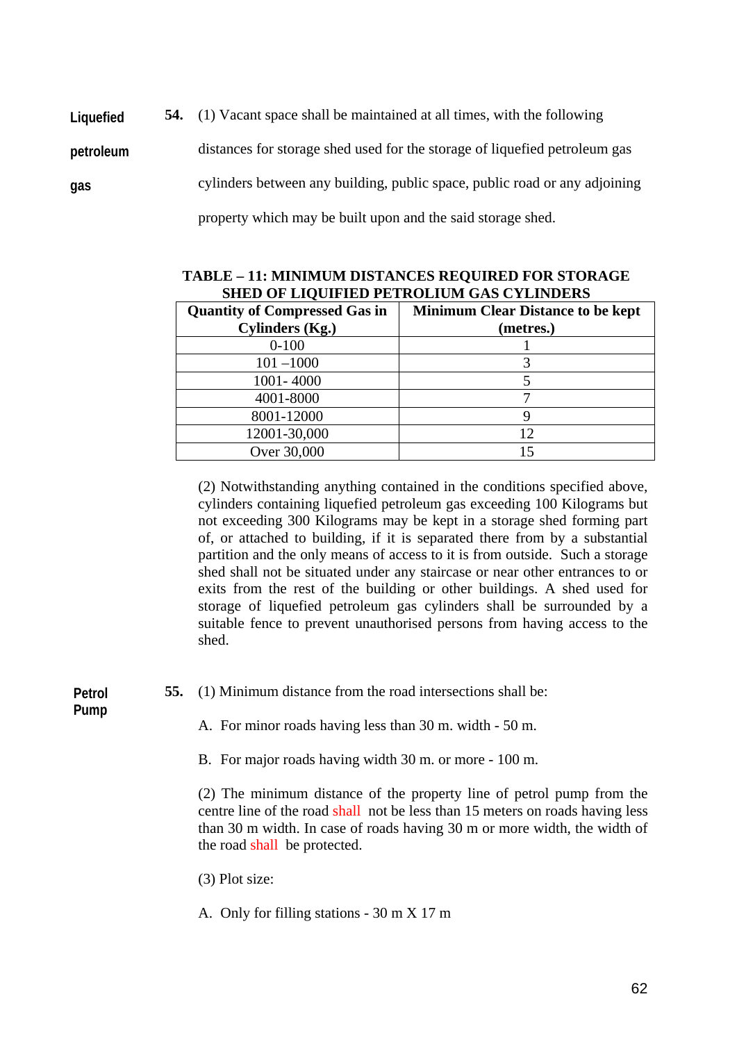**Liquefied petroleum gas**

**54.** (1) Vacant space shall be maintained at all times, with the following distances for storage shed used for the storage of liquefied petroleum gas cylinders between any building, public space, public road or any adjoining property which may be built upon and the said storage shed.

**TABLE – 11: MINIMUM DISTANCES REQUIRED FOR STORAGE SHED OF LIQUIFIED PETROLIUM GAS CYLINDERS**

| Quantity of Compressed Gas in Cylinders (Kg.) | Minimum Clear Distance to be kept (metres.) |
|---|---|
| 0-100 | 1 |
| 101 –1000 | 3 |
| 1001- 4000 | 5 |
| 4001-8000 | 7 |
| 8001-12000 | 9 |
| 12001-30,000 | 12 |
| Over 30,000 | 15 |

(2) Notwithstanding anything contained in the conditions specified above, cylinders containing liquefied petroleum gas exceeding 100 Kilograms but not exceeding 300 Kilograms may be kept in a storage shed forming part of, or attached to building, if it is separated there from by a substantial partition and the only means of access to it is from outside. Such a storage shed shall not be situated under any staircase or near other entrances to or exits from the rest of the building or other buildings. A shed used for storage of liquefied petroleum gas cylinders shall be surrounded by a suitable fence to prevent unauthorised persons from having access to the shed.

**Petrol Pump**

**55.** (1) Minimum distance from the road intersections shall be:

A. For minor roads having less than 30 m. width - 50 m.

B. For major roads having width 30 m. or more - 100 m.

(2) The minimum distance of the property line of petrol pump from the centre line of the road shall not be less than 15 meters on roads having less than 30 m width. In case of roads having 30 m or more width, the width of the road shall be protected.

(3) Plot size:

A. Only for filling stations - 30 m X 17 m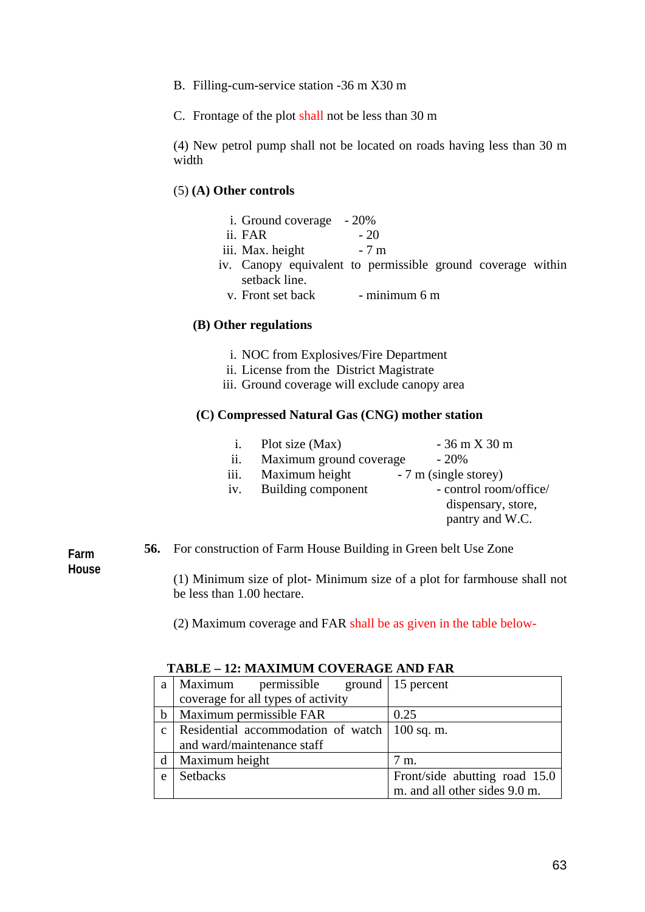B. Filling-cum-service station -36 m X30 m

C. Frontage of the plot shall not be less than 30 m

(4) New petrol pump shall not be located on roads having less than 30 m width

(5) **(A) Other controls**

i. Ground coverage - 20%
ii. FAR - 20
iii. Max. height - 7 m
iv. Canopy equivalent to permissible ground coverage within setback line.
v. Front set back - minimum 6 m

**(B) Other regulations**

i. NOC from Explosives/Fire Department
ii. License from the District Magistrate
iii. Ground coverage will exclude canopy area

**(C) Compressed Natural Gas (CNG) mother station**

i. Plot size (Max) - 36 m X 30 m
ii. Maximum ground coverage - 20%
iii. Maximum height - 7 m (single storey)
iv. Building component - control room/office/ dispensary, store, pantry and W.C.

**Farm House**

**56.** For construction of Farm House Building in Green belt Use Zone

(1) Minimum size of plot- Minimum size of a plot for farmhouse shall not be less than 1.00 hectare.

(2) Maximum coverage and FAR shall be as given in the table below-

**TABLE – 12: MAXIMUM COVERAGE AND FAR**

| | | |
|---|---|---|
| a | Maximum permissible ground coverage for all types of activity | 15 percent |
| b | Maximum permissible FAR | 0.25 |
| c | Residential accommodation of watch and ward/maintenance staff | 100 sq. m. |
| d | Maximum height | 7 m. |
| e | Setbacks | Front/side abutting road 15.0 m. and all other sides 9.0 m. |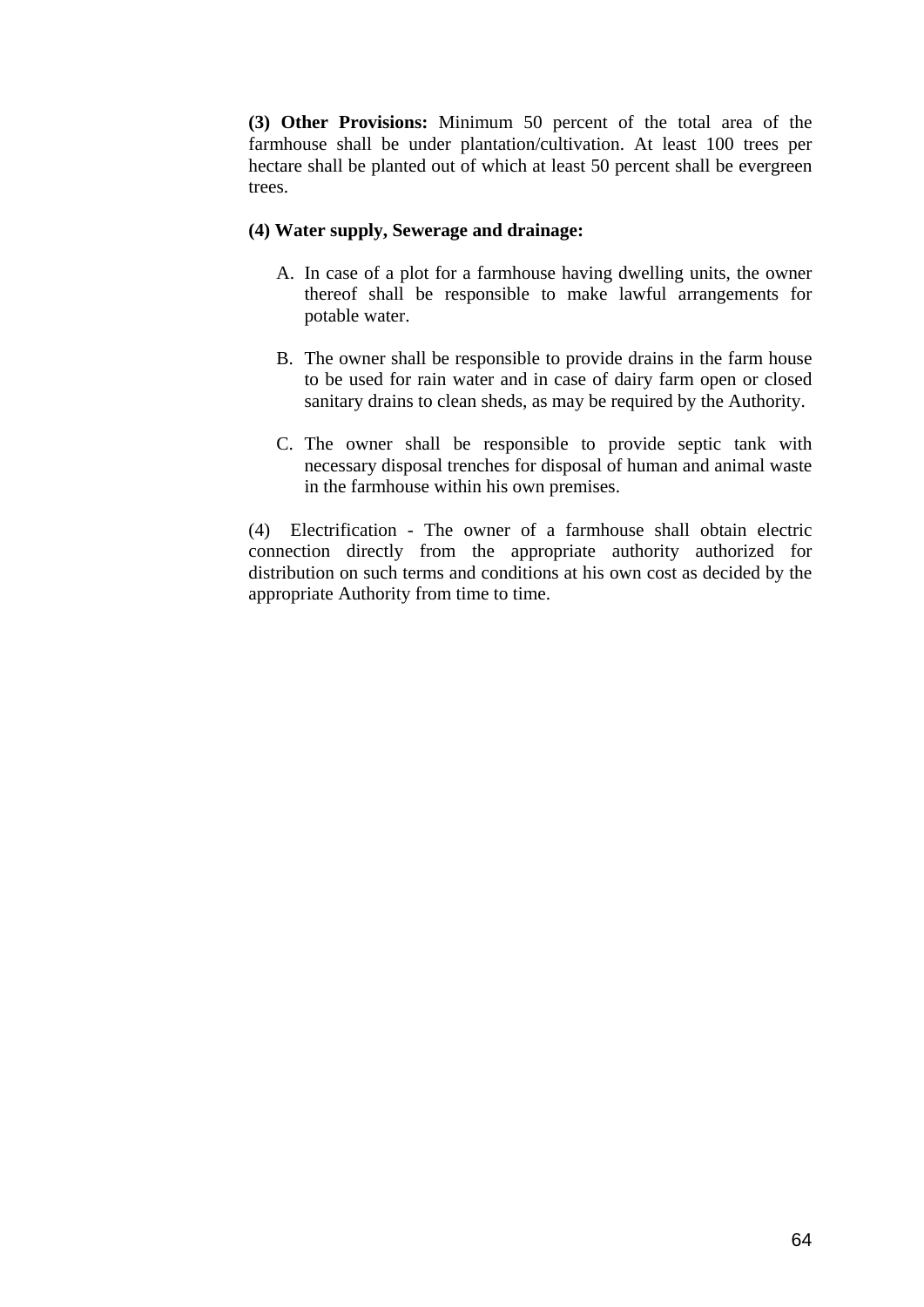**(3) Other Provisions:** Minimum 50 percent of the total area of the farmhouse shall be under plantation/cultivation. At least 100 trees per hectare shall be planted out of which at least 50 percent shall be evergreen trees.

**(4) Water supply, Sewerage and drainage:**

A. In case of a plot for a farmhouse having dwelling units, the owner thereof shall be responsible to make lawful arrangements for potable water.

B. The owner shall be responsible to provide drains in the farm house to be used for rain water and in case of dairy farm open or closed sanitary drains to clean sheds, as may be required by the Authority.

C. The owner shall be responsible to provide septic tank with necessary disposal trenches for disposal of human and animal waste in the farmhouse within his own premises.

(4) Electrification - The owner of a farmhouse shall obtain electric connection directly from the appropriate authority authorized for distribution on such terms and conditions at his own cost as decided by the appropriate Authority from time to time.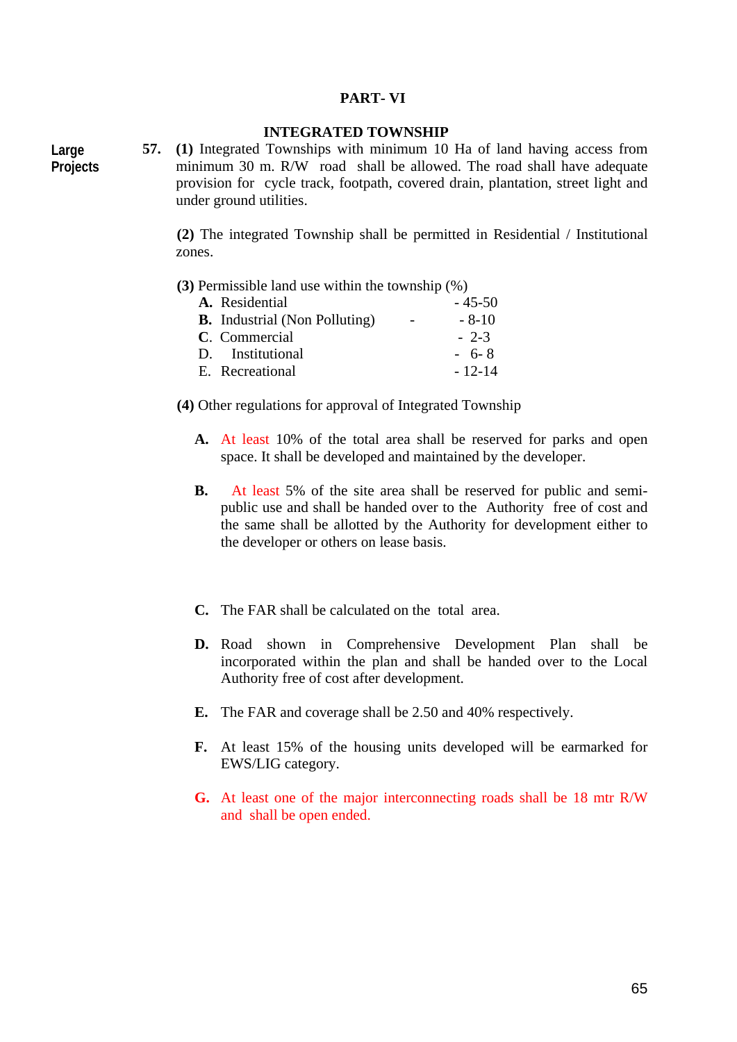# PART- VI

## INTEGRATED TOWNSHIP

**Large Projects**

**57.** **(1)** Integrated Townships with minimum 10 Ha of land having access from minimum 30 m. R/W road shall be allowed. The road shall have adequate provision for cycle track, footpath, covered drain, plantation, street light and under ground utilities.

**(2)** The integrated Township shall be permitted in Residential / Institutional zones.

**(3)** Permissible land use within the township (%)

| | | |
|---|---|---|
| **A.** | Residential | - 45-50 |
| **B.** | Industrial (Non Polluting) | - 8-10 |
| **C**. | Commercial | - 2-3 |
| D. | Institutional | - 6- 8 |
| E. | Recreational | - 12-14 |

**(4)** Other regulations for approval of Integrated Township

**A.** At least 10% of the total area shall be reserved for parks and open space. It shall be developed and maintained by the developer.

**B.** At least 5% of the site area shall be reserved for public and semi-public use and shall be handed over to the Authority free of cost and the same shall be allotted by the Authority for development either to the developer or others on lease basis.

**C.** The FAR shall be calculated on the total area.

**D.** Road shown in Comprehensive Development Plan shall be incorporated within the plan and shall be handed over to the Local Authority free of cost after development.

**E.** The FAR and coverage shall be 2.50 and 40% respectively.

**F.** At least 15% of the housing units developed will be earmarked for EWS/LIG category.

**G.** At least one of the major interconnecting roads shall be 18 mtr R/W and shall be open ended.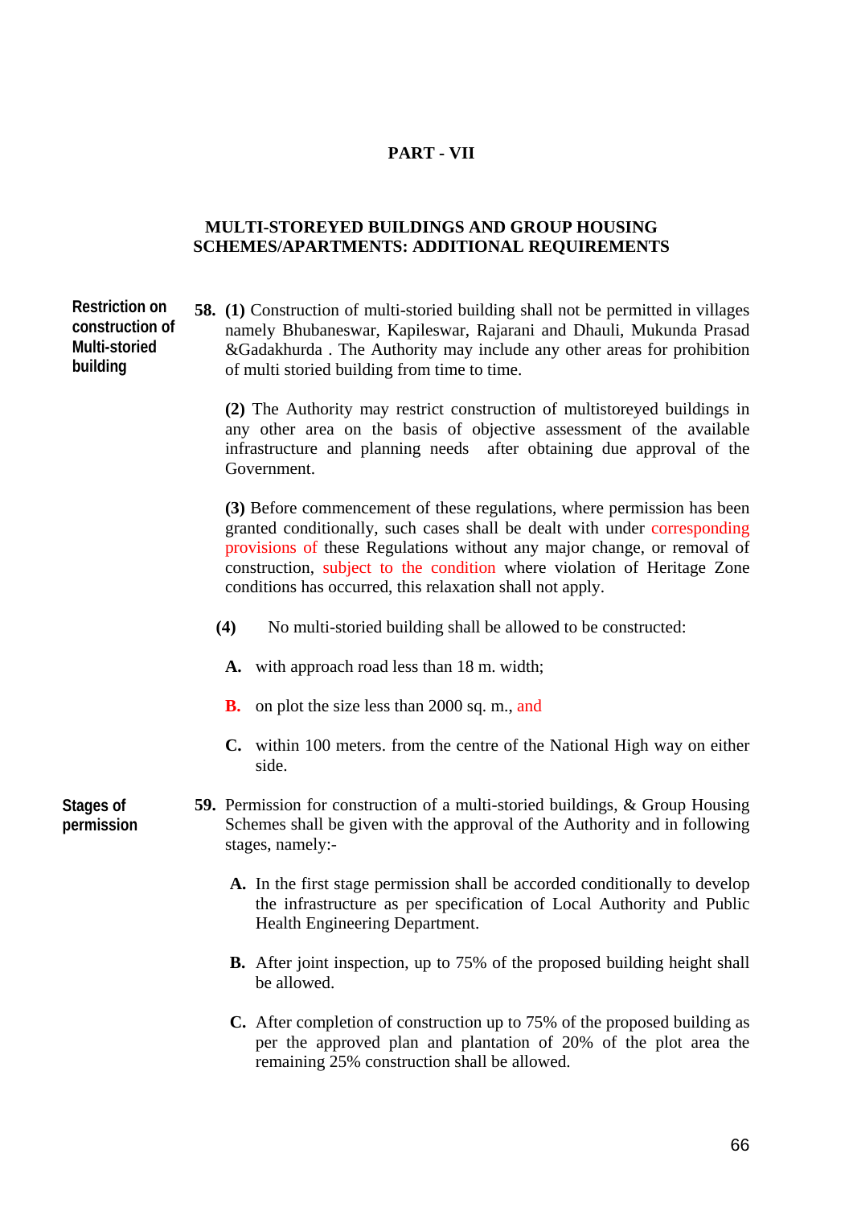# PART - VII

## MULTI-STOREYED BUILDINGS AND GROUP HOUSING SCHEMES/APARTMENTS: ADDITIONAL REQUIREMENTS

**Restriction on construction of Multi-storied building**

**58.** **(1)** Construction of multi-storied building shall not be permitted in villages namely Bhubaneswar, Kapileswar, Rajarani and Dhauli, Mukunda Prasad &Gadakhurda . The Authority may include any other areas for prohibition of multi storied building from time to time.

**(2)** The Authority may restrict construction of multistoreyed buildings in any other area on the basis of objective assessment of the available infrastructure and planning needs after obtaining due approval of the Government.

**(3)** Before commencement of these regulations, where permission has been granted conditionally, such cases shall be dealt with under corresponding provisions of these Regulations without any major change, or removal of construction, subject to the condition where violation of Heritage Zone conditions has occurred, this relaxation shall not apply.

**(4)** No multi-storied building shall be allowed to be constructed:

**A.** with approach road less than 18 m. width;

**B.** on plot the size less than 2000 sq. m., and

**C.** within 100 meters. from the centre of the National High way on either side.

**Stages of permission**

**59.** Permission for construction of a multi-storied buildings, & Group Housing Schemes shall be given with the approval of the Authority and in following stages, namely:-

**A.** In the first stage permission shall be accorded conditionally to develop the infrastructure as per specification of Local Authority and Public Health Engineering Department.

**B.** After joint inspection, up to 75% of the proposed building height shall be allowed.

**C.** After completion of construction up to 75% of the proposed building as per the approved plan and plantation of 20% of the plot area the remaining 25% construction shall be allowed.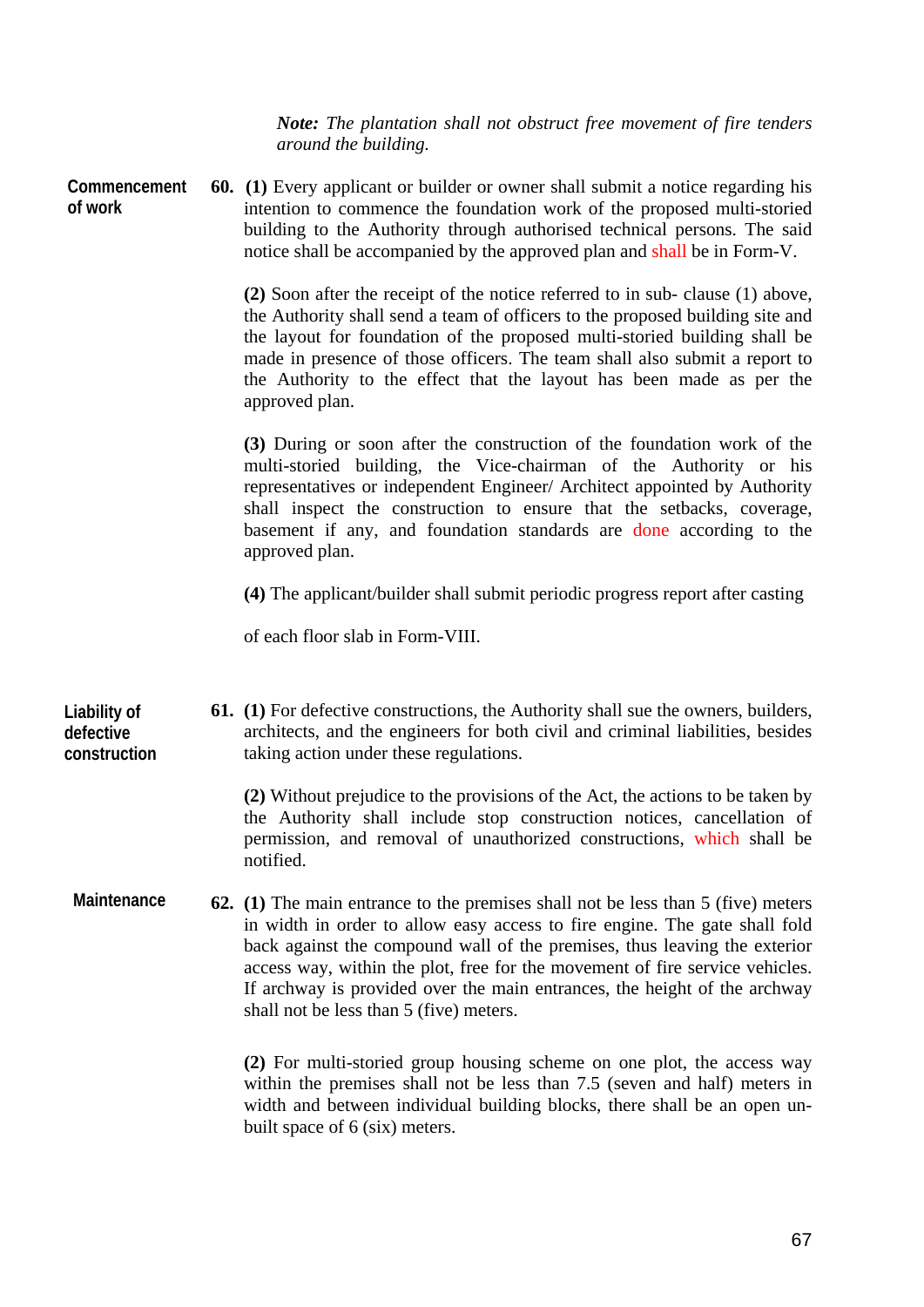***Note:*** *The plantation shall not obstruct free movement of fire tenders around the building.*

**Commencement of work**

**60. (1)** Every applicant or builder or owner shall submit a notice regarding his intention to commence the foundation work of the proposed multi-storied building to the Authority through authorised technical persons. The said notice shall be accompanied by the approved plan and shall be in Form-V.

**(2)** Soon after the receipt of the notice referred to in sub- clause (1) above, the Authority shall send a team of officers to the proposed building site and the layout for foundation of the proposed multi-storied building shall be made in presence of those officers. The team shall also submit a report to the Authority to the effect that the layout has been made as per the approved plan.

**(3)** During or soon after the construction of the foundation work of the multi-storied building, the Vice-chairman of the Authority or his representatives or independent Engineer/ Architect appointed by Authority shall inspect the construction to ensure that the setbacks, coverage, basement if any, and foundation standards are done according to the approved plan.

**(4)** The applicant/builder shall submit periodic progress report after casting

of each floor slab in Form-VIII.

**Liability of defective construction**

**61. (1)** For defective constructions, the Authority shall sue the owners, builders, architects, and the engineers for both civil and criminal liabilities, besides taking action under these regulations.

**(2)** Without prejudice to the provisions of the Act, the actions to be taken by the Authority shall include stop construction notices, cancellation of permission, and removal of unauthorized constructions, which shall be notified.

**Maintenance**

**62. (1)** The main entrance to the premises shall not be less than 5 (five) meters in width in order to allow easy access to fire engine. The gate shall fold back against the compound wall of the premises, thus leaving the exterior access way, within the plot, free for the movement of fire service vehicles. If archway is provided over the main entrances, the height of the archway shall not be less than 5 (five) meters.

**(2)** For multi-storied group housing scheme on one plot, the access way within the premises shall not be less than 7.5 (seven and half) meters in width and between individual building blocks, there shall be an open un-built space of 6 (six) meters.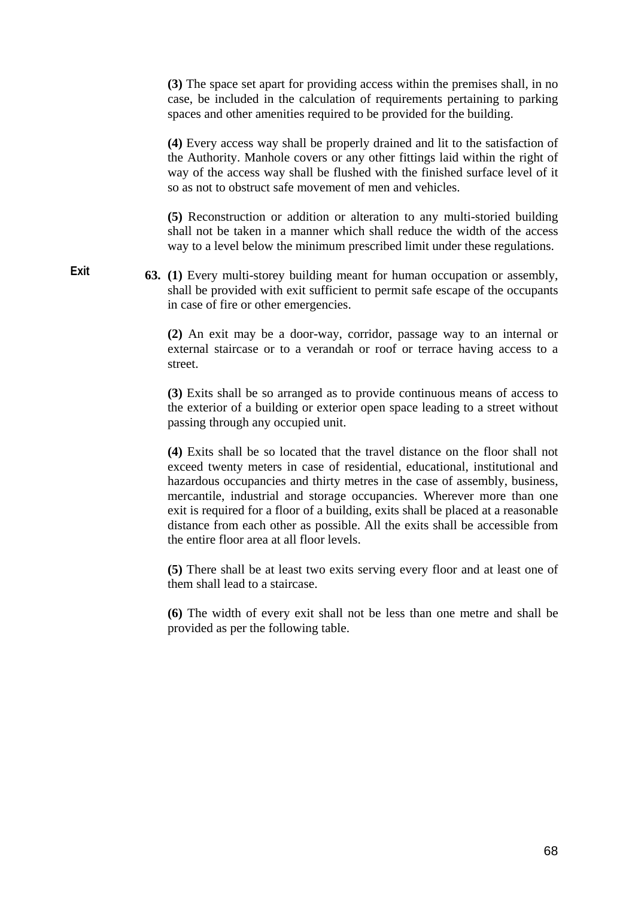**(3)** The space set apart for providing access within the premises shall, in no case, be included in the calculation of requirements pertaining to parking spaces and other amenities required to be provided for the building.

**(4)** Every access way shall be properly drained and lit to the satisfaction of the Authority. Manhole covers or any other fittings laid within the right of way of the access way shall be flushed with the finished surface level of it so as not to obstruct safe movement of men and vehicles.

**(5)** Reconstruction or addition or alteration to any multi-storied building shall not be taken in a manner which shall reduce the width of the access way to a level below the minimum prescribed limit under these regulations.

**Exit**

**63. (1)** Every multi-storey building meant for human occupation or assembly, shall be provided with exit sufficient to permit safe escape of the occupants in case of fire or other emergencies.

**(2)** An exit may be a door-way, corridor, passage way to an internal or external staircase or to a verandah or roof or terrace having access to a street.

**(3)** Exits shall be so arranged as to provide continuous means of access to the exterior of a building or exterior open space leading to a street without passing through any occupied unit.

**(4)** Exits shall be so located that the travel distance on the floor shall not exceed twenty meters in case of residential, educational, institutional and hazardous occupancies and thirty metres in the case of assembly, business, mercantile, industrial and storage occupancies. Wherever more than one exit is required for a floor of a building, exits shall be placed at a reasonable distance from each other as possible. All the exits shall be accessible from the entire floor area at all floor levels.

**(5)** There shall be at least two exits serving every floor and at least one of them shall lead to a staircase.

**(6)** The width of every exit shall not be less than one metre and shall be provided as per the following table.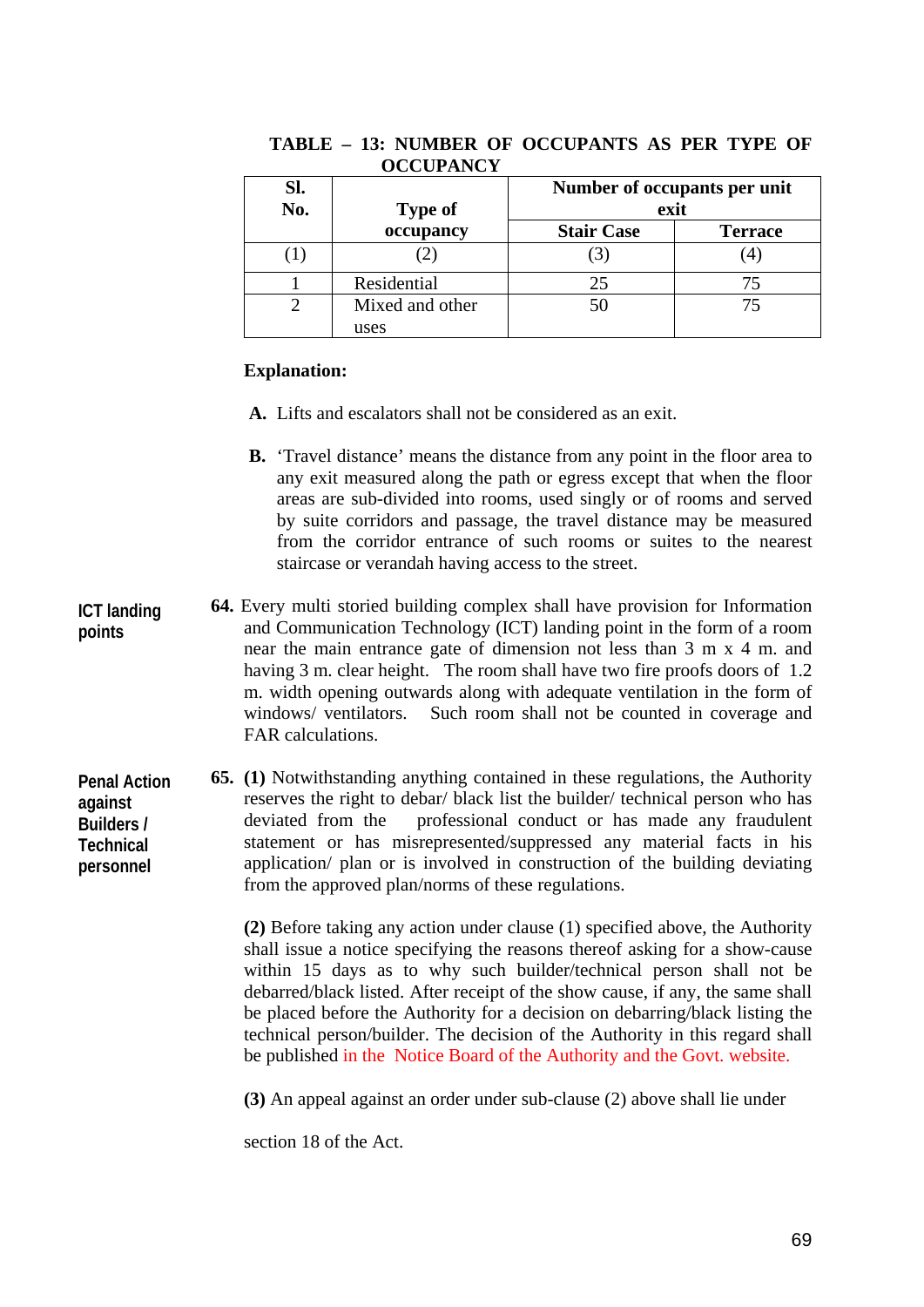**TABLE – 13: NUMBER OF OCCUPANTS AS PER TYPE OF OCCUPANCY**

| Sl. No. | Type of occupancy | Number of occupants per unit exit | |
|---|---|---|---|
| | | Stair Case | Terrace |
| (1) | (2) | (3) | (4) |
| 1 | Residential | 25 | 75 |
| 2 | Mixed and other uses | 50 | 75 |

**Explanation:**

**A.** Lifts and escalators shall not be considered as an exit.

**B.** 'Travel distance' means the distance from any point in the floor area to any exit measured along the path or egress except that when the floor areas are sub-divided into rooms, used singly or of rooms and served by suite corridors and passage, the travel distance may be measured from the corridor entrance of such rooms or suites to the nearest staircase or verandah having access to the street.

**ICT landing points**

**64.** Every multi storied building complex shall have provision for Information and Communication Technology (ICT) landing point in the form of a room near the main entrance gate of dimension not less than 3 m x 4 m. and having 3 m. clear height. The room shall have two fire proofs doors of 1.2 m. width opening outwards along with adequate ventilation in the form of windows/ ventilators. Such room shall not be counted in coverage and FAR calculations.

**Penal Action against Builders / Technical personnel**

**65. (1)** Notwithstanding anything contained in these regulations, the Authority reserves the right to debar/ black list the builder/ technical person who has deviated from the professional conduct or has made any fraudulent statement or has misrepresented/suppressed any material facts in his application/ plan or is involved in construction of the building deviating from the approved plan/norms of these regulations.

**(2)** Before taking any action under clause (1) specified above, the Authority shall issue a notice specifying the reasons thereof asking for a show-cause within 15 days as to why such builder/technical person shall not be debarred/black listed. After receipt of the show cause, if any, the same shall be placed before the Authority for a decision on debarring/black listing the technical person/builder. The decision of the Authority in this regard shall be published in the Notice Board of the Authority and the Govt. website.

**(3)** An appeal against an order under sub-clause (2) above shall lie under section 18 of the Act.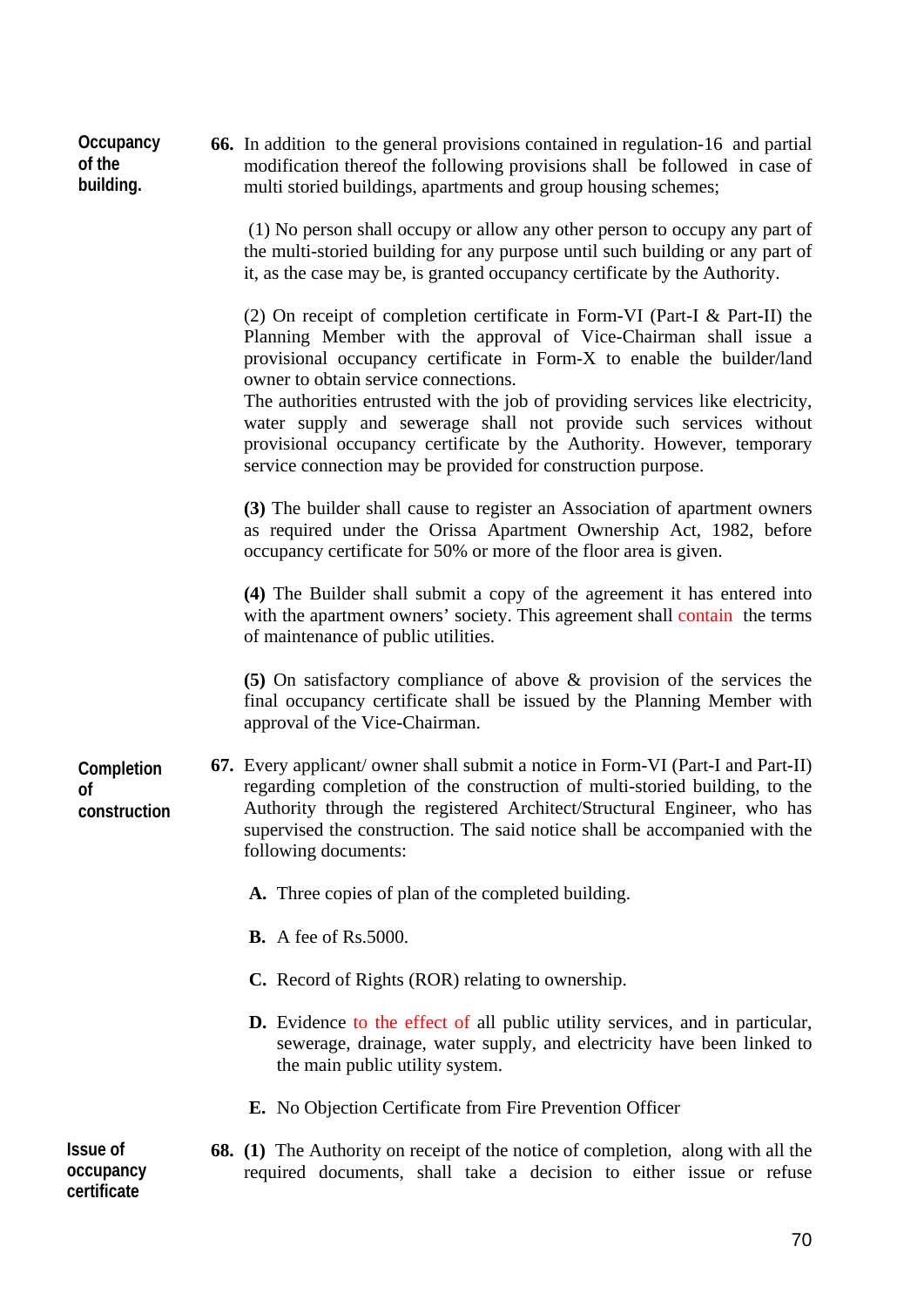**Occupancy of the building.**

**66.** In addition to the general provisions contained in regulation-16 and partial modification thereof the following provisions shall be followed in case of multi storied buildings, apartments and group housing schemes;

(1) No person shall occupy or allow any other person to occupy any part of the multi-storied building for any purpose until such building or any part of it, as the case may be, is granted occupancy certificate by the Authority.

(2) On receipt of completion certificate in Form-VI (Part-I & Part-II) the Planning Member with the approval of Vice-Chairman shall issue a provisional occupancy certificate in Form-X to enable the builder/land owner to obtain service connections.
The authorities entrusted with the job of providing services like electricity, water supply and sewerage shall not provide such services without provisional occupancy certificate by the Authority. However, temporary service connection may be provided for construction purpose.

**(3)** The builder shall cause to register an Association of apartment owners as required under the Orissa Apartment Ownership Act, 1982, before occupancy certificate for 50% or more of the floor area is given.

**(4)** The Builder shall submit a copy of the agreement it has entered into with the apartment owners' society. This agreement shall contain the terms of maintenance of public utilities.

**(5)** On satisfactory compliance of above & provision of the services the final occupancy certificate shall be issued by the Planning Member with approval of the Vice-Chairman.

**Completion of construction**

**67.** Every applicant/ owner shall submit a notice in Form-VI (Part-I and Part-II) regarding completion of the construction of multi-storied building, to the Authority through the registered Architect/Structural Engineer, who has supervised the construction. The said notice shall be accompanied with the following documents:

**A.** Three copies of plan of the completed building.

**B.** A fee of Rs.5000.

**C.** Record of Rights (ROR) relating to ownership.

**D.** Evidence to the effect of all public utility services, and in particular, sewerage, drainage, water supply, and electricity have been linked to the main public utility system.

**E.** No Objection Certificate from Fire Prevention Officer

**Issue of occupancy certificate**

**68.** **(1)** The Authority on receipt of the notice of completion, along with all the required documents, shall take a decision to either issue or refuse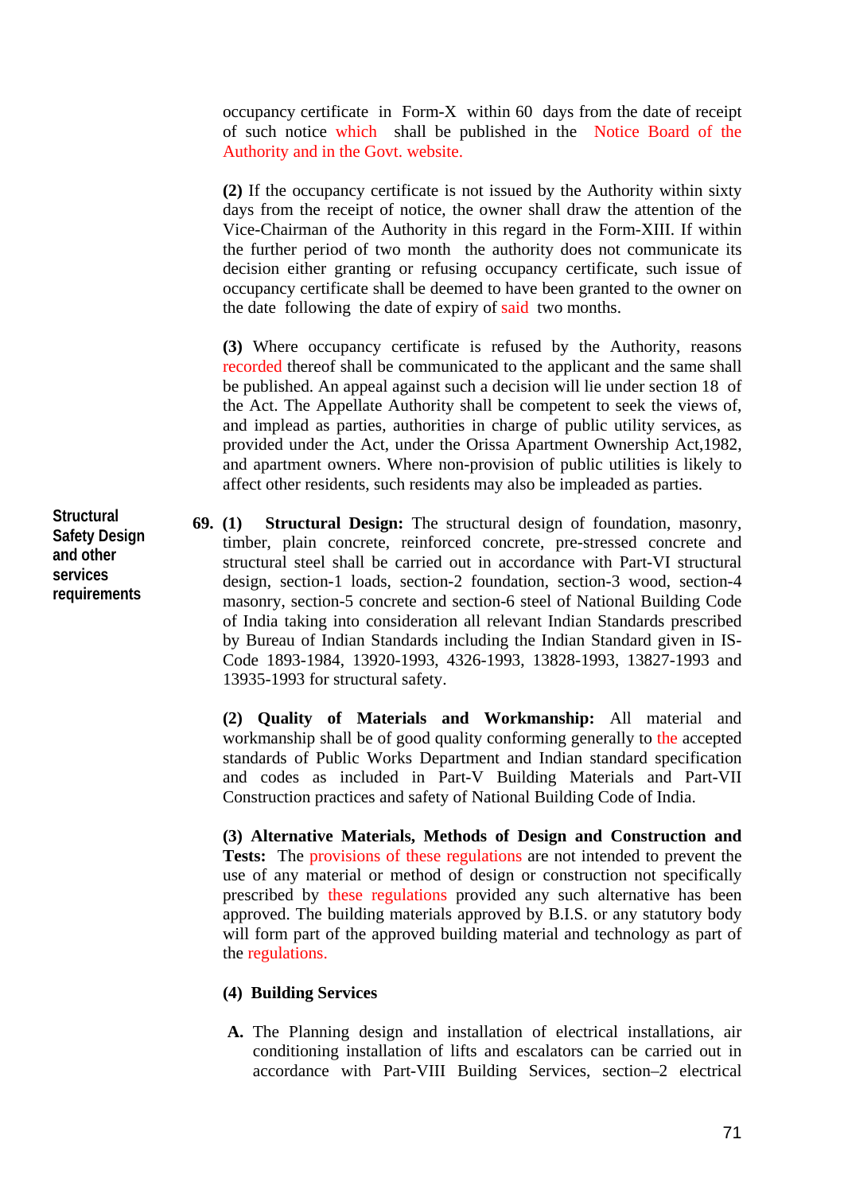occupancy certificate in Form-X within 60 days from the date of receipt of such notice which shall be published in the Notice Board of the Authority and in the Govt. website.

**(2)** If the occupancy certificate is not issued by the Authority within sixty days from the receipt of notice, the owner shall draw the attention of the Vice-Chairman of the Authority in this regard in the Form-XIII. If within the further period of two month the authority does not communicate its decision either granting or refusing occupancy certificate, such issue of occupancy certificate shall be deemed to have been granted to the owner on the date following the date of expiry of said two months.

**(3)** Where occupancy certificate is refused by the Authority, reasons recorded thereof shall be communicated to the applicant and the same shall be published. An appeal against such a decision will lie under section 18 of the Act. The Appellate Authority shall be competent to seek the views of, and implead as parties, authorities in charge of public utility services, as provided under the Act, under the Orissa Apartment Ownership Act,1982, and apartment owners. Where non-provision of public utilities is likely to affect other residents, such residents may also be impleaded as parties.

**Structural Safety Design and other services requirements**

**69. (1) Structural Design:** The structural design of foundation, masonry, timber, plain concrete, reinforced concrete, pre-stressed concrete and structural steel shall be carried out in accordance with Part-VI structural design, section-1 loads, section-2 foundation, section-3 wood, section-4 masonry, section-5 concrete and section-6 steel of National Building Code of India taking into consideration all relevant Indian Standards prescribed by Bureau of Indian Standards including the Indian Standard given in IS-Code 1893-1984, 13920-1993, 4326-1993, 13828-1993, 13827-1993 and 13935-1993 for structural safety.

**(2) Quality of Materials and Workmanship:** All material and workmanship shall be of good quality conforming generally to the accepted standards of Public Works Department and Indian standard specification and codes as included in Part-V Building Materials and Part-VII Construction practices and safety of National Building Code of India.

**(3) Alternative Materials, Methods of Design and Construction and Tests:** The provisions of these regulations are not intended to prevent the use of any material or method of design or construction not specifically prescribed by these regulations provided any such alternative has been approved. The building materials approved by B.I.S. or any statutory body will form part of the approved building material and technology as part of the regulations.

**(4) Building Services**

**A.** The Planning design and installation of electrical installations, air conditioning installation of lifts and escalators can be carried out in accordance with Part-VIII Building Services, section–2 electrical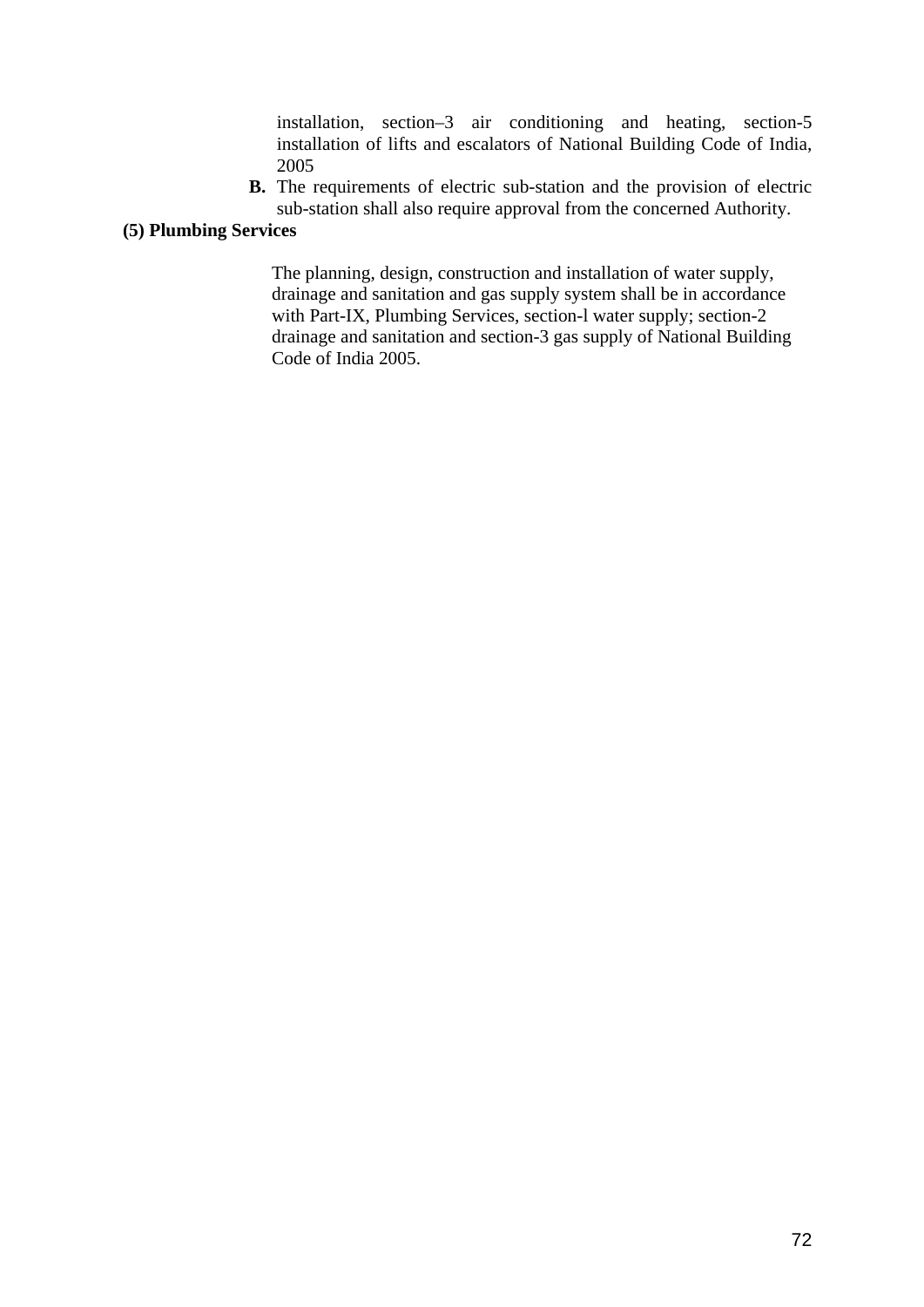installation, section–3 air conditioning and heating, section-5 installation of lifts and escalators of National Building Code of India, 2005

**B.** The requirements of electric sub-station and the provision of electric sub-station shall also require approval from the concerned Authority.

**(5) Plumbing Services**

The planning, design, construction and installation of water supply, drainage and sanitation and gas supply system shall be in accordance with Part-IX, Plumbing Services, section-l water supply; section-2 drainage and sanitation and section-3 gas supply of National Building Code of India 2005.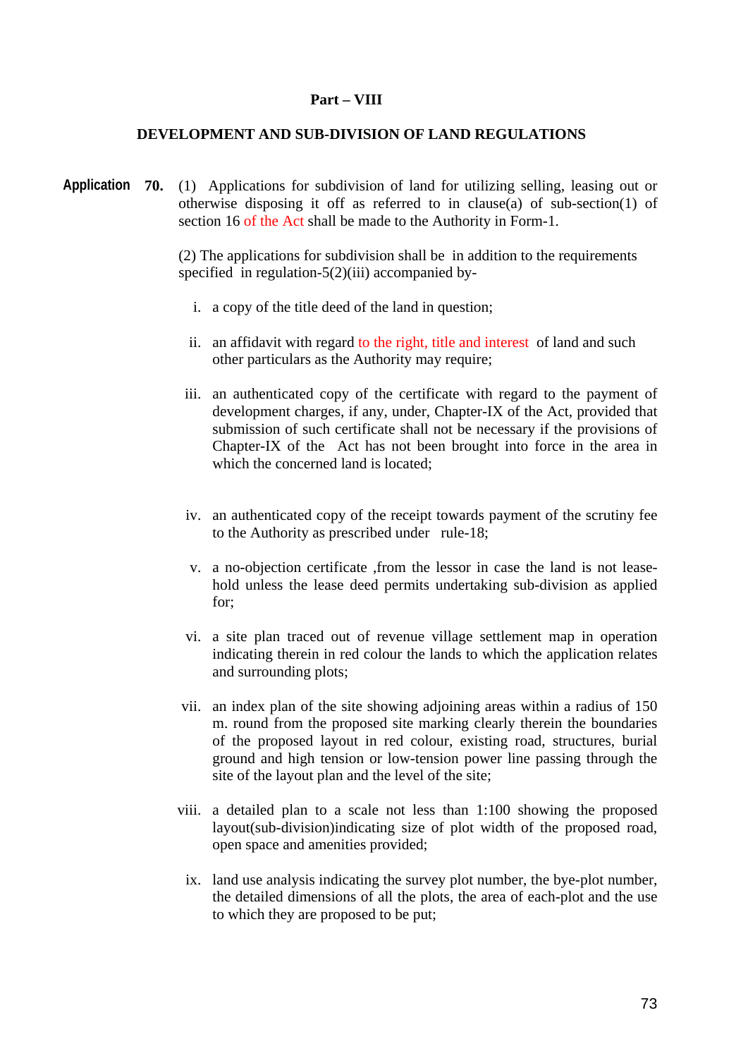**Part – VIII**

**DEVELOPMENT AND SUB-DIVISION OF LAND REGULATIONS**

**Application** **70.** (1) Applications for subdivision of land for utilizing selling, leasing out or otherwise disposing it off as referred to in clause(a) of sub-section(1) of section 16 of the Act shall be made to the Authority in Form-1.

(2) The applications for subdivision shall be in addition to the requirements specified in regulation-5(2)(iii) accompanied by-

i. a copy of the title deed of the land in question;

ii. an affidavit with regard to the right, title and interest of land and such other particulars as the Authority may require;

iii. an authenticated copy of the certificate with regard to the payment of development charges, if any, under, Chapter-IX of the Act, provided that submission of such certificate shall not be necessary if the provisions of Chapter-IX of the Act has not been brought into force in the area in which the concerned land is located;

iv. an authenticated copy of the receipt towards payment of the scrutiny fee to the Authority as prescribed under rule-18;

v. a no-objection certificate ,from the lessor in case the land is not lease-hold unless the lease deed permits undertaking sub-division as applied for;

vi. a site plan traced out of revenue village settlement map in operation indicating therein in red colour the lands to which the application relates and surrounding plots;

vii. an index plan of the site showing adjoining areas within a radius of 150 m. round from the proposed site marking clearly therein the boundaries of the proposed layout in red colour, existing road, structures, burial ground and high tension or low-tension power line passing through the site of the layout plan and the level of the site;

viii. a detailed plan to a scale not less than 1:100 showing the proposed layout(sub-division)indicating size of plot width of the proposed road, open space and amenities provided;

ix. land use analysis indicating the survey plot number, the bye-plot number, the detailed dimensions of all the plots, the area of each-plot and the use to which they are proposed to be put;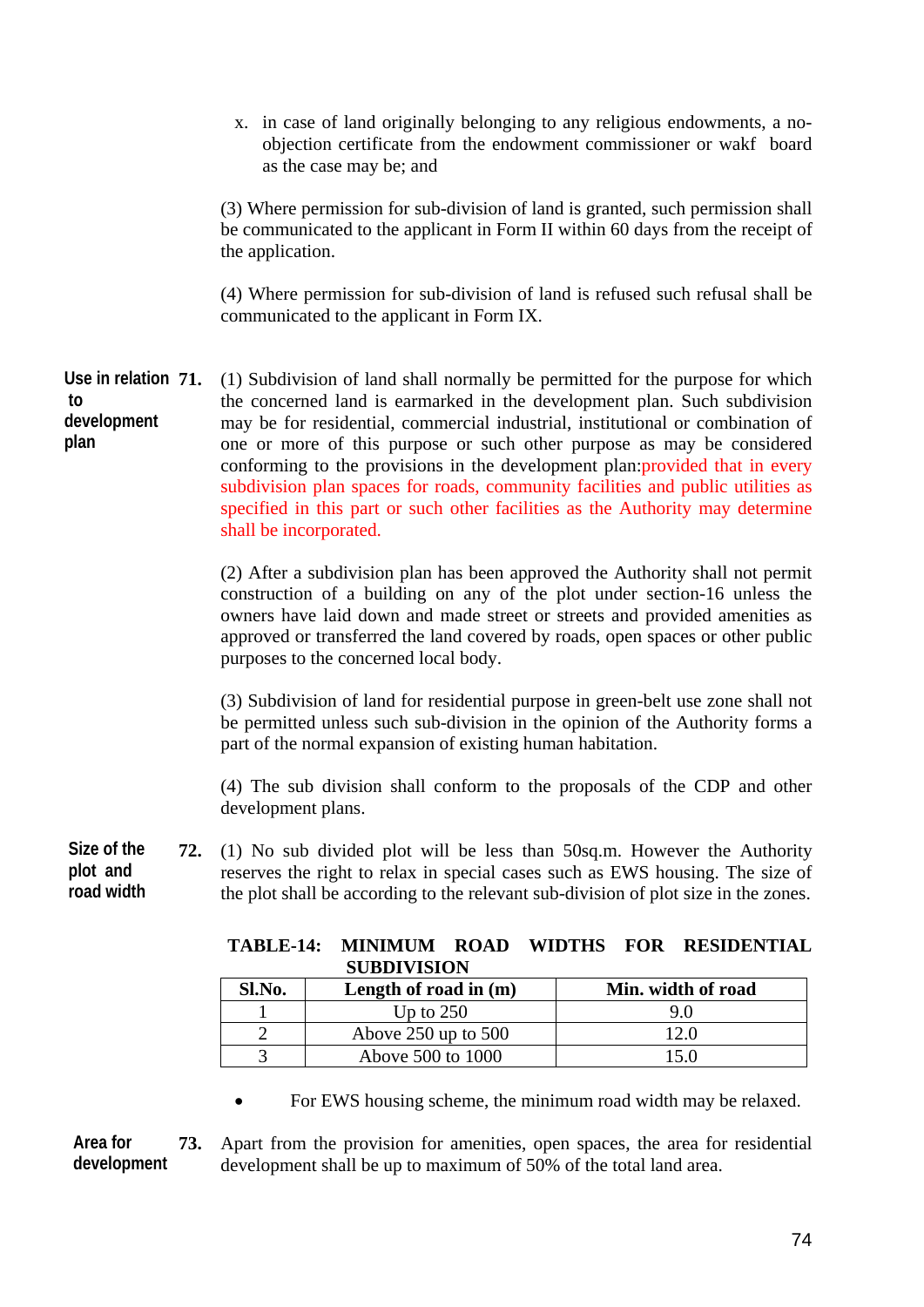x. in case of land originally belonging to any religious endowments, a no-objection certificate from the endowment commissioner or wakf board as the case may be; and

(3) Where permission for sub-division of land is granted, such permission shall be communicated to the applicant in Form II within 60 days from the receipt of the application.

(4) Where permission for sub-division of land is refused such refusal shall be communicated to the applicant in Form IX.

**Use in relation to development plan**

**71.** (1) Subdivision of land shall normally be permitted for the purpose for which the concerned land is earmarked in the development plan. Such subdivision may be for residential, commercial industrial, institutional or combination of one or more of this purpose or such other purpose as may be considered conforming to the provisions in the development plan:provided that in every subdivision plan spaces for roads, community facilities and public utilities as specified in this part or such other facilities as the Authority may determine shall be incorporated.

(2) After a subdivision plan has been approved the Authority shall not permit construction of a building on any of the plot under section-16 unless the owners have laid down and made street or streets and provided amenities as approved or transferred the land covered by roads, open spaces or other public purposes to the concerned local body.

(3) Subdivision of land for residential purpose in green-belt use zone shall not be permitted unless such sub-division in the opinion of the Authority forms a part of the normal expansion of existing human habitation.

(4) The sub division shall conform to the proposals of the CDP and other development plans.

**Size of the plot and road width**

**72.** (1) No sub divided plot will be less than 50sq.m. However the Authority reserves the right to relax in special cases such as EWS housing. The size of the plot shall be according to the relevant sub-division of plot size in the zones.

**TABLE-14: MINIMUM ROAD WIDTHS FOR RESIDENTIAL SUBDIVISION**

| Sl.No. | Length of road in (m) | Min. width of road |
|---|---|---|
| 1 | Up to 250 | 9.0 |
| 2 | Above 250 up to 500 | 12.0 |
| 3 | Above 500 to 1000 | 15.0 |

- For EWS housing scheme, the minimum road width may be relaxed.

**Area for development**

**73.** Apart from the provision for amenities, open spaces, the area for residential development shall be up to maximum of 50% of the total land area.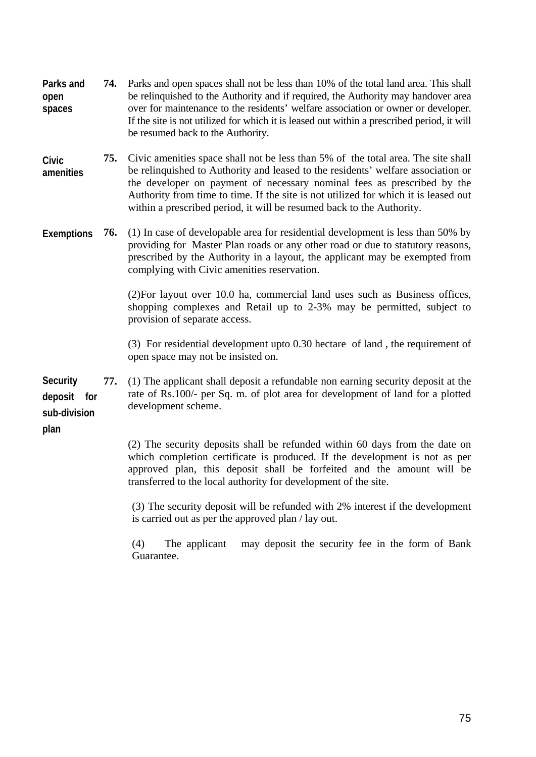**Parks and open spaces**

**74.** Parks and open spaces shall not be less than 10% of the total land area. This shall be relinquished to the Authority and if required, the Authority may handover area over for maintenance to the residents' welfare association or owner or developer. If the site is not utilized for which it is leased out within a prescribed period, it will be resumed back to the Authority.

**Civic amenities**

**75.** Civic amenities space shall not be less than 5% of the total area. The site shall be relinquished to Authority and leased to the residents' welfare association or the developer on payment of necessary nominal fees as prescribed by the Authority from time to time. If the site is not utilized for which it is leased out within a prescribed period, it will be resumed back to the Authority.

**Exemptions**

**76.** (1) In case of developable area for residential development is less than 50% by providing for Master Plan roads or any other road or due to statutory reasons, prescribed by the Authority in a layout, the applicant may be exempted from complying with Civic amenities reservation.

(2)For layout over 10.0 ha, commercial land uses such as Business offices, shopping complexes and Retail up to 2-3% may be permitted, subject to provision of separate access.

(3) For residential development upto 0.30 hectare of land , the requirement of open space may not be insisted on.

**Security deposit for sub-division plan**

**77.** (1) The applicant shall deposit a refundable non earning security deposit at the rate of Rs.100/- per Sq. m. of plot area for development of land for a plotted development scheme.

(2) The security deposits shall be refunded within 60 days from the date on which completion certificate is produced. If the development is not as per approved plan, this deposit shall be forfeited and the amount will be transferred to the local authority for development of the site.

(3) The security deposit will be refunded with 2% interest if the development is carried out as per the approved plan / lay out.

(4) The applicant may deposit the security fee in the form of Bank Guarantee.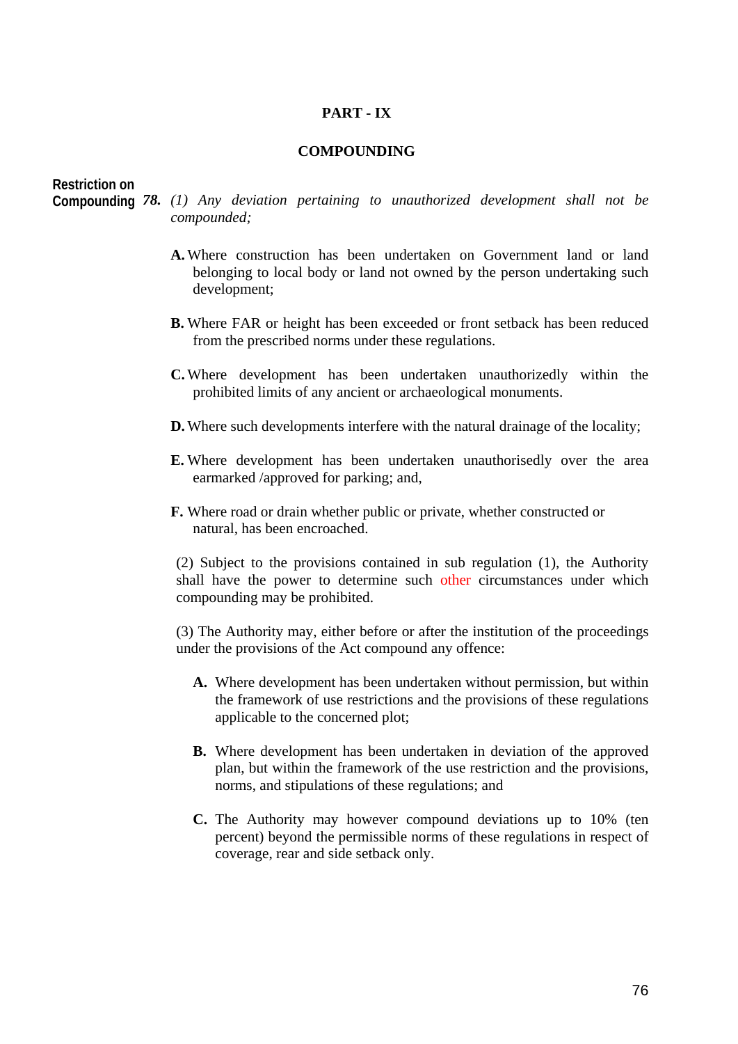## PART - IX

## COMPOUNDING

**Restriction on Compounding** *78.* *(1) Any deviation pertaining to unauthorized development shall not be compounded;*

**A.** Where construction has been undertaken on Government land or land belonging to local body or land not owned by the person undertaking such development;

**B.** Where FAR or height has been exceeded or front setback has been reduced from the prescribed norms under these regulations.

**C.** Where development has been undertaken unauthorizedly within the prohibited limits of any ancient or archaeological monuments.

**D.** Where such developments interfere with the natural drainage of the locality;

**E.** Where development has been undertaken unauthorisedly over the area earmarked /approved for parking; and,

**F.** Where road or drain whether public or private, whether constructed or natural, has been encroached.

(2) Subject to the provisions contained in sub regulation (1), the Authority shall have the power to determine such other circumstances under which compounding may be prohibited.

(3) The Authority may, either before or after the institution of the proceedings under the provisions of the Act compound any offence:

**A.** Where development has been undertaken without permission, but within the framework of use restrictions and the provisions of these regulations applicable to the concerned plot;

**B.** Where development has been undertaken in deviation of the approved plan, but within the framework of the use restriction and the provisions, norms, and stipulations of these regulations; and

**C.** The Authority may however compound deviations up to 10% (ten percent) beyond the permissible norms of these regulations in respect of coverage, rear and side setback only.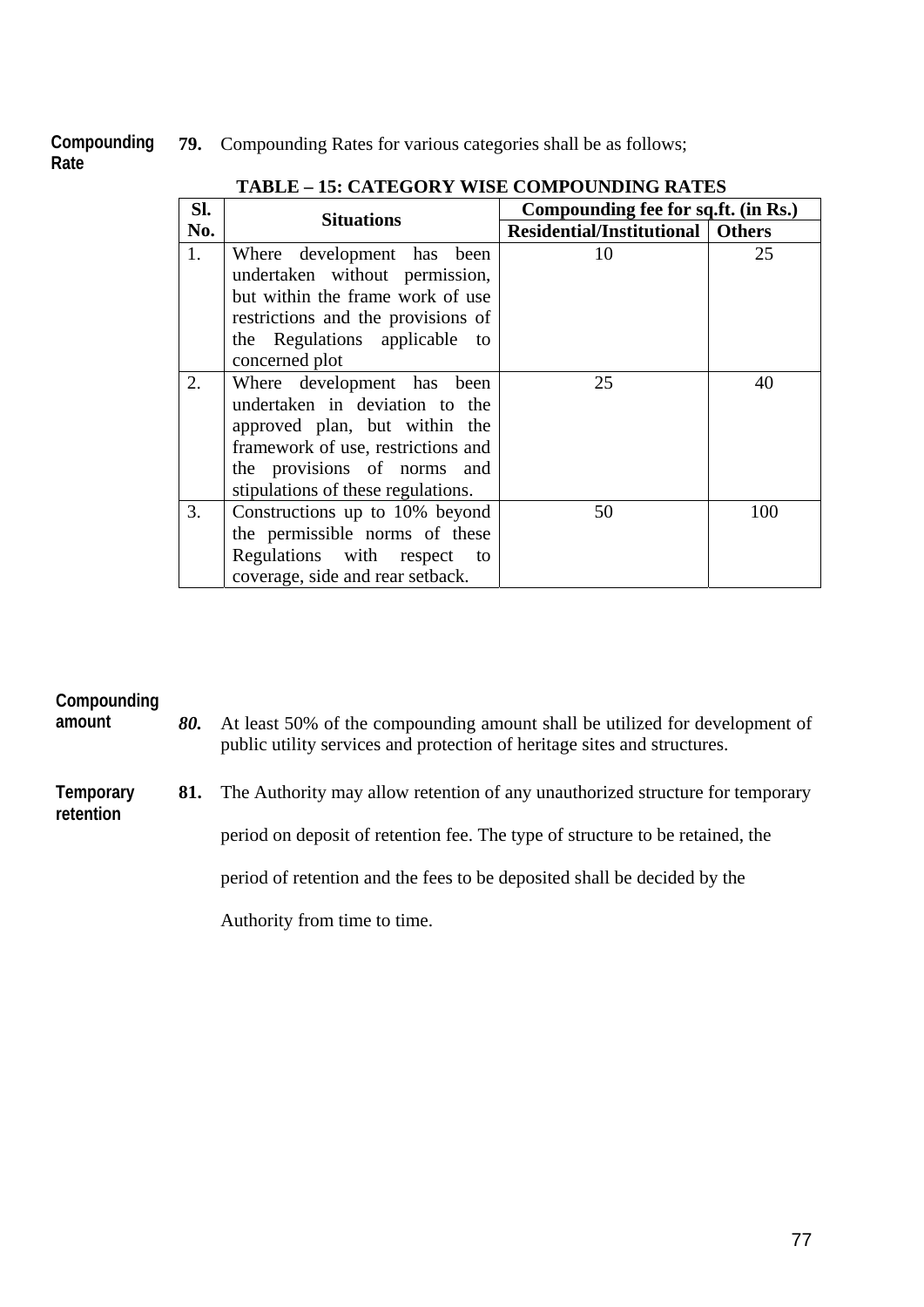**Compounding Rate**

**79.** Compounding Rates for various categories shall be as follows;

**TABLE – 15: CATEGORY WISE COMPOUNDING RATES**

| Sl. No. | Situations | Compounding fee for sq.ft. (in Rs.) | |
|---|---|---|---|
| | | **Residential/Institutional** | **Others** |
| 1. | Where development has been undertaken without permission, but within the frame work of use restrictions and the provisions of the Regulations applicable to concerned plot | 10 | 25 |
| 2. | Where development has been undertaken in deviation to the approved plan, but within the framework of use, restrictions and the provisions of norms and stipulations of these regulations. | 25 | 40 |
| 3. | Constructions up to 10% beyond the permissible norms of these Regulations with respect to coverage, side and rear setback. | 50 | 100 |

**Compounding amount**

***80.*** At least 50% of the compounding amount shall be utilized for development of public utility services and protection of heritage sites and structures.

**Temporary retention**

**81.** The Authority may allow retention of any unauthorized structure for temporary period on deposit of retention fee. The type of structure to be retained, the period of retention and the fees to be deposited shall be decided by the Authority from time to time.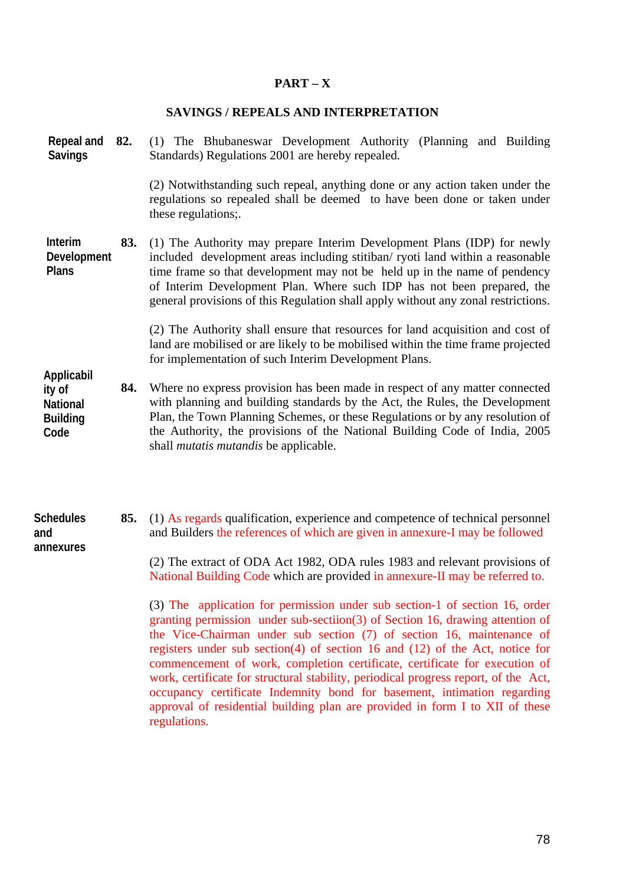# PART – X

## SAVINGS / REPEALS AND INTERPRETATION

**Repeal and Savings**

**82.** (1) The Bhubaneswar Development Authority (Planning and Building Standards) Regulations 2001 are hereby repealed.

(2) Notwithstanding such repeal, anything done or any action taken under the regulations so repealed shall be deemed to have been done or taken under these regulations;.

**Interim Development Plans**

**83.** (1) The Authority may prepare Interim Development Plans (IDP) for newly included development areas including stitiban/ ryoti land within a reasonable time frame so that development may not be held up in the name of pendency of Interim Development Plan. Where such IDP has not been prepared, the general provisions of this Regulation shall apply without any zonal restrictions.

(2) The Authority shall ensure that resources for land acquisition and cost of land are mobilised or are likely to be mobilised within the time frame projected for implementation of such Interim Development Plans.

**Applicability of National Building Code**

**84.** Where no express provision has been made in respect of any matter connected with planning and building standards by the Act, the Rules, the Development Plan, the Town Planning Schemes, or these Regulations or by any resolution of the Authority, the provisions of the National Building Code of India, 2005 shall *mutatis mutandis* be applicable.

**Schedules and annexures**

**85.** (1) As regards qualification, experience and competence of technical personnel and Builders the references of which are given in annexure-I may be followed

(2) The extract of ODA Act 1982, ODA rules 1983 and relevant provisions of National Building Code which are provided in annexure-II may be referred to.

(3) The application for permission under sub section-1 of section 16, order granting permission under sub-sectiion(3) of Section 16, drawing attention of the Vice-Chairman under sub section (7) of section 16, maintenance of registers under sub section(4) of section 16 and (12) of the Act, notice for commencement of work, completion certificate, certificate for execution of work, certificate for structural stability, periodical progress report, of the Act, occupancy certificate Indemnity bond for basement, intimation regarding approval of residential building plan are provided in form I to XII of these regulations.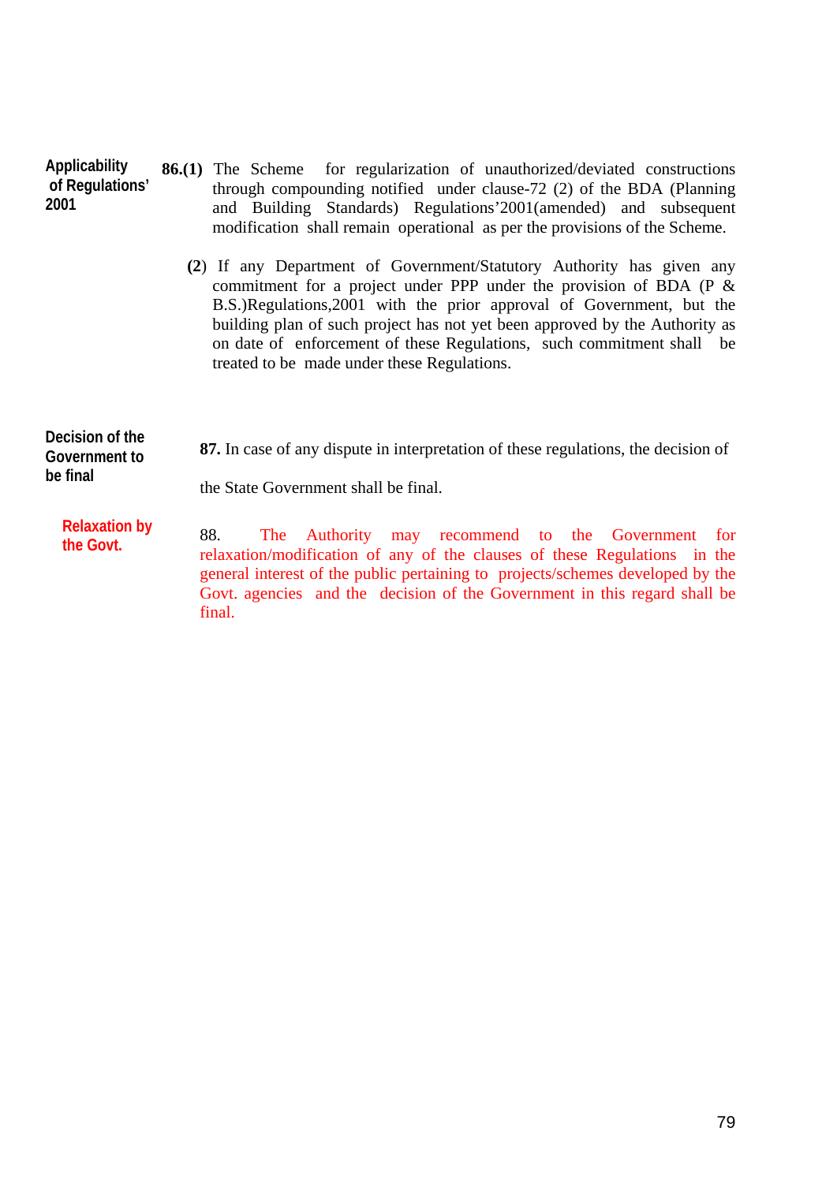**Applicability of Regulations' 2001**

**86.(1)** The Scheme for regularization of unauthorized/deviated constructions through compounding notified under clause-72 (2) of the BDA (Planning and Building Standards) Regulations'2001(amended) and subsequent modification shall remain operational as per the provisions of the Scheme.

**(2)** If any Department of Government/Statutory Authority has given any commitment for a project under PPP under the provision of BDA (P & B.S.)Regulations,2001 with the prior approval of Government, but the building plan of such project has not yet been approved by the Authority as on date of enforcement of these Regulations, such commitment shall be treated to be made under these Regulations.

**Decision of the Government to be final**

**87.** In case of any dispute in interpretation of these regulations, the decision of the State Government shall be final.

**Relaxation by the Govt.**

88. The Authority may recommend to the Government for relaxation/modification of any of the clauses of these Regulations in the general interest of the public pertaining to projects/schemes developed by the Govt. agencies and the decision of the Government in this regard shall be final.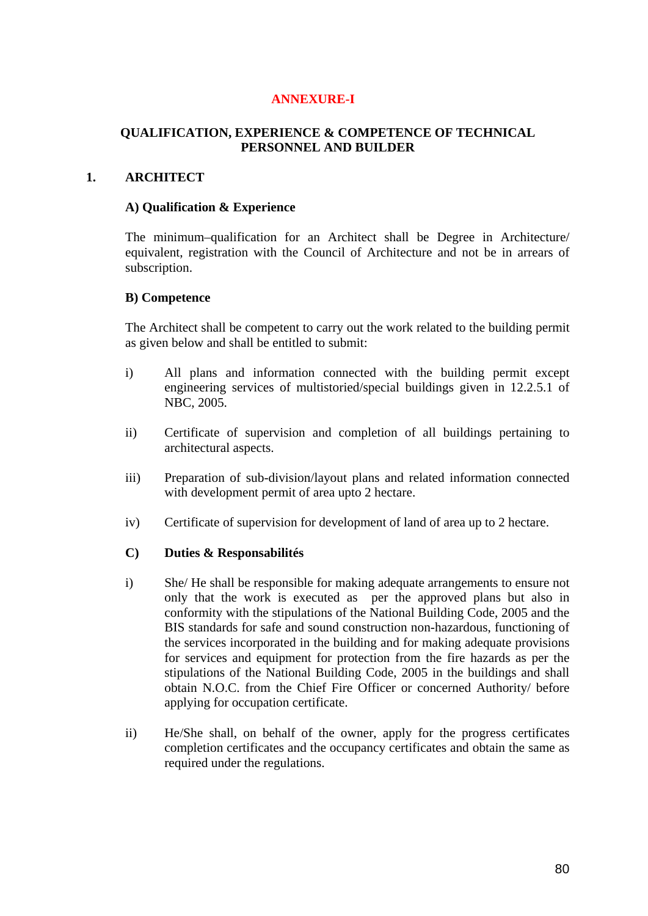# ANNEXURE-I

## QUALIFICATION, EXPERIENCE & COMPETENCE OF TECHNICAL PERSONNEL AND BUILDER

### 1. ARCHITECT

**A) Qualification & Experience**

The minimum–qualification for an Architect shall be Degree in Architecture/ equivalent, registration with the Council of Architecture and not be in arrears of subscription.

**B) Competence**

The Architect shall be competent to carry out the work related to the building permit as given below and shall be entitled to submit:

i) All plans and information connected with the building permit except engineering services of multistoried/special buildings given in 12.2.5.1 of NBC, 2005.

ii) Certificate of supervision and completion of all buildings pertaining to architectural aspects.

iii) Preparation of sub-division/layout plans and related information connected with development permit of area upto 2 hectare.

iv) Certificate of supervision for development of land of area up to 2 hectare.

**C) Duties & Responsabilités**

i) She/ He shall be responsible for making adequate arrangements to ensure not only that the work is executed as per the approved plans but also in conformity with the stipulations of the National Building Code, 2005 and the BIS standards for safe and sound construction non-hazardous, functioning of the services incorporated in the building and for making adequate provisions for services and equipment for protection from the fire hazards as per the stipulations of the National Building Code, 2005 in the buildings and shall obtain N.O.C. from the Chief Fire Officer or concerned Authority/ before applying for occupation certificate.

ii) He/She shall, on behalf of the owner, apply for the progress certificates completion certificates and the occupancy certificates and obtain the same as required under the regulations.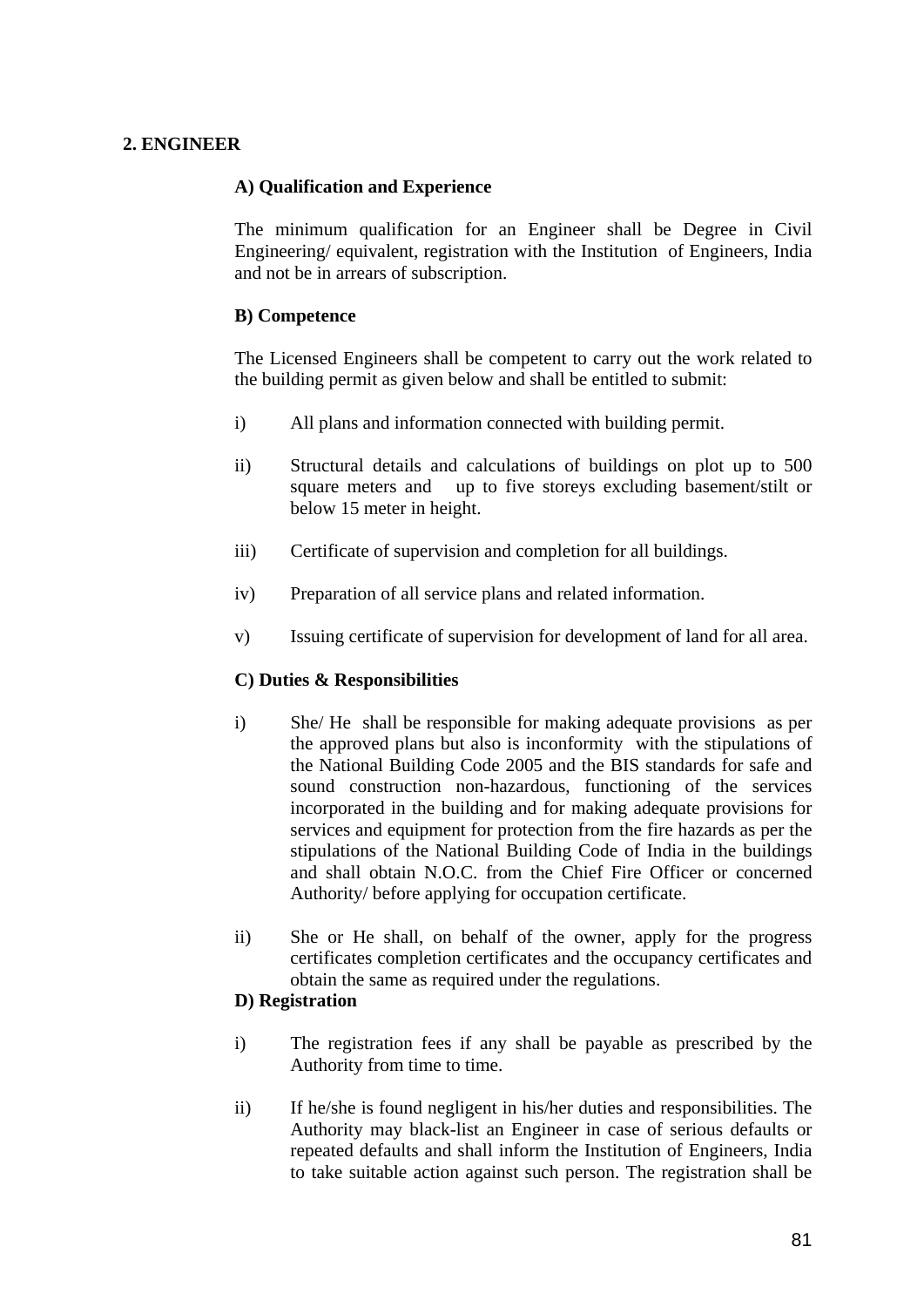## 2. ENGINEER

### A) Qualification and Experience

The minimum qualification for an Engineer shall be Degree in Civil Engineering/ equivalent, registration with the Institution of Engineers, India and not be in arrears of subscription.

### B) Competence

The Licensed Engineers shall be competent to carry out the work related to the building permit as given below and shall be entitled to submit:

i) All plans and information connected with building permit.

ii) Structural details and calculations of buildings on plot up to 500 square meters and up to five storeys excluding basement/stilt or below 15 meter in height.

iii) Certificate of supervision and completion for all buildings.

iv) Preparation of all service plans and related information.

v) Issuing certificate of supervision for development of land for all area.

### C) Duties & Responsibilities

i) She/ He shall be responsible for making adequate provisions as per the approved plans but also is inconformity with the stipulations of the National Building Code 2005 and the BIS standards for safe and sound construction non-hazardous, functioning of the services incorporated in the building and for making adequate provisions for services and equipment for protection from the fire hazards as per the stipulations of the National Building Code of India in the buildings and shall obtain N.O.C. from the Chief Fire Officer or concerned Authority/ before applying for occupation certificate.

ii) She or He shall, on behalf of the owner, apply for the progress certificates completion certificates and the occupancy certificates and obtain the same as required under the regulations.

### D) Registration

i) The registration fees if any shall be payable as prescribed by the Authority from time to time.

ii) If he/she is found negligent in his/her duties and responsibilities. The Authority may black-list an Engineer in case of serious defaults or repeated defaults and shall inform the Institution of Engineers, India to take suitable action against such person. The registration shall be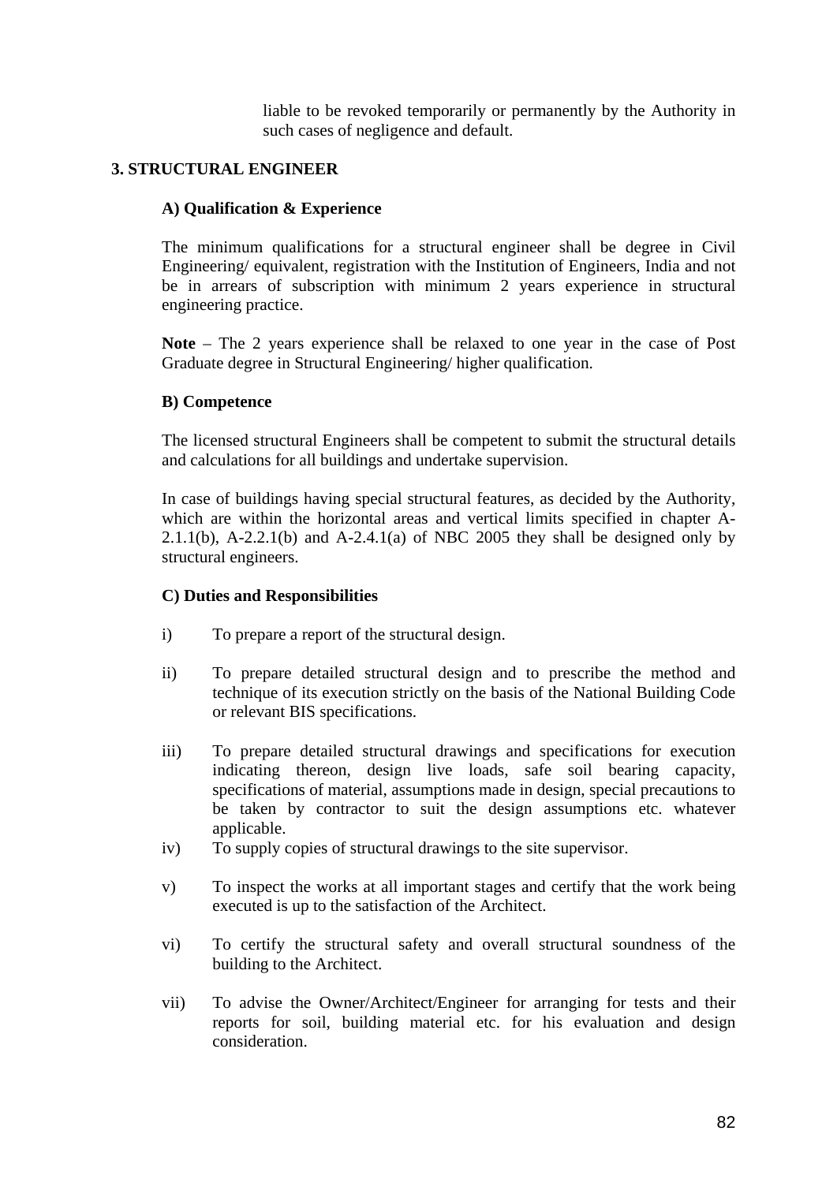liable to be revoked temporarily or permanently by the Authority in such cases of negligence and default.

## 3. STRUCTURAL ENGINEER

### A) Qualification & Experience

The minimum qualifications for a structural engineer shall be degree in Civil Engineering/ equivalent, registration with the Institution of Engineers, India and not be in arrears of subscription with minimum 2 years experience in structural engineering practice.

**Note** – The 2 years experience shall be relaxed to one year in the case of Post Graduate degree in Structural Engineering/ higher qualification.

### B) Competence

The licensed structural Engineers shall be competent to submit the structural details and calculations for all buildings and undertake supervision.

In case of buildings having special structural features, as decided by the Authority, which are within the horizontal areas and vertical limits specified in chapter A-2.1.1(b), A-2.2.1(b) and A-2.4.1(a) of NBC 2005 they shall be designed only by structural engineers.

### C) Duties and Responsibilities

i) To prepare a report of the structural design.

ii) To prepare detailed structural design and to prescribe the method and technique of its execution strictly on the basis of the National Building Code or relevant BIS specifications.

iii) To prepare detailed structural drawings and specifications for execution indicating thereon, design live loads, safe soil bearing capacity, specifications of material, assumptions made in design, special precautions to be taken by contractor to suit the design assumptions etc. whatever applicable.

iv) To supply copies of structural drawings to the site supervisor.

v) To inspect the works at all important stages and certify that the work being executed is up to the satisfaction of the Architect.

vi) To certify the structural safety and overall structural soundness of the building to the Architect.

vii) To advise the Owner/Architect/Engineer for arranging for tests and their reports for soil, building material etc. for his evaluation and design consideration.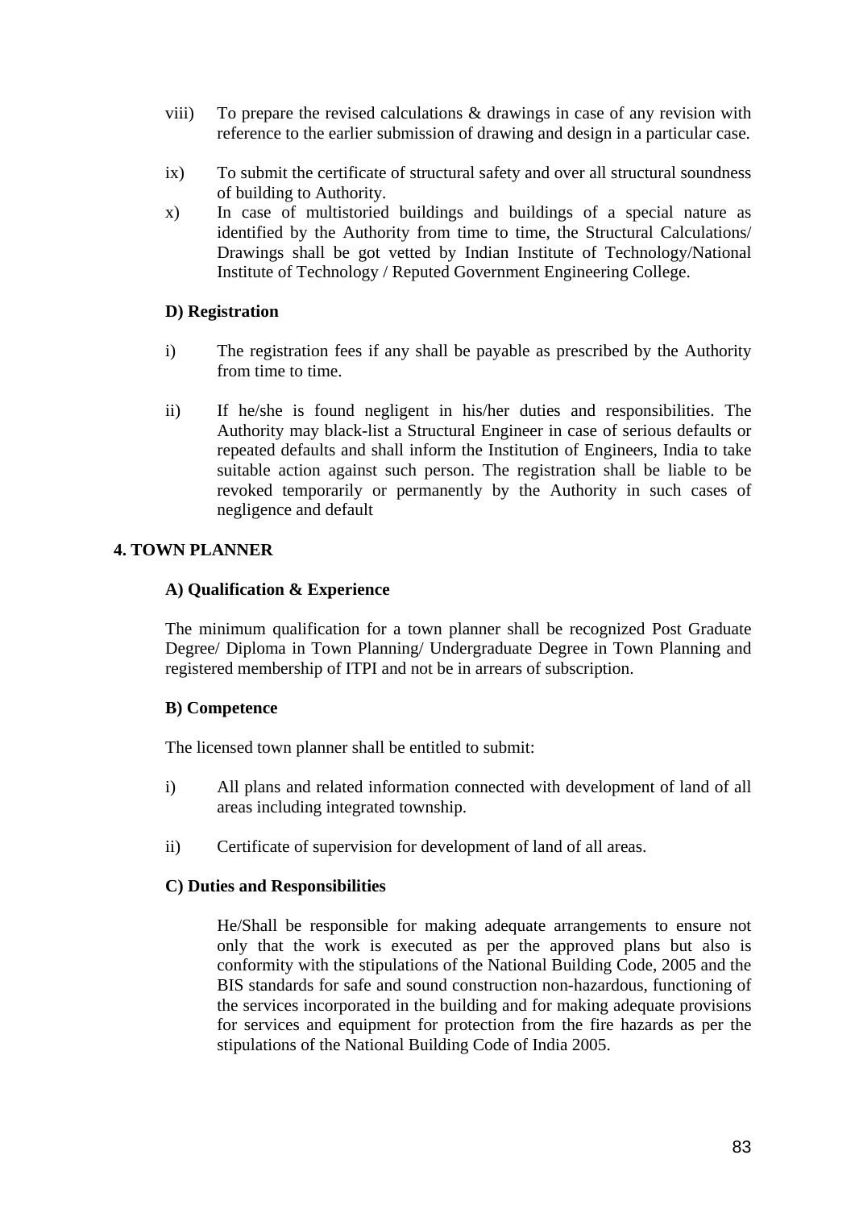viii) To prepare the revised calculations & drawings in case of any revision with reference to the earlier submission of drawing and design in a particular case.

ix) To submit the certificate of structural safety and over all structural soundness of building to Authority.

x) In case of multistoried buildings and buildings of a special nature as identified by the Authority from time to time, the Structural Calculations/ Drawings shall be got vetted by Indian Institute of Technology/National Institute of Technology / Reputed Government Engineering College.

**D) Registration**

i) The registration fees if any shall be payable as prescribed by the Authority from time to time.

ii) If he/she is found negligent in his/her duties and responsibilities. The Authority may black-list a Structural Engineer in case of serious defaults or repeated defaults and shall inform the Institution of Engineers, India to take suitable action against such person. The registration shall be liable to be revoked temporarily or permanently by the Authority in such cases of negligence and default

## 4. TOWN PLANNER

**A) Qualification & Experience**

The minimum qualification for a town planner shall be recognized Post Graduate Degree/ Diploma in Town Planning/ Undergraduate Degree in Town Planning and registered membership of ITPI and not be in arrears of subscription.

**B) Competence**

The licensed town planner shall be entitled to submit:

i) All plans and related information connected with development of land of all areas including integrated township.

ii) Certificate of supervision for development of land of all areas.

**C) Duties and Responsibilities**

He/Shall be responsible for making adequate arrangements to ensure not only that the work is executed as per the approved plans but also is conformity with the stipulations of the National Building Code, 2005 and the BIS standards for safe and sound construction non-hazardous, functioning of the services incorporated in the building and for making adequate provisions for services and equipment for protection from the fire hazards as per the stipulations of the National Building Code of India 2005.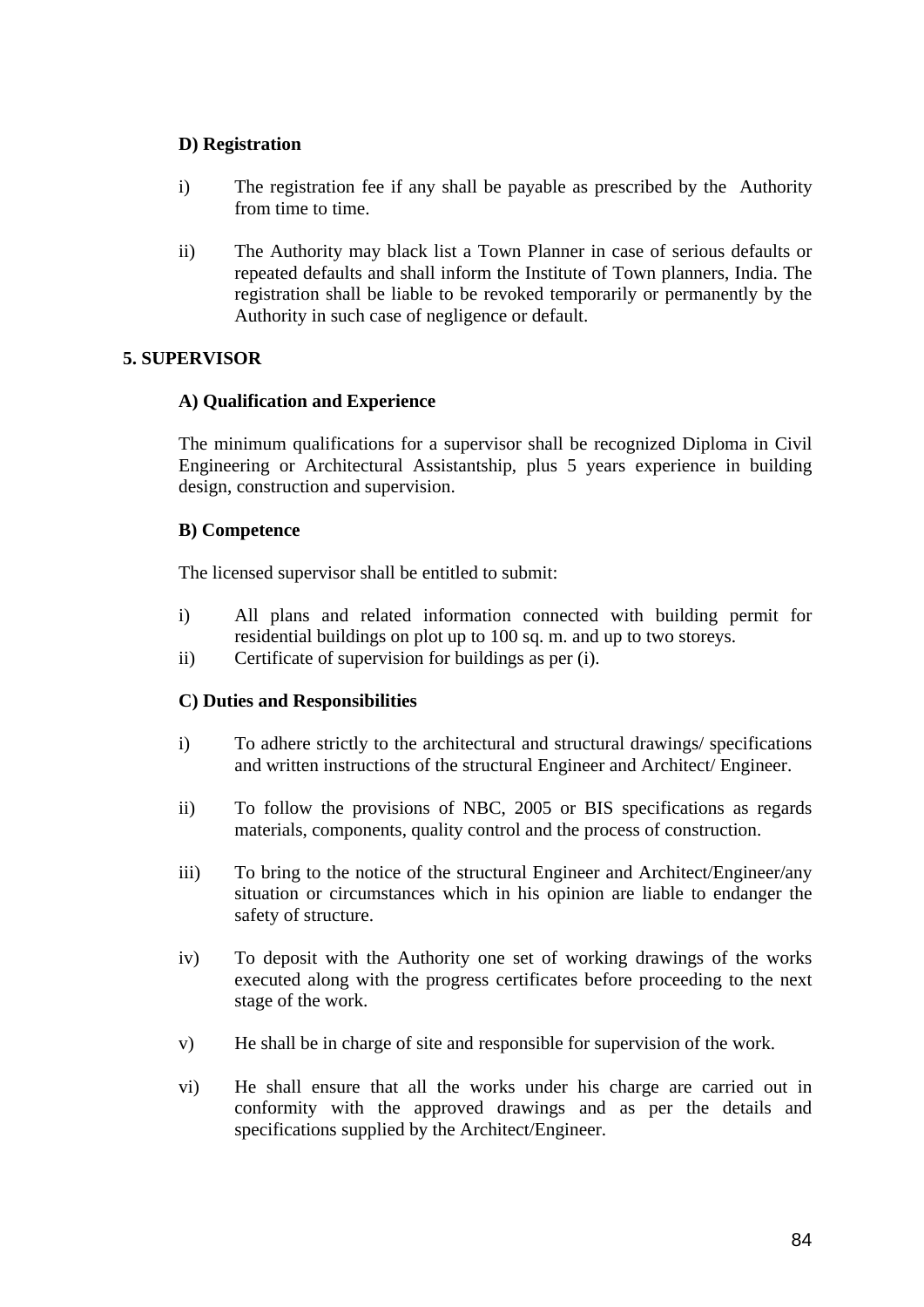**D) Registration**

i) The registration fee if any shall be payable as prescribed by the Authority from time to time.

ii) The Authority may black list a Town Planner in case of serious defaults or repeated defaults and shall inform the Institute of Town planners, India. The registration shall be liable to be revoked temporarily or permanently by the Authority in such case of negligence or default.

**5. SUPERVISOR**

**A) Qualification and Experience**

The minimum qualifications for a supervisor shall be recognized Diploma in Civil Engineering or Architectural Assistantship, plus 5 years experience in building design, construction and supervision.

**B) Competence**

The licensed supervisor shall be entitled to submit:

i) All plans and related information connected with building permit for residential buildings on plot up to 100 sq. m. and up to two storeys.
ii) Certificate of supervision for buildings as per (i).

**C) Duties and Responsibilities**

i) To adhere strictly to the architectural and structural drawings/ specifications and written instructions of the structural Engineer and Architect/ Engineer.

ii) To follow the provisions of NBC, 2005 or BIS specifications as regards materials, components, quality control and the process of construction.

iii) To bring to the notice of the structural Engineer and Architect/Engineer/any situation or circumstances which in his opinion are liable to endanger the safety of structure.

iv) To deposit with the Authority one set of working drawings of the works executed along with the progress certificates before proceeding to the next stage of the work.

v) He shall be in charge of site and responsible for supervision of the work.

vi) He shall ensure that all the works under his charge are carried out in conformity with the approved drawings and as per the details and specifications supplied by the Architect/Engineer.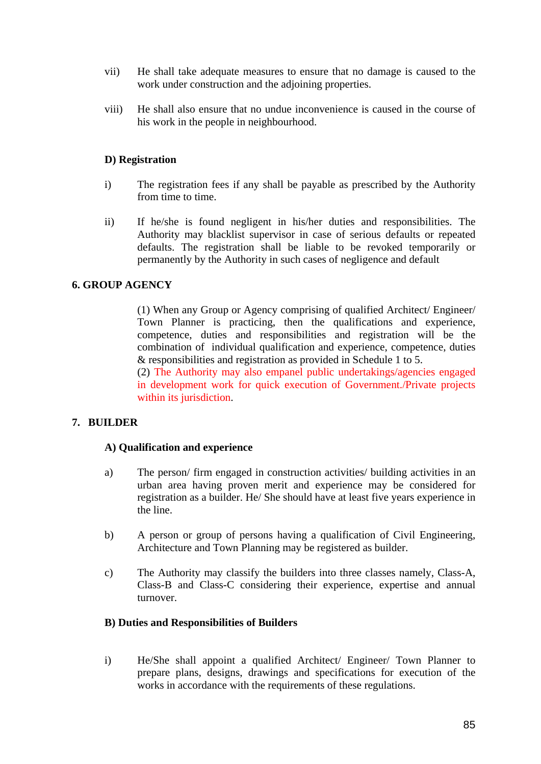vii) He shall take adequate measures to ensure that no damage is caused to the work under construction and the adjoining properties.

viii) He shall also ensure that no undue inconvenience is caused in the course of his work in the people in neighbourhood.

**D) Registration**

i) The registration fees if any shall be payable as prescribed by the Authority from time to time.

ii) If he/she is found negligent in his/her duties and responsibilities. The Authority may blacklist supervisor in case of serious defaults or repeated defaults. The registration shall be liable to be revoked temporarily or permanently by the Authority in such cases of negligence and default

## 6. GROUP AGENCY

(1) When any Group or Agency comprising of qualified Architect/ Engineer/ Town Planner is practicing, then the qualifications and experience, competence, duties and responsibilities and registration will be the combination of individual qualification and experience, competence, duties & responsibilities and registration as provided in Schedule 1 to 5.

(2) The Authority may also empanel public undertakings/agencies engaged in development work for quick execution of Government./Private projects within its jurisdiction.

## 7. BUILDER

**A) Qualification and experience**

a) The person/ firm engaged in construction activities/ building activities in an urban area having proven merit and experience may be considered for registration as a builder. He/ She should have at least five years experience in the line.

b) A person or group of persons having a qualification of Civil Engineering, Architecture and Town Planning may be registered as builder.

c) The Authority may classify the builders into three classes namely, Class-A, Class-B and Class-C considering their experience, expertise and annual turnover.

**B) Duties and Responsibilities of Builders**

i) He/She shall appoint a qualified Architect/ Engineer/ Town Planner to prepare plans, designs, drawings and specifications for execution of the works in accordance with the requirements of these regulations.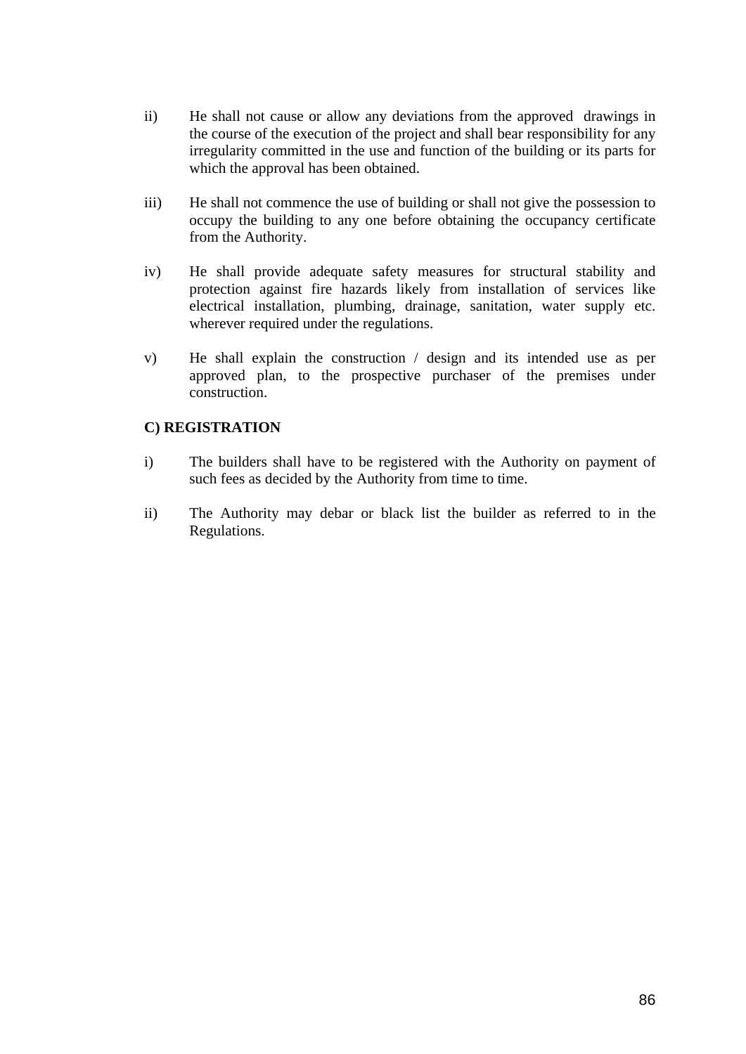ii) He shall not cause or allow any deviations from the approved drawings in the course of the execution of the project and shall bear responsibility for any irregularity committed in the use and function of the building or its parts for which the approval has been obtained.

iii) He shall not commence the use of building or shall not give the possession to occupy the building to any one before obtaining the occupancy certificate from the Authority.

iv) He shall provide adequate safety measures for structural stability and protection against fire hazards likely from installation of services like electrical installation, plumbing, drainage, sanitation, water supply etc. wherever required under the regulations.

v) He shall explain the construction / design and its intended use as per approved plan, to the prospective purchaser of the premises under construction.

**C) REGISTRATION**

i) The builders shall have to be registered with the Authority on payment of such fees as decided by the Authority from time to time.

ii) The Authority may debar or black list the builder as referred to in the Regulations.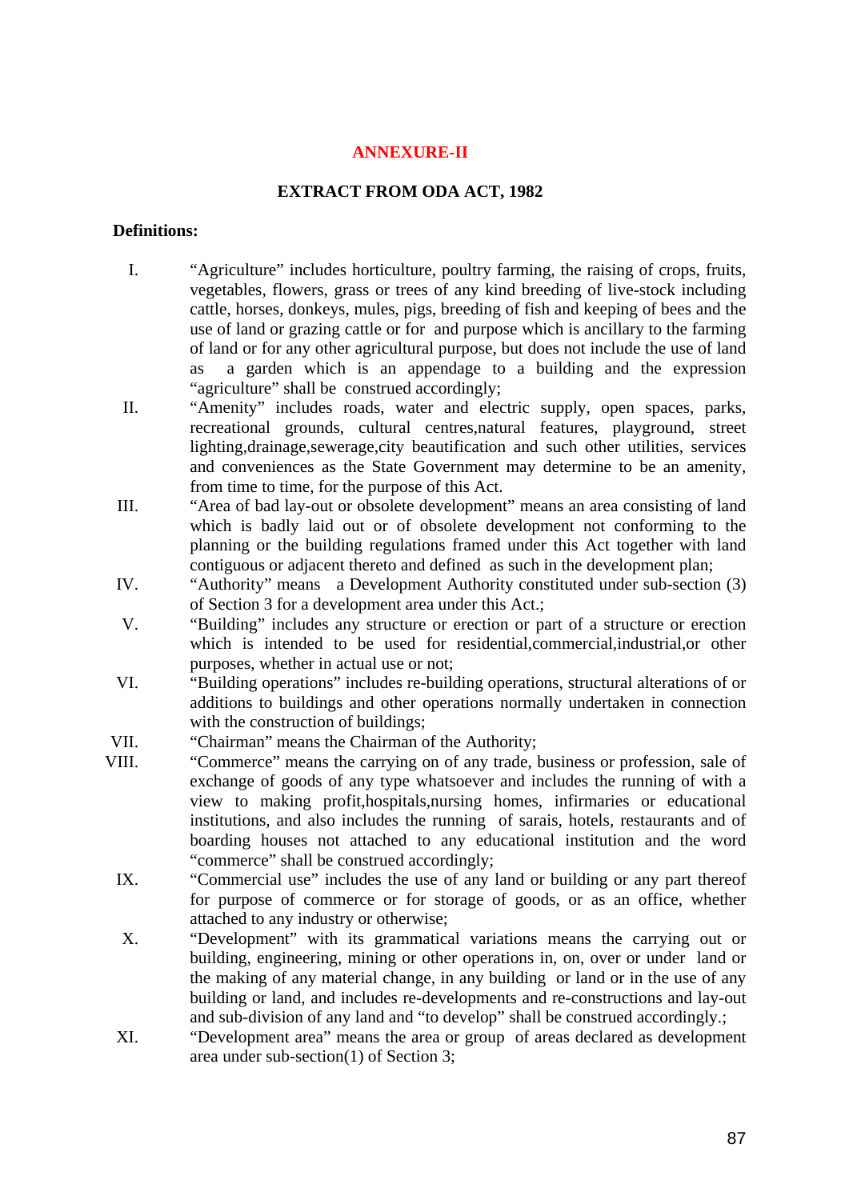## ANNEXURE-II

### EXTRACT FROM ODA ACT, 1982

**Definitions:**

I. "Agriculture" includes horticulture, poultry farming, the raising of crops, fruits, vegetables, flowers, grass or trees of any kind breeding of live-stock including cattle, horses, donkeys, mules, pigs, breeding of fish and keeping of bees and the use of land or grazing cattle or for and purpose which is ancillary to the farming of land or for any other agricultural purpose, but does not include the use of land as a garden which is an appendage to a building and the expression "agriculture" shall be construed accordingly;

II. "Amenity" includes roads, water and electric supply, open spaces, parks, recreational grounds, cultural centres,natural features, playground, street lighting,drainage,sewerage,city beautification and such other utilities, services and conveniences as the State Government may determine to be an amenity, from time to time, for the purpose of this Act.

III. "Area of bad lay-out or obsolete development" means an area consisting of land which is badly laid out or of obsolete development not conforming to the planning or the building regulations framed under this Act together with land contiguous or adjacent thereto and defined as such in the development plan;

IV. "Authority" means a Development Authority constituted under sub-section (3) of Section 3 for a development area under this Act.;

V. "Building" includes any structure or erection or part of a structure or erection which is intended to be used for residential,commercial,industrial,or other purposes, whether in actual use or not;

VI. "Building operations" includes re-building operations, structural alterations of or additions to buildings and other operations normally undertaken in connection with the construction of buildings;

VII. "Chairman" means the Chairman of the Authority;

VIII. "Commerce" means the carrying on of any trade, business or profession, sale of exchange of goods of any type whatsoever and includes the running of with a view to making profit,hospitals,nursing homes, infirmaries or educational institutions, and also includes the running of sarais, hotels, restaurants and of boarding houses not attached to any educational institution and the word "commerce" shall be construed accordingly;

IX. "Commercial use" includes the use of any land or building or any part thereof for purpose of commerce or for storage of goods, or as an office, whether attached to any industry or otherwise;

X. "Development" with its grammatical variations means the carrying out or building, engineering, mining or other operations in, on, over or under land or the making of any material change, in any building or land or in the use of any building or land, and includes re-developments and re-constructions and lay-out and sub-division of any land and "to develop" shall be construed accordingly.;

XI. "Development area" means the area or group of areas declared as development area under sub-section(1) of Section 3;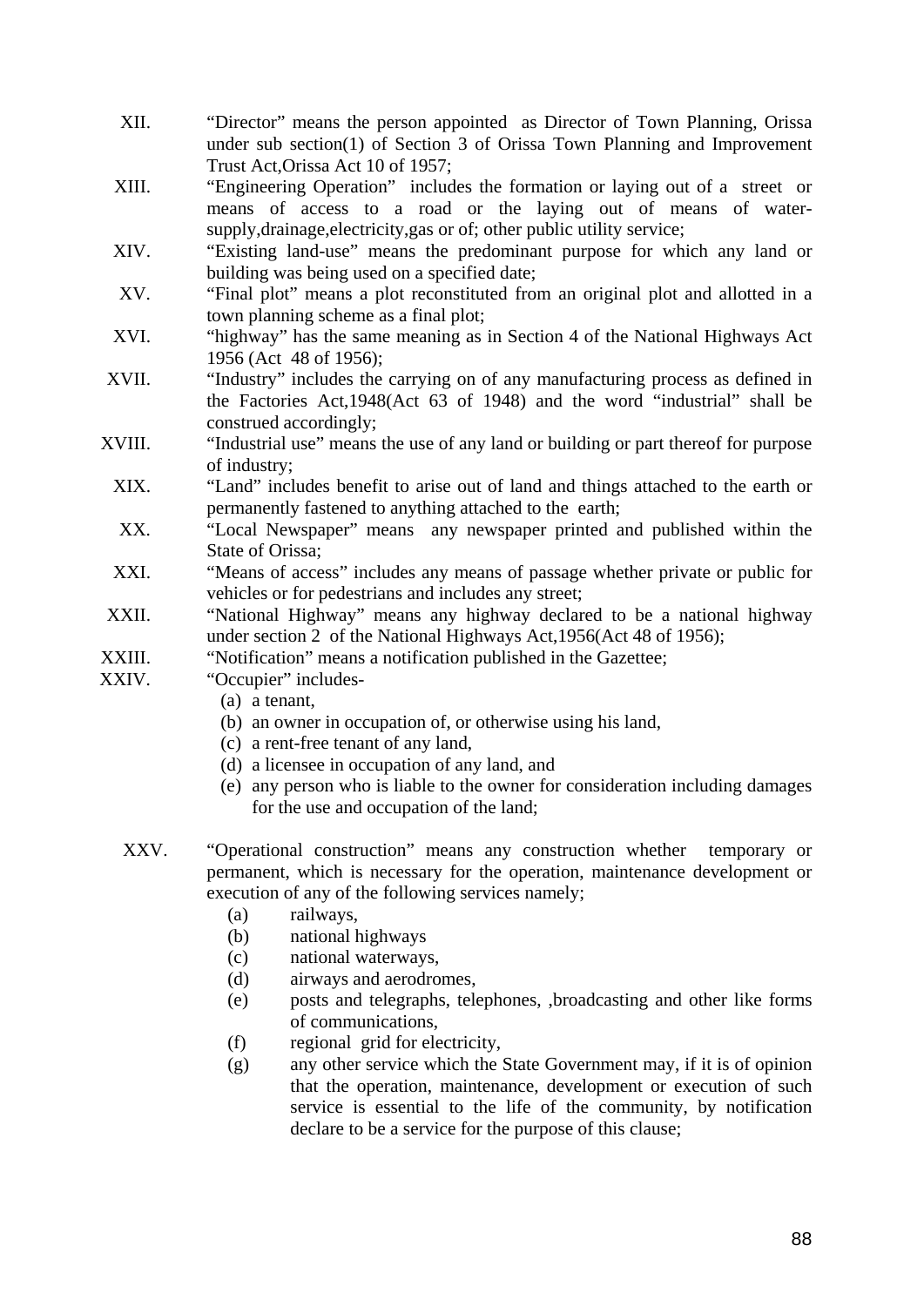XII. "Director" means the person appointed as Director of Town Planning, Orissa under sub section(1) of Section 3 of Orissa Town Planning and Improvement Trust Act,Orissa Act 10 of 1957;

XIII. "Engineering Operation" includes the formation or laying out of a street or means of access to a road or the laying out of means of water-supply,drainage,electricity,gas or of; other public utility service;

XIV. "Existing land-use" means the predominant purpose for which any land or building was being used on a specified date;

XV. "Final plot" means a plot reconstituted from an original plot and allotted in a town planning scheme as a final plot;

XVI. "highway" has the same meaning as in Section 4 of the National Highways Act 1956 (Act 48 of 1956);

XVII. "Industry" includes the carrying on of any manufacturing process as defined in the Factories Act,1948(Act 63 of 1948) and the word "industrial" shall be construed accordingly;

XVIII. "Industrial use" means the use of any land or building or part thereof for purpose of industry;

XIX. "Land" includes benefit to arise out of land and things attached to the earth or permanently fastened to anything attached to the earth;

XX. "Local Newspaper" means any newspaper printed and published within the State of Orissa;

XXI. "Means of access" includes any means of passage whether private or public for vehicles or for pedestrians and includes any street;

XXII. "National Highway" means any highway declared to be a national highway under section 2 of the National Highways Act,1956(Act 48 of 1956);

XXIII. "Notification" means a notification published in the Gazettee;

XXIV. "Occupier" includes-

(a) a tenant,
(b) an owner in occupation of, or otherwise using his land,
(c) a rent-free tenant of any land,
(d) a licensee in occupation of any land, and
(e) any person who is liable to the owner for consideration including damages for the use and occupation of the land;

XXV. "Operational construction" means any construction whether temporary or permanent, which is necessary for the operation, maintenance development or execution of any of the following services namely;

(a) railways,
(b) national highways
(c) national waterways,
(d) airways and aerodromes,
(e) posts and telegraphs, telephones, ,broadcasting and other like forms of communications,
(f) regional grid for electricity,
(g) any other service which the State Government may, if it is of opinion that the operation, maintenance, development or execution of such service is essential to the life of the community, by notification declare to be a service for the purpose of this clause;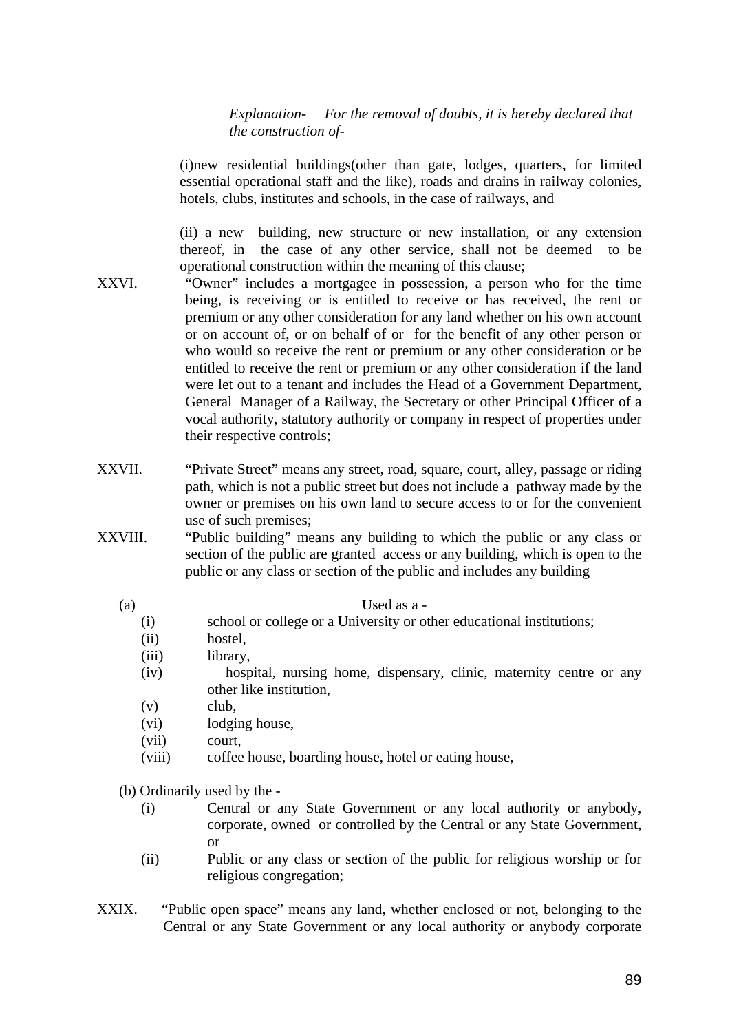*Explanation- For the removal of doubts, it is hereby declared that the construction of-*

(i)new residential buildings(other than gate, lodges, quarters, for limited essential operational staff and the like), roads and drains in railway colonies, hotels, clubs, institutes and schools, in the case of railways, and

(ii) a new building, new structure or new installation, or any extension thereof, in the case of any other service, shall not be deemed to be operational construction within the meaning of this clause;

XXVI. "Owner" includes a mortgagee in possession, a person who for the time being, is receiving or is entitled to receive or has received, the rent or premium or any other consideration for any land whether on his own account or on account of, or on behalf of or for the benefit of any other person or who would so receive the rent or premium or any other consideration or be entitled to receive the rent or premium or any other consideration if the land were let out to a tenant and includes the Head of a Government Department, General Manager of a Railway, the Secretary or other Principal Officer of a vocal authority, statutory authority or company in respect of properties under their respective controls;

XXVII. "Private Street" means any street, road, square, court, alley, passage or riding path, which is not a public street but does not include a pathway made by the owner or premises on his own land to secure access to or for the convenient use of such premises;

XXVIII. "Public building" means any building to which the public or any class or section of the public are granted access or any building, which is open to the public or any class or section of the public and includes any building

(a) Used as a -

- (i) school or college or a University or other educational institutions;
- (ii) hostel,
- (iii) library,
- (iv) hospital, nursing home, dispensary, clinic, maternity centre or any other like institution,
- (v) club,
- (vi) lodging house,
- (vii) court,
- (viii) coffee house, boarding house, hotel or eating house,

(b) Ordinarily used by the -

- (i) Central or any State Government or any local authority or anybody, corporate, owned or controlled by the Central or any State Government, or
- (ii) Public or any class or section of the public for religious worship or for religious congregation;

XXIX. "Public open space" means any land, whether enclosed or not, belonging to the Central or any State Government or any local authority or anybody corporate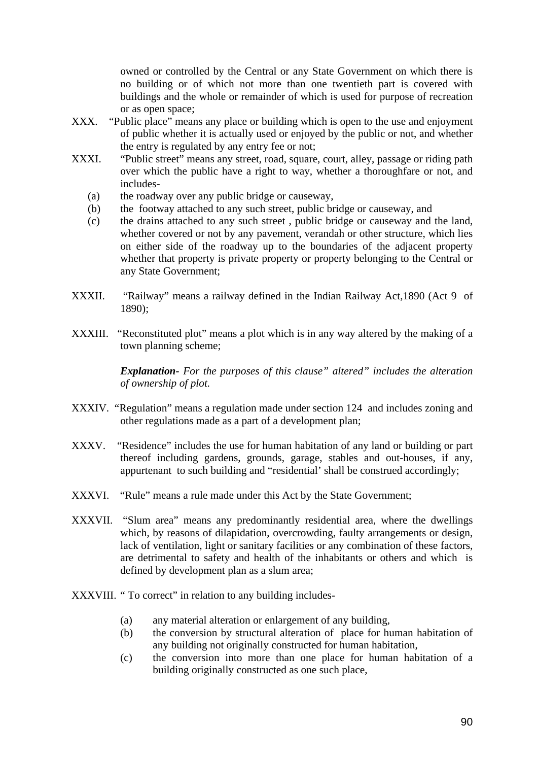owned or controlled by the Central or any State Government on which there is no building or of which not more than one twentieth part is covered with buildings and the whole or remainder of which is used for purpose of recreation or as open space;

XXX. "Public place" means any place or building which is open to the use and enjoyment of public whether it is actually used or enjoyed by the public or not, and whether the entry is regulated by any entry fee or not;

XXXI. "Public street" means any street, road, square, court, alley, passage or riding path over which the public have a right to way, whether a thoroughfare or not, and includes-

(a) the roadway over any public bridge or causeway,

(b) the footway attached to any such street, public bridge or causeway, and

(c) the drains attached to any such street , public bridge or causeway and the land, whether covered or not by any pavement, verandah or other structure, which lies on either side of the roadway up to the boundaries of the adjacent property whether that property is private property or property belonging to the Central or any State Government;

XXXII. "Railway" means a railway defined in the Indian Railway Act,1890 (Act 9 of 1890);

XXXIII. "Reconstituted plot" means a plot which is in any way altered by the making of a town planning scheme;

***Explanation-*** *For the purposes of this clause" altered" includes the alteration of ownership of plot.*

XXXIV. "Regulation" means a regulation made under section 124 and includes zoning and other regulations made as a part of a development plan;

XXXV. "Residence" includes the use for human habitation of any land or building or part thereof including gardens, grounds, garage, stables and out-houses, if any, appurtenant to such building and "residential' shall be construed accordingly;

XXXVI. "Rule" means a rule made under this Act by the State Government;

XXXVII. "Slum area" means any predominantly residential area, where the dwellings which, by reasons of dilapidation, overcrowding, faulty arrangements or design, lack of ventilation, light or sanitary facilities or any combination of these factors, are detrimental to safety and health of the inhabitants or others and which is defined by development plan as a slum area;

XXXVIII. " To correct" in relation to any building includes-

(a) any material alteration or enlargement of any building,

(b) the conversion by structural alteration of place for human habitation of any building not originally constructed for human habitation,

(c) the conversion into more than one place for human habitation of a building originally constructed as one such place,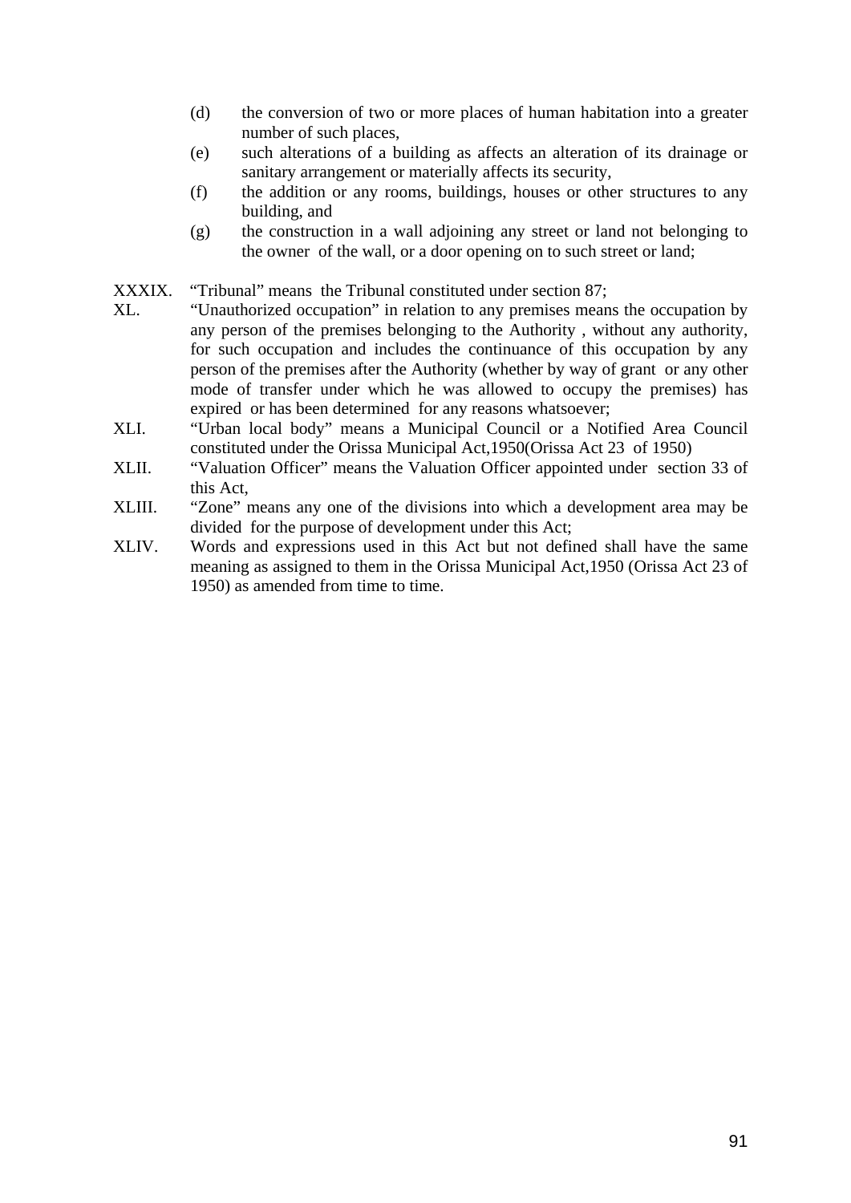(d) the conversion of two or more places of human habitation into a greater number of such places,

(e) such alterations of a building as affects an alteration of its drainage or sanitary arrangement or materially affects its security,

(f) the addition or any rooms, buildings, houses or other structures to any building, and

(g) the construction in a wall adjoining any street or land not belonging to the owner of the wall, or a door opening on to such street or land;

XXXIX. "Tribunal" means the Tribunal constituted under section 87;

XL. "Unauthorized occupation" in relation to any premises means the occupation by any person of the premises belonging to the Authority , without any authority, for such occupation and includes the continuance of this occupation by any person of the premises after the Authority (whether by way of grant or any other mode of transfer under which he was allowed to occupy the premises) has expired or has been determined for any reasons whatsoever;

XLI. "Urban local body" means a Municipal Council or a Notified Area Council constituted under the Orissa Municipal Act,1950(Orissa Act 23 of 1950)

XLII. "Valuation Officer" means the Valuation Officer appointed under section 33 of this Act,

XLIII. "Zone" means any one of the divisions into which a development area may be divided for the purpose of development under this Act;

XLIV. Words and expressions used in this Act but not defined shall have the same meaning as assigned to them in the Orissa Municipal Act,1950 (Orissa Act 23 of 1950) as amended from time to time.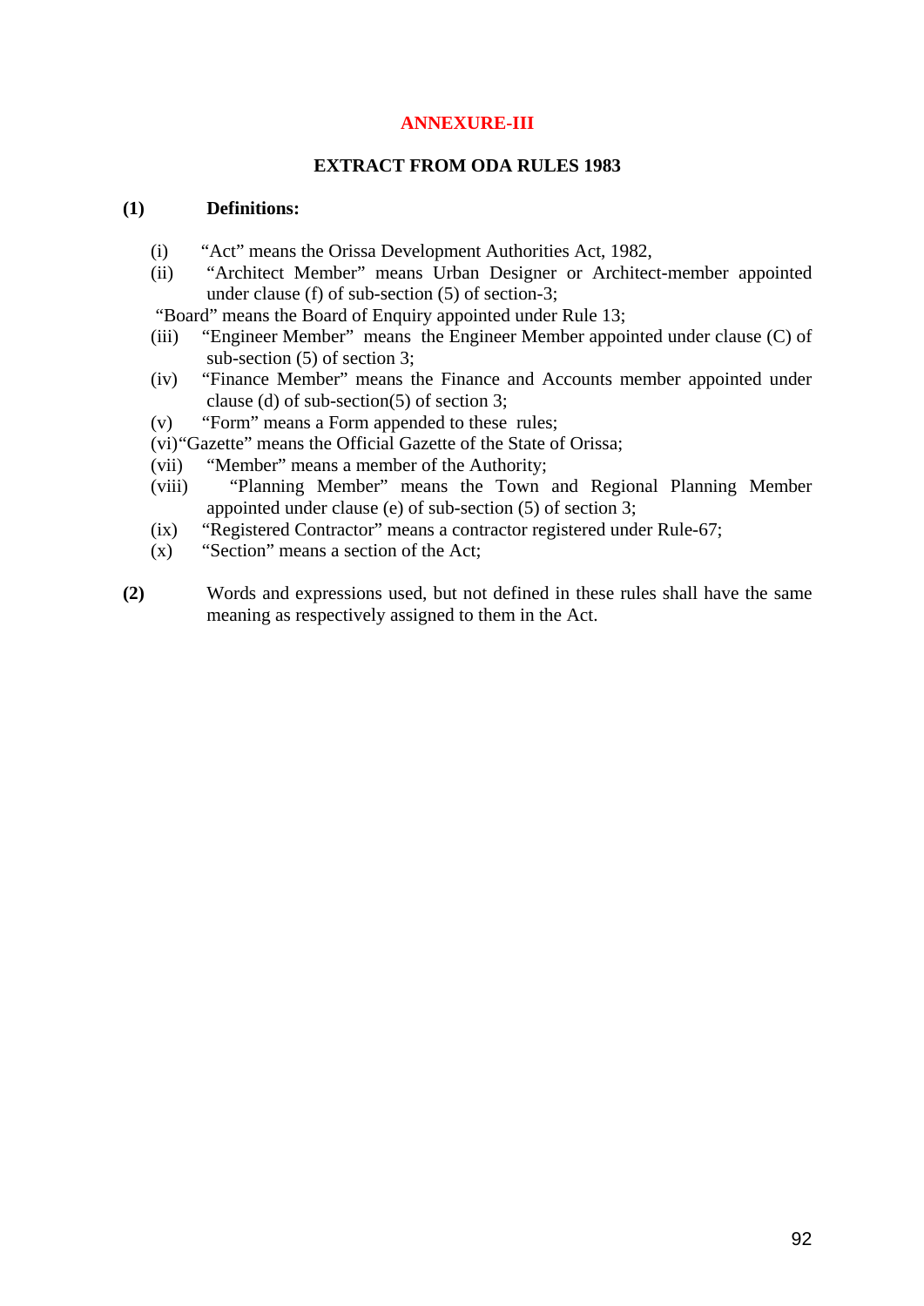## ANNEXURE-III

### EXTRACT FROM ODA RULES 1983

**(1) Definitions:**

(i) "Act" means the Orissa Development Authorities Act, 1982,

(ii) "Architect Member" means Urban Designer or Architect-member appointed under clause (f) of sub-section (5) of section-3;

"Board" means the Board of Enquiry appointed under Rule 13;

(iii) "Engineer Member" means the Engineer Member appointed under clause (C) of sub-section (5) of section 3;

(iv) "Finance Member" means the Finance and Accounts member appointed under clause (d) of sub-section(5) of section 3;

(v) "Form" means a Form appended to these rules;

(vi) "Gazette" means the Official Gazette of the State of Orissa;

(vii) "Member" means a member of the Authority;

(viii) "Planning Member" means the Town and Regional Planning Member appointed under clause (e) of sub-section (5) of section 3;

(ix) "Registered Contractor" means a contractor registered under Rule-67;

(x) "Section" means a section of the Act;

**(2)** Words and expressions used, but not defined in these rules shall have the same meaning as respectively assigned to them in the Act.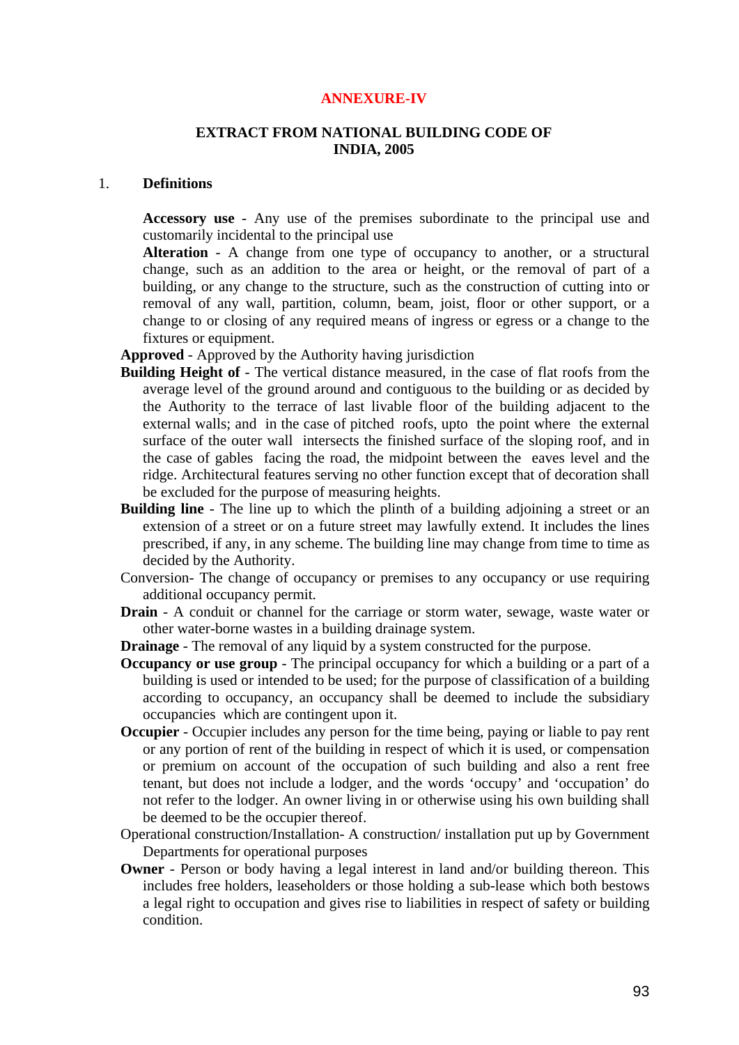**ANNEXURE-IV**

**EXTRACT FROM NATIONAL BUILDING CODE OF INDIA, 2005**

1. **Definitions**

**Accessory use** - Any use of the premises subordinate to the principal use and customarily incidental to the principal use

**Alteration** - A change from one type of occupancy to another, or a structural change, such as an addition to the area or height, or the removal of part of a building, or any change to the structure, such as the construction of cutting into or removal of any wall, partition, column, beam, joist, floor or other support, or a change to or closing of any required means of ingress or egress or a change to the fixtures or equipment.

**Approved** - Approved by the Authority having jurisdiction

**Building Height of** - The vertical distance measured, in the case of flat roofs from the average level of the ground around and contiguous to the building or as decided by the Authority to the terrace of last livable floor of the building adjacent to the external walls; and in the case of pitched roofs, upto the point where the external surface of the outer wall intersects the finished surface of the sloping roof, and in the case of gables facing the road, the midpoint between the eaves level and the ridge. Architectural features serving no other function except that of decoration shall be excluded for the purpose of measuring heights.

**Building line** - The line up to which the plinth of a building adjoining a street or an extension of a street or on a future street may lawfully extend. It includes the lines prescribed, if any, in any scheme. The building line may change from time to time as decided by the Authority.

Conversion- The change of occupancy or premises to any occupancy or use requiring additional occupancy permit.

**Drain** - A conduit or channel for the carriage or storm water, sewage, waste water or other water-borne wastes in a building drainage system.

**Drainage** - The removal of any liquid by a system constructed for the purpose.

**Occupancy or use group** - The principal occupancy for which a building or a part of a building is used or intended to be used; for the purpose of classification of a building according to occupancy, an occupancy shall be deemed to include the subsidiary occupancies which are contingent upon it.

**Occupier** - Occupier includes any person for the time being, paying or liable to pay rent or any portion of rent of the building in respect of which it is used, or compensation or premium on account of the occupation of such building and also a rent free tenant, but does not include a lodger, and the words 'occupy' and 'occupation' do not refer to the lodger. An owner living in or otherwise using his own building shall be deemed to be the occupier thereof.

Operational construction/Installation- A construction/ installation put up by Government Departments for operational purposes

**Owner** - Person or body having a legal interest in land and/or building thereon. This includes free holders, leaseholders or those holding a sub-lease which both bestows a legal right to occupation and gives rise to liabilities in respect of safety or building condition.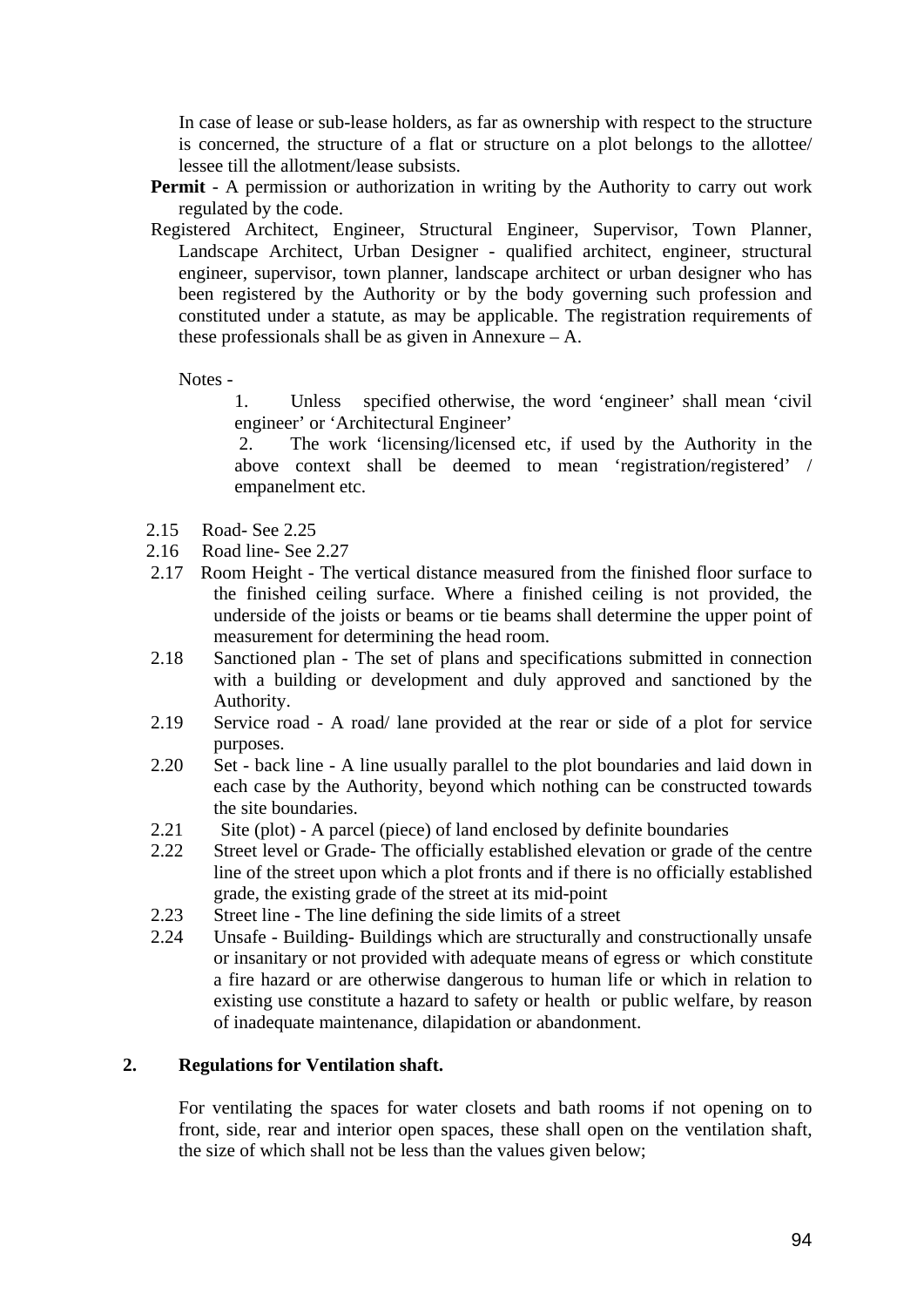In case of lease or sub-lease holders, as far as ownership with respect to the structure is concerned, the structure of a flat or structure on a plot belongs to the allottee/ lessee till the allotment/lease subsists.

**Permit** - A permission or authorization in writing by the Authority to carry out work regulated by the code.

Registered Architect, Engineer, Structural Engineer, Supervisor, Town Planner, Landscape Architect, Urban Designer - qualified architect, engineer, structural engineer, supervisor, town planner, landscape architect or urban designer who has been registered by the Authority or by the body governing such profession and constituted under a statute, as may be applicable. The registration requirements of these professionals shall be as given in Annexure – A.

Notes -

1. Unless specified otherwise, the word 'engineer' shall mean 'civil engineer' or 'Architectural Engineer'
2. The work 'licensing/licensed etc, if used by the Authority in the above context shall be deemed to mean 'registration/registered' / empanelment etc.

2.15 Road- See 2.25

2.16 Road line- See 2.27

2.17 Room Height - The vertical distance measured from the finished floor surface to the finished ceiling surface. Where a finished ceiling is not provided, the underside of the joists or beams or tie beams shall determine the upper point of measurement for determining the head room.

2.18 Sanctioned plan - The set of plans and specifications submitted in connection with a building or development and duly approved and sanctioned by the Authority.

2.19 Service road - A road/ lane provided at the rear or side of a plot for service purposes.

2.20 Set - back line - A line usually parallel to the plot boundaries and laid down in each case by the Authority, beyond which nothing can be constructed towards the site boundaries.

2.21 Site (plot) - A parcel (piece) of land enclosed by definite boundaries

2.22 Street level or Grade- The officially established elevation or grade of the centre line of the street upon which a plot fronts and if there is no officially established grade, the existing grade of the street at its mid-point

2.23 Street line - The line defining the side limits of a street

2.24 Unsafe - Building- Buildings which are structurally and constructionally unsafe or insanitary or not provided with adequate means of egress or which constitute a fire hazard or are otherwise dangerous to human life or which in relation to existing use constitute a hazard to safety or health or public welfare, by reason of inadequate maintenance, dilapidation or abandonment.

## 2. Regulations for Ventilation shaft.

For ventilating the spaces for water closets and bath rooms if not opening on to front, side, rear and interior open spaces, these shall open on the ventilation shaft, the size of which shall not be less than the values given below;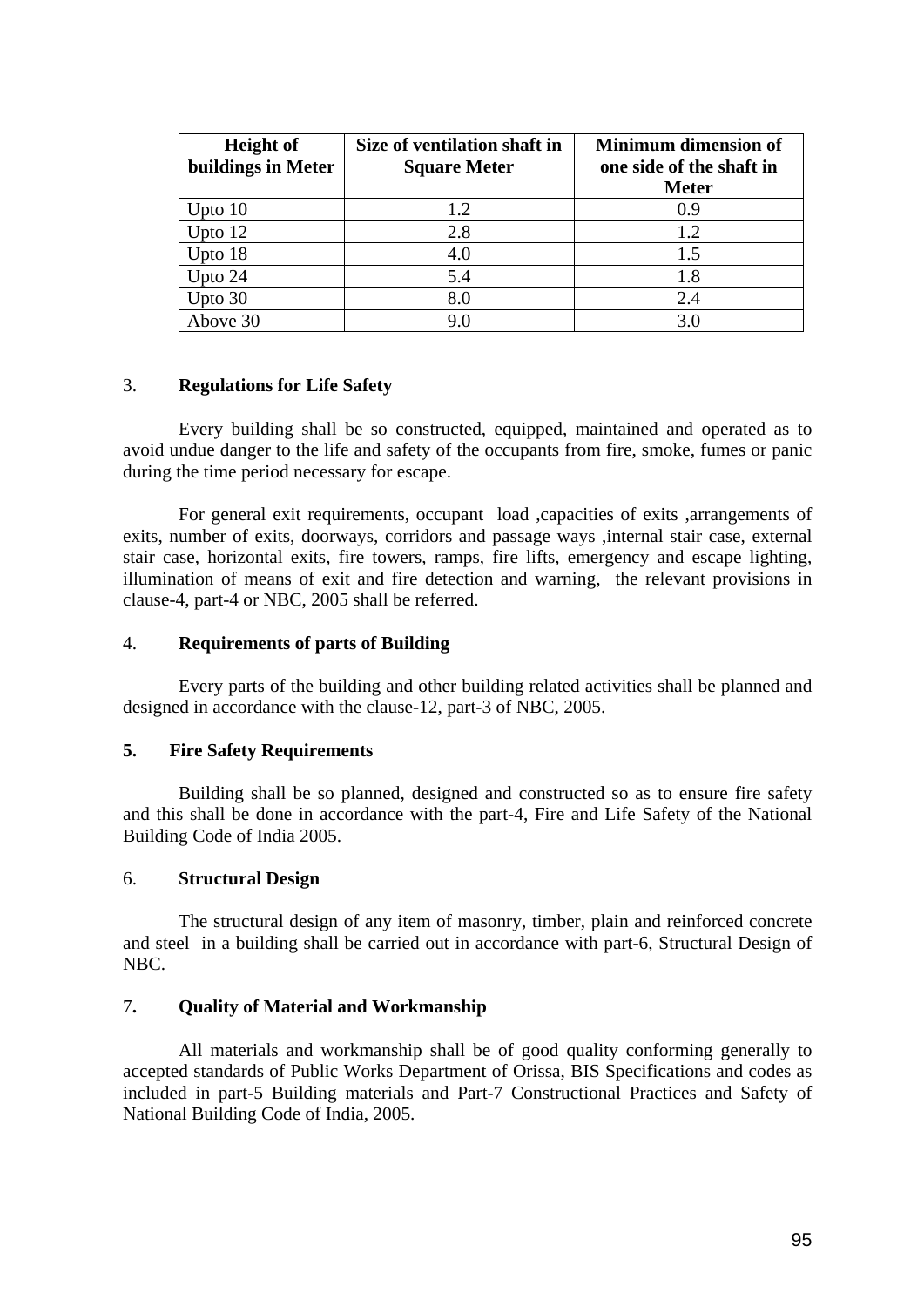| Height of buildings in Meter | Size of ventilation shaft in Square Meter | Minimum dimension of one side of the shaft in Meter |
|---|---|---|
| Upto 10 | 1.2 | 0.9 |
| Upto 12 | 2.8 | 1.2 |
| Upto 18 | 4.0 | 1.5 |
| Upto 24 | 5.4 | 1.8 |
| Upto 30 | 8.0 | 2.4 |
| Above 30 | 9.0 | 3.0 |

3. **Regulations for Life Safety**

Every building shall be so constructed, equipped, maintained and operated as to avoid undue danger to the life and safety of the occupants from fire, smoke, fumes or panic during the time period necessary for escape.

For general exit requirements, occupant load ,capacities of exits ,arrangements of exits, number of exits, doorways, corridors and passage ways ,internal stair case, external stair case, horizontal exits, fire towers, ramps, fire lifts, emergency and escape lighting, illumination of means of exit and fire detection and warning, the relevant provisions in clause-4, part-4 or NBC, 2005 shall be referred.

4. **Requirements of parts of Building**

Every parts of the building and other building related activities shall be planned and designed in accordance with the clause-12, part-3 of NBC, 2005.

**5. Fire Safety Requirements**

Building shall be so planned, designed and constructed so as to ensure fire safety and this shall be done in accordance with the part-4, Fire and Life Safety of the National Building Code of India 2005.

6. **Structural Design**

The structural design of any item of masonry, timber, plain and reinforced concrete and steel in a building shall be carried out in accordance with part-6, Structural Design of NBC.

7**. Quality of Material and Workmanship**

All materials and workmanship shall be of good quality conforming generally to accepted standards of Public Works Department of Orissa, BIS Specifications and codes as included in part-5 Building materials and Part-7 Constructional Practices and Safety of National Building Code of India, 2005.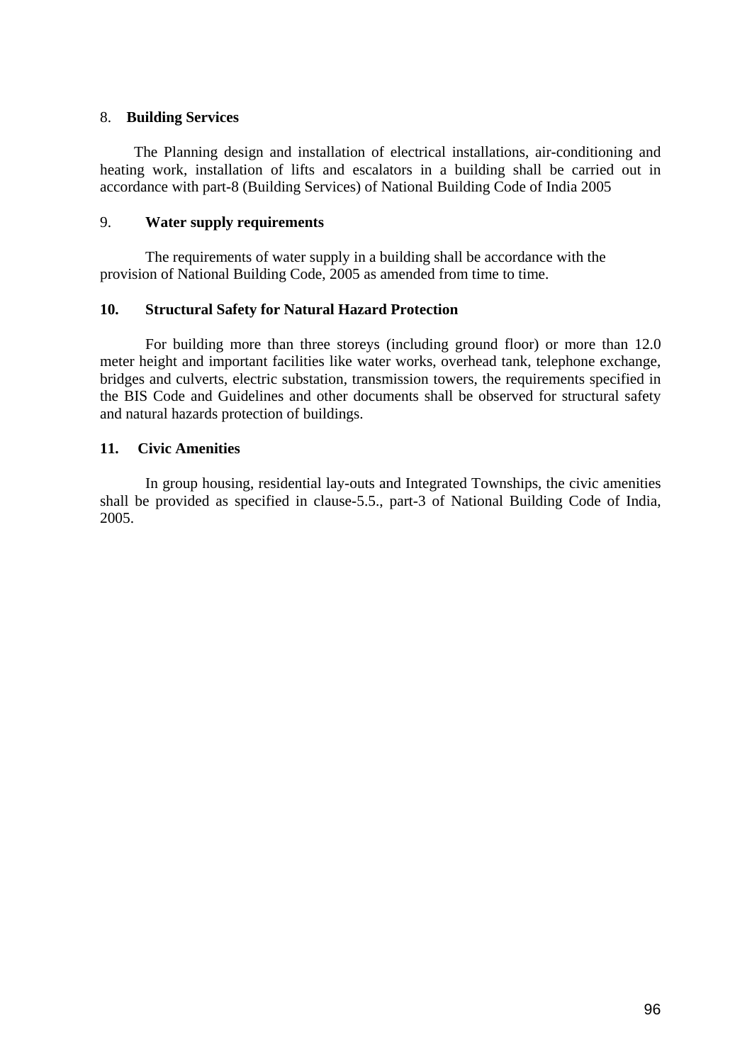8. **Building Services**

The Planning design and installation of electrical installations, air-conditioning and heating work, installation of lifts and escalators in a building shall be carried out in accordance with part-8 (Building Services) of National Building Code of India 2005

9. **Water supply requirements**

The requirements of water supply in a building shall be accordance with the provision of National Building Code, 2005 as amended from time to time.

**10. Structural Safety for Natural Hazard Protection**

For building more than three storeys (including ground floor) or more than 12.0 meter height and important facilities like water works, overhead tank, telephone exchange, bridges and culverts, electric substation, transmission towers, the requirements specified in the BIS Code and Guidelines and other documents shall be observed for structural safety and natural hazards protection of buildings.

**11. Civic Amenities**

In group housing, residential lay-outs and Integrated Townships, the civic amenities shall be provided as specified in clause-5.5., part-3 of National Building Code of India, 2005.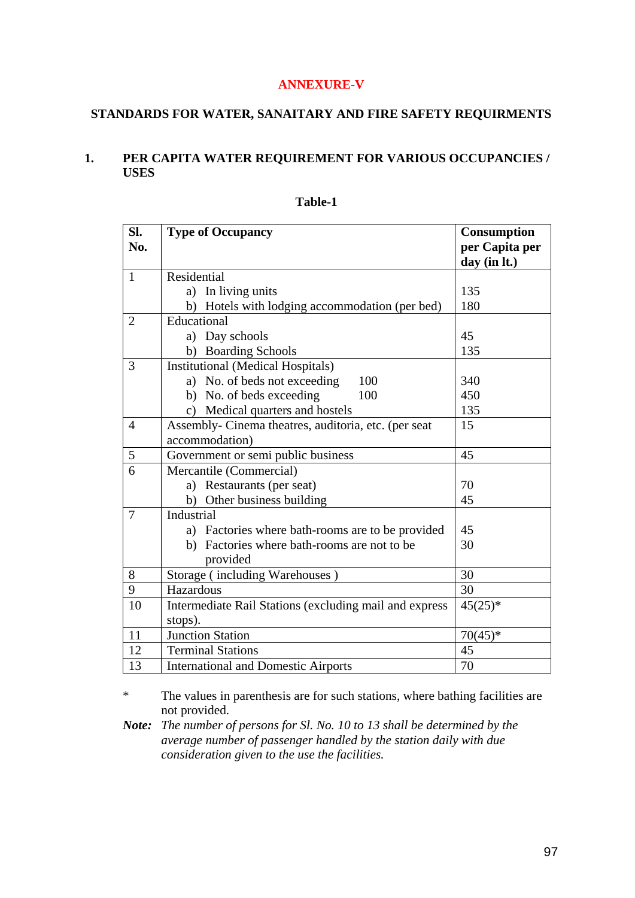# ANNEXURE-V

## STANDARDS FOR WATER, SANAITARY AND FIRE SAFETY REQUIRMENTS

### 1. PER CAPITA WATER REQUIREMENT FOR VARIOUS OCCUPANCIES / USES

**Table-1**

| Sl. No. | Type of Occupancy | Consumption per Capita per day (in lt.) |
|---|---|---|
| 1 | Residential | |
| | a) In living units | 135 |
| | b) Hotels with lodging accommodation (per bed) | 180 |
| 2 | Educational | |
| | a) Day schools | 45 |
| | b) Boarding Schools | 135 |
| 3 | Institutional (Medical Hospitals) | |
| | a) No. of beds not exceeding 100 | 340 |
| | b) No. of beds exceeding 100 | 450 |
| | c) Medical quarters and hostels | 135 |
| 4 | Assembly- Cinema theatres, auditoria, etc. (per seat accommodation) | 15 |
| 5 | Government or semi public business | 45 |
| 6 | Mercantile (Commercial) | |
| | a) Restaurants (per seat) | 70 |
| | b) Other business building | 45 |
| 7 | Industrial | |
| | a) Factories where bath-rooms are to be provided | 45 |
| | b) Factories where bath-rooms are not to be provided | 30 |
| 8 | Storage ( including Warehouses ) | 30 |
| 9 | Hazardous | 30 |
| 10 | Intermediate Rail Stations (excluding mail and express stops). | 45(25)* |
| 11 | Junction Station | 70(45)* |
| 12 | Terminal Stations | 45 |
| 13 | International and Domestic Airports | 70 |

\* The values in parenthesis are for such stations, where bathing facilities are not provided.

***Note:*** *The number of persons for Sl. No. 10 to 13 shall be determined by the average number of passenger handled by the station daily with due consideration given to the use the facilities.*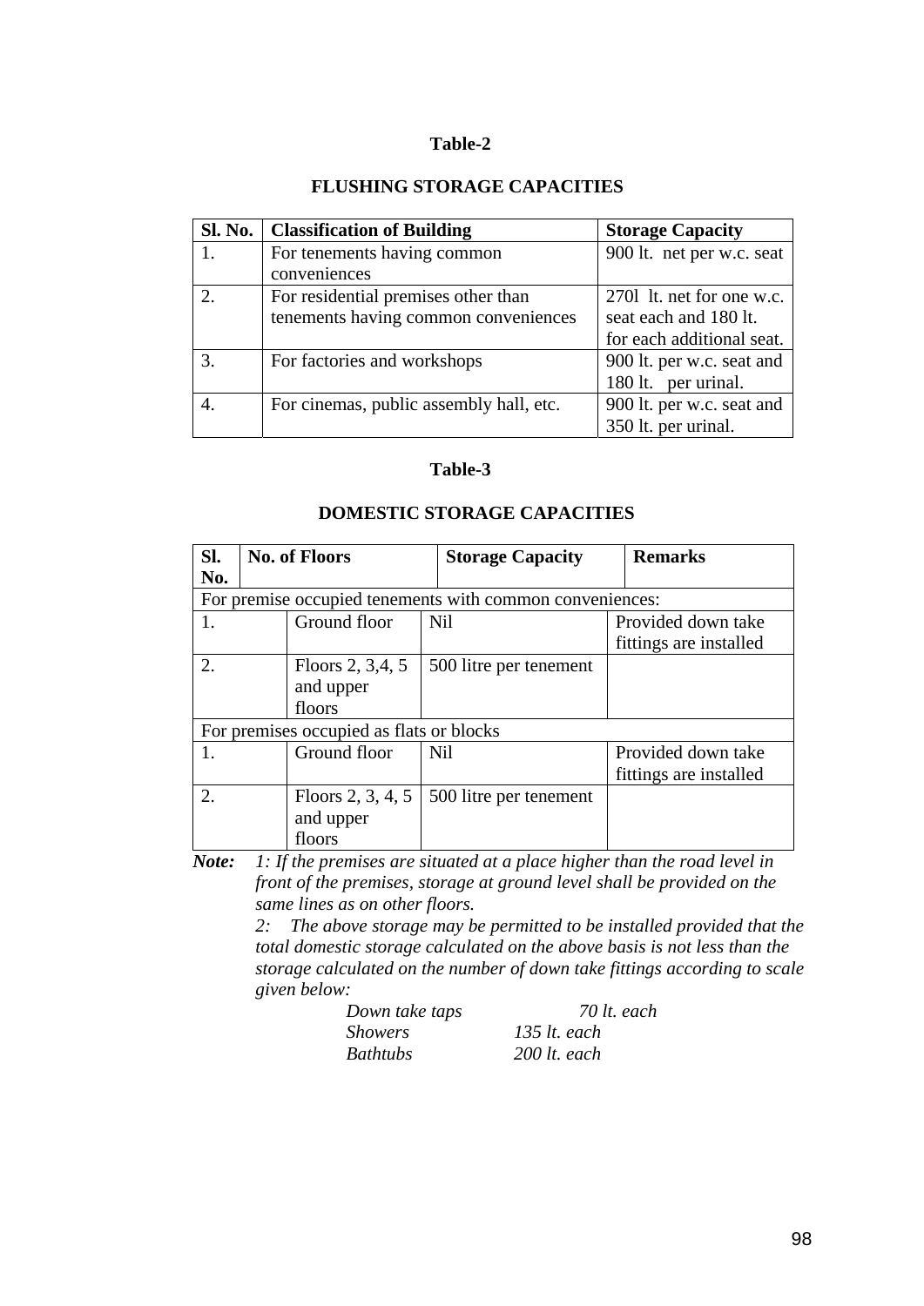**Table-2**

**FLUSHING STORAGE CAPACITIES**

| Sl. No. | Classification of Building | Storage Capacity |
|---|---|---|
| 1. | For tenements having common conveniences | 900 lt. net per w.c. seat |
| 2. | For residential premises other than tenements having common conveniences | 270l lt. net for one w.c. seat each and 180 lt. for each additional seat. |
| 3. | For factories and workshops | 900 lt. per w.c. seat and 180 lt. per urinal. |
| 4. | For cinemas, public assembly hall, etc. | 900 lt. per w.c. seat and 350 lt. per urinal. |

**Table-3**

**DOMESTIC STORAGE CAPACITIES**

| Sl. No. | No. of Floors | Storage Capacity | Remarks |
|---|---|---|---|
| For premise occupied tenements with common conveniences: | | | |
| 1. | Ground floor | Nil | Provided down take fittings are installed |
| 2. | Floors 2, 3,4, 5 and upper floors | 500 litre per tenement | |
| For premises occupied as flats or blocks | | | |
| 1. | Ground floor | Nil | Provided down take fittings are installed |
| 2. | Floors 2, 3, 4, 5 and upper floors | 500 litre per tenement | |

***Note:*** *1: If the premises are situated at a place higher than the road level in front of the premises, storage at ground level shall be provided on the same lines as on other floors.*

*2: The above storage may be permitted to be installed provided that the total domestic storage calculated on the above basis is not less than the storage calculated on the number of down take fittings according to scale given below:*

| | |
|---|---|
| *Down take taps* | *70 lt. each* |
| *Showers* | *135 lt. each* |
| *Bathtubs* | *200 lt. each* |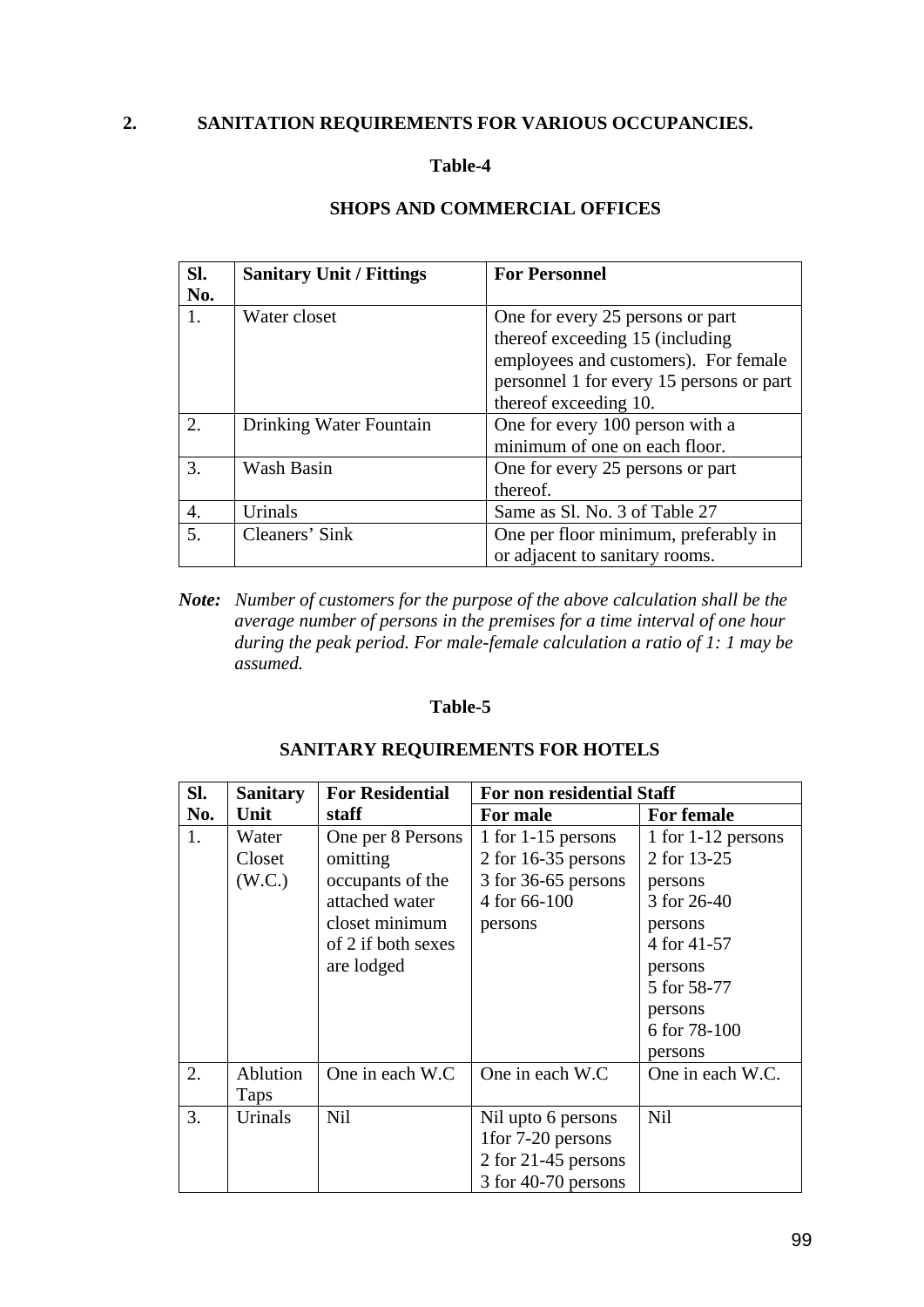## 2. SANITATION REQUIREMENTS FOR VARIOUS OCCUPANCIES.

### Table-4

### SHOPS AND COMMERCIAL OFFICES

| Sl. No. | Sanitary Unit / Fittings | For Personnel |
|---|---|---|
| 1. | Water closet | One for every 25 persons or part thereof exceeding 15 (including employees and customers). For female personnel 1 for every 15 persons or part thereof exceeding 10. |
| 2. | Drinking Water Fountain | One for every 100 person with a minimum of one on each floor. |
| 3. | Wash Basin | One for every 25 persons or part thereof. |
| 4. | Urinals | Same as Sl. No. 3 of Table 27 |
| 5. | Cleaners' Sink | One per floor minimum, preferably in or adjacent to sanitary rooms. |

***Note:*** *Number of customers for the purpose of the above calculation shall be the average number of persons in the premises for a time interval of one hour during the peak period. For male-female calculation a ratio of 1: 1 may be assumed.*

### Table-5

### SANITARY REQUIREMENTS FOR HOTELS

| Sl. No. | Sanitary Unit | For Residential staff | For non residential Staff | |
|---|---|---|---|---|
| | | | For male | For female |
| 1. | Water Closet (W.C.) | One per 8 Persons omitting occupants of the attached water closet minimum of 2 if both sexes are lodged | 1 for 1-15 persons<br>2 for 16-35 persons<br>3 for 36-65 persons<br>4 for 66-100 persons | 1 for 1-12 persons<br>2 for 13-25 persons<br>3 for 26-40 persons<br>4 for 41-57 persons<br>5 for 58-77 persons<br>6 for 78-100 persons |
| 2. | Ablution Taps | One in each W.C | One in each W.C | One in each W.C. |
| 3. | Urinals | Nil | Nil upto 6 persons<br>1for 7-20 persons<br>2 for 21-45 persons<br>3 for 40-70 persons | Nil |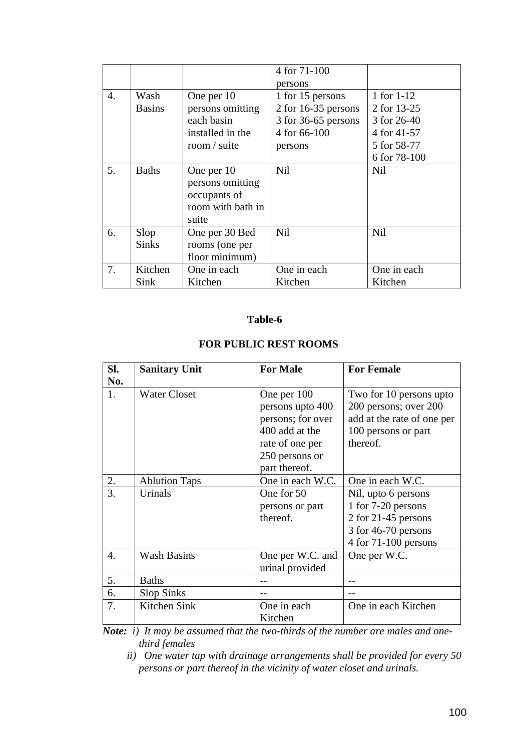| | | | 4 for 71-100 persons | |
|---|---|---|---|---|
| 4. | Wash Basins | One per 10 persons omitting each basin installed in the room / suite | 1 for 15 persons<br>2 for 16-35 persons<br>3 for 36-65 persons<br>4 for 66-100 persons | 1 for 1-12<br>2 for 13-25<br>3 for 26-40<br>4 for 41-57<br>5 for 58-77<br>6 for 78-100 |
| 5. | Baths | One per 10 persons omitting occupants of room with bath in suite | Nil | Nil |
| 6. | Slop Sinks | One per 30 Bed rooms (one per floor minimum) | Nil | Nil |
| 7. | Kitchen Sink | One in each Kitchen | One in each Kitchen | One in each Kitchen |

**Table-6**

**FOR PUBLIC REST ROOMS**

| Sl. No. | Sanitary Unit | For Male | For Female |
|---|---|---|---|
| 1. | Water Closet | One per 100 persons upto 400 persons; for over 400 add at the rate of one per 250 persons or part thereof. | Two for 10 persons upto 200 persons; over 200 add at the rate of one per 100 persons or part thereof. |
| 2. | Ablution Taps | One in each W.C. | One in each W.C. |
| 3. | Urinals | One for 50 persons or part thereof. | Nil, upto 6 persons<br>1 for 7-20 persons<br>2 for 21-45 persons<br>3 for 46-70 persons<br>4 for 71-100 persons |
| 4. | Wash Basins | One per W.C. and urinal provided | One per W.C. |
| 5. | Baths | -- | -- |
| 6. | Slop Sinks | -- | -- |
| 7. | Kitchen Sink | One in each Kitchen | One in each Kitchen |

***Note:*** *i) It may be assumed that the two-thirds of the number are males and one-third females*

*ii) One water tap with drainage arrangements shall be provided for every 50 persons or part thereof in the vicinity of water closet and urinals.*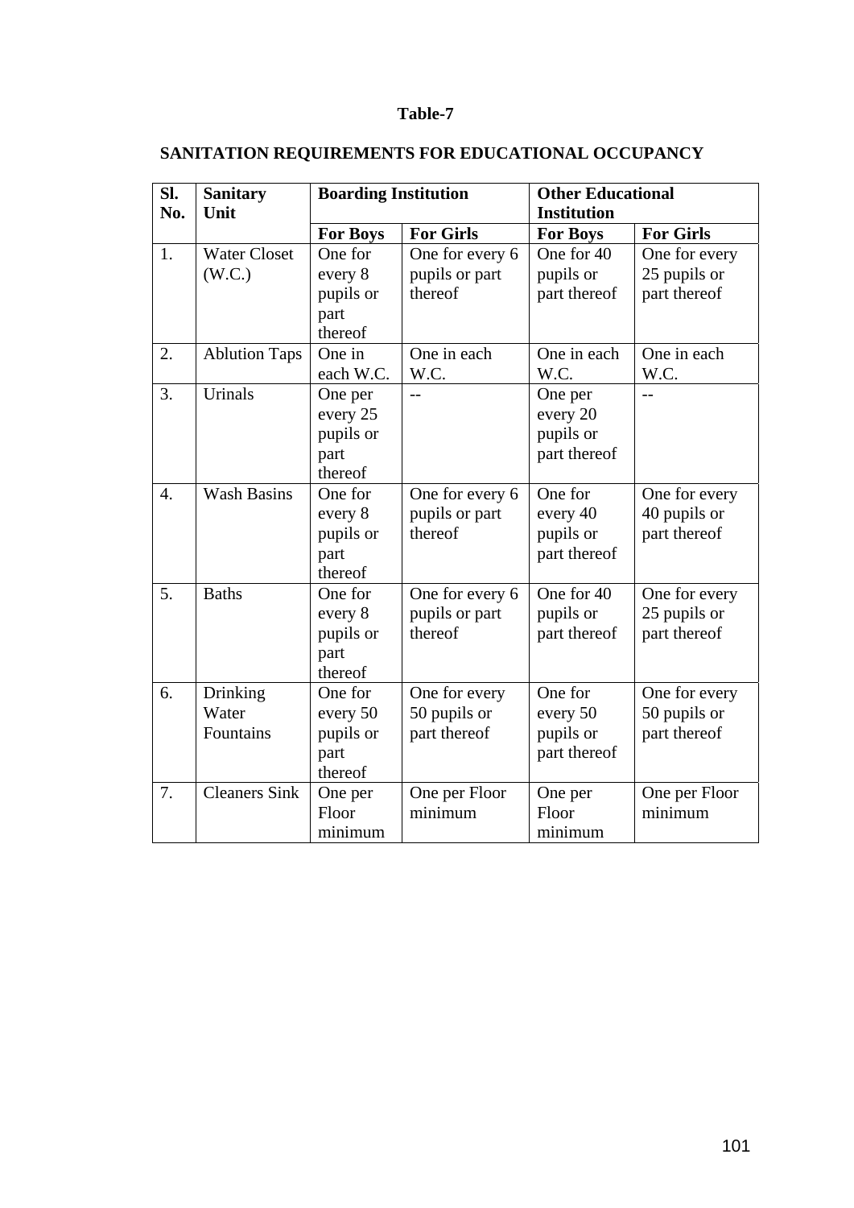**Table-7**

**SANITATION REQUIREMENTS FOR EDUCATIONAL OCCUPANCY**

| Sl. No. | Sanitary Unit | Boarding Institution | | Other Educational Institution | |
|---|---|---|---|---|---|
| | | **For Boys** | **For Girls** | **For Boys** | **For Girls** |
| 1. | Water Closet (W.C.) | One for every 8 pupils or part thereof | One for every 6 pupils or part thereof | One for 40 pupils or part thereof | One for every 25 pupils or part thereof |
| 2. | Ablution Taps | One in each W.C. | One in each W.C. | One in each W.C. | One in each W.C. |
| 3. | Urinals | One per every 25 pupils or part thereof | -- | One per every 20 pupils or part thereof | -- |
| 4. | Wash Basins | One for every 8 pupils or part thereof | One for every 6 pupils or part thereof | One for every 40 pupils or part thereof | One for every 40 pupils or part thereof |
| 5. | Baths | One for every 8 pupils or part thereof | One for every 6 pupils or part thereof | One for 40 pupils or part thereof | One for every 25 pupils or part thereof |
| 6. | Drinking Water Fountains | One for every 50 pupils or part thereof | One for every 50 pupils or part thereof | One for every 50 pupils or part thereof | One for every 50 pupils or part thereof |
| 7. | Cleaners Sink | One per Floor minimum | One per Floor minimum | One per Floor minimum | One per Floor minimum |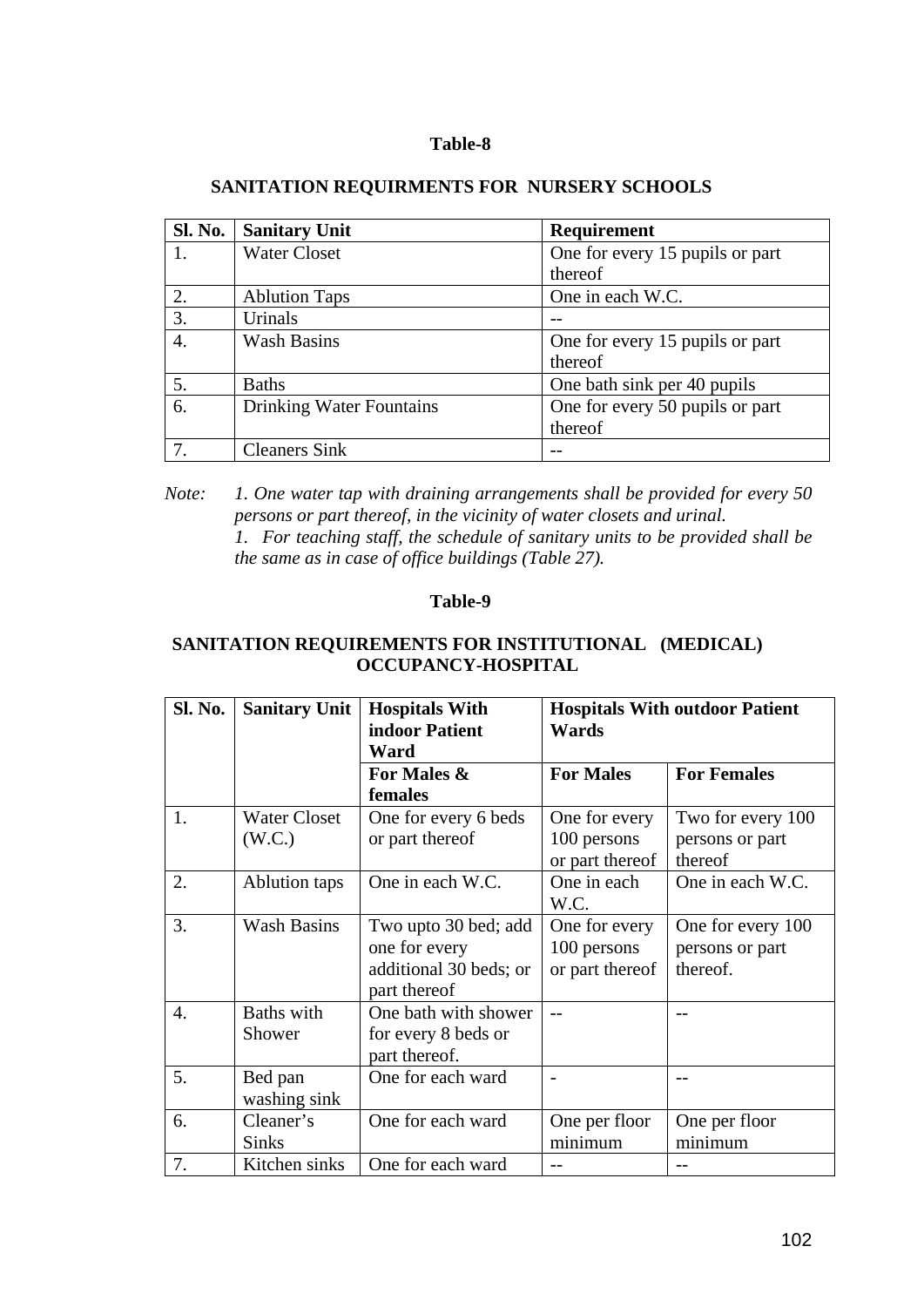**Table-8**

**SANITATION REQUIRMENTS FOR NURSERY SCHOOLS**

| Sl. No. | Sanitary Unit | Requirement |
|---|---|---|
| 1. | Water Closet | One for every 15 pupils or part thereof |
| 2. | Ablution Taps | One in each W.C. |
| 3. | Urinals | -- |
| 4. | Wash Basins | One for every 15 pupils or part thereof |
| 5. | Baths | One bath sink per 40 pupils |
| 6. | Drinking Water Fountains | One for every 50 pupils or part thereof |
| 7. | Cleaners Sink | -- |

*Note: 1. One water tap with draining arrangements shall be provided for every 50 persons or part thereof, in the vicinity of water closets and urinal.*
*1. For teaching staff, the schedule of sanitary units to be provided shall be the same as in case of office buildings (Table 27).*

**Table-9**

**SANITATION REQUIREMENTS FOR INSTITUTIONAL (MEDICAL) OCCUPANCY-HOSPITAL**

| Sl. No. | Sanitary Unit | Hospitals With indoor Patient Ward | Hospitals With outdoor Patient Wards | |
|---|---|---|---|---|
| | | For Males & females | For Males | For Females |
| 1. | Water Closet (W.C.) | One for every 6 beds or part thereof | One for every 100 persons or part thereof | Two for every 100 persons or part thereof |
| 2. | Ablution taps | One in each W.C. | One in each W.C. | One in each W.C. |
| 3. | Wash Basins | Two upto 30 bed; add one for every additional 30 beds; or part thereof | One for every 100 persons or part thereof | One for every 100 persons or part thereof. |
| 4. | Baths with Shower | One bath with shower for every 8 beds or part thereof. | -- | -- |
| 5. | Bed pan washing sink | One for each ward | - | -- |
| 6. | Cleaner's Sinks | One for each ward | One per floor minimum | One per floor minimum |
| 7. | Kitchen sinks | One for each ward | -- | -- |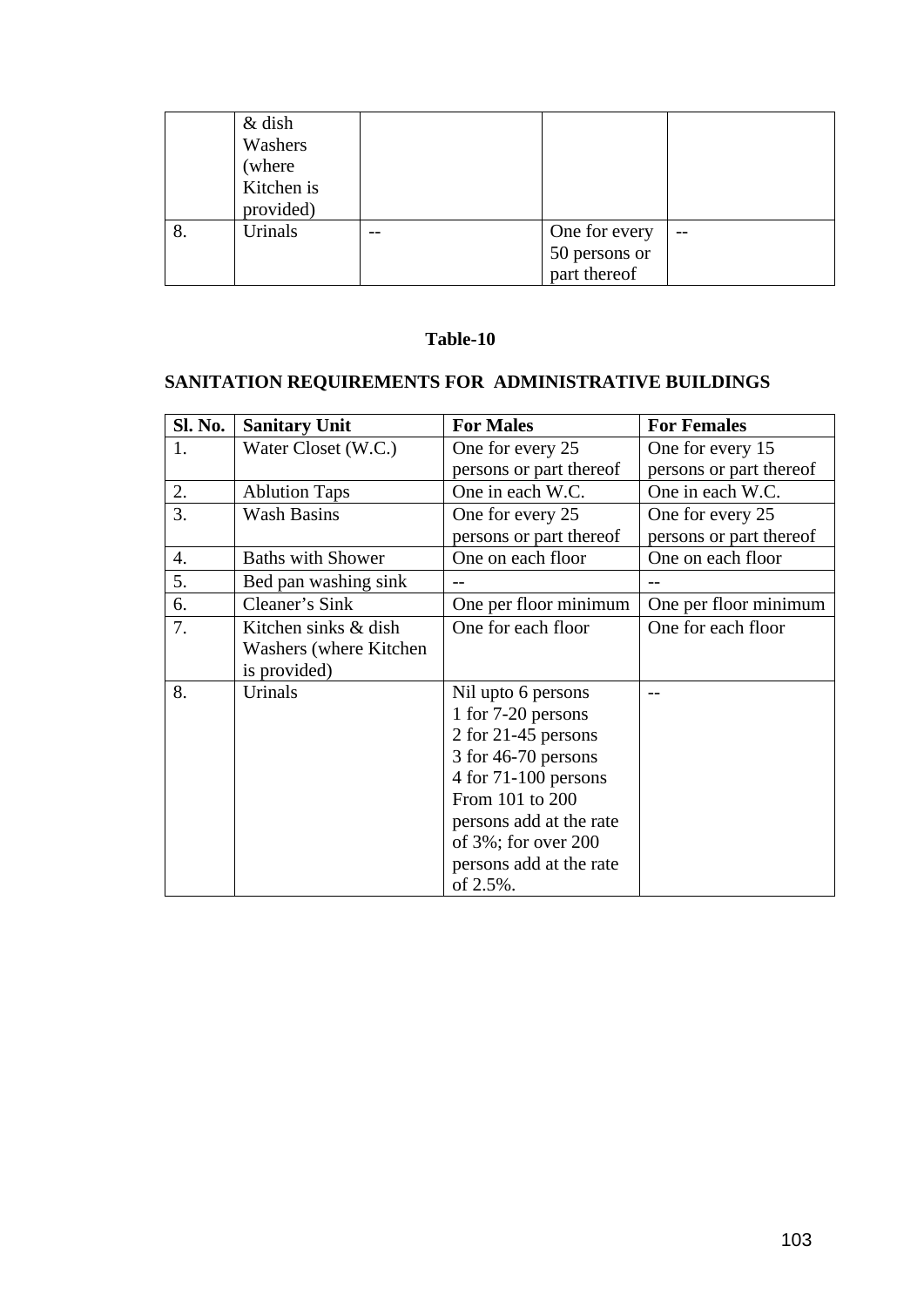|  | & dish Washers (where Kitchen is provided) |  |  |  |
|---|---|---|---|---|
| 8. | Urinals | -- | One for every 50 persons or part thereof | -- |

**Table-10**

**SANITATION REQUIREMENTS FOR ADMINISTRATIVE BUILDINGS**

| Sl. No. | Sanitary Unit | For Males | For Females |
|---|---|---|---|
| 1. | Water Closet (W.C.) | One for every 25 persons or part thereof | One for every 15 persons or part thereof |
| 2. | Ablution Taps | One in each W.C. | One in each W.C. |
| 3. | Wash Basins | One for every 25 persons or part thereof | One for every 25 persons or part thereof |
| 4. | Baths with Shower | One on each floor | One on each floor |
| 5. | Bed pan washing sink | -- | -- |
| 6. | Cleaner's Sink | One per floor minimum | One per floor minimum |
| 7. | Kitchen sinks & dish Washers (where Kitchen is provided) | One for each floor | One for each floor |
| 8. | Urinals | Nil upto 6 persons<br>1 for 7-20 persons<br>2 for 21-45 persons<br>3 for 46-70 persons<br>4 for 71-100 persons<br>From 101 to 200 persons add at the rate of 3%; for over 200 persons add at the rate of 2.5%. | -- |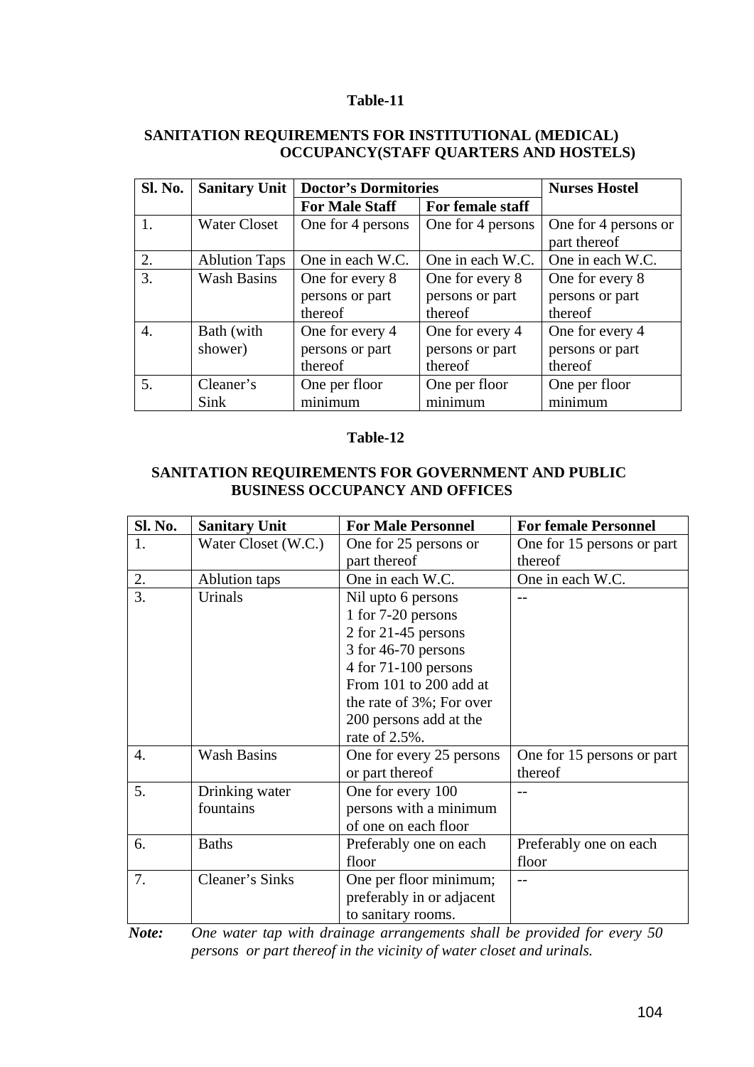**Table-11**

**SANITATION REQUIREMENTS FOR INSTITUTIONAL (MEDICAL) OCCUPANCY(STAFF QUARTERS AND HOSTELS)**

| Sl. No. | Sanitary Unit | Doctor's Dormitories | | Nurses Hostel |
|---|---|---|---|---|
| | | For Male Staff | For female staff | |
| 1. | Water Closet | One for 4 persons | One for 4 persons | One for 4 persons or part thereof |
| 2. | Ablution Taps | One in each W.C. | One in each W.C. | One in each W.C. |
| 3. | Wash Basins | One for every 8 persons or part thereof | One for every 8 persons or part thereof | One for every 8 persons or part thereof |
| 4. | Bath (with shower) | One for every 4 persons or part thereof | One for every 4 persons or part thereof | One for every 4 persons or part thereof |
| 5. | Cleaner's Sink | One per floor minimum | One per floor minimum | One per floor minimum |

**Table-12**

**SANITATION REQUIREMENTS FOR GOVERNMENT AND PUBLIC BUSINESS OCCUPANCY AND OFFICES**

| Sl. No. | Sanitary Unit | For Male Personnel | For female Personnel |
|---|---|---|---|
| 1. | Water Closet (W.C.) | One for 25 persons or part thereof | One for 15 persons or part thereof |
| 2. | Ablution taps | One in each W.C. | One in each W.C. |
| 3. | Urinals | Nil upto 6 persons<br>1 for 7-20 persons<br>2 for 21-45 persons<br>3 for 46-70 persons<br>4 for 71-100 persons<br>From 101 to 200 add at the rate of 3%; For over 200 persons add at the rate of 2.5%. | -- |
| 4. | Wash Basins | One for every 25 persons or part thereof | One for 15 persons or part thereof |
| 5. | Drinking water fountains | One for every 100 persons with a minimum of one on each floor | -- |
| 6. | Baths | Preferably one on each floor | Preferably one on each floor |
| 7. | Cleaner's Sinks | One per floor minimum; preferably in or adjacent to sanitary rooms. | -- |

***Note:*** *One water tap with drainage arrangements shall be provided for every 50 persons or part thereof in the vicinity of water closet and urinals.*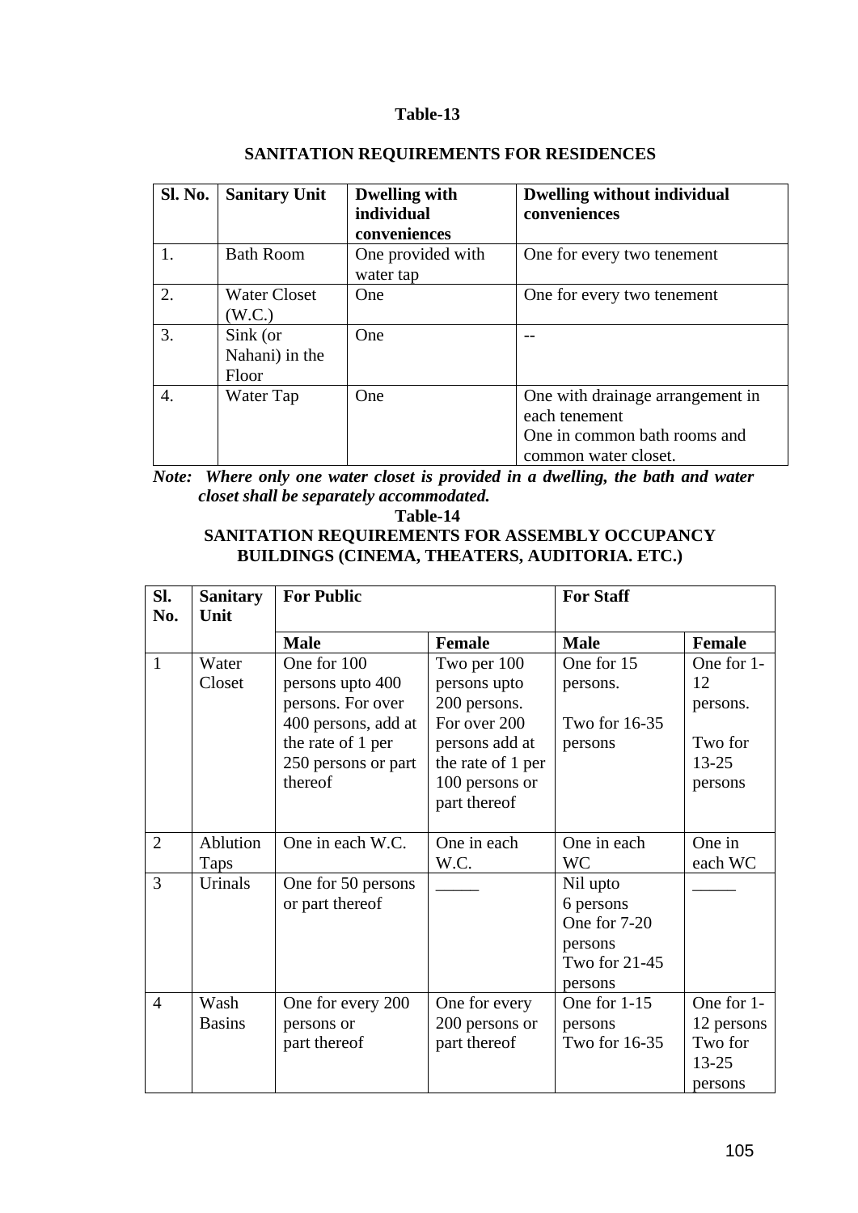**Table-13**

**SANITATION REQUIREMENTS FOR RESIDENCES**

| Sl. No. | Sanitary Unit | Dwelling with individual conveniences | Dwelling without individual conveniences |
|---|---|---|---|
| 1. | Bath Room | One provided with water tap | One for every two tenement |
| 2. | Water Closet (W.C.) | One | One for every two tenement |
| 3. | Sink (or Nahani) in the Floor | One | -- |
| 4. | Water Tap | One | One with drainage arrangement in each tenement<br>One in common bath rooms and common water closet. |

***Note:** Where only one water closet is provided in a dwelling, the bath and water closet shall be separately accommodated.*

**Table-14**

**SANITATION REQUIREMENTS FOR ASSEMBLY OCCUPANCY BUILDINGS (CINEMA, THEATERS, AUDITORIA. ETC.)**

| Sl. No. | Sanitary Unit | For Public | | For Staff | |
|---|---|---|---|---|---|
| | | **Male** | **Female** | **Male** | **Female** |
| 1 | Water Closet | One for 100 persons upto 400 persons. For over 400 persons, add at the rate of 1 per 250 persons or part thereof | Two per 100 persons upto 200 persons. For over 200 persons add at the rate of 1 per 100 persons or part thereof | One for 15 persons.<br>Two for 16-35 persons | One for 1-12 persons.<br>Two for 13-25 persons |
| 2 | Ablution Taps | One in each W.C. | One in each W.C. | One in each WC | One in each WC |
| 3 | Urinals | One for 50 persons or part thereof | _____ | Nil upto 6 persons<br>One for 7-20 persons<br>Two for 21-45 persons | _____ |
| 4 | Wash Basins | One for every 200 persons or part thereof | One for every 200 persons or part thereof | One for 1-15 persons<br>Two for 16-35 | One for 1-12 persons<br>Two for 13-25 persons |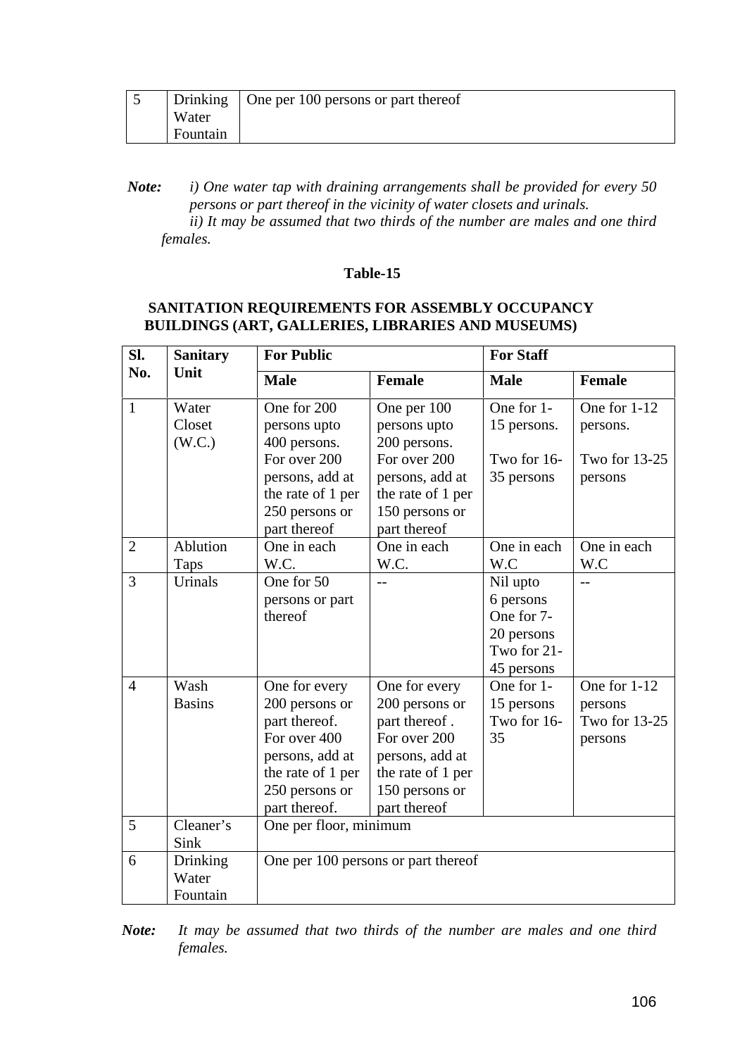| 5 | Drinking Water Fountain | One per 100 persons or part thereof |
|---|---|---|

*Note:* *i) One water tap with draining arrangements shall be provided for every 50 persons or part thereof in the vicinity of water closets and urinals.*
*ii) It may be assumed that two thirds of the number are males and one third females.*

**Table-15**

**SANITATION REQUIREMENTS FOR ASSEMBLY OCCUPANCY BUILDINGS (ART, GALLERIES, LIBRARIES AND MUSEUMS)**

| Sl. No. | Sanitary Unit | For Public | | For Staff | |
|---|---|---|---|---|---|
| | | **Male** | **Female** | **Male** | **Female** |
| 1 | Water Closet (W.C.) | One for 200 persons upto 400 persons. For over 200 persons, add at the rate of 1 per 250 persons or part thereof | One per 100 persons upto 200 persons. For over 200 persons, add at the rate of 1 per 150 persons or part thereof | One for 1-15 persons. Two for 16-35 persons | One for 1-12 persons. Two for 13-25 persons |
| 2 | Ablution Taps | One in each W.C. | One in each W.C. | One in each W.C | One in each W.C |
| 3 | Urinals | One for 50 persons or part thereof | -- | Nil upto 6 persons One for 7-20 persons Two for 21-45 persons | -- |
| 4 | Wash Basins | One for every 200 persons or part thereof. For over 400 persons, add at the rate of 1 per 250 persons or part thereof. | One for every 200 persons or part thereof . For over 200 persons, add at the rate of 1 per 150 persons or part thereof | One for 1-15 persons Two for 16-35 | One for 1-12 persons Two for 13-25 persons |
| 5 | Cleaner's Sink | One per floor, minimum | | | |
| 6 | Drinking Water Fountain | One per 100 persons or part thereof | | | |

*Note:* *It may be assumed that two thirds of the number are males and one third females.*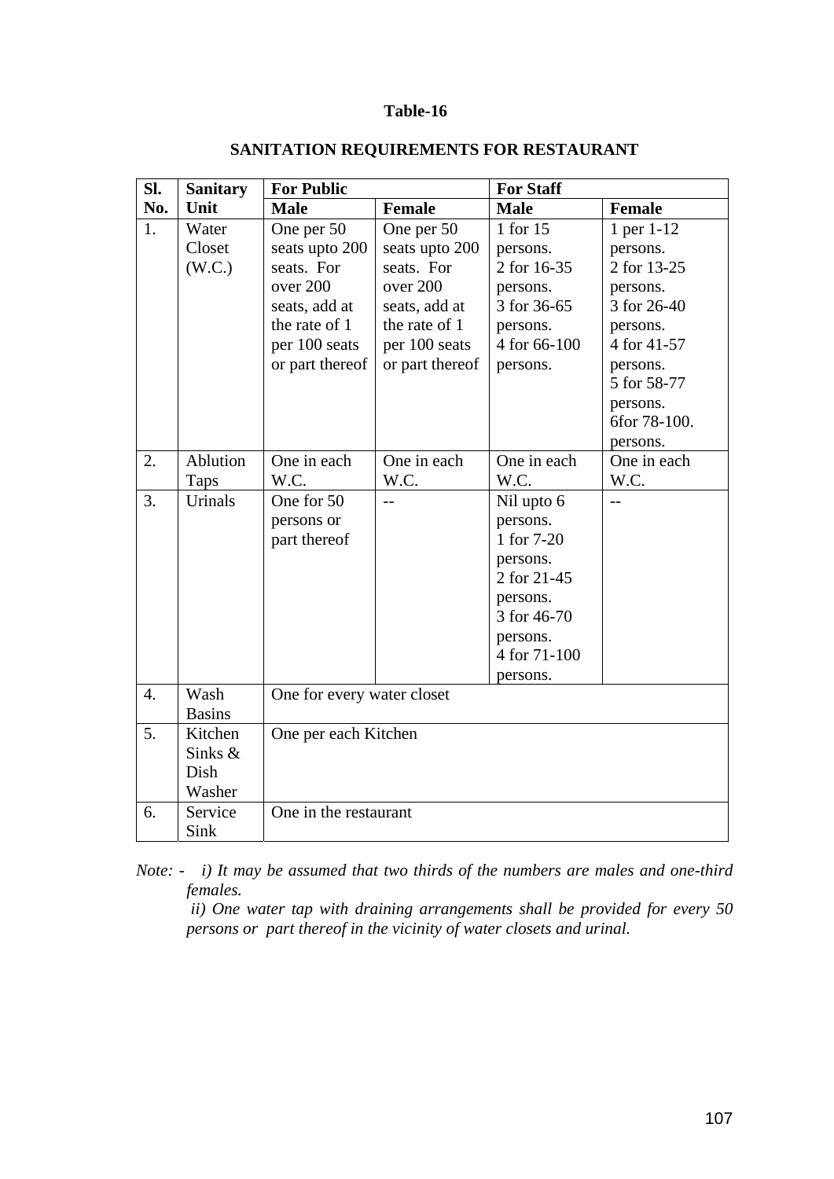**Table-16**

**SANITATION REQUIREMENTS FOR RESTAURANT**

| Sl. No. | Sanitary Unit | For Public | | For Staff | |
|---|---|---|---|---|---|
| | | **Male** | **Female** | **Male** | **Female** |
| 1. | Water Closet (W.C.) | One per 50 seats upto 200 seats. For over 200 seats, add at the rate of 1 per 100 seats or part thereof | One per 50 seats upto 200 seats. For over 200 seats, add at the rate of 1 per 100 seats or part thereof | 1 for 15 persons. 2 for 16-35 persons. 3 for 36-65 persons. 4 for 66-100 persons. | 1 per 1-12 persons. 2 for 13-25 persons. 3 for 26-40 persons. 4 for 41-57 persons. 5 for 58-77 persons. 6for 78-100. persons. |
| 2. | Ablution Taps | One in each W.C. | One in each W.C. | One in each W.C. | One in each W.C. |
| 3. | Urinals | One for 50 persons or part thereof | -- | Nil upto 6 persons. 1 for 7-20 persons. 2 for 21-45 persons. 3 for 46-70 persons. 4 for 71-100 persons. | -- |
| 4. | Wash Basins | One for every water closet | | | |
| 5. | Kitchen Sinks & Dish Washer | One per each Kitchen | | | |
| 6. | Service Sink | One in the restaurant | | | |

*Note: - i) It may be assumed that two thirds of the numbers are males and one-third females.*

*ii) One water tap with draining arrangements shall be provided for every 50 persons or part thereof in the vicinity of water closets and urinal.*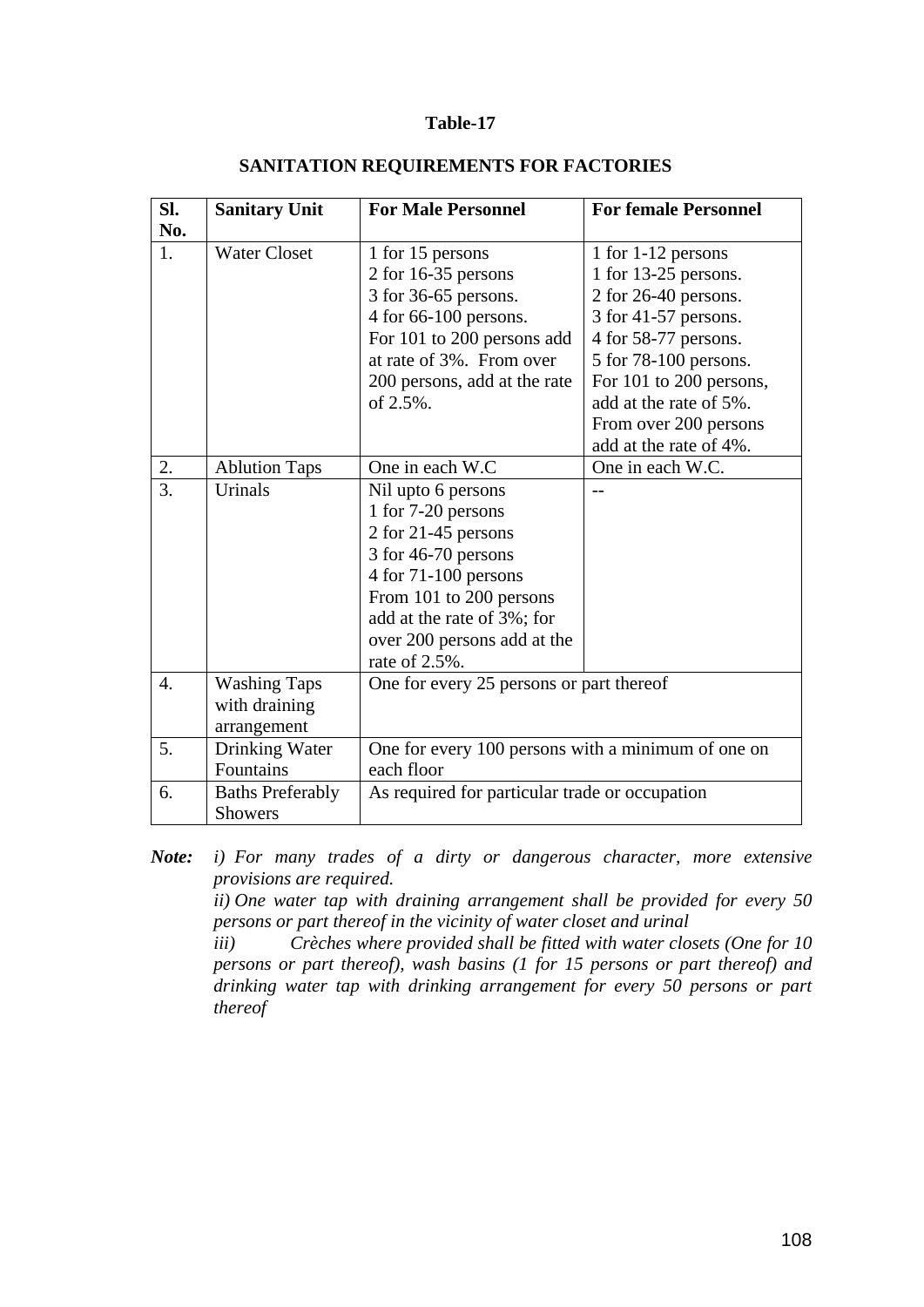**Table-17**

**SANITATION REQUIREMENTS FOR FACTORIES**

| Sl. No. | Sanitary Unit | For Male Personnel | For female Personnel |
|---|---|---|---|
| 1. | Water Closet | 1 for 15 persons<br>2 for 16-35 persons<br>3 for 36-65 persons.<br>4 for 66-100 persons.<br>For 101 to 200 persons add at rate of 3%. From over 200 persons, add at the rate of 2.5%. | 1 for 1-12 persons<br>1 for 13-25 persons.<br>2 for 26-40 persons.<br>3 for 41-57 persons.<br>4 for 58-77 persons.<br>5 for 78-100 persons.<br>For 101 to 200 persons, add at the rate of 5%.<br>From over 200 persons add at the rate of 4%. |
| 2. | Ablution Taps | One in each W.C | One in each W.C. |
| 3. | Urinals | Nil upto 6 persons<br>1 for 7-20 persons<br>2 for 21-45 persons<br>3 for 46-70 persons<br>4 for 71-100 persons<br>From 101 to 200 persons add at the rate of 3%; for over 200 persons add at the rate of 2.5%. | -- |
| 4. | Washing Taps with draining arrangement | One for every 25 persons or part thereof | |
| 5. | Drinking Water Fountains | One for every 100 persons with a minimum of one on each floor | |
| 6. | Baths Preferably Showers | As required for particular trade or occupation | |

***Note:*** *i) For many trades of a dirty or dangerous character, more extensive provisions are required.*

*ii) One water tap with draining arrangement shall be provided for every 50 persons or part thereof in the vicinity of water closet and urinal*

*iii) Crèches where provided shall be fitted with water closets (One for 10 persons or part thereof), wash basins (1 for 15 persons or part thereof) and drinking water tap with drinking arrangement for every 50 persons or part thereof*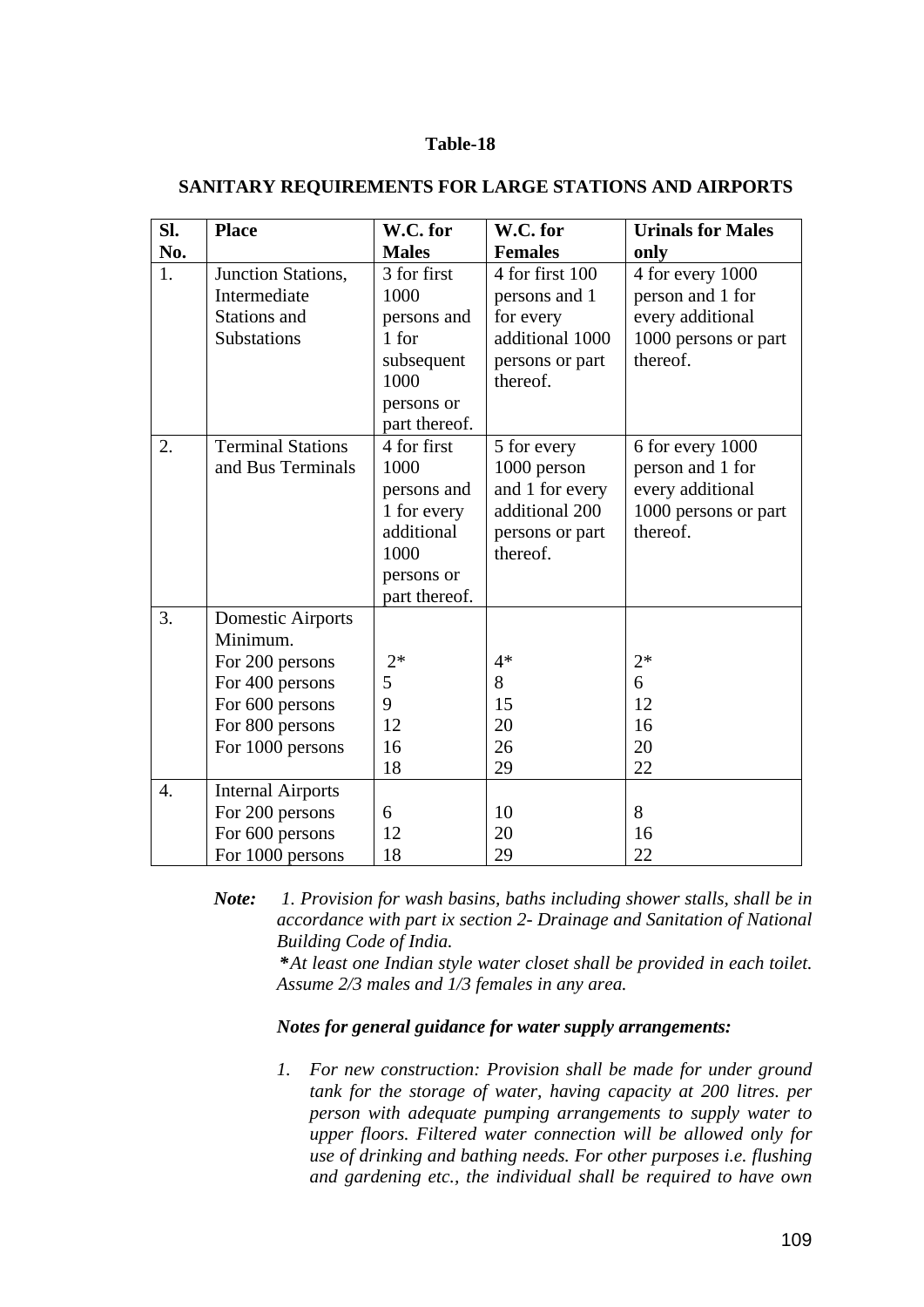**Table-18**

**SANITARY REQUIREMENTS FOR LARGE STATIONS AND AIRPORTS**

| Sl. No. | Place | W.C. for Males | W.C. for Females | Urinals for Males only |
|---|---|---|---|---|
| 1. | Junction Stations, Intermediate Stations and Substations | 3 for first 1000 persons and 1 for subsequent 1000 persons or part thereof. | 4 for first 100 persons and 1 for every additional 1000 persons or part thereof. | 4 for every 1000 person and 1 for every additional 1000 persons or part thereof. |
| 2. | Terminal Stations and Bus Terminals | 4 for first 1000 persons and 1 for every additional 1000 persons or part thereof. | 5 for every 1000 person and 1 for every additional 200 persons or part thereof. | 6 for every 1000 person and 1 for every additional 1000 persons or part thereof. |
| 3. | Domestic Airports Minimum. | | | |
| | For 200 persons | 2* | 4* | 2* |
| | For 400 persons | 5 | 8 | 6 |
| | For 600 persons | 9 | 15 | 12 |
| | For 800 persons | 12 | 20 | 16 |
| | For 1000 persons | 16 | 26 | 20 |
| | | 18 | 29 | 22 |
| 4. | Internal Airports | | | |
| | For 200 persons | 6 | 10 | 8 |
| | For 600 persons | 12 | 20 | 16 |
| | For 1000 persons | 18 | 29 | 22 |

***Note:*** *1. Provision for wash basins, baths including shower stalls, shall be in accordance with part ix section 2- Drainage and Sanitation of National Building Code of India.*

***\****At least one Indian style water closet shall be provided in each toilet. Assume 2/3 males and 1/3 females in any area.*

***Notes for general guidance for water supply arrangements:***

1. *For new construction: Provision shall be made for under ground tank for the storage of water, having capacity at 200 litres. per person with adequate pumping arrangements to supply water to upper floors. Filtered water connection will be allowed only for use of drinking and bathing needs. For other purposes i.e. flushing and gardening etc., the individual shall be required to have own*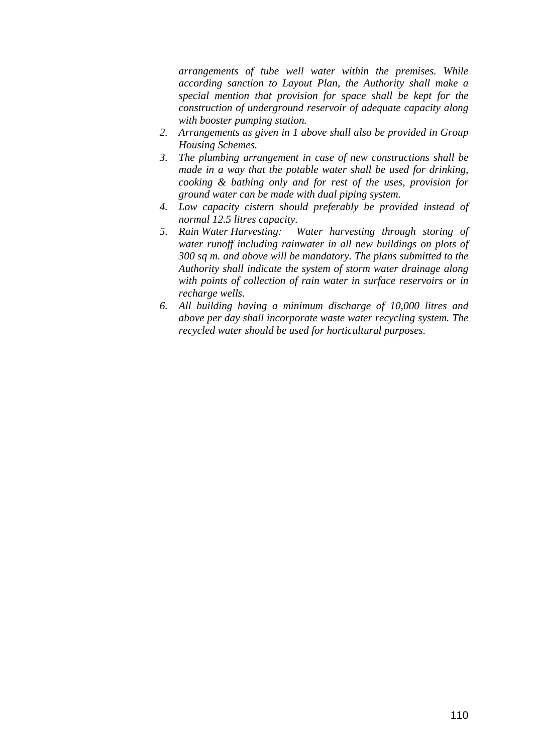*arrangements of tube well water within the premises. While according sanction to Layout Plan, the Authority shall make a special mention that provision for space shall be kept for the construction of underground reservoir of adequate capacity along with booster pumping station.*

2. *Arrangements as given in 1 above shall also be provided in Group Housing Schemes.*
3. *The plumbing arrangement in case of new constructions shall be made in a way that the potable water shall be used for drinking, cooking & bathing only and for rest of the uses, provision for ground water can be made with dual piping system.*
4. *Low capacity cistern should preferably be provided instead of normal 12.5 litres capacity.*
5. *Rain Water Harvesting: Water harvesting through storing of water runoff including rainwater in all new buildings on plots of 300 sq m. and above will be mandatory. The plans submitted to the Authority shall indicate the system of storm water drainage along with points of collection of rain water in surface reservoirs or in recharge wells.*
6. *All building having a minimum discharge of 10,000 litres and above per day shall incorporate waste water recycling system. The recycled water should be used for horticultural purposes.*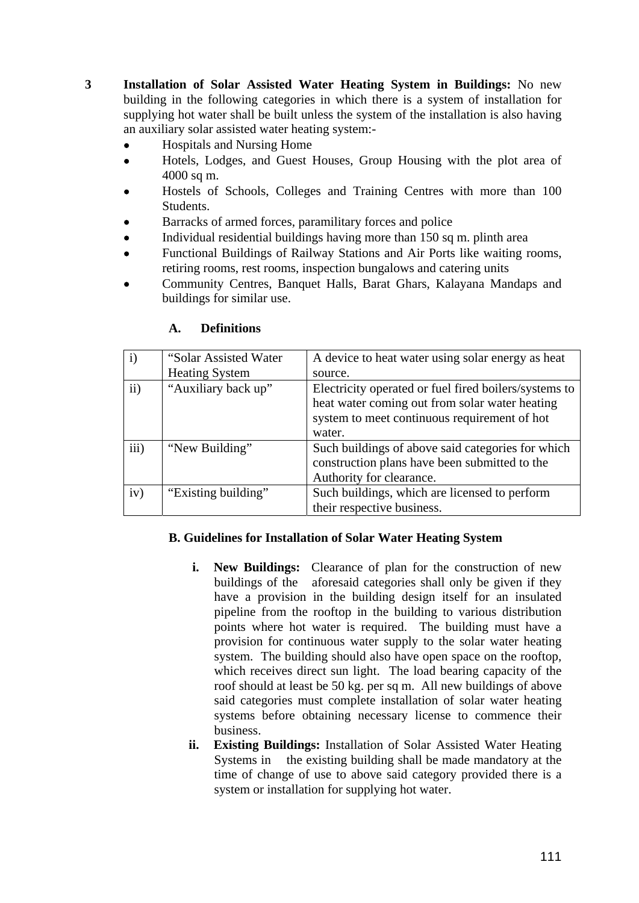**3 Installation of Solar Assisted Water Heating System in Buildings:** No new building in the following categories in which there is a system of installation for supplying hot water shall be built unless the system of the installation is also having an auxiliary solar assisted water heating system:-

- Hospitals and Nursing Home
- Hotels, Lodges, and Guest Houses, Group Housing with the plot area of 4000 sq m.
- Hostels of Schools, Colleges and Training Centres with more than 100 Students.
- Barracks of armed forces, paramilitary forces and police
- Individual residential buildings having more than 150 sq m. plinth area
- Functional Buildings of Railway Stations and Air Ports like waiting rooms, retiring rooms, rest rooms, inspection bungalows and catering units
- Community Centres, Banquet Halls, Barat Ghars, Kalayana Mandaps and buildings for similar use.

**A. Definitions**

| | | |
|---|---|---|
| i) | "Solar Assisted Water Heating System | A device to heat water using solar energy as heat source. |
| ii) | "Auxiliary back up" | Electricity operated or fuel fired boilers/systems to heat water coming out from solar water heating system to meet continuous requirement of hot water. |
| iii) | "New Building" | Such buildings of above said categories for which construction plans have been submitted to the Authority for clearance. |
| iv) | "Existing building" | Such buildings, which are licensed to perform their respective business. |

**B. Guidelines for Installation of Solar Water Heating System**

i. **New Buildings:** Clearance of plan for the construction of new buildings of the aforesaid categories shall only be given if they have a provision in the building design itself for an insulated pipeline from the rooftop in the building to various distribution points where hot water is required. The building must have a provision for continuous water supply to the solar water heating system. The building should also have open space on the rooftop, which receives direct sun light. The load bearing capacity of the roof should at least be 50 kg. per sq m. All new buildings of above said categories must complete installation of solar water heating systems before obtaining necessary license to commence their business.

ii. **Existing Buildings:** Installation of Solar Assisted Water Heating Systems in the existing building shall be made mandatory at the time of change of use to above said category provided there is a system or installation for supplying hot water.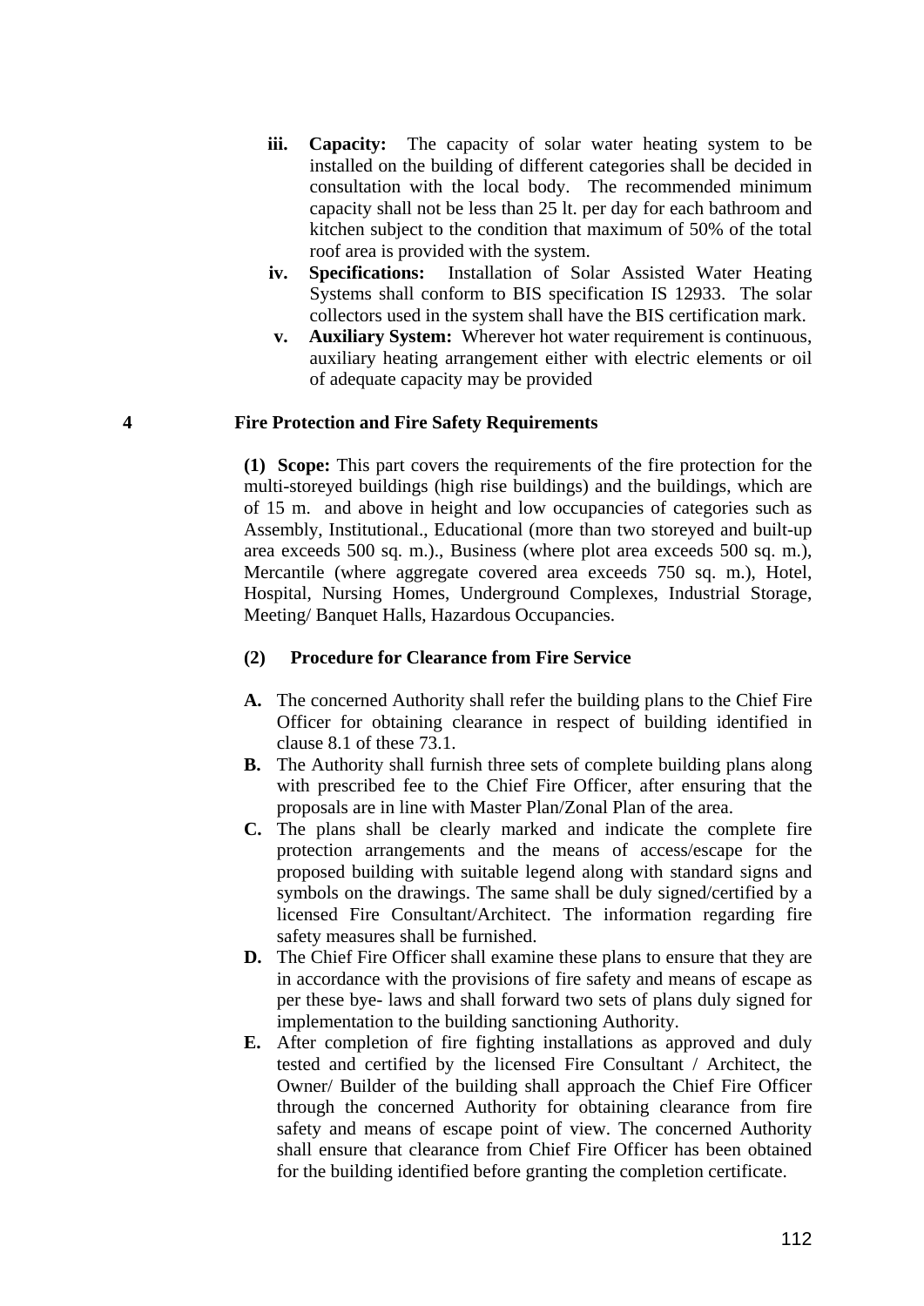iii. **Capacity:** The capacity of solar water heating system to be installed on the building of different categories shall be decided in consultation with the local body. The recommended minimum capacity shall not be less than 25 lt. per day for each bathroom and kitchen subject to the condition that maximum of 50% of the total roof area is provided with the system.

iv. **Specifications:** Installation of Solar Assisted Water Heating Systems shall conform to BIS specification IS 12933. The solar collectors used in the system shall have the BIS certification mark.

v. **Auxiliary System:** Wherever hot water requirement is continuous, auxiliary heating arrangement either with electric elements or oil of adequate capacity may be provided

## 4 Fire Protection and Fire Safety Requirements

**(1) Scope:** This part covers the requirements of the fire protection for the multi-storeyed buildings (high rise buildings) and the buildings, which are of 15 m. and above in height and low occupancies of categories such as Assembly, Institutional., Educational (more than two storeyed and built-up area exceeds 500 sq. m.)., Business (where plot area exceeds 500 sq. m.), Mercantile (where aggregate covered area exceeds 750 sq. m.), Hotel, Hospital, Nursing Homes, Underground Complexes, Industrial Storage, Meeting/ Banquet Halls, Hazardous Occupancies.

**(2) Procedure for Clearance from Fire Service**

**A.** The concerned Authority shall refer the building plans to the Chief Fire Officer for obtaining clearance in respect of building identified in clause 8.1 of these 73.1.

**B.** The Authority shall furnish three sets of complete building plans along with prescribed fee to the Chief Fire Officer, after ensuring that the proposals are in line with Master Plan/Zonal Plan of the area.

**C.** The plans shall be clearly marked and indicate the complete fire protection arrangements and the means of access/escape for the proposed building with suitable legend along with standard signs and symbols on the drawings. The same shall be duly signed/certified by a licensed Fire Consultant/Architect. The information regarding fire safety measures shall be furnished.

**D.** The Chief Fire Officer shall examine these plans to ensure that they are in accordance with the provisions of fire safety and means of escape as per these bye- laws and shall forward two sets of plans duly signed for implementation to the building sanctioning Authority.

**E.** After completion of fire fighting installations as approved and duly tested and certified by the licensed Fire Consultant / Architect, the Owner/ Builder of the building shall approach the Chief Fire Officer through the concerned Authority for obtaining clearance from fire safety and means of escape point of view. The concerned Authority shall ensure that clearance from Chief Fire Officer has been obtained for the building identified before granting the completion certificate.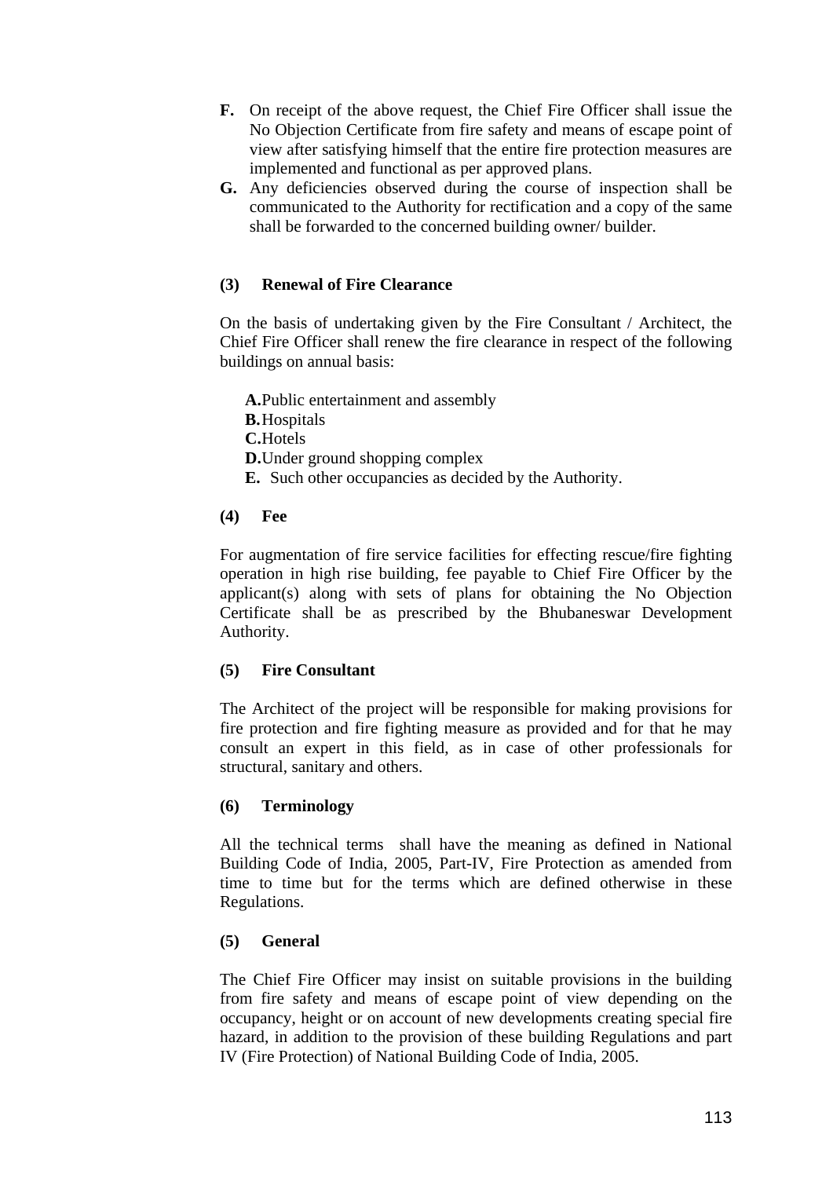**F.** On receipt of the above request, the Chief Fire Officer shall issue the No Objection Certificate from fire safety and means of escape point of view after satisfying himself that the entire fire protection measures are implemented and functional as per approved plans.

**G.** Any deficiencies observed during the course of inspection shall be communicated to the Authority for rectification and a copy of the same shall be forwarded to the concerned building owner/ builder.

**(3) Renewal of Fire Clearance**

On the basis of undertaking given by the Fire Consultant / Architect, the Chief Fire Officer shall renew the fire clearance in respect of the following buildings on annual basis:

**A.** Public entertainment and assembly
**B.** Hospitals
**C.** Hotels
**D.** Under ground shopping complex
**E.** Such other occupancies as decided by the Authority.

**(4) Fee**

For augmentation of fire service facilities for effecting rescue/fire fighting operation in high rise building, fee payable to Chief Fire Officer by the applicant(s) along with sets of plans for obtaining the No Objection Certificate shall be as prescribed by the Bhubaneswar Development Authority.

**(5) Fire Consultant**

The Architect of the project will be responsible for making provisions for fire protection and fire fighting measure as provided and for that he may consult an expert in this field, as in case of other professionals for structural, sanitary and others.

**(6) Terminology**

All the technical terms shall have the meaning as defined in National Building Code of India, 2005, Part-IV, Fire Protection as amended from time to time but for the terms which are defined otherwise in these Regulations.

**(5) General**

The Chief Fire Officer may insist on suitable provisions in the building from fire safety and means of escape point of view depending on the occupancy, height or on account of new developments creating special fire hazard, in addition to the provision of these building Regulations and part IV (Fire Protection) of National Building Code of India, 2005.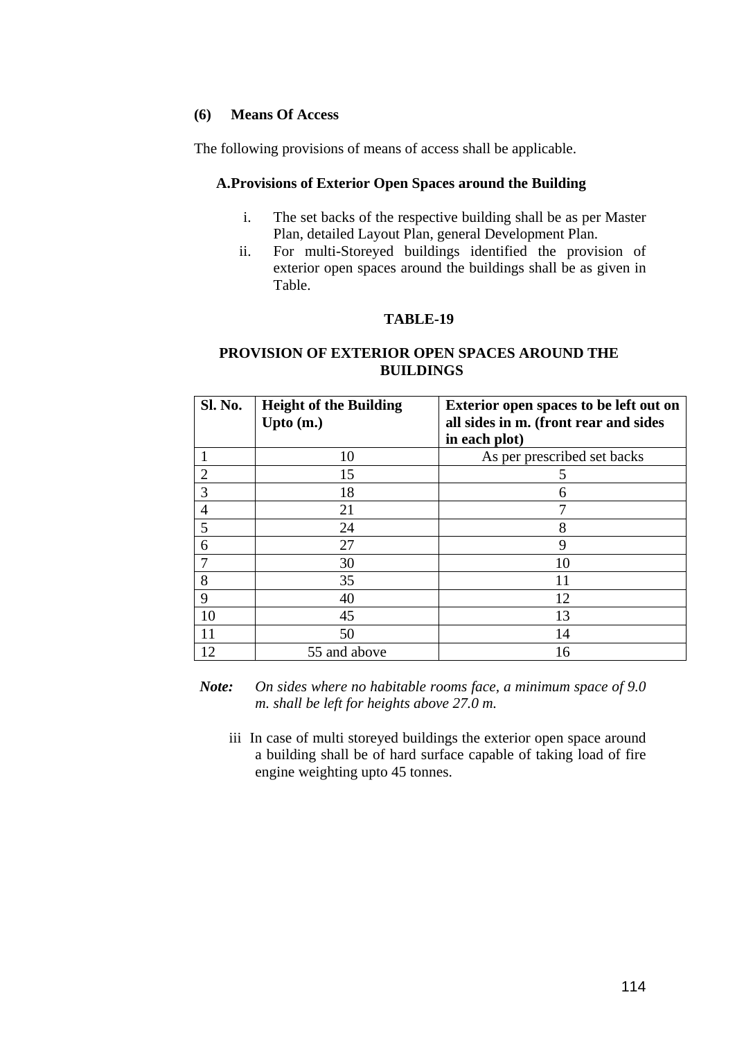**(6) Means Of Access**

The following provisions of means of access shall be applicable.

**A.Provisions of Exterior Open Spaces around the Building**

i. The set backs of the respective building shall be as per Master Plan, detailed Layout Plan, general Development Plan.

ii. For multi-Storeyed buildings identified the provision of exterior open spaces around the buildings shall be as given in Table.

**TABLE-19**

**PROVISION OF EXTERIOR OPEN SPACES AROUND THE BUILDINGS**

| Sl. No. | Height of the Building Upto (m.) | Exterior open spaces to be left out on all sides in m. (front rear and sides in each plot) |
|---|---|---|
| 1 | 10 | As per prescribed set backs |
| 2 | 15 | 5 |
| 3 | 18 | 6 |
| 4 | 21 | 7 |
| 5 | 24 | 8 |
| 6 | 27 | 9 |
| 7 | 30 | 10 |
| 8 | 35 | 11 |
| 9 | 40 | 12 |
| 10 | 45 | 13 |
| 11 | 50 | 14 |
| 12 | 55 and above | 16 |

***Note:*** *On sides where no habitable rooms face, a minimum space of 9.0 m. shall be left for heights above 27.0 m.*

iii In case of multi storeyed buildings the exterior open space around a building shall be of hard surface capable of taking load of fire engine weighting upto 45 tonnes.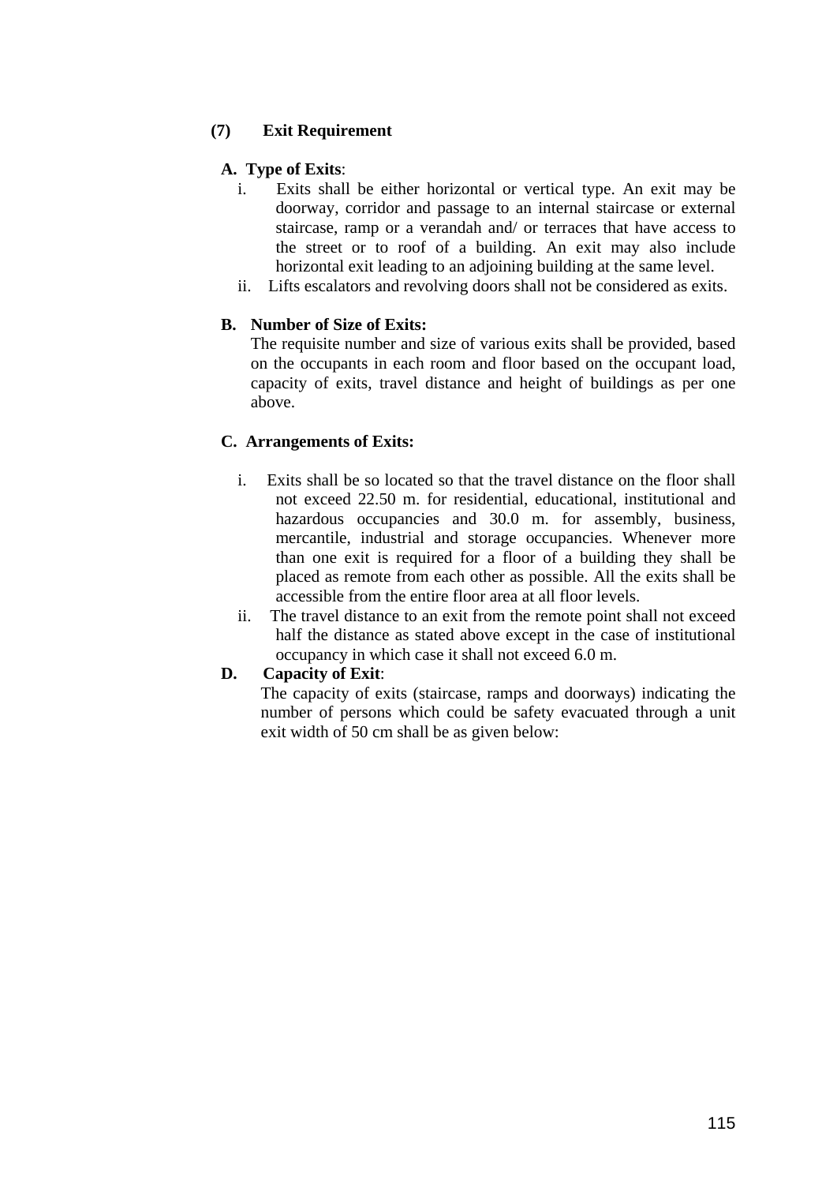### (7) Exit Requirement

**A. Type of Exits**:

i. Exits shall be either horizontal or vertical type. An exit may be doorway, corridor and passage to an internal staircase or external staircase, ramp or a verandah and/ or terraces that have access to the street or to roof of a building. An exit may also include horizontal exit leading to an adjoining building at the same level.

ii. Lifts escalators and revolving doors shall not be considered as exits.

**B. Number of Size of Exits:**

The requisite number and size of various exits shall be provided, based on the occupants in each room and floor based on the occupant load, capacity of exits, travel distance and height of buildings as per one above.

**C. Arrangements of Exits:**

i. Exits shall be so located so that the travel distance on the floor shall not exceed 22.50 m. for residential, educational, institutional and hazardous occupancies and 30.0 m. for assembly, business, mercantile, industrial and storage occupancies. Whenever more than one exit is required for a floor of a building they shall be placed as remote from each other as possible. All the exits shall be accessible from the entire floor area at all floor levels.

ii. The travel distance to an exit from the remote point shall not exceed half the distance as stated above except in the case of institutional occupancy in which case it shall not exceed 6.0 m.

**D. Capacity of Exit**:

The capacity of exits (staircase, ramps and doorways) indicating the number of persons which could be safety evacuated through a unit exit width of 50 cm shall be as given below: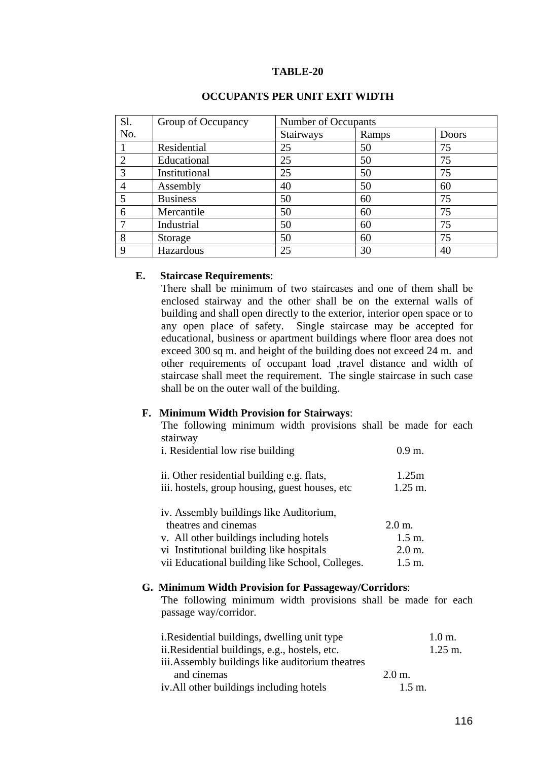**TABLE-20**

**OCCUPANTS PER UNIT EXIT WIDTH**

| Sl. No. | Group of Occupancy | Number of Occupants | | |
|---|---|---|---|---|
| | | Stairways | Ramps | Doors |
| 1 | Residential | 25 | 50 | 75 |
| 2 | Educational | 25 | 50 | 75 |
| 3 | Institutional | 25 | 50 | 75 |
| 4 | Assembly | 40 | 50 | 60 |
| 5 | Business | 50 | 60 | 75 |
| 6 | Mercantile | 50 | 60 | 75 |
| 7 | Industrial | 50 | 60 | 75 |
| 8 | Storage | 50 | 60 | 75 |
| 9 | Hazardous | 25 | 30 | 40 |

**E. Staircase Requirements**:

There shall be minimum of two staircases and one of them shall be enclosed stairway and the other shall be on the external walls of building and shall open directly to the exterior, interior open space or to any open place of safety. Single staircase may be accepted for educational, business or apartment buildings where floor area does not exceed 300 sq m. and height of the building does not exceed 24 m. and other requirements of occupant load ,travel distance and width of staircase shall meet the requirement. The single staircase in such case shall be on the outer wall of the building.

**F. Minimum Width Provision for Stairways**:

The following minimum width provisions shall be made for each stairway

i. Residential low rise building 0.9 m.

ii. Other residential building e.g. flats, 1.25m

iii. hostels, group housing, guest houses, etc 1.25 m.

iv. Assembly buildings like Auditorium, theatres and cinemas 2.0 m.

v. All other buildings including hotels 1.5 m.

vi Institutional building like hospitals 2.0 m.

vii Educational building like School, Colleges. 1.5 m.

**G. Minimum Width Provision for Passageway/Corridors**:

The following minimum width provisions shall be made for each passage way/corridor.

i.Residential buildings, dwelling unit type 1.0 m.

ii.Residential buildings, e.g., hostels, etc. 1.25 m.

iii.Assembly buildings like auditorium theatres and cinemas 2.0 m.

iv.All other buildings including hotels 1.5 m.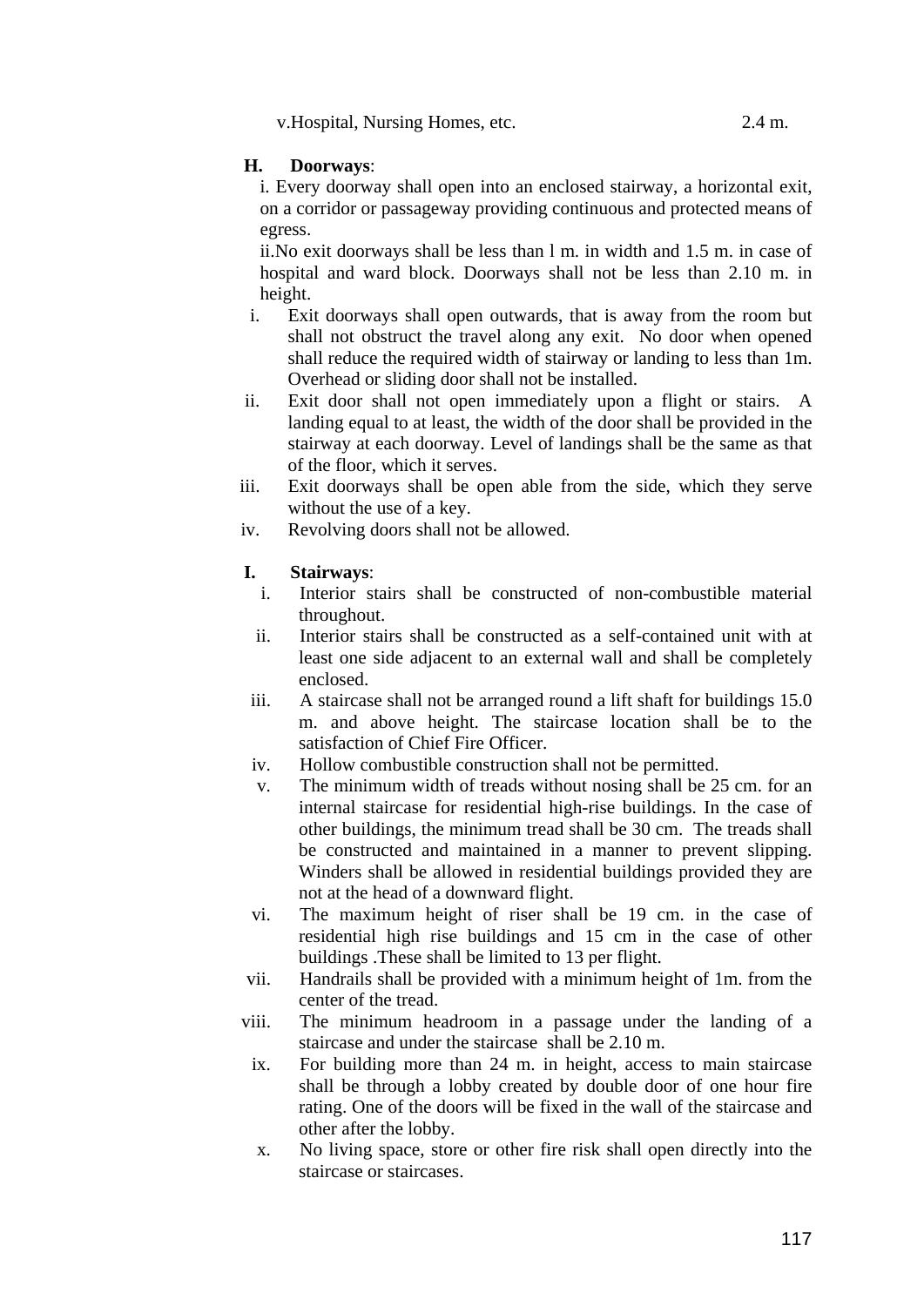v. Hospital, Nursing Homes, etc. 2.4 m.

**H. Doorways**:

i. Every doorway shall open into an enclosed stairway, a horizontal exit, on a corridor or passageway providing continuous and protected means of egress.

ii. No exit doorways shall be less than l m. in width and 1.5 m. in case of hospital and ward block. Doorways shall not be less than 2.10 m. in height.

i. Exit doorways shall open outwards, that is away from the room but shall not obstruct the travel along any exit. No door when opened shall reduce the required width of stairway or landing to less than 1m. Overhead or sliding door shall not be installed.

ii. Exit door shall not open immediately upon a flight or stairs. A landing equal to at least, the width of the door shall be provided in the stairway at each doorway. Level of landings shall be the same as that of the floor, which it serves.

iii. Exit doorways shall be open able from the side, which they serve without the use of a key.

iv. Revolving doors shall not be allowed.

**I. Stairways**:

i. Interior stairs shall be constructed of non-combustible material throughout.

ii. Interior stairs shall be constructed as a self-contained unit with at least one side adjacent to an external wall and shall be completely enclosed.

iii. A staircase shall not be arranged round a lift shaft for buildings 15.0 m. and above height. The staircase location shall be to the satisfaction of Chief Fire Officer.

iv. Hollow combustible construction shall not be permitted.

v. The minimum width of treads without nosing shall be 25 cm. for an internal staircase for residential high-rise buildings. In the case of other buildings, the minimum tread shall be 30 cm. The treads shall be constructed and maintained in a manner to prevent slipping. Winders shall be allowed in residential buildings provided they are not at the head of a downward flight.

vi. The maximum height of riser shall be 19 cm. in the case of residential high rise buildings and 15 cm in the case of other buildings .These shall be limited to 13 per flight.

vii. Handrails shall be provided with a minimum height of 1m. from the center of the tread.

viii. The minimum headroom in a passage under the landing of a staircase and under the staircase shall be 2.10 m.

ix. For building more than 24 m. in height, access to main staircase shall be through a lobby created by double door of one hour fire rating. One of the doors will be fixed in the wall of the staircase and other after the lobby.

x. No living space, store or other fire risk shall open directly into the staircase or staircases.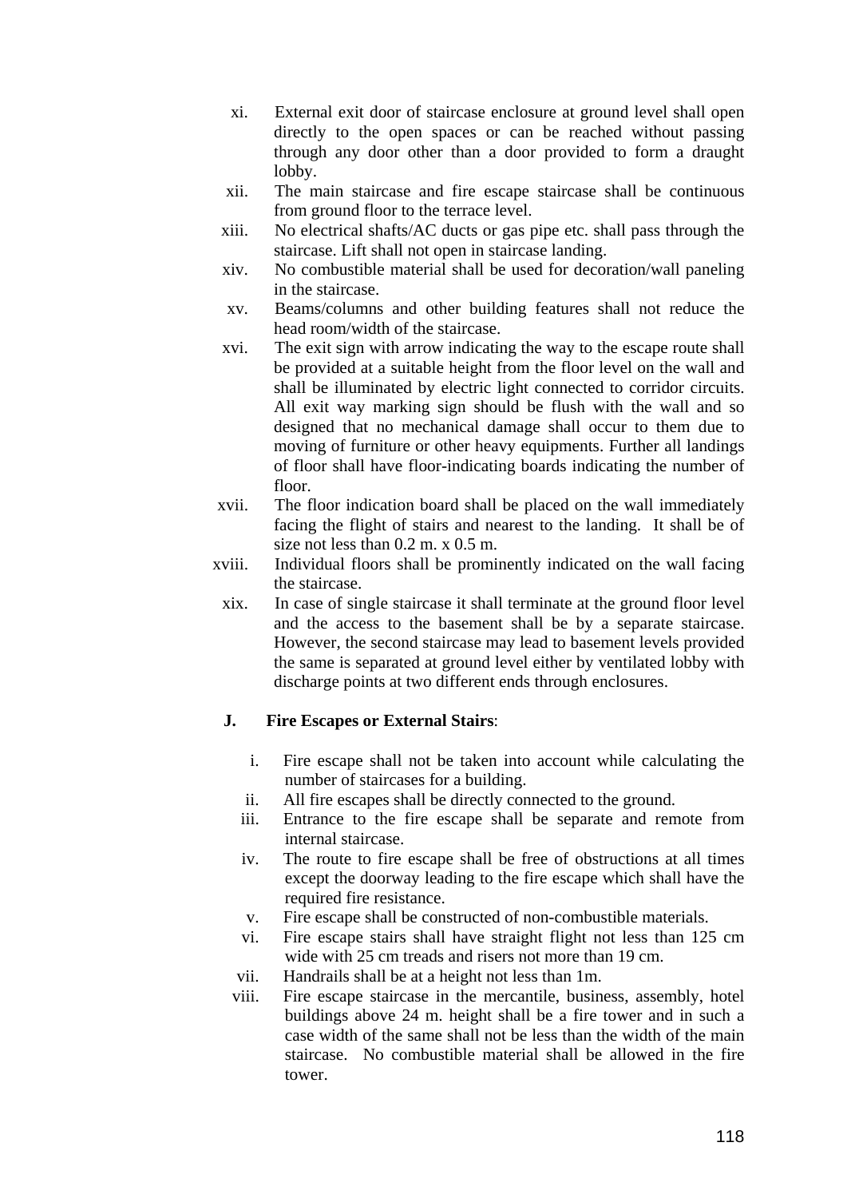xi. External exit door of staircase enclosure at ground level shall open directly to the open spaces or can be reached without passing through any door other than a door provided to form a draught lobby.

xii. The main staircase and fire escape staircase shall be continuous from ground floor to the terrace level.

xiii. No electrical shafts/AC ducts or gas pipe etc. shall pass through the staircase. Lift shall not open in staircase landing.

xiv. No combustible material shall be used for decoration/wall paneling in the staircase.

xv. Beams/columns and other building features shall not reduce the head room/width of the staircase.

xvi. The exit sign with arrow indicating the way to the escape route shall be provided at a suitable height from the floor level on the wall and shall be illuminated by electric light connected to corridor circuits. All exit way marking sign should be flush with the wall and so designed that no mechanical damage shall occur to them due to moving of furniture or other heavy equipments. Further all landings of floor shall have floor-indicating boards indicating the number of floor.

xvii. The floor indication board shall be placed on the wall immediately facing the flight of stairs and nearest to the landing. It shall be of size not less than 0.2 m. x 0.5 m.

xviii. Individual floors shall be prominently indicated on the wall facing the staircase.

xix. In case of single staircase it shall terminate at the ground floor level and the access to the basement shall be by a separate staircase. However, the second staircase may lead to basement levels provided the same is separated at ground level either by ventilated lobby with discharge points at two different ends through enclosures.

**J. Fire Escapes or External Stairs**:

i. Fire escape shall not be taken into account while calculating the number of staircases for a building.

ii. All fire escapes shall be directly connected to the ground.

iii. Entrance to the fire escape shall be separate and remote from internal staircase.

iv. The route to fire escape shall be free of obstructions at all times except the doorway leading to the fire escape which shall have the required fire resistance.

v. Fire escape shall be constructed of non-combustible materials.

vi. Fire escape stairs shall have straight flight not less than 125 cm wide with 25 cm treads and risers not more than 19 cm.

vii. Handrails shall be at a height not less than 1m.

viii. Fire escape staircase in the mercantile, business, assembly, hotel buildings above 24 m. height shall be a fire tower and in such a case width of the same shall not be less than the width of the main staircase. No combustible material shall be allowed in the fire tower.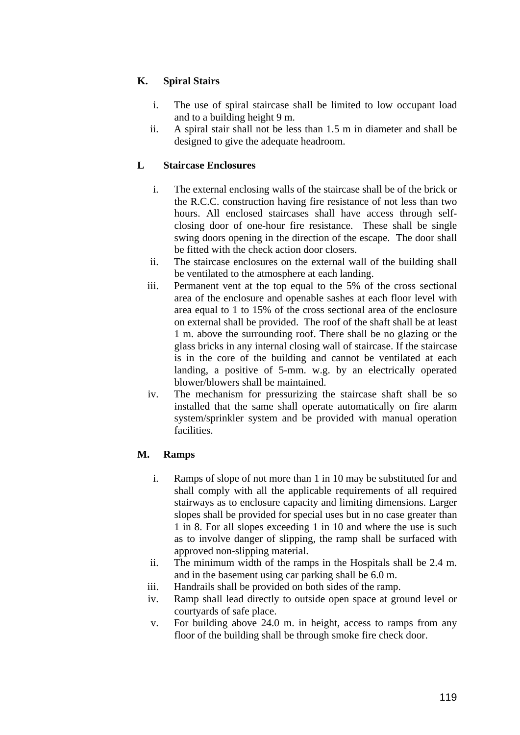**K. Spiral Stairs**

i. The use of spiral staircase shall be limited to low occupant load and to a building height 9 m.
ii. A spiral stair shall not be less than 1.5 m in diameter and shall be designed to give the adequate headroom.

**L Staircase Enclosures**

i. The external enclosing walls of the staircase shall be of the brick or the R.C.C. construction having fire resistance of not less than two hours. All enclosed staircases shall have access through self-closing door of one-hour fire resistance. These shall be single swing doors opening in the direction of the escape. The door shall be fitted with the check action door closers.
ii. The staircase enclosures on the external wall of the building shall be ventilated to the atmosphere at each landing.
iii. Permanent vent at the top equal to the 5% of the cross sectional area of the enclosure and openable sashes at each floor level with area equal to 1 to 15% of the cross sectional area of the enclosure on external shall be provided. The roof of the shaft shall be at least 1 m. above the surrounding roof. There shall be no glazing or the glass bricks in any internal closing wall of staircase. If the staircase is in the core of the building and cannot be ventilated at each landing, a positive of 5-mm. w.g. by an electrically operated blower/blowers shall be maintained.
iv. The mechanism for pressurizing the staircase shaft shall be so installed that the same shall operate automatically on fire alarm system/sprinkler system and be provided with manual operation facilities.

**M. Ramps**

i. Ramps of slope of not more than 1 in 10 may be substituted for and shall comply with all the applicable requirements of all required stairways as to enclosure capacity and limiting dimensions. Larger slopes shall be provided for special uses but in no case greater than 1 in 8. For all slopes exceeding 1 in 10 and where the use is such as to involve danger of slipping, the ramp shall be surfaced with approved non-slipping material.
ii. The minimum width of the ramps in the Hospitals shall be 2.4 m. and in the basement using car parking shall be 6.0 m.
iii. Handrails shall be provided on both sides of the ramp.
iv. Ramp shall lead directly to outside open space at ground level or courtyards of safe place.
v. For building above 24.0 m. in height, access to ramps from any floor of the building shall be through smoke fire check door.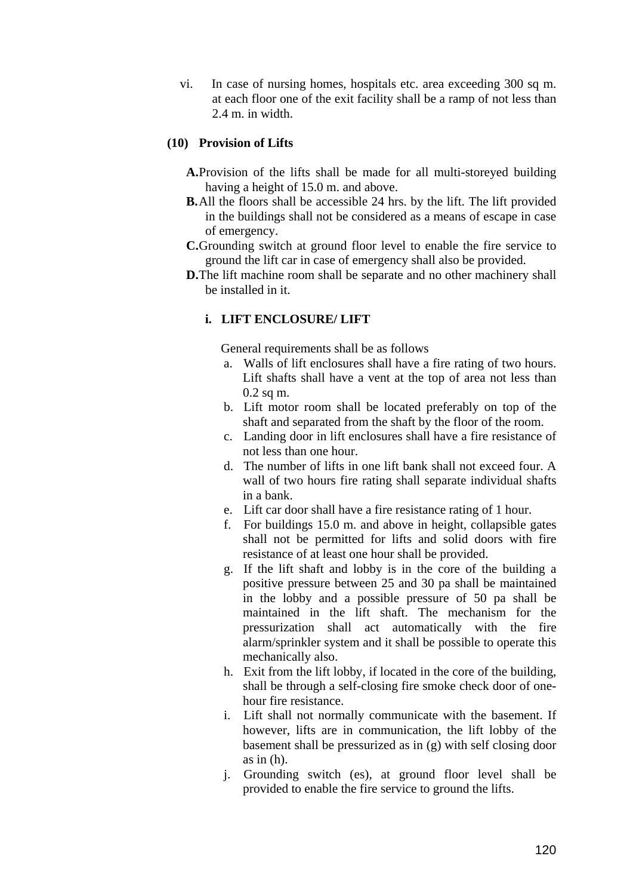vi. In case of nursing homes, hospitals etc. area exceeding 300 sq m. at each floor one of the exit facility shall be a ramp of not less than 2.4 m. in width.

**(10) Provision of Lifts**

**A.** Provision of the lifts shall be made for all multi-storeyed building having a height of 15.0 m. and above.

**B.** All the floors shall be accessible 24 hrs. by the lift. The lift provided in the buildings shall not be considered as a means of escape in case of emergency.

**C.** Grounding switch at ground floor level to enable the fire service to ground the lift car in case of emergency shall also be provided.

**D.** The lift machine room shall be separate and no other machinery shall be installed in it.

**i. LIFT ENCLOSURE/ LIFT**

General requirements shall be as follows

a. Walls of lift enclosures shall have a fire rating of two hours. Lift shafts shall have a vent at the top of area not less than 0.2 sq m.
b. Lift motor room shall be located preferably on top of the shaft and separated from the shaft by the floor of the room.
c. Landing door in lift enclosures shall have a fire resistance of not less than one hour.
d. The number of lifts in one lift bank shall not exceed four. A wall of two hours fire rating shall separate individual shafts in a bank.
e. Lift car door shall have a fire resistance rating of 1 hour.
f. For buildings 15.0 m. and above in height, collapsible gates shall not be permitted for lifts and solid doors with fire resistance of at least one hour shall be provided.
g. If the lift shaft and lobby is in the core of the building a positive pressure between 25 and 30 pa shall be maintained in the lobby and a possible pressure of 50 pa shall be maintained in the lift shaft. The mechanism for the pressurization shall act automatically with the fire alarm/sprinkler system and it shall be possible to operate this mechanically also.
h. Exit from the lift lobby, if located in the core of the building, shall be through a self-closing fire smoke check door of one-hour fire resistance.
i. Lift shall not normally communicate with the basement. If however, lifts are in communication, the lift lobby of the basement shall be pressurized as in (g) with self closing door as in (h).
j. Grounding switch (es), at ground floor level shall be provided to enable the fire service to ground the lifts.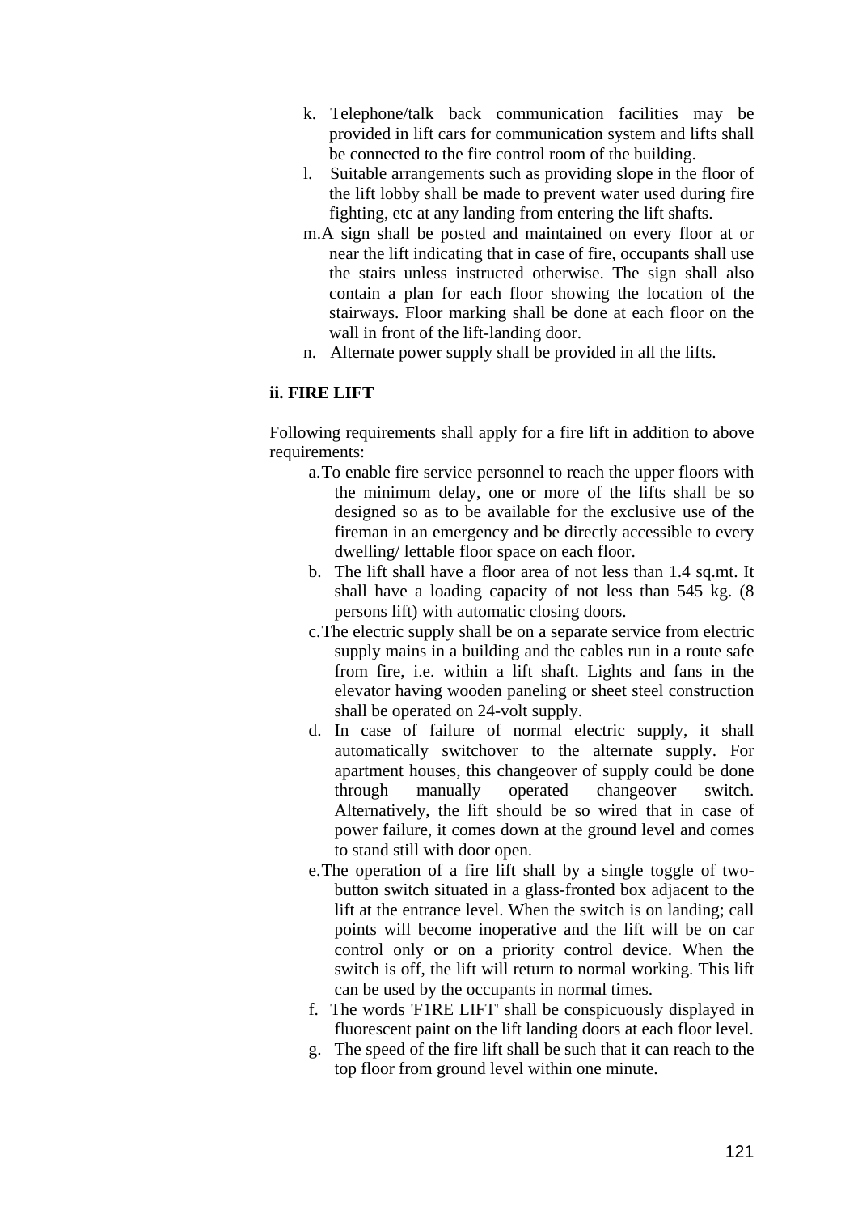k. Telephone/talk back communication facilities may be provided in lift cars for communication system and lifts shall be connected to the fire control room of the building.

l. Suitable arrangements such as providing slope in the floor of the lift lobby shall be made to prevent water used during fire fighting, etc at any landing from entering the lift shafts.

m. A sign shall be posted and maintained on every floor at or near the lift indicating that in case of fire, occupants shall use the stairs unless instructed otherwise. The sign shall also contain a plan for each floor showing the location of the stairways. Floor marking shall be done at each floor on the wall in front of the lift-landing door.

n. Alternate power supply shall be provided in all the lifts.

**ii. FIRE LIFT**

Following requirements shall apply for a fire lift in addition to above requirements:

a. To enable fire service personnel to reach the upper floors with the minimum delay, one or more of the lifts shall be so designed so as to be available for the exclusive use of the fireman in an emergency and be directly accessible to every dwelling/ lettable floor space on each floor.

b. The lift shall have a floor area of not less than 1.4 sq.mt. It shall have a loading capacity of not less than 545 kg. (8 persons lift) with automatic closing doors.

c. The electric supply shall be on a separate service from electric supply mains in a building and the cables run in a route safe from fire, i.e. within a lift shaft. Lights and fans in the elevator having wooden paneling or sheet steel construction shall be operated on 24-volt supply.

d. In case of failure of normal electric supply, it shall automatically switchover to the alternate supply. For apartment houses, this changeover of supply could be done through manually operated changeover switch. Alternatively, the lift should be so wired that in case of power failure, it comes down at the ground level and comes to stand still with door open.

e. The operation of a fire lift shall by a single toggle of two-button switch situated in a glass-fronted box adjacent to the lift at the entrance level. When the switch is on landing; call points will become inoperative and the lift will be on car control only or on a priority control device. When the switch is off, the lift will return to normal working. This lift can be used by the occupants in normal times.

f. The words 'F1RE LIFT' shall be conspicuously displayed in fluorescent paint on the lift landing doors at each floor level.

g. The speed of the fire lift shall be such that it can reach to the top floor from ground level within one minute.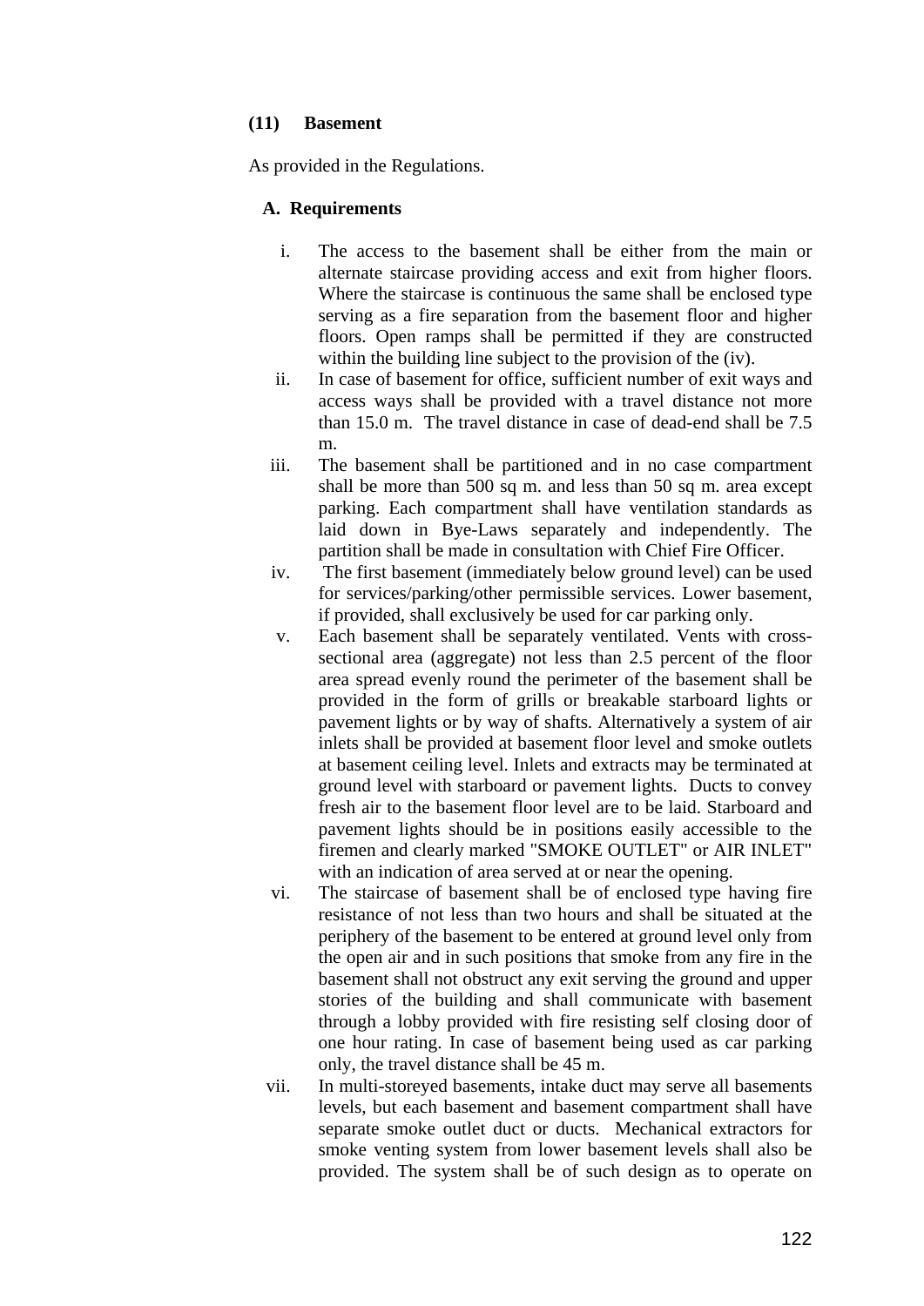### (11) Basement

As provided in the Regulations.

#### A. Requirements

i. The access to the basement shall be either from the main or alternate staircase providing access and exit from higher floors. Where the staircase is continuous the same shall be enclosed type serving as a fire separation from the basement floor and higher floors. Open ramps shall be permitted if they are constructed within the building line subject to the provision of the (iv).

ii. In case of basement for office, sufficient number of exit ways and access ways shall be provided with a travel distance not more than 15.0 m. The travel distance in case of dead-end shall be 7.5 m.

iii. The basement shall be partitioned and in no case compartment shall be more than 500 sq m. and less than 50 sq m. area except parking. Each compartment shall have ventilation standards as laid down in Bye-Laws separately and independently. The partition shall be made in consultation with Chief Fire Officer.

iv. The first basement (immediately below ground level) can be used for services/parking/other permissible services. Lower basement, if provided, shall exclusively be used for car parking only.

v. Each basement shall be separately ventilated. Vents with cross-sectional area (aggregate) not less than 2.5 percent of the floor area spread evenly round the perimeter of the basement shall be provided in the form of grills or breakable starboard lights or pavement lights or by way of shafts. Alternatively a system of air inlets shall be provided at basement floor level and smoke outlets at basement ceiling level. Inlets and extracts may be terminated at ground level with starboard or pavement lights. Ducts to convey fresh air to the basement floor level are to be laid. Starboard and pavement lights should be in positions easily accessible to the firemen and clearly marked "SMOKE OUTLET" or AIR INLET" with an indication of area served at or near the opening.

vi. The staircase of basement shall be of enclosed type having fire resistance of not less than two hours and shall be situated at the periphery of the basement to be entered at ground level only from the open air and in such positions that smoke from any fire in the basement shall not obstruct any exit serving the ground and upper stories of the building and shall communicate with basement through a lobby provided with fire resisting self closing door of one hour rating. In case of basement being used as car parking only, the travel distance shall be 45 m.

vii. In multi-storeyed basements, intake duct may serve all basements levels, but each basement and basement compartment shall have separate smoke outlet duct or ducts. Mechanical extractors for smoke venting system from lower basement levels shall also be provided. The system shall be of such design as to operate on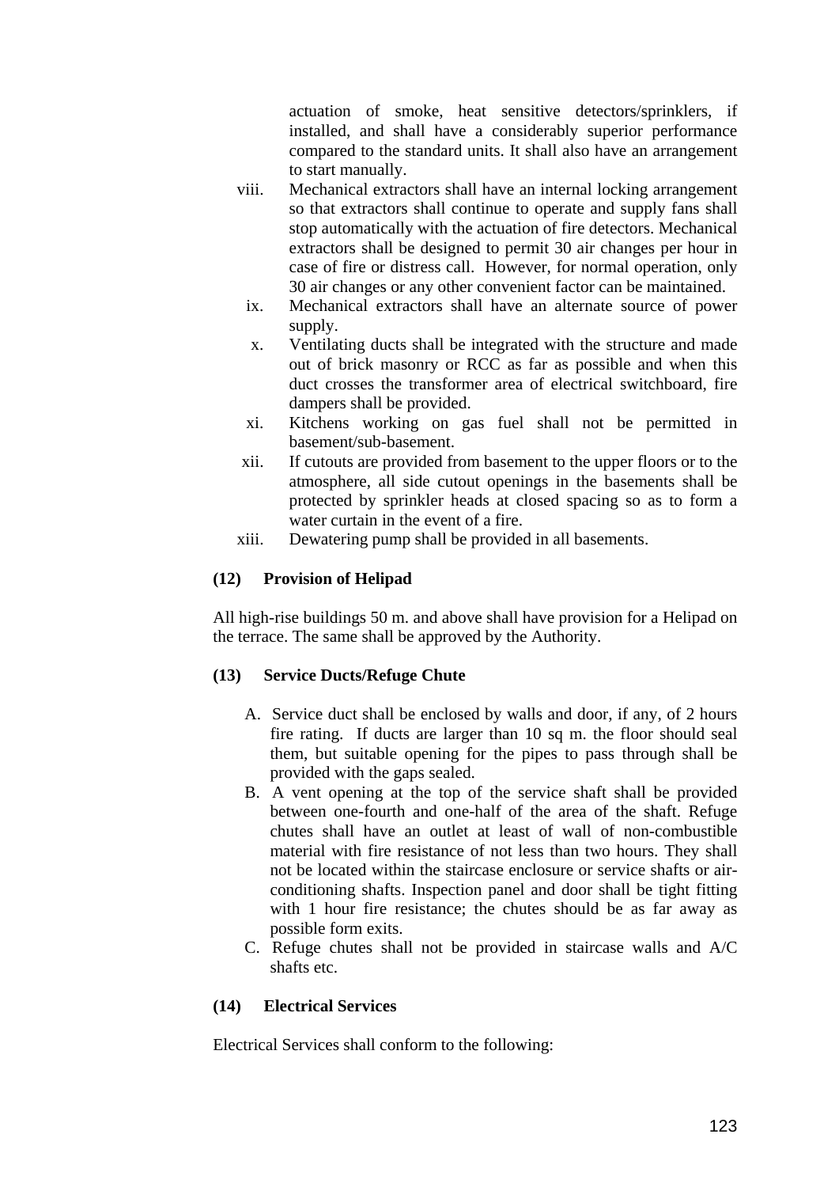actuation of smoke, heat sensitive detectors/sprinklers, if installed, and shall have a considerably superior performance compared to the standard units. It shall also have an arrangement to start manually.

viii. Mechanical extractors shall have an internal locking arrangement so that extractors shall continue to operate and supply fans shall stop automatically with the actuation of fire detectors. Mechanical extractors shall be designed to permit 30 air changes per hour in case of fire or distress call. However, for normal operation, only 30 air changes or any other convenient factor can be maintained.

ix. Mechanical extractors shall have an alternate source of power supply.

x. Ventilating ducts shall be integrated with the structure and made out of brick masonry or RCC as far as possible and when this duct crosses the transformer area of electrical switchboard, fire dampers shall be provided.

xi. Kitchens working on gas fuel shall not be permitted in basement/sub-basement.

xii. If cutouts are provided from basement to the upper floors or to the atmosphere, all side cutout openings in the basements shall be protected by sprinkler heads at closed spacing so as to form a water curtain in the event of a fire.

xiii. Dewatering pump shall be provided in all basements.

**(12) Provision of Helipad**

All high-rise buildings 50 m. and above shall have provision for a Helipad on the terrace. The same shall be approved by the Authority.

**(13) Service Ducts/Refuge Chute**

A. Service duct shall be enclosed by walls and door, if any, of 2 hours fire rating. If ducts are larger than 10 sq m. the floor should seal them, but suitable opening for the pipes to pass through shall be provided with the gaps sealed.

B. A vent opening at the top of the service shaft shall be provided between one-fourth and one-half of the area of the shaft. Refuge chutes shall have an outlet at least of wall of non-combustible material with fire resistance of not less than two hours. They shall not be located within the staircase enclosure or service shafts or air-conditioning shafts. Inspection panel and door shall be tight fitting with 1 hour fire resistance; the chutes should be as far away as possible form exits.

C. Refuge chutes shall not be provided in staircase walls and A/C shafts etc.

**(14) Electrical Services**

Electrical Services shall conform to the following: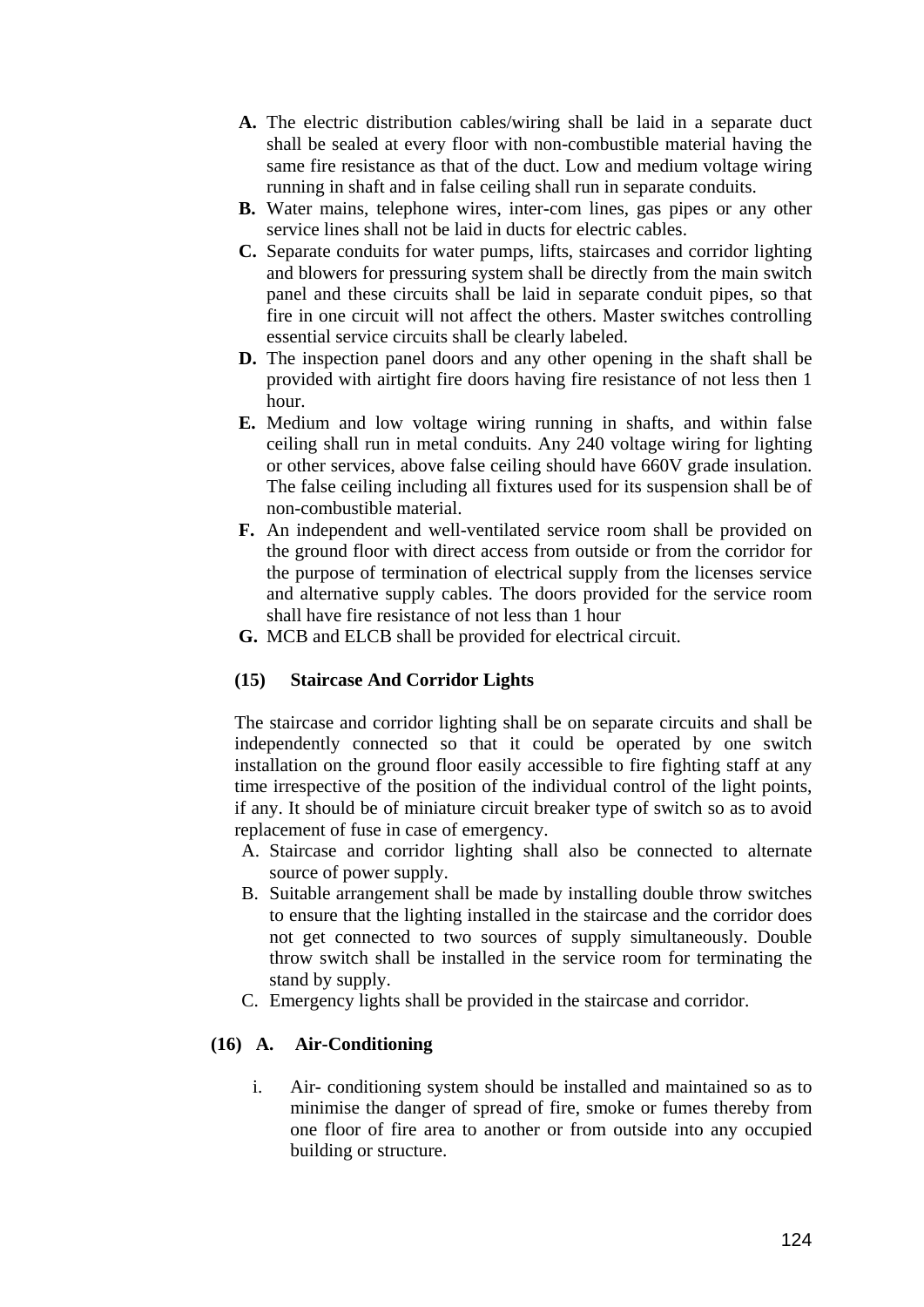**A.** The electric distribution cables/wiring shall be laid in a separate duct shall be sealed at every floor with non-combustible material having the same fire resistance as that of the duct. Low and medium voltage wiring running in shaft and in false ceiling shall run in separate conduits.

**B.** Water mains, telephone wires, inter-com lines, gas pipes or any other service lines shall not be laid in ducts for electric cables.

**C.** Separate conduits for water pumps, lifts, staircases and corridor lighting and blowers for pressuring system shall be directly from the main switch panel and these circuits shall be laid in separate conduit pipes, so that fire in one circuit will not affect the others. Master switches controlling essential service circuits shall be clearly labeled.

**D.** The inspection panel doors and any other opening in the shaft shall be provided with airtight fire doors having fire resistance of not less then 1 hour.

**E.** Medium and low voltage wiring running in shafts, and within false ceiling shall run in metal conduits. Any 240 voltage wiring for lighting or other services, above false ceiling should have 660V grade insulation. The false ceiling including all fixtures used for its suspension shall be of non-combustible material.

**F.** An independent and well-ventilated service room shall be provided on the ground floor with direct access from outside or from the corridor for the purpose of termination of electrical supply from the licenses service and alternative supply cables. The doors provided for the service room shall have fire resistance of not less than 1 hour

**G.** MCB and ELCB shall be provided for electrical circuit.

**(15) Staircase And Corridor Lights**

The staircase and corridor lighting shall be on separate circuits and shall be independently connected so that it could be operated by one switch installation on the ground floor easily accessible to fire fighting staff at any time irrespective of the position of the individual control of the light points, if any. It should be of miniature circuit breaker type of switch so as to avoid replacement of fuse in case of emergency.

A. Staircase and corridor lighting shall also be connected to alternate source of power supply.

B. Suitable arrangement shall be made by installing double throw switches to ensure that the lighting installed in the staircase and the corridor does not get connected to two sources of supply simultaneously. Double throw switch shall be installed in the service room for terminating the stand by supply.

C. Emergency lights shall be provided in the staircase and corridor.

**(16) A. Air-Conditioning**

i. Air- conditioning system should be installed and maintained so as to minimise the danger of spread of fire, smoke or fumes thereby from one floor of fire area to another or from outside into any occupied building or structure.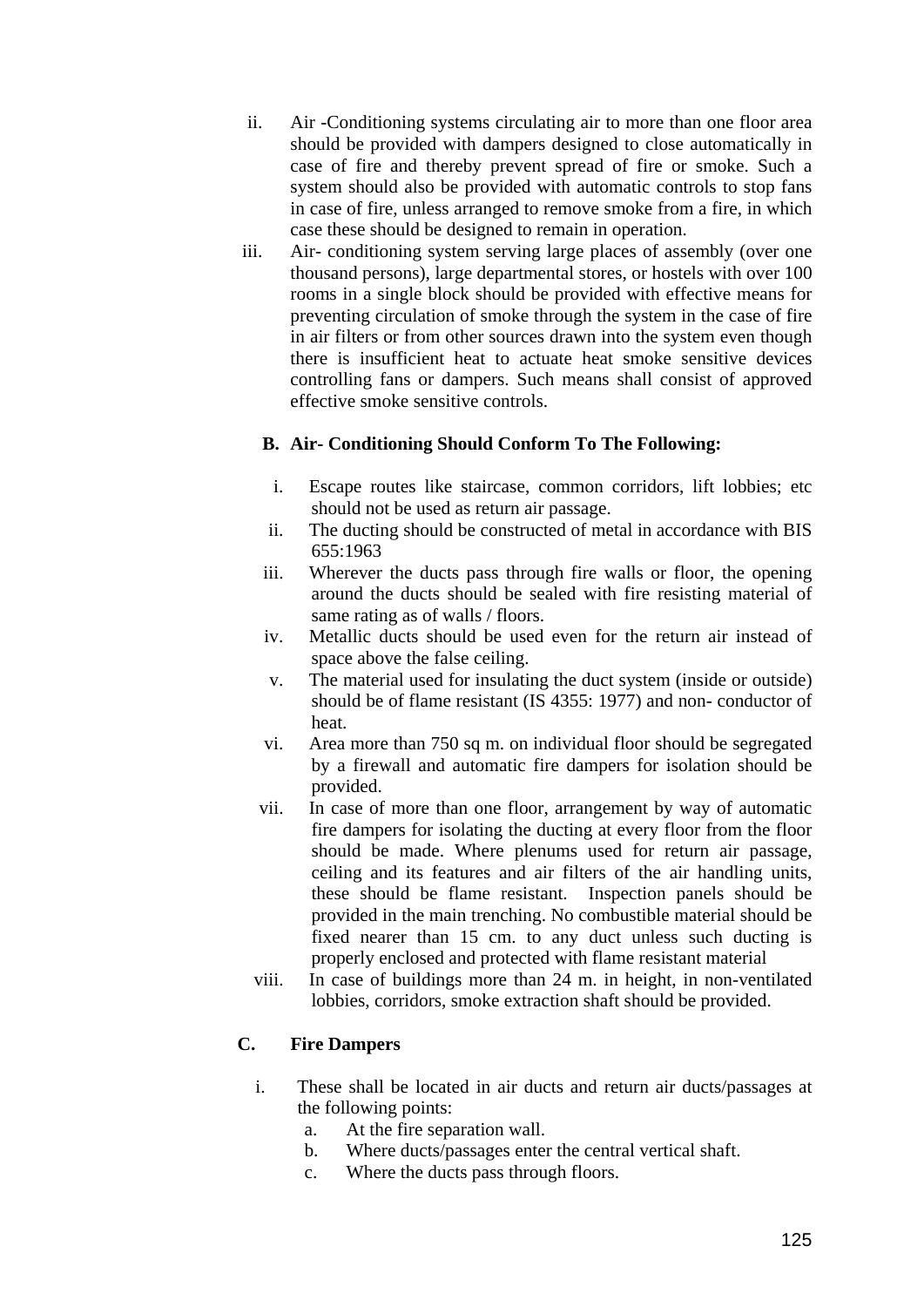ii. Air -Conditioning systems circulating air to more than one floor area should be provided with dampers designed to close automatically in case of fire and thereby prevent spread of fire or smoke. Such a system should also be provided with automatic controls to stop fans in case of fire, unless arranged to remove smoke from a fire, in which case these should be designed to remain in operation.

iii. Air- conditioning system serving large places of assembly (over one thousand persons), large departmental stores, or hostels with over 100 rooms in a single block should be provided with effective means for preventing circulation of smoke through the system in the case of fire in air filters or from other sources drawn into the system even though there is insufficient heat to actuate heat smoke sensitive devices controlling fans or dampers. Such means shall consist of approved effective smoke sensitive controls.

**B. Air- Conditioning Should Conform To The Following:**

i. Escape routes like staircase, common corridors, lift lobbies; etc should not be used as return air passage.

ii. The ducting should be constructed of metal in accordance with BIS 655:1963

iii. Wherever the ducts pass through fire walls or floor, the opening around the ducts should be sealed with fire resisting material of same rating as of walls / floors.

iv. Metallic ducts should be used even for the return air instead of space above the false ceiling.

v. The material used for insulating the duct system (inside or outside) should be of flame resistant (IS 4355: 1977) and non- conductor of heat.

vi. Area more than 750 sq m. on individual floor should be segregated by a firewall and automatic fire dampers for isolation should be provided.

vii. In case of more than one floor, arrangement by way of automatic fire dampers for isolating the ducting at every floor from the floor should be made. Where plenums used for return air passage, ceiling and its features and air filters of the air handling units, these should be flame resistant. Inspection panels should be provided in the main trenching. No combustible material should be fixed nearer than 15 cm. to any duct unless such ducting is properly enclosed and protected with flame resistant material

viii. In case of buildings more than 24 m. in height, in non-ventilated lobbies, corridors, smoke extraction shaft should be provided.

**C. Fire Dampers**

i. These shall be located in air ducts and return air ducts/passages at the following points:

a. At the fire separation wall.

b. Where ducts/passages enter the central vertical shaft.

c. Where the ducts pass through floors.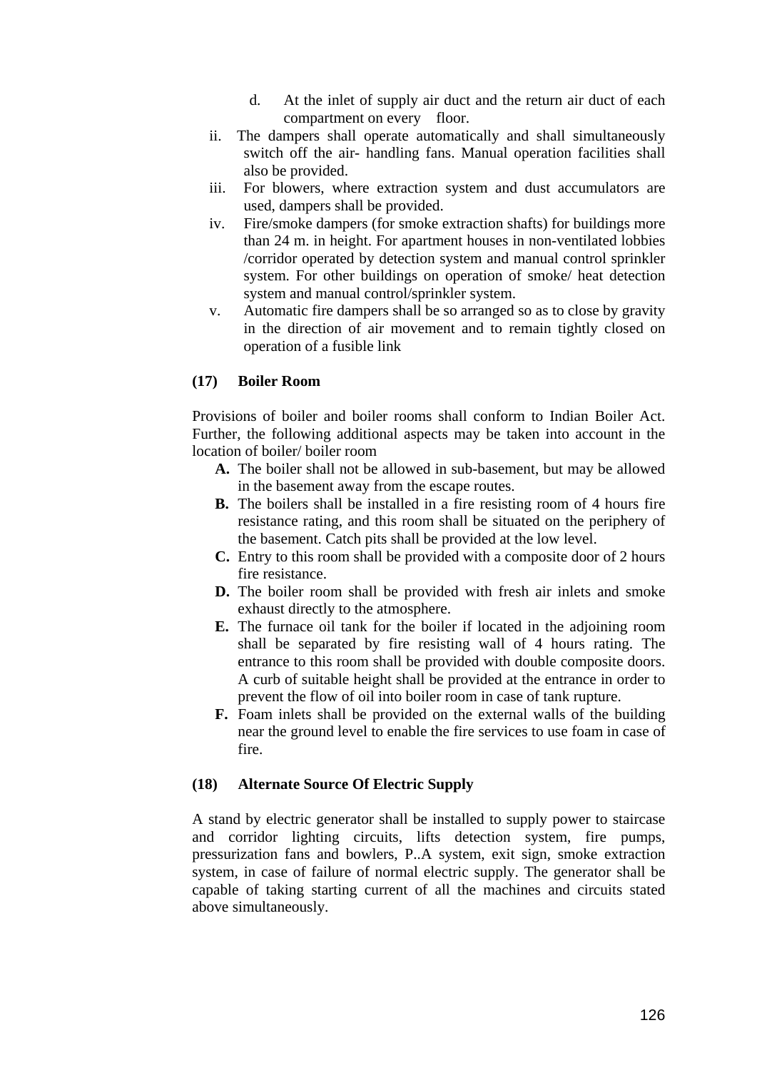d. At the inlet of supply air duct and the return air duct of each compartment on every floor.

ii. The dampers shall operate automatically and shall simultaneously switch off the air- handling fans. Manual operation facilities shall also be provided.

iii. For blowers, where extraction system and dust accumulators are used, dampers shall be provided.

iv. Fire/smoke dampers (for smoke extraction shafts) for buildings more than 24 m. in height. For apartment houses in non-ventilated lobbies /corridor operated by detection system and manual control sprinkler system. For other buildings on operation of smoke/ heat detection system and manual control/sprinkler system.

v. Automatic fire dampers shall be so arranged so as to close by gravity in the direction of air movement and to remain tightly closed on operation of a fusible link

**(17) Boiler Room**

Provisions of boiler and boiler rooms shall conform to Indian Boiler Act. Further, the following additional aspects may be taken into account in the location of boiler/ boiler room

- **A.** The boiler shall not be allowed in sub-basement, but may be allowed in the basement away from the escape routes.
- **B.** The boilers shall be installed in a fire resisting room of 4 hours fire resistance rating, and this room shall be situated on the periphery of the basement. Catch pits shall be provided at the low level.
- **C.** Entry to this room shall be provided with a composite door of 2 hours fire resistance.
- **D.** The boiler room shall be provided with fresh air inlets and smoke exhaust directly to the atmosphere.
- **E.** The furnace oil tank for the boiler if located in the adjoining room shall be separated by fire resisting wall of 4 hours rating. The entrance to this room shall be provided with double composite doors. A curb of suitable height shall be provided at the entrance in order to prevent the flow of oil into boiler room in case of tank rupture.
- **F.** Foam inlets shall be provided on the external walls of the building near the ground level to enable the fire services to use foam in case of fire.

**(18) Alternate Source Of Electric Supply**

A stand by electric generator shall be installed to supply power to staircase and corridor lighting circuits, lifts detection system, fire pumps, pressurization fans and bowlers, P..A system, exit sign, smoke extraction system, in case of failure of normal electric supply. The generator shall be capable of taking starting current of all the machines and circuits stated above simultaneously.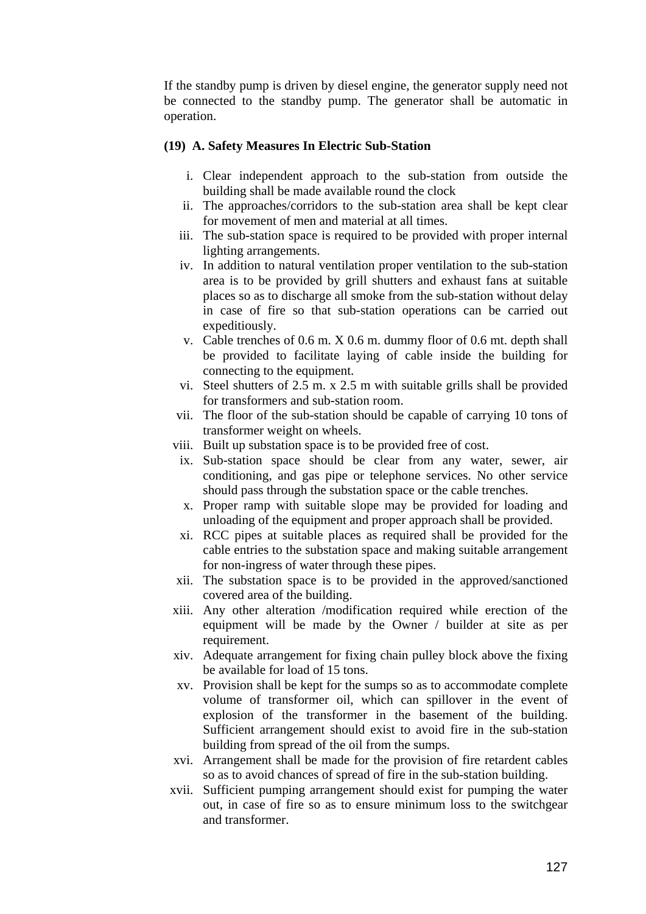If the standby pump is driven by diesel engine, the generator supply need not be connected to the standby pump. The generator shall be automatic in operation.

**(19) A. Safety Measures In Electric Sub-Station**

i. Clear independent approach to the sub-station from outside the building shall be made available round the clock
ii. The approaches/corridors to the sub-station area shall be kept clear for movement of men and material at all times.
iii. The sub-station space is required to be provided with proper internal lighting arrangements.
iv. In addition to natural ventilation proper ventilation to the sub-station area is to be provided by grill shutters and exhaust fans at suitable places so as to discharge all smoke from the sub-station without delay in case of fire so that sub-station operations can be carried out expeditiously.
v. Cable trenches of 0.6 m. X 0.6 m. dummy floor of 0.6 mt. depth shall be provided to facilitate laying of cable inside the building for connecting to the equipment.
vi. Steel shutters of 2.5 m. x 2.5 m with suitable grills shall be provided for transformers and sub-station room.
vii. The floor of the sub-station should be capable of carrying 10 tons of transformer weight on wheels.
viii. Built up substation space is to be provided free of cost.
ix. Sub-station space should be clear from any water, sewer, air conditioning, and gas pipe or telephone services. No other service should pass through the substation space or the cable trenches.
x. Proper ramp with suitable slope may be provided for loading and unloading of the equipment and proper approach shall be provided.
xi. RCC pipes at suitable places as required shall be provided for the cable entries to the substation space and making suitable arrangement for non-ingress of water through these pipes.
xii. The substation space is to be provided in the approved/sanctioned covered area of the building.
xiii. Any other alteration /modification required while erection of the equipment will be made by the Owner / builder at site as per requirement.
xiv. Adequate arrangement for fixing chain pulley block above the fixing be available for load of 15 tons.
xv. Provision shall be kept for the sumps so as to accommodate complete volume of transformer oil, which can spillover in the event of explosion of the transformer in the basement of the building. Sufficient arrangement should exist to avoid fire in the sub-station building from spread of the oil from the sumps.
xvi. Arrangement shall be made for the provision of fire retardent cables so as to avoid chances of spread of fire in the sub-station building.
xvii. Sufficient pumping arrangement should exist for pumping the water out, in case of fire so as to ensure minimum loss to the switchgear and transformer.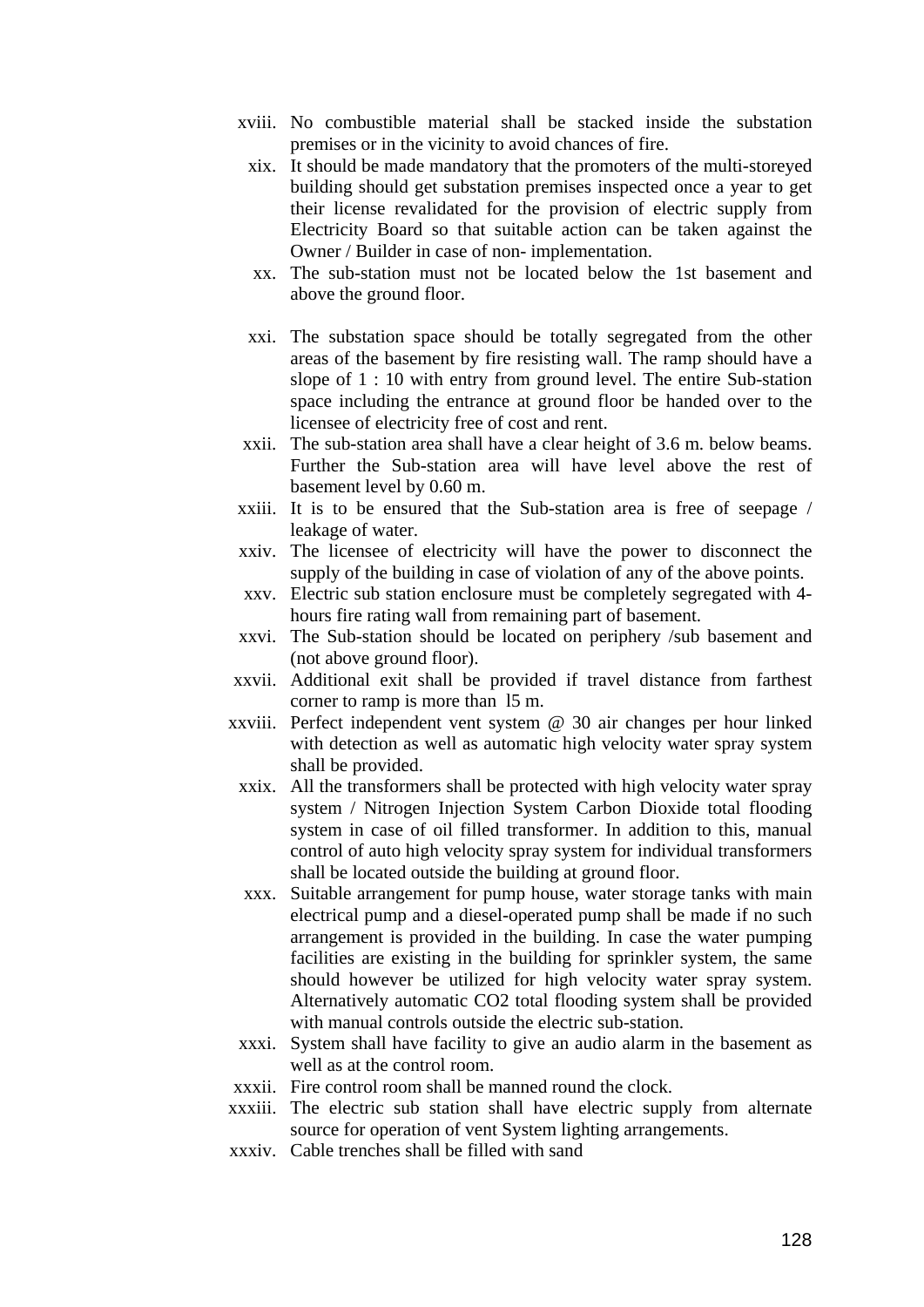xviii. No combustible material shall be stacked inside the substation premises or in the vicinity to avoid chances of fire.

xix. It should be made mandatory that the promoters of the multi-storeyed building should get substation premises inspected once a year to get their license revalidated for the provision of electric supply from Electricity Board so that suitable action can be taken against the Owner / Builder in case of non- implementation.

xx. The sub-station must not be located below the 1st basement and above the ground floor.

xxi. The substation space should be totally segregated from the other areas of the basement by fire resisting wall. The ramp should have a slope of 1 : 10 with entry from ground level. The entire Sub-station space including the entrance at ground floor be handed over to the licensee of electricity free of cost and rent.

xxii. The sub-station area shall have a clear height of 3.6 m. below beams. Further the Sub-station area will have level above the rest of basement level by 0.60 m.

xxiii. It is to be ensured that the Sub-station area is free of seepage / leakage of water.

xxiv. The licensee of electricity will have the power to disconnect the supply of the building in case of violation of any of the above points.

xxv. Electric sub station enclosure must be completely segregated with 4-hours fire rating wall from remaining part of basement.

xxvi. The Sub-station should be located on periphery /sub basement and (not above ground floor).

xxvii. Additional exit shall be provided if travel distance from farthest corner to ramp is more than l5 m.

xxviii. Perfect independent vent system @ 30 air changes per hour linked with detection as well as automatic high velocity water spray system shall be provided.

xxix. All the transformers shall be protected with high velocity water spray system / Nitrogen Injection System Carbon Dioxide total flooding system in case of oil filled transformer. In addition to this, manual control of auto high velocity spray system for individual transformers shall be located outside the building at ground floor.

xxx. Suitable arrangement for pump house, water storage tanks with main electrical pump and a diesel-operated pump shall be made if no such arrangement is provided in the building. In case the water pumping facilities are existing in the building for sprinkler system, the same should however be utilized for high velocity water spray system. Alternatively automatic $CO_2$ total flooding system shall be provided with manual controls outside the electric sub-station.

xxxi. System shall have facility to give an audio alarm in the basement as well as at the control room.

xxxii. Fire control room shall be manned round the clock.

xxxiii. The electric sub station shall have electric supply from alternate source for operation of vent System lighting arrangements.

xxxiv. Cable trenches shall be filled with sand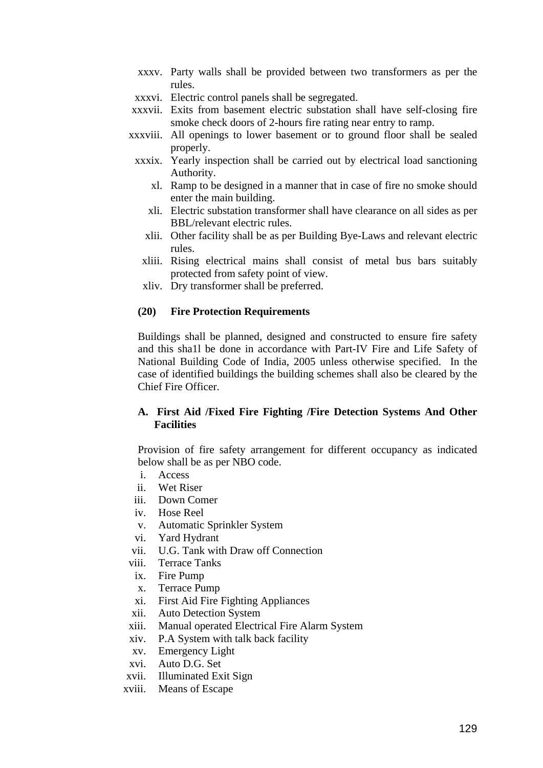xxxv. Party walls shall be provided between two transformers as per the rules.

xxxvi. Electric control panels shall be segregated.

xxxvii. Exits from basement electric substation shall have self-closing fire smoke check doors of 2-hours fire rating near entry to ramp.

xxxviii. All openings to lower basement or to ground floor shall be sealed properly.

xxxix. Yearly inspection shall be carried out by electrical load sanctioning Authority.

xl. Ramp to be designed in a manner that in case of fire no smoke should enter the main building.

xli. Electric substation transformer shall have clearance on all sides as per BBL/relevant electric rules.

xlii. Other facility shall be as per Building Bye-Laws and relevant electric rules.

xliii. Rising electrical mains shall consist of metal bus bars suitably protected from safety point of view.

xliv. Dry transformer shall be preferred.

**(20) Fire Protection Requirements**

Buildings shall be planned, designed and constructed to ensure fire safety and this sha1l be done in accordance with Part-IV Fire and Life Safety of National Building Code of India, 2005 unless otherwise specified. In the case of identified buildings the building schemes shall also be cleared by the Chief Fire Officer.

**A. First Aid /Fixed Fire Fighting /Fire Detection Systems And Other Facilities**

Provision of fire safety arrangement for different occupancy as indicated below shall be as per NBO code.

i. Access
ii. Wet Riser
iii. Down Comer
iv. Hose Reel
v. Automatic Sprinkler System
vi. Yard Hydrant
vii. U.G. Tank with Draw off Connection
viii. Terrace Tanks
ix. Fire Pump
x. Terrace Pump
xi. First Aid Fire Fighting Appliances
xii. Auto Detection System
xiii. Manual operated Electrical Fire Alarm System
xiv. P.A System with talk back facility
xv. Emergency Light
xvi. Auto D.G. Set
xvii. Illuminated Exit Sign
xviii. Means of Escape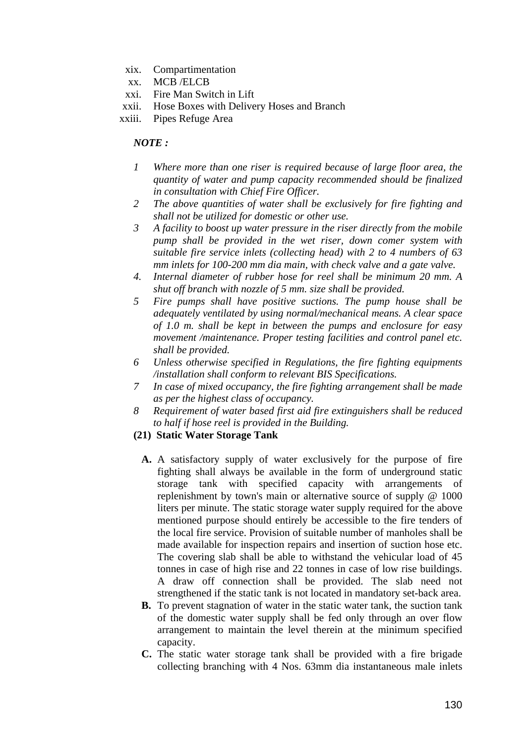xix. Compartimentation
xx. MCB /ELCB
xxi. Fire Man Switch in Lift
xxii. Hose Boxes with Delivery Hoses and Branch
xxiii. Pipes Refuge Area

***NOTE :***

1. *Where more than one riser is required because of large floor area, the quantity of water and pump capacity recommended should be finalized in consultation with Chief Fire Officer.*
2. *The above quantities of water shall be exclusively for fire fighting and shall not be utilized for domestic or other use.*
3. *A facility to boost up water pressure in the riser directly from the mobile pump shall be provided in the wet riser, down comer system with suitable fire service inlets (collecting head) with 2 to 4 numbers of 63 mm inlets for 100-200 mm dia main, with check valve and a gate valve.*
4. *Internal diameter of rubber hose for reel shall be minimum 20 mm. A shut off branch with nozzle of 5 mm. size shall be provided.*
5. *Fire pumps shall have positive suctions. The pump house shall be adequately ventilated by using normal/mechanical means. A clear space of 1.0 m. shall be kept in between the pumps and enclosure for easy movement /maintenance. Proper testing facilities and control panel etc. shall be provided.*
6. *Unless otherwise specified in Regulations, the fire fighting equipments /installation shall conform to relevant BIS Specifications.*
7. *In case of mixed occupancy, the fire fighting arrangement shall be made as per the highest class of occupancy.*
8. *Requirement of water based first aid fire extinguishers shall be reduced to half if hose reel is provided in the Building.*

**(21) Static Water Storage Tank**

**A.** A satisfactory supply of water exclusively for the purpose of fire fighting shall always be available in the form of underground static storage tank with specified capacity with arrangements of replenishment by town's main or alternative source of supply @ 1000 liters per minute. The static storage water supply required for the above mentioned purpose should entirely be accessible to the fire tenders of the local fire service. Provision of suitable number of manholes shall be made available for inspection repairs and insertion of suction hose etc. The covering slab shall be able to withstand the vehicular load of 45 tonnes in case of high rise and 22 tonnes in case of low rise buildings. A draw off connection shall be provided. The slab need not strengthened if the static tank is not located in mandatory set-back area.

**B.** To prevent stagnation of water in the static water tank, the suction tank of the domestic water supply shall be fed only through an over flow arrangement to maintain the level therein at the minimum specified capacity.

**C.** The static water storage tank shall be provided with a fire brigade collecting branching with 4 Nos. 63mm dia instantaneous male inlets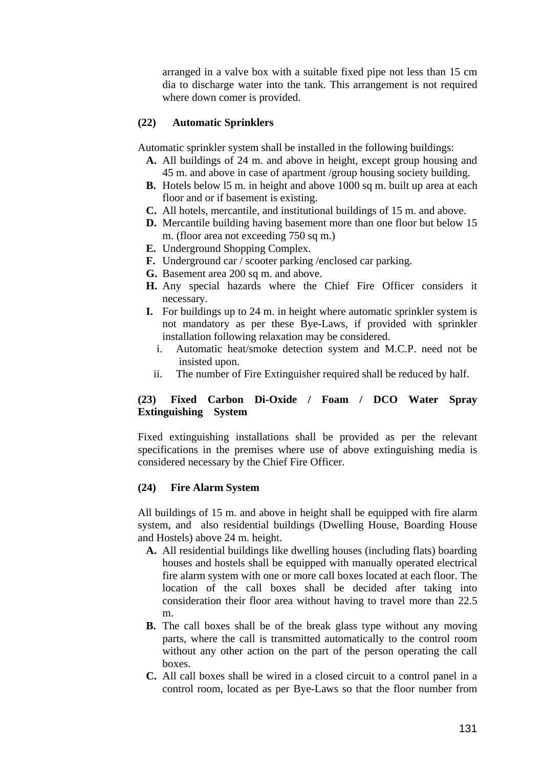arranged in a valve box with a suitable fixed pipe not less than 15 cm dia to discharge water into the tank. This arrangement is not required where down comer is provided.

**(22) Automatic Sprinklers**

Automatic sprinkler system shall be installed in the following buildings:

- **A.** All buildings of 24 m. and above in height, except group housing and 45 m. and above in case of apartment /group housing society building.
- **B.** Hotels below l5 m. in height and above 1000 sq m. built up area at each floor and or if basement is existing.
- **C.** All hotels, mercantile, and institutional buildings of 15 m. and above.
- **D.** Mercantile building having basement more than one floor but below 15 m. (floor area not exceeding 750 sq m.)
- **E.** Underground Shopping Complex.
- **F.** Underground car / scooter parking /enclosed car parking.
- **G.** Basement area 200 sq m. and above.
- **H.** Any special hazards where the Chief Fire Officer considers it necessary.
- **I.** For buildings up to 24 m. in height where automatic sprinkler system is not mandatory as per these Bye-Laws, if provided with sprinkler installation following relaxation may be considered.
  - i. Automatic heat/smoke detection system and M.C.P. need not be insisted upon.
  - ii. The number of Fire Extinguisher required shall be reduced by half.

**(23) Fixed Carbon Di-Oxide / Foam / DCO Water Spray Extinguishing System**

Fixed extinguishing installations shall be provided as per the relevant specifications in the premises where use of above extinguishing media is considered necessary by the Chief Fire Officer.

**(24) Fire Alarm System**

All buildings of 15 m. and above in height shall be equipped with fire alarm system, and also residential buildings (Dwelling House, Boarding House and Hostels) above 24 m. height.

- **A.** All residential buildings like dwelling houses (including flats) boarding houses and hostels shall be equipped with manually operated electrical fire alarm system with one or more call boxes located at each floor. The location of the call boxes shall be decided after taking into consideration their floor area without having to travel more than 22.5 m.
- **B.** The call boxes shall be of the break glass type without any moving parts, where the call is transmitted automatically to the control room without any other action on the part of the person operating the call boxes.
- **C.** All call boxes shall be wired in a closed circuit to a control panel in a control room, located as per Bye-Laws so that the floor number from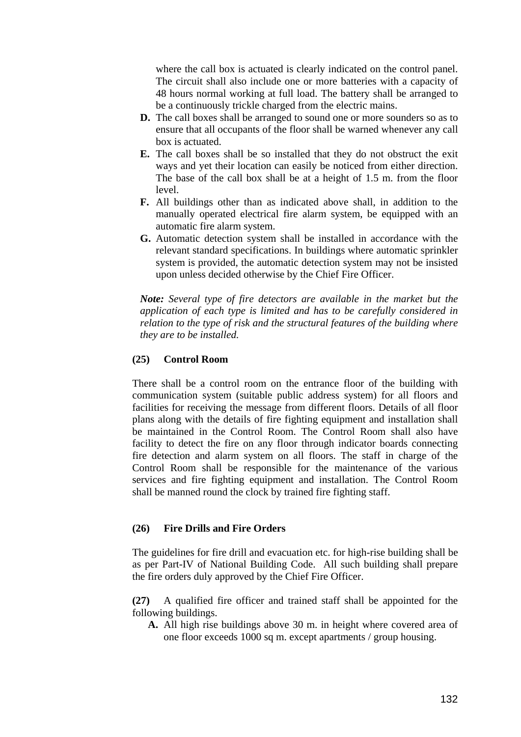where the call box is actuated is clearly indicated on the control panel. The circuit shall also include one or more batteries with a capacity of 48 hours normal working at full load. The battery shall be arranged to be a continuously trickle charged from the electric mains.

- **D.** The call boxes shall be arranged to sound one or more sounders so as to ensure that all occupants of the floor shall be warned whenever any call box is actuated.
- **E.** The call boxes shall be so installed that they do not obstruct the exit ways and yet their location can easily be noticed from either direction. The base of the call box shall be at a height of 1.5 m. from the floor level.
- **F.** All buildings other than as indicated above shall, in addition to the manually operated electrical fire alarm system, be equipped with an automatic fire alarm system.
- **G.** Automatic detection system shall be installed in accordance with the relevant standard specifications. In buildings where automatic sprinkler system is provided, the automatic detection system may not be insisted upon unless decided otherwise by the Chief Fire Officer.

***Note:*** *Several type of fire detectors are available in the market but the application of each type is limited and has to be carefully considered in relation to the type of risk and the structural features of the building where they are to be installed.*

**(25) Control Room**

There shall be a control room on the entrance floor of the building with communication system (suitable public address system) for all floors and facilities for receiving the message from different floors. Details of all floor plans along with the details of fire fighting equipment and installation shall be maintained in the Control Room. The Control Room shall also have facility to detect the fire on any floor through indicator boards connecting fire detection and alarm system on all floors. The staff in charge of the Control Room shall be responsible for the maintenance of the various services and fire fighting equipment and installation. The Control Room shall be manned round the clock by trained fire fighting staff.

**(26) Fire Drills and Fire Orders**

The guidelines for fire drill and evacuation etc. for high-rise building shall be as per Part-IV of National Building Code. All such building shall prepare the fire orders duly approved by the Chief Fire Officer.

**(27)** A qualified fire officer and trained staff shall be appointed for the following buildings.

- **A.** All high rise buildings above 30 m. in height where covered area of one floor exceeds 1000 sq m. except apartments / group housing.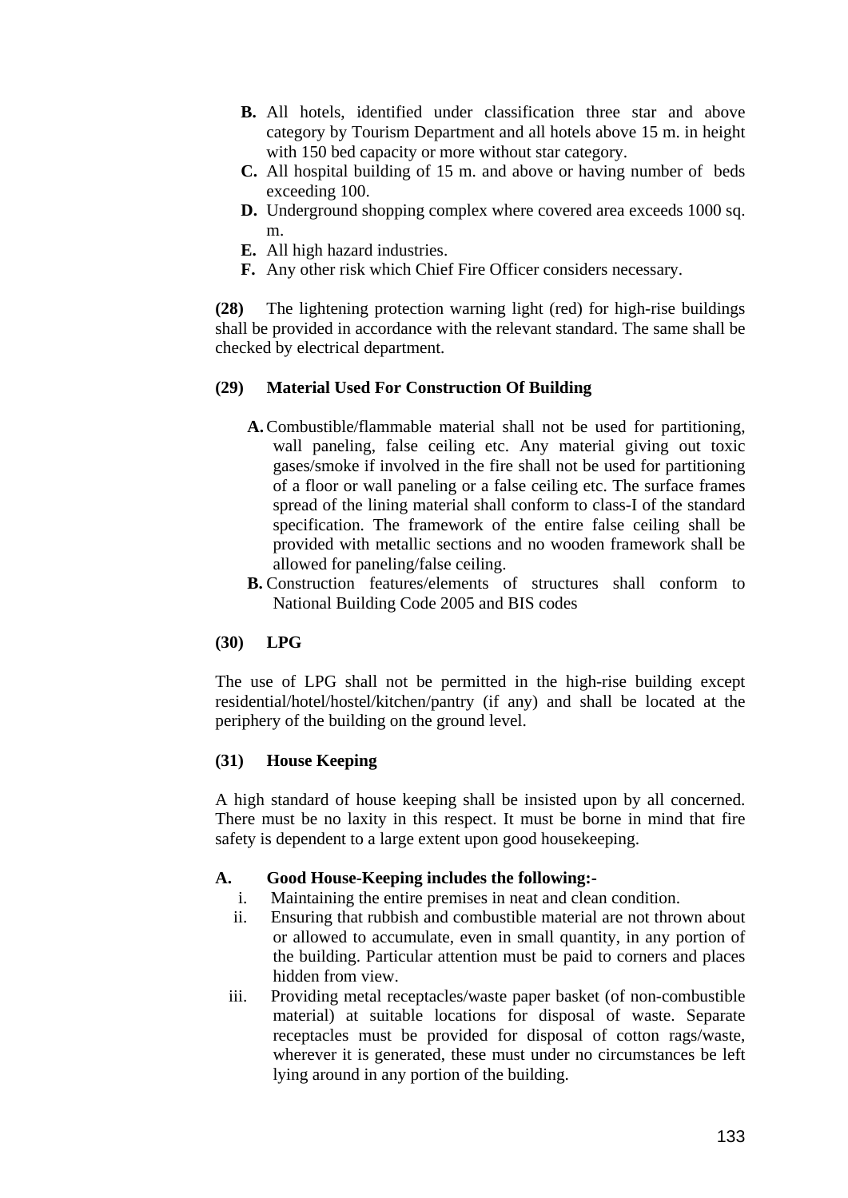- **B.** All hotels, identified under classification three star and above category by Tourism Department and all hotels above 15 m. in height with 150 bed capacity or more without star category.
- **C.** All hospital building of 15 m. and above or having number of beds exceeding 100.
- **D.** Underground shopping complex where covered area exceeds 1000 sq. m.
- **E.** All high hazard industries.
- **F.** Any other risk which Chief Fire Officer considers necessary.

**(28)** The lightening protection warning light (red) for high-rise buildings shall be provided in accordance with the relevant standard. The same shall be checked by electrical department.

**(29) Material Used For Construction Of Building**

- **A.** Combustible/flammable material shall not be used for partitioning, wall paneling, false ceiling etc. Any material giving out toxic gases/smoke if involved in the fire shall not be used for partitioning of a floor or wall paneling or a false ceiling etc. The surface frames spread of the lining material shall conform to class-I of the standard specification. The framework of the entire false ceiling shall be provided with metallic sections and no wooden framework shall be allowed for paneling/false ceiling.
- **B.** Construction features/elements of structures shall conform to National Building Code 2005 and BIS codes

**(30) LPG**

The use of LPG shall not be permitted in the high-rise building except residential/hotel/hostel/kitchen/pantry (if any) and shall be located at the periphery of the building on the ground level.

**(31) House Keeping**

A high standard of house keeping shall be insisted upon by all concerned. There must be no laxity in this respect. It must be borne in mind that fire safety is dependent to a large extent upon good housekeeping.

**A. Good House-Keeping includes the following:-**

- i. Maintaining the entire premises in neat and clean condition.
- ii. Ensuring that rubbish and combustible material are not thrown about or allowed to accumulate, even in small quantity, in any portion of the building. Particular attention must be paid to corners and places hidden from view.
- iii. Providing metal receptacles/waste paper basket (of non-combustible material) at suitable locations for disposal of waste. Separate receptacles must be provided for disposal of cotton rags/waste, wherever it is generated, these must under no circumstances be left lying around in any portion of the building.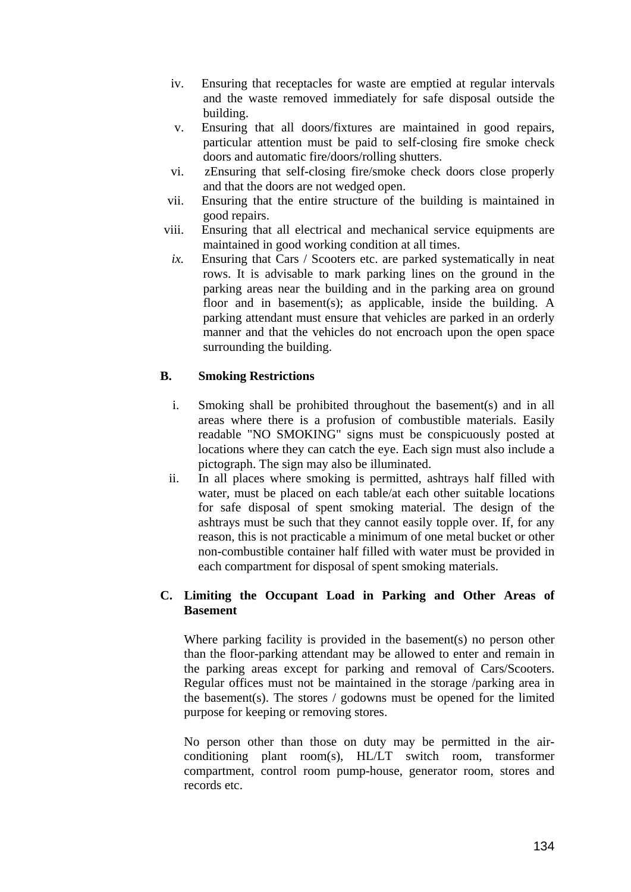iv. Ensuring that receptacles for waste are emptied at regular intervals and the waste removed immediately for safe disposal outside the building.

v. Ensuring that all doors/fixtures are maintained in good repairs, particular attention must be paid to self-closing fire smoke check doors and automatic fire/doors/rolling shutters.

vi. zEnsuring that self-closing fire/smoke check doors close properly and that the doors are not wedged open.

vii. Ensuring that the entire structure of the building is maintained in good repairs.

viii. Ensuring that all electrical and mechanical service equipments are maintained in good working condition at all times.

*ix.* Ensuring that Cars / Scooters etc. are parked systematically in neat rows. It is advisable to mark parking lines on the ground in the parking areas near the building and in the parking area on ground floor and in basement(s); as applicable, inside the building. A parking attendant must ensure that vehicles are parked in an orderly manner and that the vehicles do not encroach upon the open space surrounding the building.

**B. Smoking Restrictions**

i. Smoking shall be prohibited throughout the basement(s) and in all areas where there is a profusion of combustible materials. Easily readable "NO SMOKING" signs must be conspicuously posted at locations where they can catch the eye. Each sign must also include a pictograph. The sign may also be illuminated.

ii. In all places where smoking is permitted, ashtrays half filled with water, must be placed on each table/at each other suitable locations for safe disposal of spent smoking material. The design of the ashtrays must be such that they cannot easily topple over. If, for any reason, this is not practicable a minimum of one metal bucket or other non-combustible container half filled with water must be provided in each compartment for disposal of spent smoking materials.

**C. Limiting the Occupant Load in Parking and Other Areas of Basement**

Where parking facility is provided in the basement(s) no person other than the floor-parking attendant may be allowed to enter and remain in the parking areas except for parking and removal of Cars/Scooters. Regular offices must not be maintained in the storage /parking area in the basement(s). The stores / godowns must be opened for the limited purpose for keeping or removing stores.

No person other than those on duty may be permitted in the air-conditioning plant room(s), HL/LT switch room, transformer compartment, control room pump-house, generator room, stores and records etc.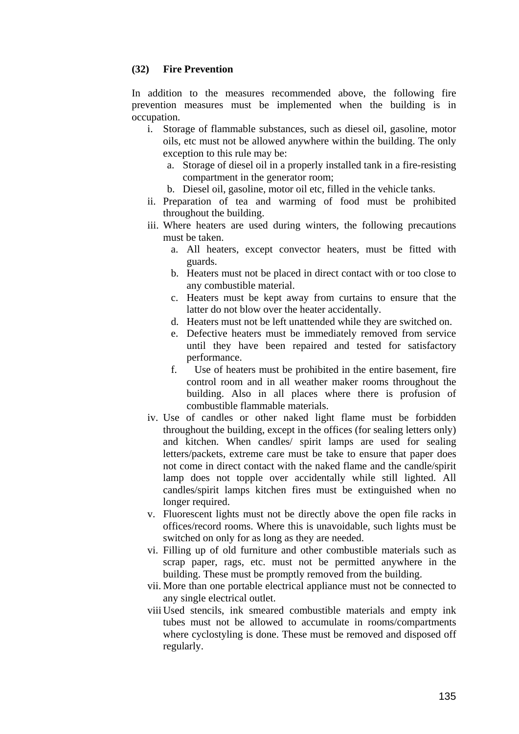### (32) Fire Prevention

In addition to the measures recommended above, the following fire prevention measures must be implemented when the building is in occupation.

i. Storage of flammable substances, such as diesel oil, gasoline, motor oils, etc must not be allowed anywhere within the building. The only exception to this rule may be:
   a. Storage of diesel oil in a properly installed tank in a fire-resisting compartment in the generator room;
   b. Diesel oil, gasoline, motor oil etc, filled in the vehicle tanks.

ii. Preparation of tea and warming of food must be prohibited throughout the building.

iii. Where heaters are used during winters, the following precautions must be taken.
   a. All heaters, except convector heaters, must be fitted with guards.
   b. Heaters must not be placed in direct contact with or too close to any combustible material.
   c. Heaters must be kept away from curtains to ensure that the latter do not blow over the heater accidentally.
   d. Heaters must not be left unattended while they are switched on.
   e. Defective heaters must be immediately removed from service until they have been repaired and tested for satisfactory performance.
   f. Use of heaters must be prohibited in the entire basement, fire control room and in all weather maker rooms throughout the building. Also in all places where there is profusion of combustible flammable materials.

iv. Use of candles or other naked light flame must be forbidden throughout the building, except in the offices (for sealing letters only) and kitchen. When candles/ spirit lamps are used for sealing letters/packets, extreme care must be take to ensure that paper does not come in direct contact with the naked flame and the candle/spirit lamp does not topple over accidentally while still lighted. All candles/spirit lamps kitchen fires must be extinguished when no longer required.

v. Fluorescent lights must not be directly above the open file racks in offices/record rooms. Where this is unavoidable, such lights must be switched on only for as long as they are needed.

vi. Filling up of old furniture and other combustible materials such as scrap paper, rags, etc. must not be permitted anywhere in the building. These must be promptly removed from the building.

vii. More than one portable electrical appliance must not be connected to any single electrical outlet.

viii Used stencils, ink smeared combustible materials and empty ink tubes must not be allowed to accumulate in rooms/compartments where cyclostyling is done. These must be removed and disposed off regularly.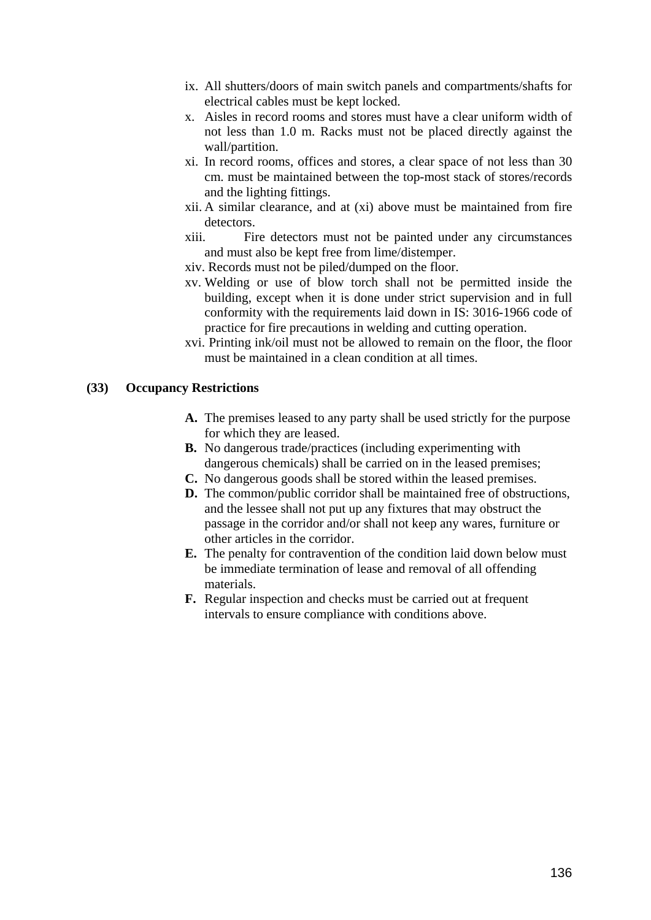ix. All shutters/doors of main switch panels and compartments/shafts for electrical cables must be kept locked.

x. Aisles in record rooms and stores must have a clear uniform width of not less than 1.0 m. Racks must not be placed directly against the wall/partition.

xi. In record rooms, offices and stores, a clear space of not less than 30 cm. must be maintained between the top-most stack of stores/records and the lighting fittings.

xii. A similar clearance, and at (xi) above must be maintained from fire detectors.

xiii. Fire detectors must not be painted under any circumstances and must also be kept free from lime/distemper.

xiv. Records must not be piled/dumped on the floor.

xv. Welding or use of blow torch shall not be permitted inside the building, except when it is done under strict supervision and in full conformity with the requirements laid down in IS: 3016-1966 code of practice for fire precautions in welding and cutting operation.

xvi. Printing ink/oil must not be allowed to remain on the floor, the floor must be maintained in a clean condition at all times.

**(33) Occupancy Restrictions**

**A.** The premises leased to any party shall be used strictly for the purpose for which they are leased.

**B.** No dangerous trade/practices (including experimenting with dangerous chemicals) shall be carried on in the leased premises;

**C.** No dangerous goods shall be stored within the leased premises.

**D.** The common/public corridor shall be maintained free of obstructions, and the lessee shall not put up any fixtures that may obstruct the passage in the corridor and/or shall not keep any wares, furniture or other articles in the corridor.

**E.** The penalty for contravention of the condition laid down below must be immediate termination of lease and removal of all offending materials.

**F.** Regular inspection and checks must be carried out at frequent intervals to ensure compliance with conditions above.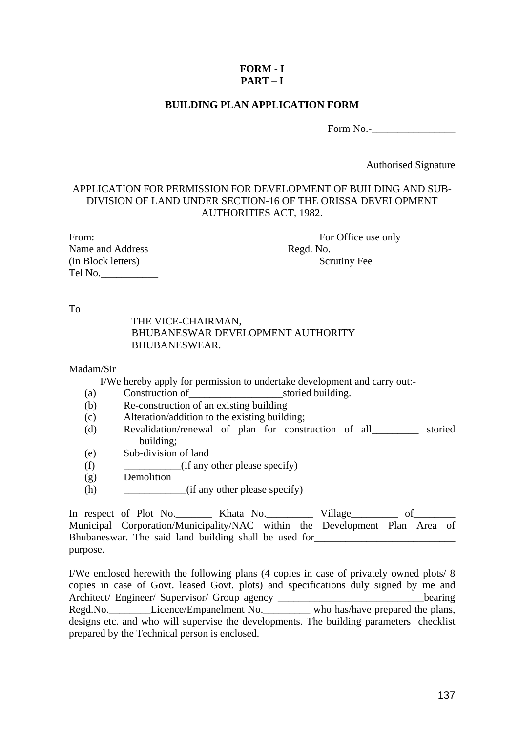**FORM - I**
**PART – I**

**BUILDING PLAN APPLICATION FORM**

Form No.-________________

Authorised Signature

APPLICATION FOR PERMISSION FOR DEVELOPMENT OF BUILDING AND SUB-DIVISION OF LAND UNDER SECTION-16 OF THE ORISSA DEVELOPMENT AUTHORITIES ACT, 1982.

From:
Name and Address
(in Block letters)
Tel No.___________

For Office use only
Regd. No.
Scrutiny Fee

To

THE VICE-CHAIRMAN,
BHUBANESWAR DEVELOPMENT AUTHORITY
BHUBANESWEAR.

Madam/Sir

I/We hereby apply for permission to undertake development and carry out:-

(a) Construction of__________________storied building.
(b) Re-construction of an existing building
(c) Alteration/addition to the existing building;
(d) Revalidation/renewal of plan for construction of all_________ storied building;
(e) Sub-division of land
(f) ___________(if any other please specify)
(g) Demolition
(h) ____________(if any other please specify)

In respect of Plot No._______ Khata No._________ Village_________ of________ Municipal Corporation/Municipality/NAC within the Development Plan Area of Bhubaneswar. The said land building shall be used for___________________________ purpose.

I/We enclosed herewith the following plans (4 copies in case of privately owned plots/ 8 copies in case of Govt. leased Govt. plots) and specifications duly signed by me and Architect/ Engineer/ Supervisor/ Group agency ____________________________bearing Regd.No.________Licence/Empanelment No._________ who has/have prepared the plans, designs etc. and who will supervise the developments. The building parameters checklist prepared by the Technical person is enclosed.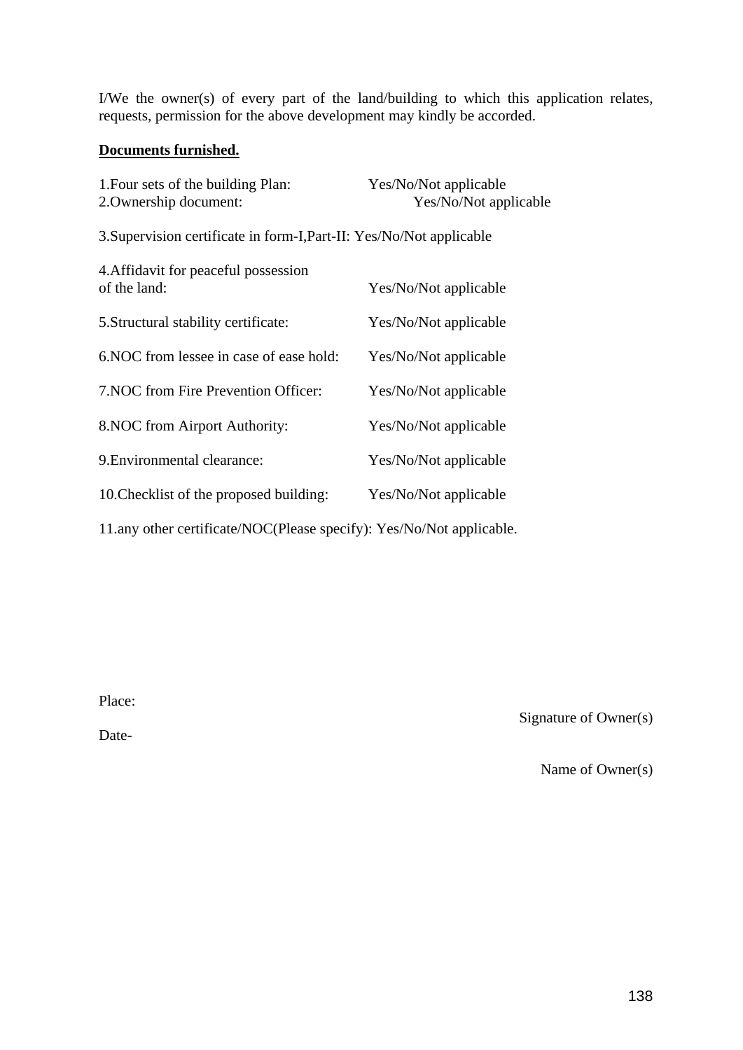I/We the owner(s) of every part of the land/building to which this application relates, requests, permission for the above development may kindly be accorded.

**Documents furnished.**

1.Four sets of the building Plan: Yes/No/Not applicable
2.Ownership document: Yes/No/Not applicable

3.Supervision certificate in form-I,Part-II: Yes/No/Not applicable

4.Affidavit for peaceful possession of the land: Yes/No/Not applicable

5.Structural stability certificate: Yes/No/Not applicable

6.NOC from lessee in case of ease hold: Yes/No/Not applicable

7.NOC from Fire Prevention Officer: Yes/No/Not applicable

8.NOC from Airport Authority: Yes/No/Not applicable

9.Environmental clearance: Yes/No/Not applicable

10.Checklist of the proposed building: Yes/No/Not applicable

11.any other certificate/NOC(Please specify): Yes/No/Not applicable.

Place:

Signature of Owner(s)

Date-

Name of Owner(s)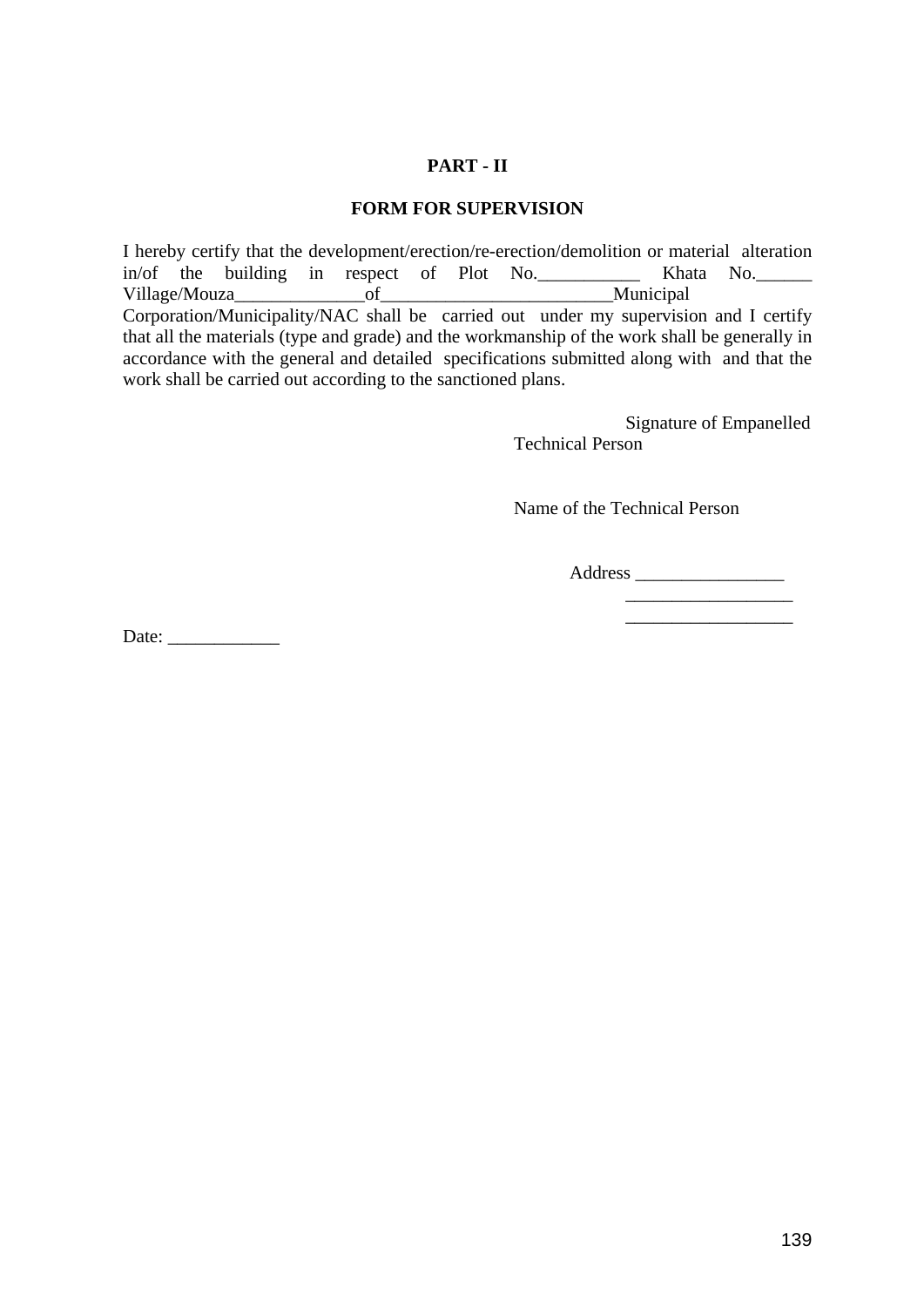**PART - II**

**FORM FOR SUPERVISION**

I hereby certify that the development/erection/re-erection/demolition or material alteration in/of the building in respect of Plot No.___________ Khata No.______ Village/Mouza______________of_________________________Municipal Corporation/Municipality/NAC shall be carried out under my supervision and I certify that all the materials (type and grade) and the workmanship of the work shall be generally in accordance with the general and detailed specifications submitted along with and that the work shall be carried out according to the sanctioned plans.

Signature of Empanelled Technical Person

Name of the Technical Person

Address ________________
__________________
__________________

Date: ____________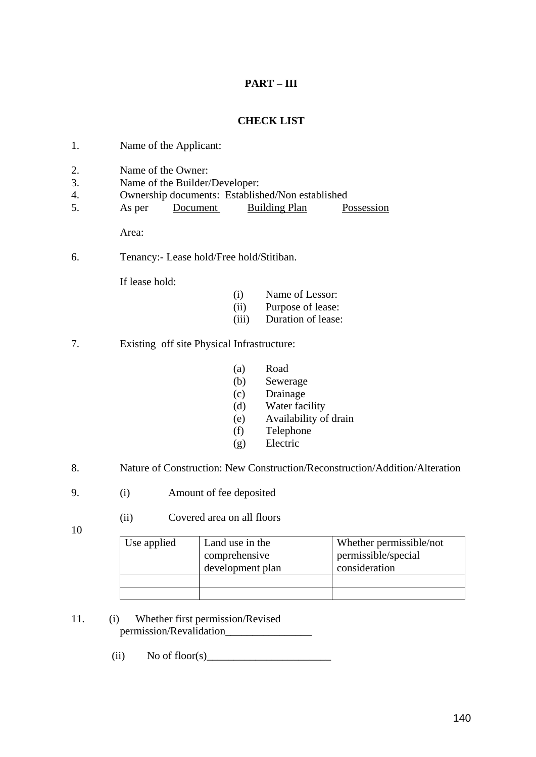## PART – III

## CHECK LIST

1. Name of the Applicant:

2. Name of the Owner:
3. Name of the Builder/Developer:
4. Ownership documents: Established/Non established
5. As per Document Building Plan Possession

   Area:

6. Tenancy:- Lease hold/Free hold/Stitiban.

   If lease hold:

   (i) Name of Lessor:
   (ii) Purpose of lease:
   (iii) Duration of lease:

7. Existing off site Physical Infrastructure:

   (a) Road
   (b) Sewerage
   (c) Drainage
   (d) Water facility
   (e) Availability of drain
   (f) Telephone
   (g) Electric

8. Nature of Construction: New Construction/Reconstruction/Addition/Alteration

9. (i) Amount of fee deposited

   (ii) Covered area on all floors

10

| Use applied | Land use in the comprehensive development plan | Whether permissible/not permissible/special consideration |
|---|---|---|
| | | |
| | | |

11. (i) Whether first permission/Revised permission/Revalidation________________

    (ii) No of floor(s)_______________________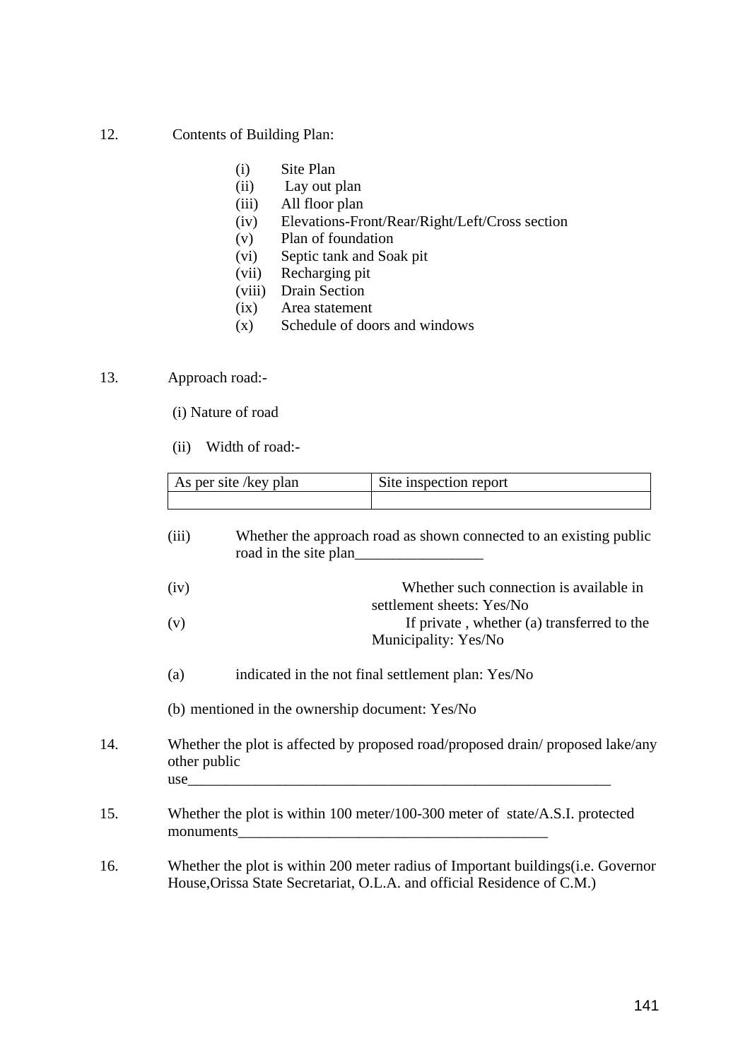12. Contents of Building Plan:

    (i) Site Plan
    (ii) Lay out plan
    (iii) All floor plan
    (iv) Elevations-Front/Rear/Right/Left/Cross section
    (v) Plan of foundation
    (vi) Septic tank and Soak pit
    (vii) Recharging pit
    (viii) Drain Section
    (ix) Area statement
    (x) Schedule of doors and windows

13. Approach road:-

    (i) Nature of road

    (ii) Width of road:-

| As per site /key plan | Site inspection report |
|---|---|
| | |

    (iii) Whether the approach road as shown connected to an existing public road in the site plan_________________

    (iv) Whether such connection is available in settlement sheets: Yes/No

    (v) If private , whether (a) transferred to the Municipality: Yes/No

    (a) indicated in the not final settlement plan: Yes/No

    (b) mentioned in the ownership document: Yes/No

14. Whether the plot is affected by proposed road/proposed drain/ proposed lake/any other public use___________________________________________________________

15. Whether the plot is within 100 meter/100-300 meter of state/A.S.I. protected monuments__________________________________________

16. Whether the plot is within 200 meter radius of Important buildings(i.e. Governor House,Orissa State Secretariat, O.L.A. and official Residence of C.M.)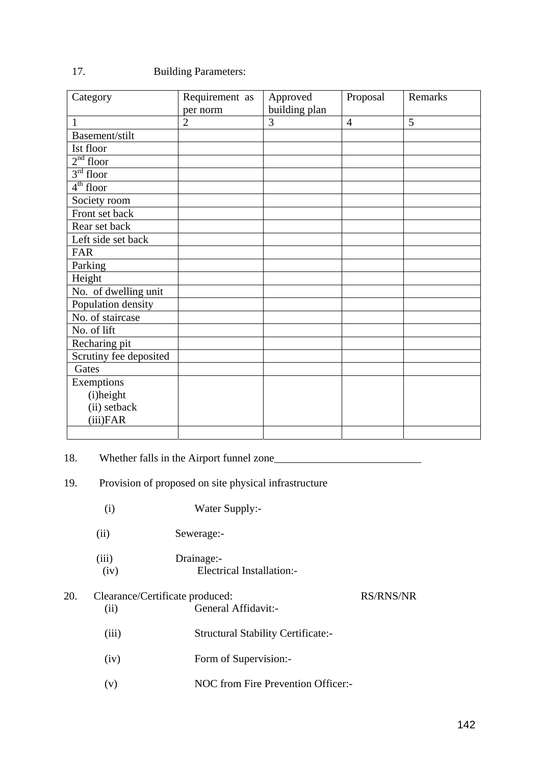17. Building Parameters:

| Category | Requirement as per norm | Approved building plan | Proposal | Remarks |
|---|---|---|---|---|
| 1 | 2 | 3 | 4 | 5 |
| Basement/stilt | | | | |
| Ist floor | | | | |
| 2nd floor | | | | |
| 3rd floor | | | | |
| 4th floor | | | | |
| Society room | | | | |
| Front set back | | | | |
| Rear set back | | | | |
| Left side set back | | | | |
| FAR | | | | |
| Parking | | | | |
| Height | | | | |
| No. of dwelling unit | | | | |
| Population density | | | | |
| No. of staircase | | | | |
| No. of lift | | | | |
| Recharing pit | | | | |
| Scrutiny fee deposited | | | | |
| Gates | | | | |
| Exemptions<br>(i)height<br>(ii) setback<br>(iii)FAR | | | | |
| | | | | |

18. Whether falls in the Airport funnel zone___________________________

19. Provision of proposed on site physical infrastructure

(i) Water Supply:-

(ii) Sewerage:-

(iii) Drainage:-

(iv) Electrical Installation:-

20. Clearance/Certificate produced: RS/RNS/NR

(ii) General Affidavit:-

(iii) Structural Stability Certificate:-

(iv) Form of Supervision:-

(v) NOC from Fire Prevention Officer:-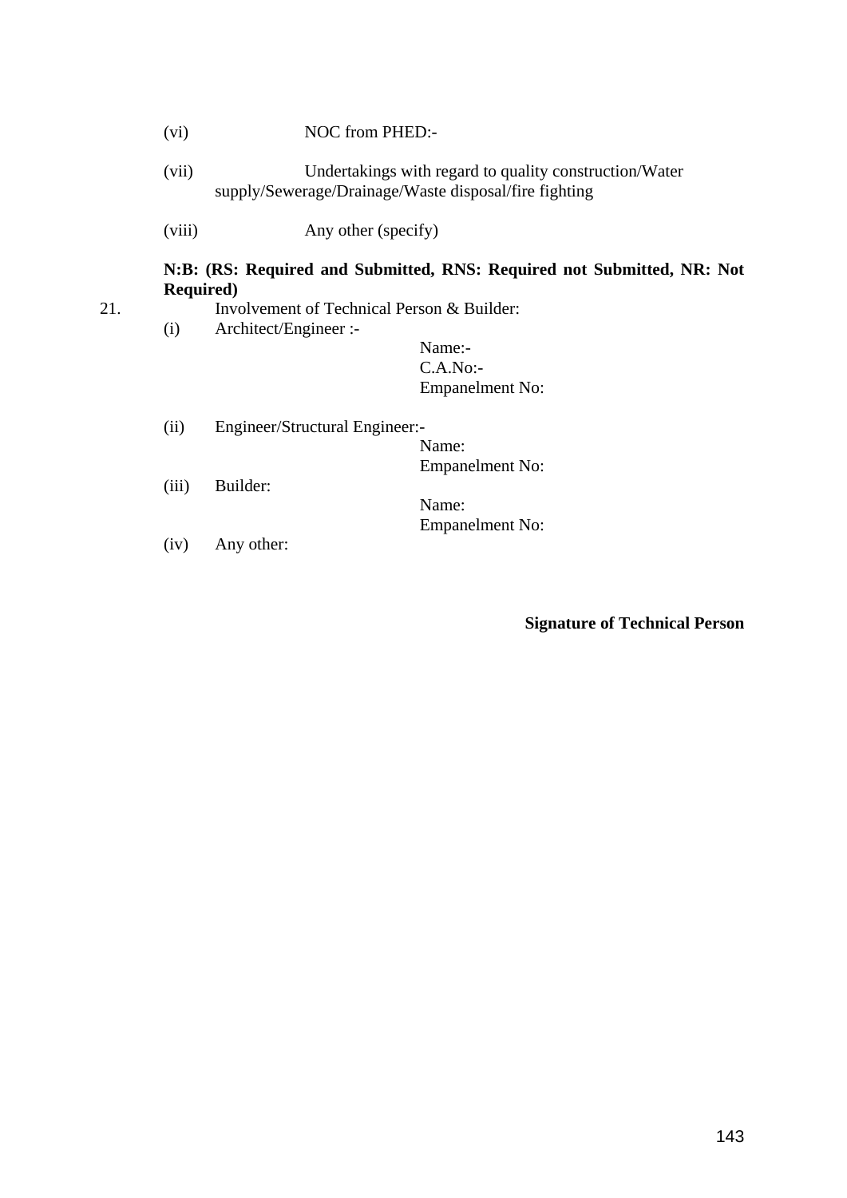(vi) NOC from PHED:-

(vii) Undertakings with regard to quality construction/Water supply/Sewerage/Drainage/Waste disposal/fire fighting

(viii) Any other (specify)

**N:B: (RS: Required and Submitted, RNS: Required not Submitted, NR: Not Required)**

21. Involvement of Technical Person & Builder:

(i) Architect/Engineer :-

Name:-
C.A.No:-
Empanelment No:

(ii) Engineer/Structural Engineer:-

Name:
Empanelment No:

(iii) Builder:

Name:
Empanelment No:

(iv) Any other:

**Signature of Technical Person**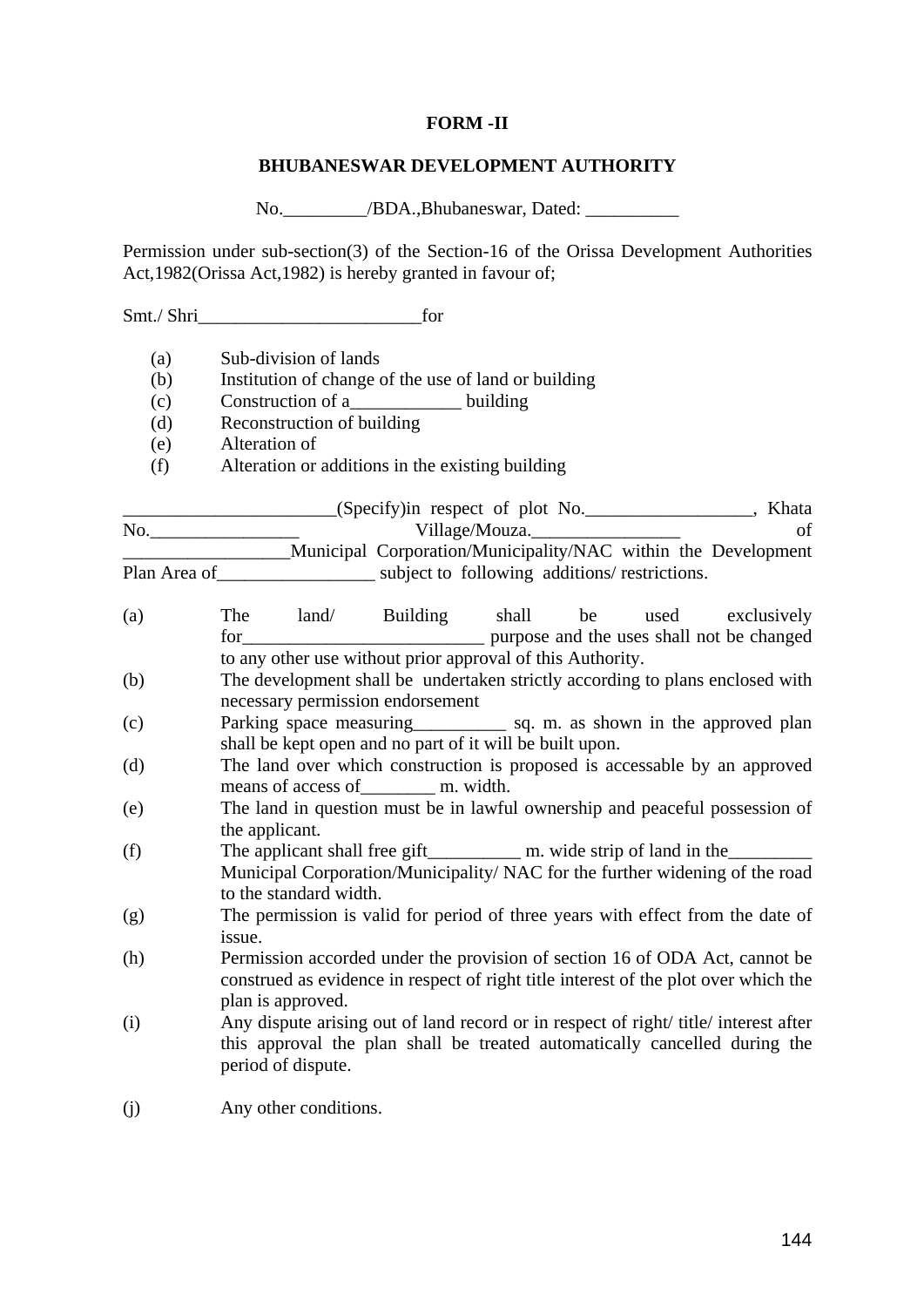**FORM -II**

**BHUBANESWAR DEVELOPMENT AUTHORITY**

No._________/BDA.,Bhubaneswar, Dated: __________

Permission under sub-section(3) of the Section-16 of the Orissa Development Authorities Act,1982(Orissa Act,1982) is hereby granted in favour of;

Smt./ Shri________________________for

- (a) Sub-division of lands
- (b) Institution of change of the use of land or building
- (c) Construction of a____________ building
- (d) Reconstruction of building
- (e) Alteration of
- (f) Alteration or additions in the existing building

_______________________(Specify)in respect of plot No.__________________, Khata No.________________ Village/Mouza.________________ of __________________Municipal Corporation/Municipality/NAC within the Development Plan Area of_________________ subject to following additions/ restrictions.

- (a) The land/ Building shall be used exclusively for__________________________ purpose and the uses shall not be changed to any other use without prior approval of this Authority.
- (b) The development shall be undertaken strictly according to plans enclosed with necessary permission endorsement
- (c) Parking space measuring__________ sq. m. as shown in the approved plan shall be kept open and no part of it will be built upon.
- (d) The land over which construction is proposed is accessable by an approved means of access of________ m. width.
- (e) The land in question must be in lawful ownership and peaceful possession of the applicant.
- (f) The applicant shall free gift__________ m. wide strip of land in the_________ Municipal Corporation/Municipality/ NAC for the further widening of the road to the standard width.
- (g) The permission is valid for period of three years with effect from the date of issue.
- (h) Permission accorded under the provision of section 16 of ODA Act, cannot be construed as evidence in respect of right title interest of the plot over which the plan is approved.
- (i) Any dispute arising out of land record or in respect of right/ title/ interest after this approval the plan shall be treated automatically cancelled during the period of dispute.
- (j) Any other conditions.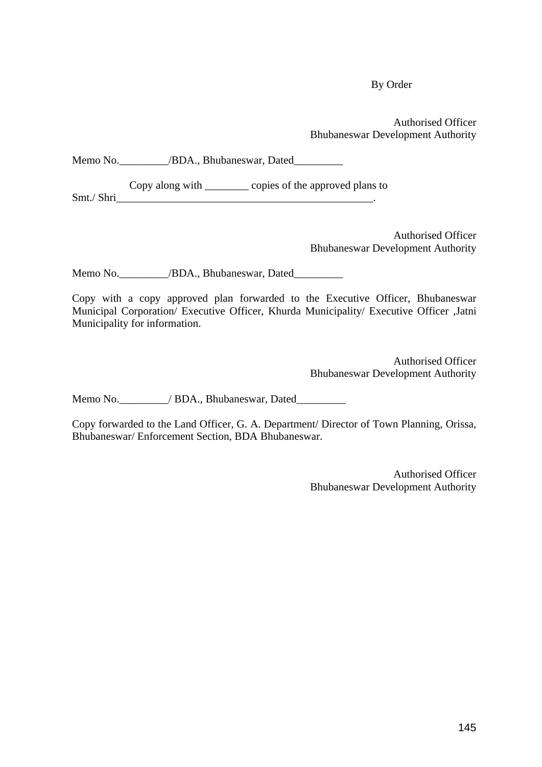By Order

Authorised Officer
Bhubaneswar Development Authority

Memo No._________/BDA., Bhubaneswar, Dated_________

Copy along with ________ copies of the approved plans to Smt./ Shri_________________________________________________.

Authorised Officer
Bhubaneswar Development Authority

Memo No._________/BDA., Bhubaneswar, Dated_________

Copy with a copy approved plan forwarded to the Executive Officer, Bhubaneswar Municipal Corporation/ Executive Officer, Khurda Municipality/ Executive Officer ,Jatni Municipality for information.

Authorised Officer
Bhubaneswar Development Authority

Memo No._________/ BDA., Bhubaneswar, Dated_________

Copy forwarded to the Land Officer, G. A. Department/ Director of Town Planning, Orissa, Bhubaneswar/ Enforcement Section, BDA Bhubaneswar.

Authorised Officer
Bhubaneswar Development Authority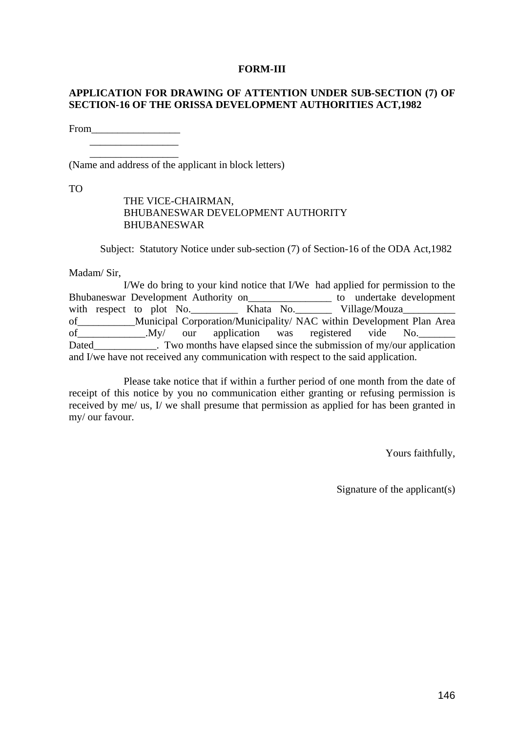**FORM-III**

**APPLICATION FOR DRAWING OF ATTENTION UNDER SUB-SECTION (7) OF SECTION-16 OF THE ORISSA DEVELOPMENT AUTHORITIES ACT,1982**

From_________________
_________________
_________________
(Name and address of the applicant in block letters)

TO

THE VICE-CHAIRMAN,
BHUBANESWAR DEVELOPMENT AUTHORITY
BHUBANESWAR

Subject: Statutory Notice under sub-section (7) of Section-16 of the ODA Act,1982

Madam/ Sir,

I/We do bring to your kind notice that I/We had applied for permission to the Bhubaneswar Development Authority on________________ to undertake development with respect to plot No._________ Khata No._______ Village/Mouza__________ of___________Municipal Corporation/Municipality/ NAC within Development Plan Area of_____________.My/ our application was registered vide No._______ Dated____________. Two months have elapsed since the submission of my/our application and I/we have not received any communication with respect to the said application.

Please take notice that if within a further period of one month from the date of receipt of this notice by you no communication either granting or refusing permission is received by me/ us, I/ we shall presume that permission as applied for has been granted in my/ our favour.

Yours faithfully,

Signature of the applicant(s)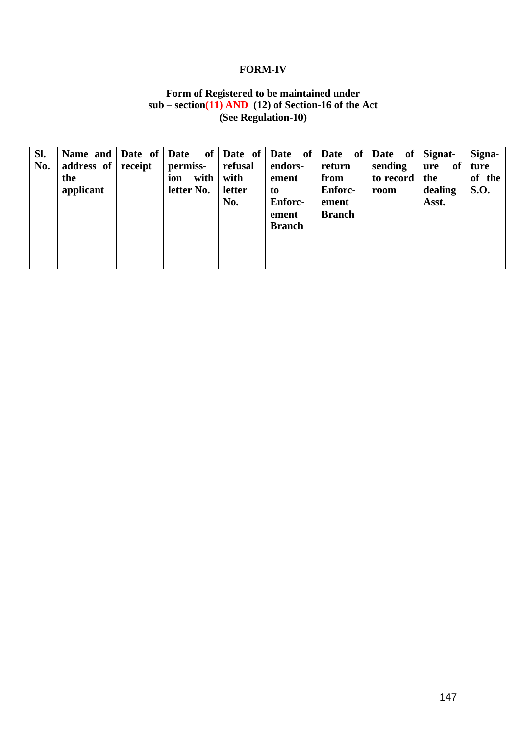# FORM-IV

**Form of Registered to be maintained under sub – section(11) AND (12) of Section-16 of the Act (See Regulation-10)**

| Sl. No. | Name and address of the applicant | Date of receipt | Date of permission with letter No. | Date of refusal with letter No. | Date of endorsement to Enforcement Branch | Date of return from Enforcement Branch | Date of sending to record room | Signature of the dealing Asst. | Signature of the S.O. |
|---|---|---|---|---|---|---|---|---|---|
| | | | | | | | | | |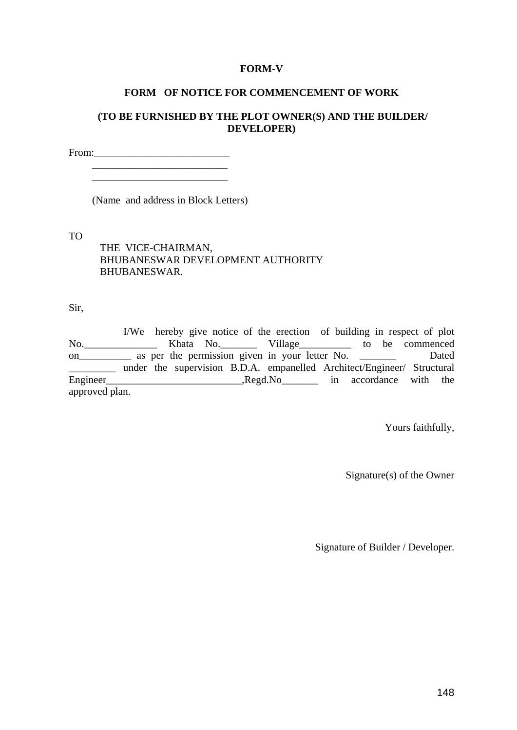**FORM-V**

**FORM OF NOTICE FOR COMMENCEMENT OF WORK**

**(TO BE FURNISHED BY THE PLOT OWNER(S) AND THE BUILDER/ DEVELOPER)**

From:__________________________
__________________________
__________________________

(Name and address in Block Letters)

TO
THE VICE-CHAIRMAN,
BHUBANESWAR DEVELOPMENT AUTHORITY
BHUBANESWAR.

Sir,

I/We hereby give notice of the erection of building in respect of plot No.______________ Khata No._______ Village__________ to be commenced on__________ as per the permission given in your letter No. _______ Dated _________ under the supervision B.D.A. empanelled Architect/Engineer/ Structural Engineer__________________________,Regd.No_______ in accordance with the approved plan.

Yours faithfully,

Signature(s) of the Owner

Signature of Builder / Developer.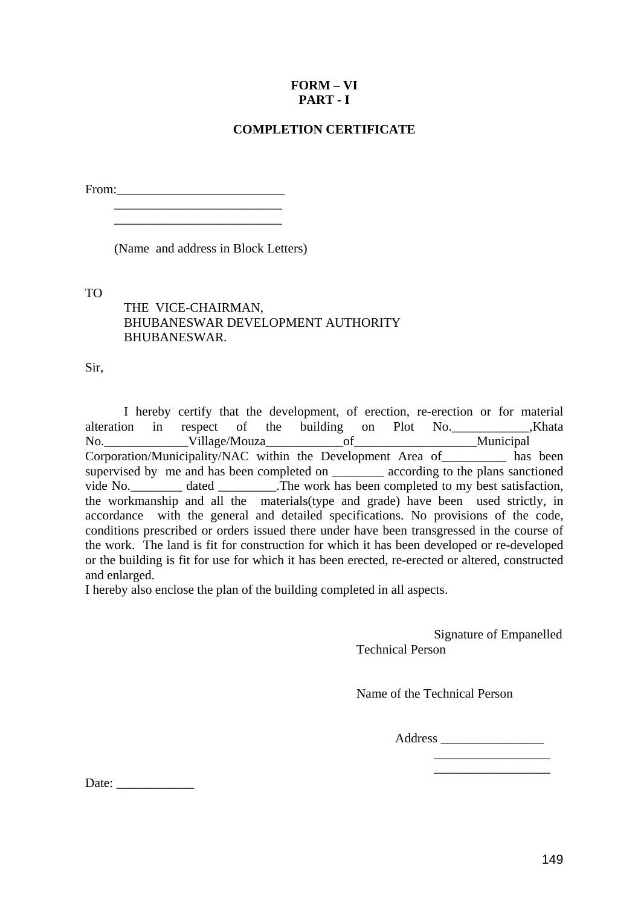**FORM – VI**
**PART - I**

**COMPLETION CERTIFICATE**

From:__________________________
__________________________
__________________________

(Name and address in Block Letters)

TO

THE VICE-CHAIRMAN,
BHUBANESWAR DEVELOPMENT AUTHORITY
BHUBANESWAR.

Sir,

I hereby certify that the development, of erection, re-erection or for material alteration in respect of the building on Plot No.____________,Khata No._____________Village/Mouza____________of___________________Municipal Corporation/Municipality/NAC within the Development Area of__________ has been supervised by me and has been completed on ________ according to the plans sanctioned vide No.________ dated _________.The work has been completed to my best satisfaction, the workmanship and all the materials(type and grade) have been used strictly, in accordance with the general and detailed specifications. No provisions of the code, conditions prescribed or orders issued there under have been transgressed in the course of the work. The land is fit for construction for which it has been developed or re-developed or the building is fit for use for which it has been erected, re-erected or altered, constructed and enlarged.
I hereby also enclose the plan of the building completed in all aspects.

Signature of Empanelled Technical Person

Name of the Technical Person

Address ________________
__________________
__________________

Date: ____________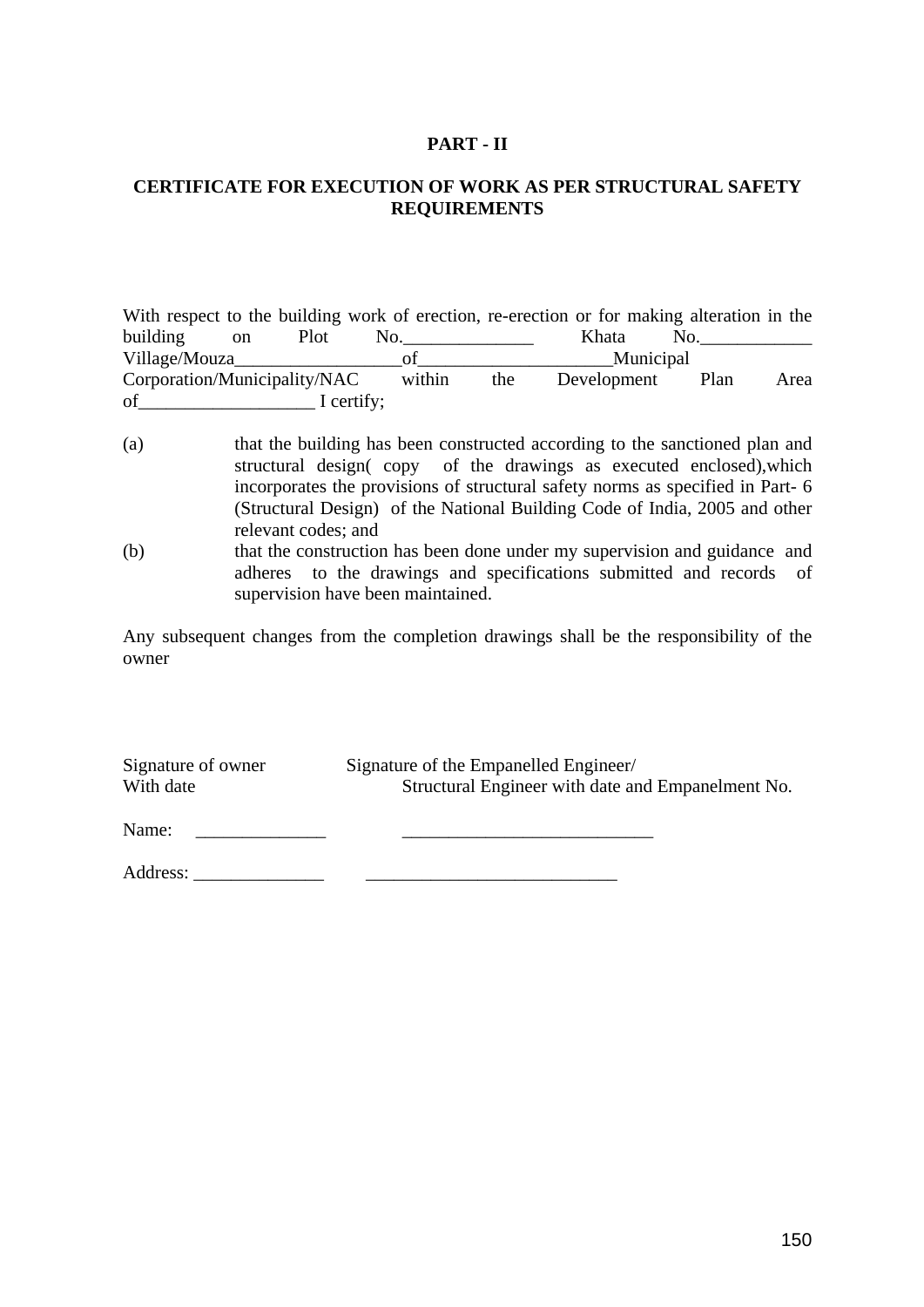**PART - II**

**CERTIFICATE FOR EXECUTION OF WORK AS PER STRUCTURAL SAFETY REQUIREMENTS**

With respect to the building work of erection, re-erection or for making alteration in the building on Plot No.______________ Khata No.____________ Village/Mouza__________________of____________________Municipal Corporation/Municipality/NAC within the Development Plan Area of___________________ I certify;

(a) that the building has been constructed according to the sanctioned plan and structural design( copy of the drawings as executed enclosed),which incorporates the provisions of structural safety norms as specified in Part- 6 (Structural Design) of the National Building Code of India, 2005 and other relevant codes; and

(b) that the construction has been done under my supervision and guidance and adheres to the drawings and specifications submitted and records of supervision have been maintained.

Any subsequent changes from the completion drawings shall be the responsibility of the owner

Signature of owner
With date

Signature of the Empanelled Engineer/
Structural Engineer with date and Empanelment No.

Name: ______________ ___________________________

Address: ______________ ___________________________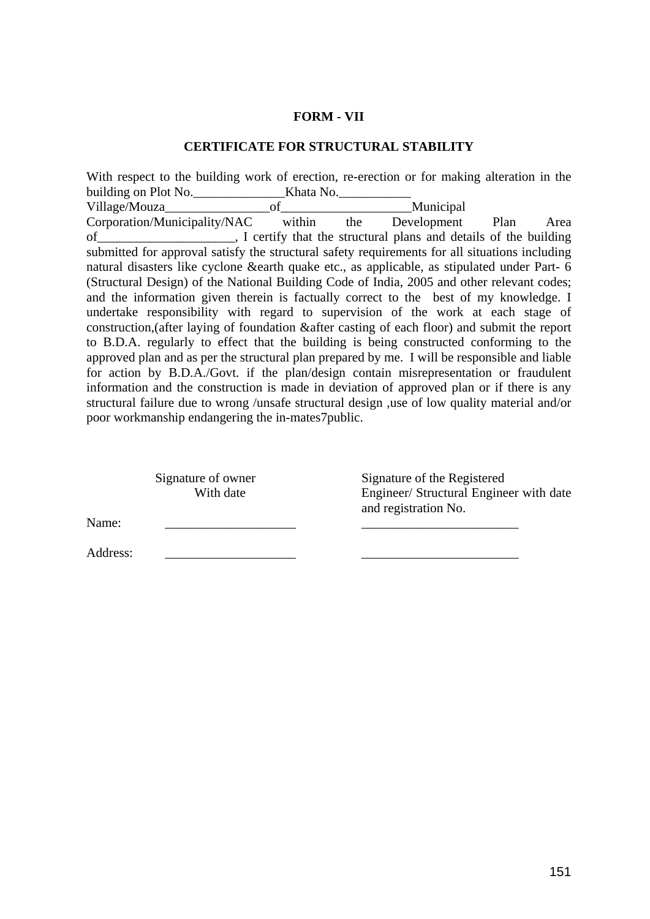**FORM - VII**

**CERTIFICATE FOR STRUCTURAL STABILITY**

With respect to the building work of erection, re-erection or for making alteration in the building on Plot No.______________Khata No.___________ Village/Mouza________________of____________________Municipal Corporation/Municipality/NAC within the Development Plan Area of_____________________, I certify that the structural plans and details of the building submitted for approval satisfy the structural safety requirements for all situations including natural disasters like cyclone &earth quake etc., as applicable, as stipulated under Part- 6 (Structural Design) of the National Building Code of India, 2005 and other relevant codes; and the information given therein is factually correct to the best of my knowledge. I undertake responsibility with regard to supervision of the work at each stage of construction,(after laying of foundation &after casting of each floor) and submit the report to B.D.A. regularly to effect that the building is being constructed conforming to the approved plan and as per the structural plan prepared by me. I will be responsible and liable for action by B.D.A./Govt. if the plan/design contain misrepresentation or fraudulent information and the construction is made in deviation of approved plan or if there is any structural failure due to wrong /unsafe structural design ,use of low quality material and/or poor workmanship endangering the in-mates7public.

| | Signature of owner With date | Signature of the Registered Engineer/ Structural Engineer with date and registration No. |
|---|---|---|
| Name: | ____________________ | ________________________ |
| Address: | ____________________ | ________________________ |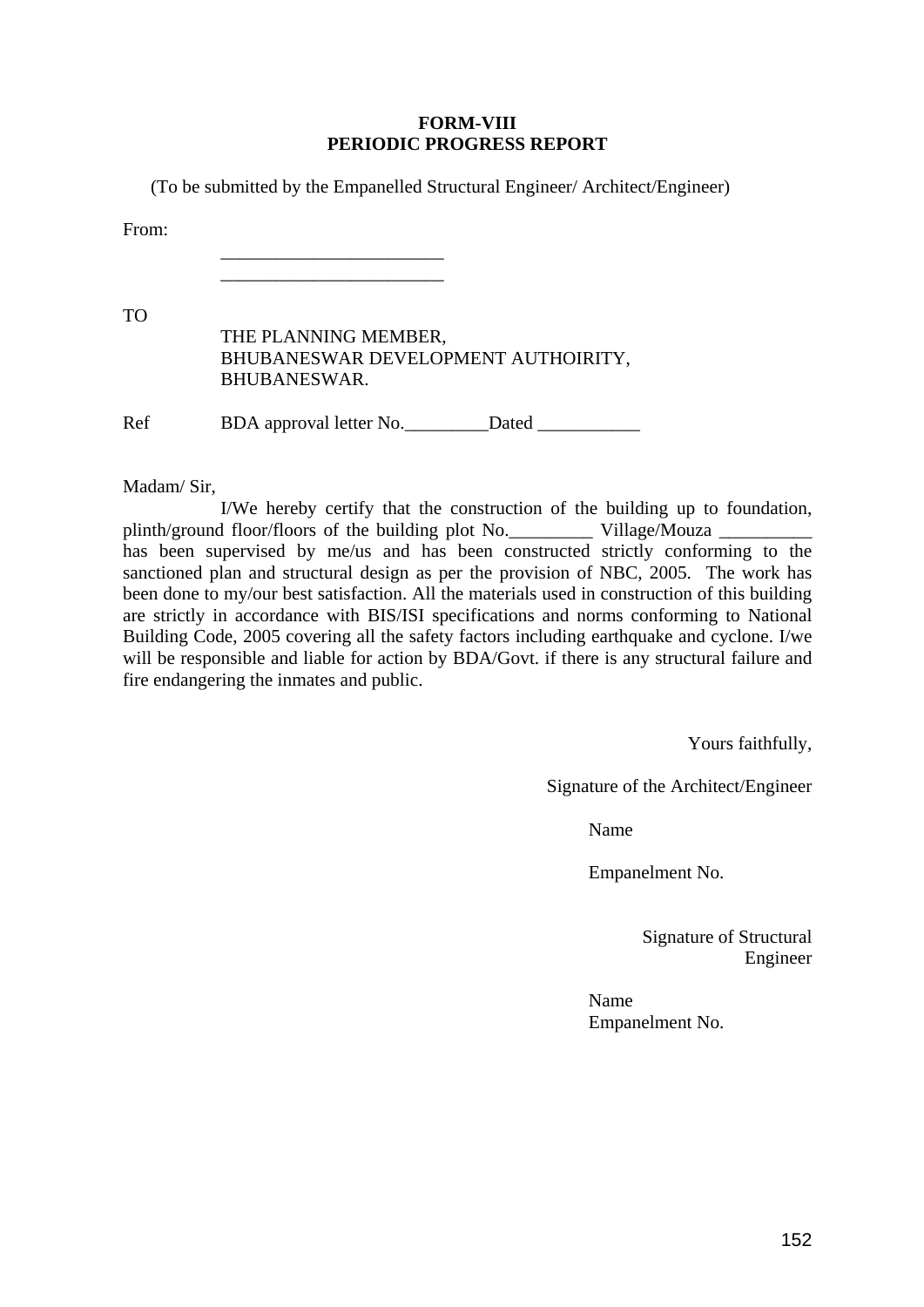**FORM-VIII**
**PERIODIC PROGRESS REPORT**

(To be submitted by the Empanelled Structural Engineer/ Architect/Engineer)

From:

________________________
________________________

TO

THE PLANNING MEMBER,
BHUBANESWAR DEVELOPMENT AUTHOIRITY,
BHUBANESWAR.

Ref BDA approval letter No._________Dated ___________

Madam/ Sir,

I/We hereby certify that the construction of the building up to foundation, plinth/ground floor/floors of the building plot No._________ Village/Mouza __________ has been supervised by me/us and has been constructed strictly conforming to the sanctioned plan and structural design as per the provision of NBC, 2005. The work has been done to my/our best satisfaction. All the materials used in construction of this building are strictly in accordance with BIS/ISI specifications and norms conforming to National Building Code, 2005 covering all the safety factors including earthquake and cyclone. I/we will be responsible and liable for action by BDA/Govt. if there is any structural failure and fire endangering the inmates and public.

Yours faithfully,

Signature of the Architect/Engineer

Name

Empanelment No.

Signature of Structural Engineer

Name
Empanelment No.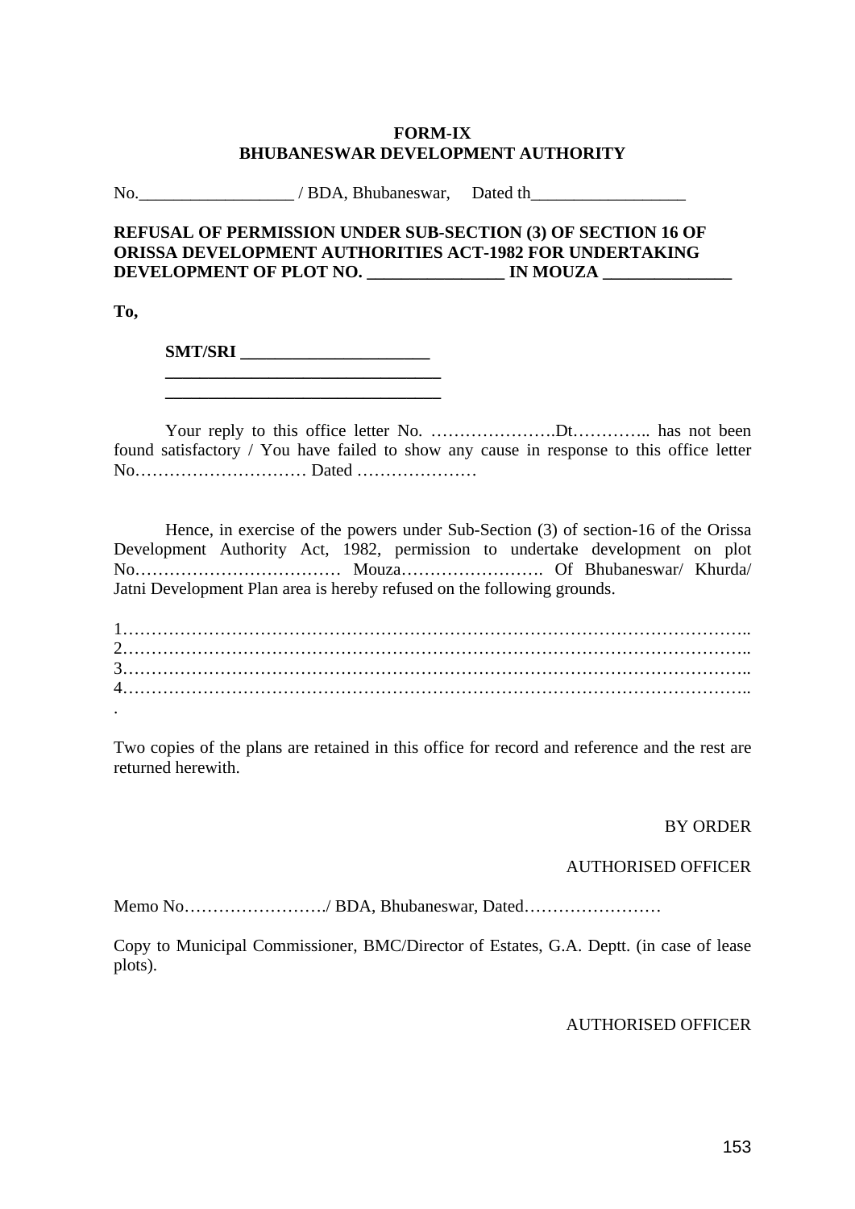**FORM-IX**
**BHUBANESWAR DEVELOPMENT AUTHORITY**

No.__________________ / BDA, Bhubaneswar, Dated th__________________

**REFUSAL OF PERMISSION UNDER SUB-SECTION (3) OF SECTION 16 OF ORISSA DEVELOPMENT AUTHORITIES ACT-1982 FOR UNDERTAKING DEVELOPMENT OF PLOT NO. ________________ IN MOUZA _______________**

**To,**

**SMT/SRI ______________________**
**________________________________**
**________________________________**

Your reply to this office letter No. ………………….Dt………….. has not been found satisfactory / You have failed to show any cause in response to this office letter No………………………… Dated …………………

Hence, in exercise of the powers under Sub-Section (3) of section-16 of the Orissa Development Authority Act, 1982, permission to undertake development on plot No……………………………… Mouza……………………. Of Bhubaneswar/ Khurda/ Jatni Development Plan area is hereby refused on the following grounds.

1……………………………………………………………………………………………..
2……………………………………………………………………………………………..
3……………………………………………………………………………………………..
4……………………………………………………………………………………………..
.

Two copies of the plans are retained in this office for record and reference and the rest are returned herewith.

BY ORDER

AUTHORISED OFFICER

Memo No……………………./ BDA, Bhubaneswar, Dated……………………

Copy to Municipal Commissioner, BMC/Director of Estates, G.A. Deptt. (in case of lease plots).

AUTHORISED OFFICER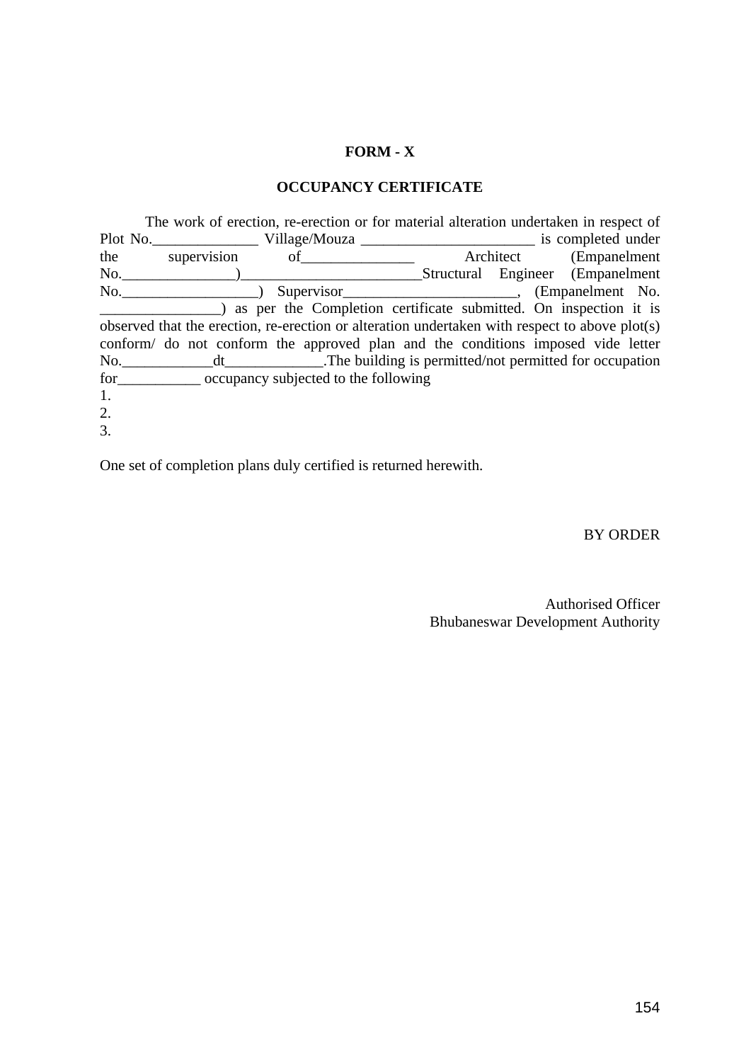**FORM - X**

**OCCUPANCY CERTIFICATE**

The work of erection, re-erection or for material alteration undertaken in respect of Plot No.______________ Village/Mouza _______________________ is completed under the supervision of_______________ Architect (Empanelment No._______________)________________________Structural Engineer (Empanelment No._________________) Supervisor______________________, (Empanelment No. ________________) as per the Completion certificate submitted. On inspection it is observed that the erection, re-erection or alteration undertaken with respect to above plot(s) conform/ do not conform the approved plan and the conditions imposed vide letter No.____________dt_____________.The building is permitted/not permitted for occupation for___________ occupancy subjected to the following

1.
2.
3.

One set of completion plans duly certified is returned herewith.

BY ORDER

Authorised Officer
Bhubaneswar Development Authority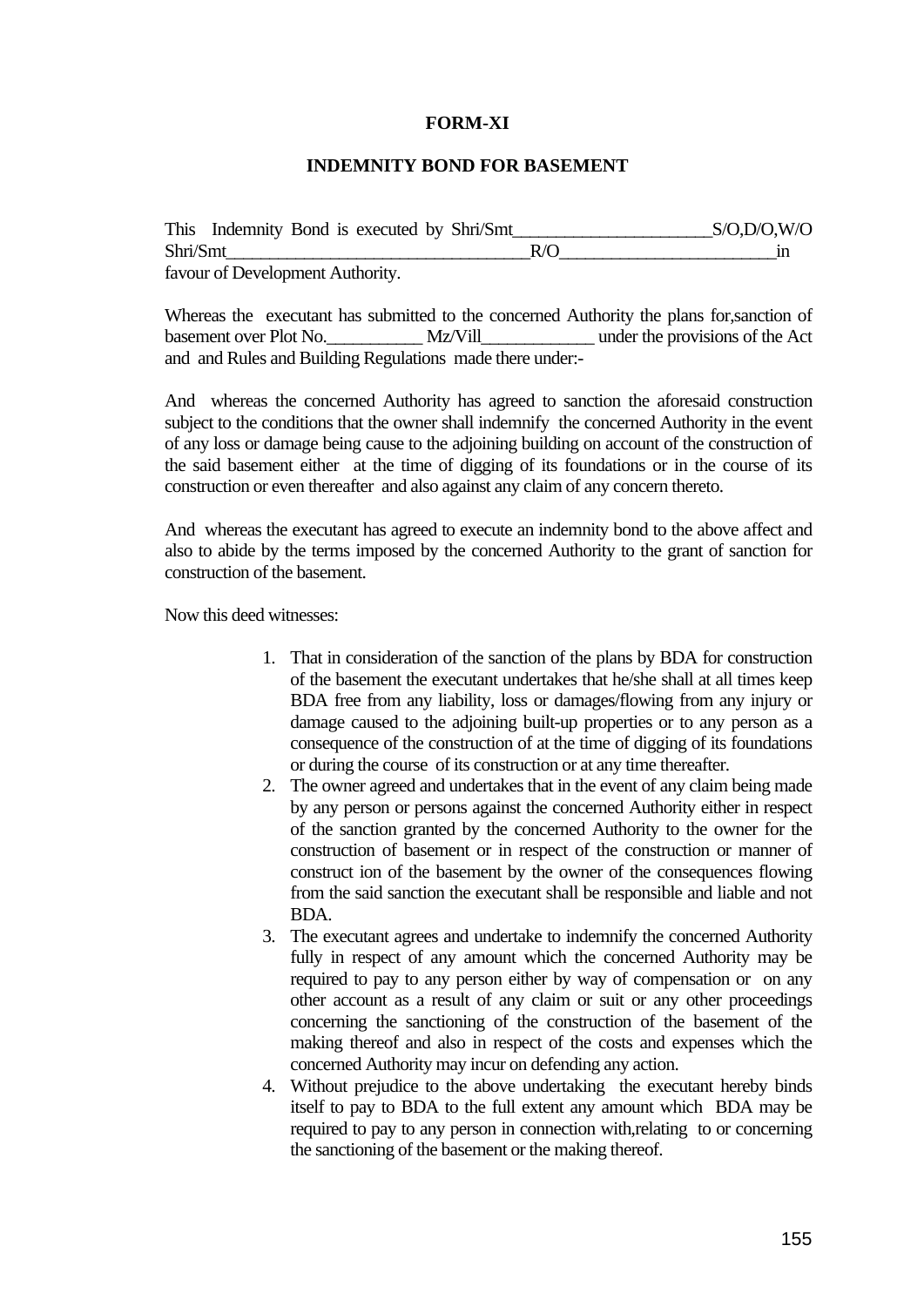**FORM-XI**

**INDEMNITY BOND FOR BASEMENT**

This Indemnity Bond is executed by Shri/Smt______________________S/O,D/O,W/O Shri/Smt__________________________________R/O________________________in favour of Development Authority.

Whereas the executant has submitted to the concerned Authority the plans for,sanction of basement over Plot No.___________ Mz/Vill_____________ under the provisions of the Act and and Rules and Building Regulations made there under:-

And whereas the concerned Authority has agreed to sanction the aforesaid construction subject to the conditions that the owner shall indemnify the concerned Authority in the event of any loss or damage being cause to the adjoining building on account of the construction of the said basement either at the time of digging of its foundations or in the course of its construction or even thereafter and also against any claim of any concern thereto.

And whereas the executant has agreed to execute an indemnity bond to the above affect and also to abide by the terms imposed by the concerned Authority to the grant of sanction for construction of the basement.

Now this deed witnesses:

1. That in consideration of the sanction of the plans by BDA for construction of the basement the executant undertakes that he/she shall at all times keep BDA free from any liability, loss or damages/flowing from any injury or damage caused to the adjoining built-up properties or to any person as a consequence of the construction of at the time of digging of its foundations or during the course of its construction or at any time thereafter.
2. The owner agreed and undertakes that in the event of any claim being made by any person or persons against the concerned Authority either in respect of the sanction granted by the concerned Authority to the owner for the construction of basement or in respect of the construction or manner of construct ion of the basement by the owner of the consequences flowing from the said sanction the executant shall be responsible and liable and not BDA.
3. The executant agrees and undertake to indemnify the concerned Authority fully in respect of any amount which the concerned Authority may be required to pay to any person either by way of compensation or on any other account as a result of any claim or suit or any other proceedings concerning the sanctioning of the construction of the basement of the making thereof and also in respect of the costs and expenses which the concerned Authority may incur on defending any action.
4. Without prejudice to the above undertaking the executant hereby binds itself to pay to BDA to the full extent any amount which BDA may be required to pay to any person in connection with,relating to or concerning the sanctioning of the basement or the making thereof.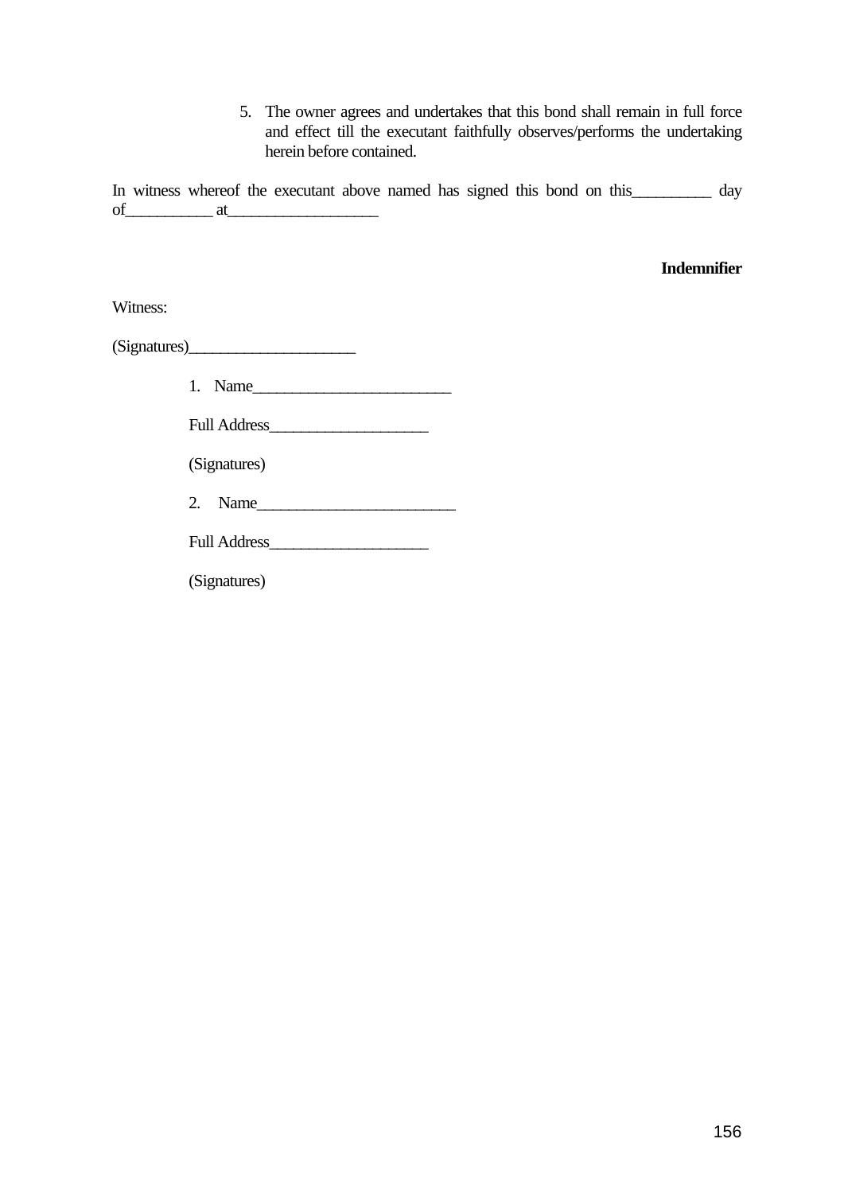5. The owner agrees and undertakes that this bond shall remain in full force and effect till the executant faithfully observes/performs the undertaking herein before contained.

In witness whereof the executant above named has signed this bond on this__________ day of___________ at___________________

**Indemnifier**

Witness:

(Signatures)_____________________

1. Name_________________________

Full Address____________________

(Signatures)

2. Name_________________________

Full Address____________________

(Signatures)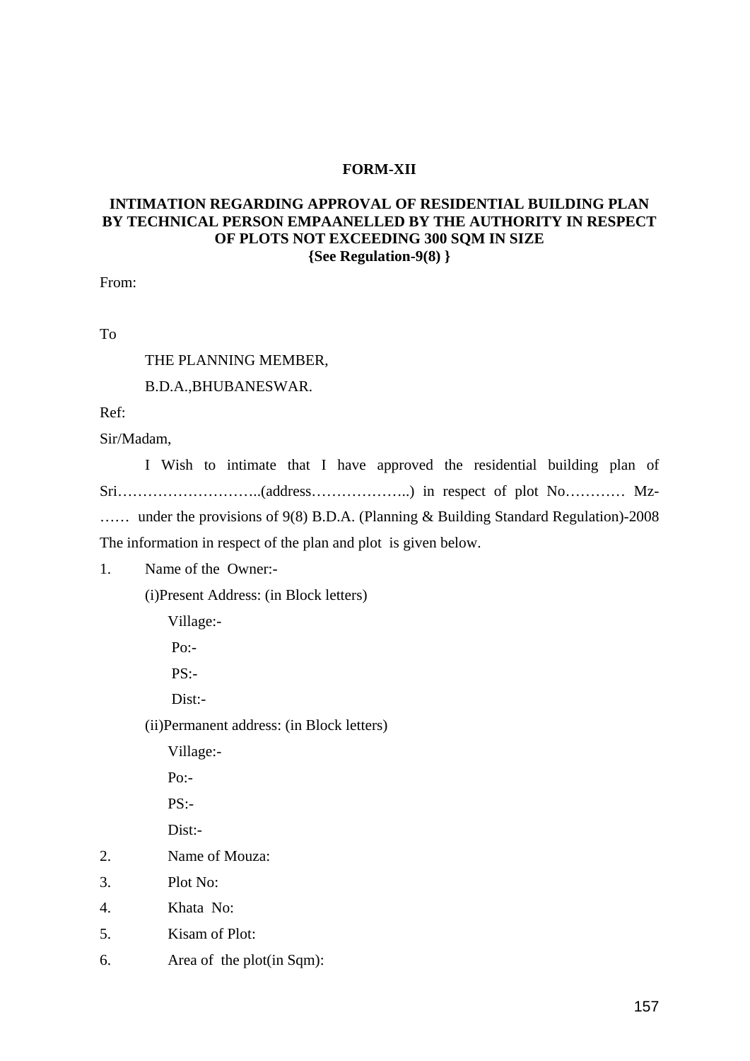**FORM-XII**

**INTIMATION REGARDING APPROVAL OF RESIDENTIAL BUILDING PLAN BY TECHNICAL PERSON EMPAANELLED BY THE AUTHORITY IN RESPECT OF PLOTS NOT EXCEEDING 300 SQM IN SIZE**
**{See Regulation-9(8) }**

From:

To

THE PLANNING MEMBER,

B.D.A.,BHUBANESWAR.

Ref:

Sir/Madam,

I Wish to intimate that I have approved the residential building plan of Sri………………………..(address………………..) in respect of plot No………… Mz-…… under the provisions of 9(8) B.D.A. (Planning & Building Standard Regulation)-2008 The information in respect of the plan and plot is given below.

1. Name of the Owner:-

   (i)Present Address: (in Block letters)

   Village:-

   Po:-

   PS:-

   Dist:-

   (ii)Permanent address: (in Block letters)

   Village:-

   Po:-

   PS:-

   Dist:-

2. Name of Mouza:
3. Plot No:
4. Khata No:
5. Kisam of Plot:
6. Area of the plot(in Sqm):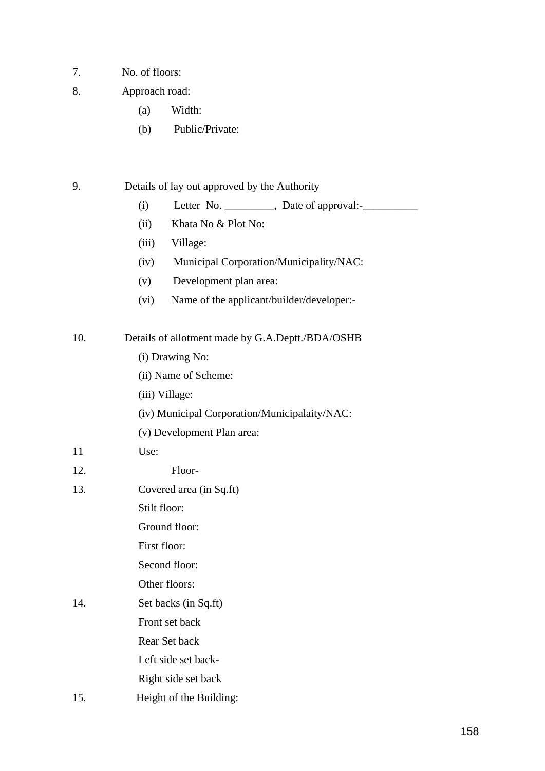7. No. of floors:

8. Approach road:

   (a) Width:

   (b) Public/Private:

9. Details of lay out approved by the Authority

   (i) Letter No. _________, Date of approval:-__________

   (ii) Khata No & Plot No:

   (iii) Village:

   (iv) Municipal Corporation/Municipality/NAC:

   (v) Development plan area:

   (vi) Name of the applicant/builder/developer:-

10. Details of allotment made by G.A.Deptt./BDA/OSHB

   (i) Drawing No:

   (ii) Name of Scheme:

   (iii) Village:

   (iv) Municipal Corporation/Municipalaity/NAC:

   (v) Development Plan area:

11 Use:

12. Floor-

13. Covered area (in Sq.ft)

   Stilt floor:

   Ground floor:

   First floor:

   Second floor:

   Other floors:

14. Set backs (in Sq.ft)

   Front set back

   Rear Set back

   Left side set back-

   Right side set back

15. Height of the Building: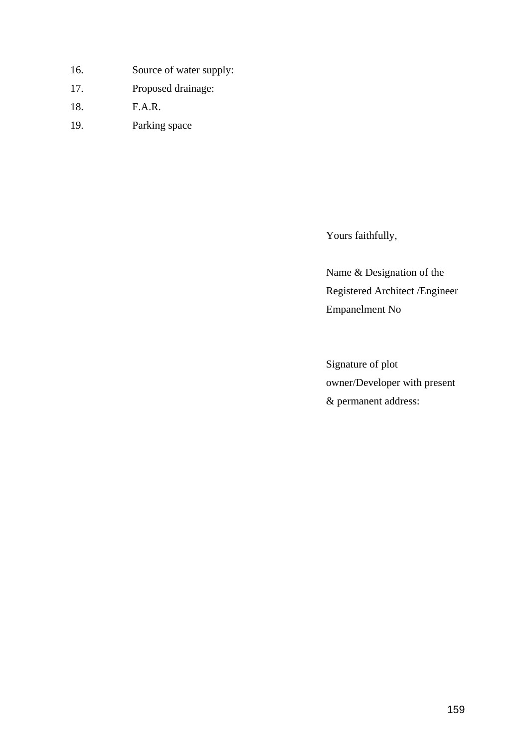16. Source of water supply:
17. Proposed drainage:
18. F.A.R.
19. Parking space

Yours faithfully,

Name & Designation of the
Registered Architect /Engineer
Empanelment No

Signature of plot
owner/Developer with present
& permanent address: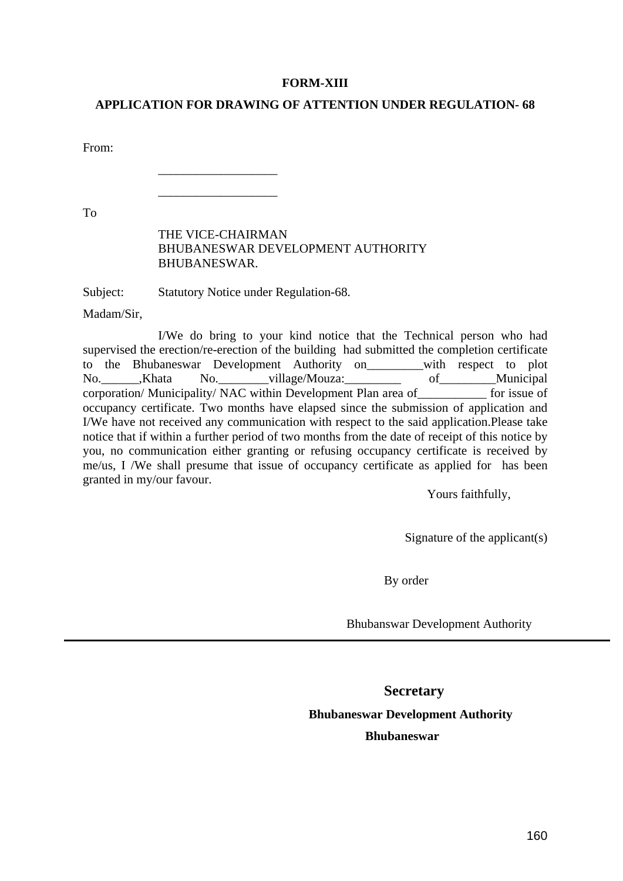**FORM-XIII**

**APPLICATION FOR DRAWING OF ATTENTION UNDER REGULATION- 68**

From:

___________________

___________________

To

THE VICE-CHAIRMAN
BHUBANESWAR DEVELOPMENT AUTHORITY
BHUBANESWAR.

Subject: Statutory Notice under Regulation-68.

Madam/Sir,

I/We do bring to your kind notice that the Technical person who had supervised the erection/re-erection of the building had submitted the completion certificate to the Bhubaneswar Development Authority on_________with respect to plot No.______,Khata No.________village/Mouza:_________ of_________Municipal corporation/ Municipality/ NAC within Development Plan area of___________ for issue of occupancy certificate. Two months have elapsed since the submission of application and I/We have not received any communication with respect to the said application.Please take notice that if within a further period of two months from the date of receipt of this notice by you, no communication either granting or refusing occupancy certificate is received by me/us, I /We shall presume that issue of occupancy certificate as applied for has been granted in my/our favour.

Yours faithfully,

Signature of the applicant(s)

By order

Bhubanswar Development Authority

---

**Secretary**

**Bhubaneswar Development Authority**

**Bhubaneswar**